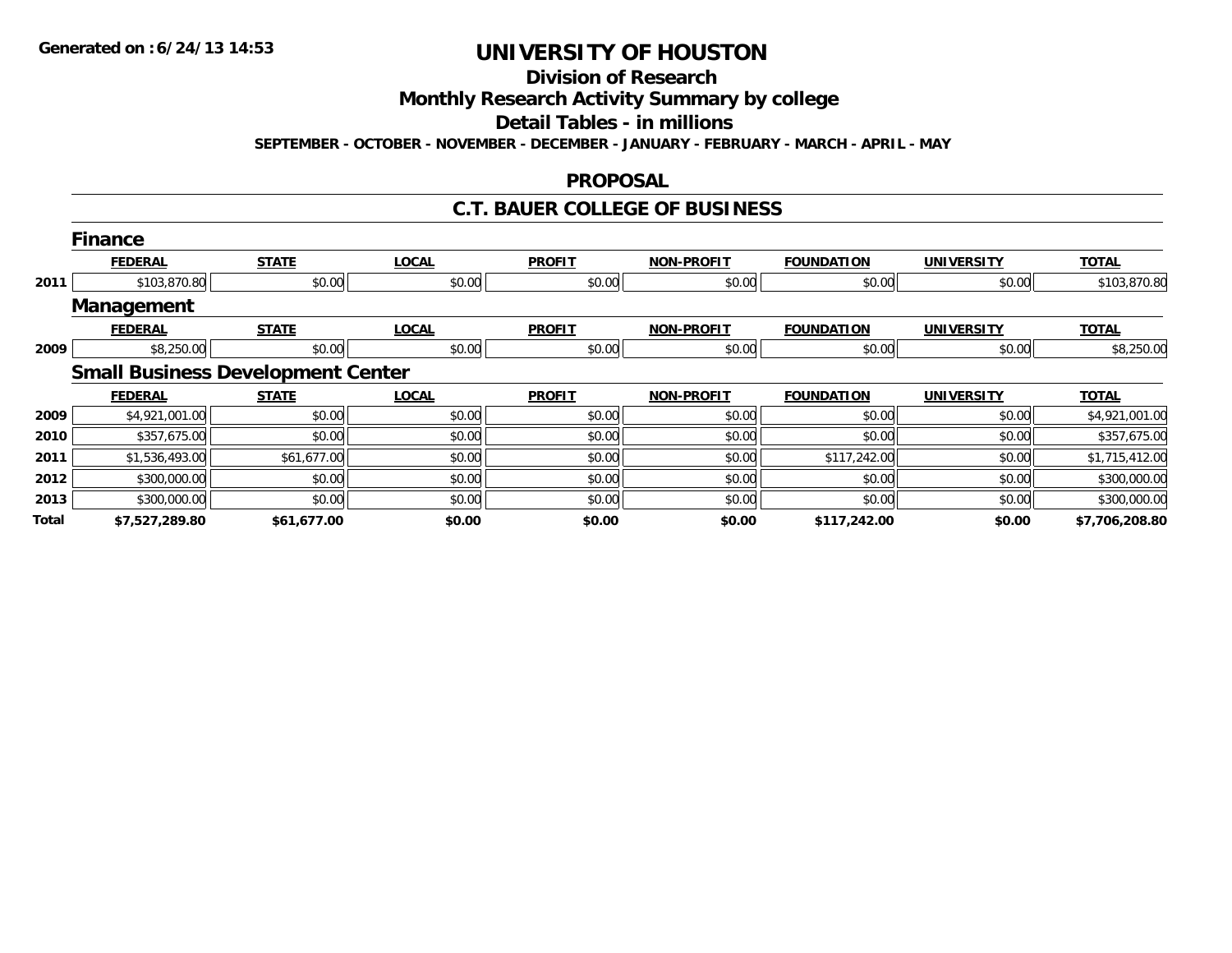Generated on :6/24/13 14:53

# UNIVERSITY OF HOUSTON

## Division of Research

## Monthly Research Activity Summary by college

## Detail Tables - in millions

**SEPTEMBER - OCTOBER - NOVEMBER - DECEMBER - JANUARY - FEBRUARY - MARCH - APRIL - MAY**

## PROPOSAL

## C.T. BAUER COLLEGE OF BUSINESS

### Finance

| | FEDERAL | STATE | LOCAL | PROFIT | NON-PROFIT | FOUNDATION | UNIVERSITY | TOTAL |
|---|---|---|---|---|---|---|---|---|
| 2011 | $103,870.80 | $0.00 | $0.00 | $0.00 | $0.00 | $0.00 | $0.00 | $103,870.80 |

### Management

| | FEDERAL | STATE | LOCAL | PROFIT | NON-PROFIT | FOUNDATION | UNIVERSITY | TOTAL |
|---|---|---|---|---|---|---|---|---|
| 2009 | $8,250.00 | $0.00 | $0.00 | $0.00 | $0.00 | $0.00 | $0.00 | $8,250.00 |

### Small Business Development Center

| | FEDERAL | STATE | LOCAL | PROFIT | NON-PROFIT | FOUNDATION | UNIVERSITY | TOTAL |
|---|---|---|---|---|---|---|---|---|
| 2009 | $4,921,001.00 | $0.00 | $0.00 | $0.00 | $0.00 | $0.00 | $0.00 | $4,921,001.00 |
| 2010 | $357,675.00 | $0.00 | $0.00 | $0.00 | $0.00 | $0.00 | $0.00 | $357,675.00 |
| 2011 | $1,536,493.00 | $61,677.00 | $0.00 | $0.00 | $0.00 | $117,242.00 | $0.00 | $1,715,412.00 |
| 2012 | $300,000.00 | $0.00 | $0.00 | $0.00 | $0.00 | $0.00 | $0.00 | $300,000.00 |
| 2013 | $300,000.00 | $0.00 | $0.00 | $0.00 | $0.00 | $0.00 | $0.00 | $300,000.00 |
| **Total** | **$7,527,289.80** | **$61,677.00** | **$0.00** | **$0.00** | **$0.00** | **$117,242.00** | **$0.00** | **$7,706,208.80** |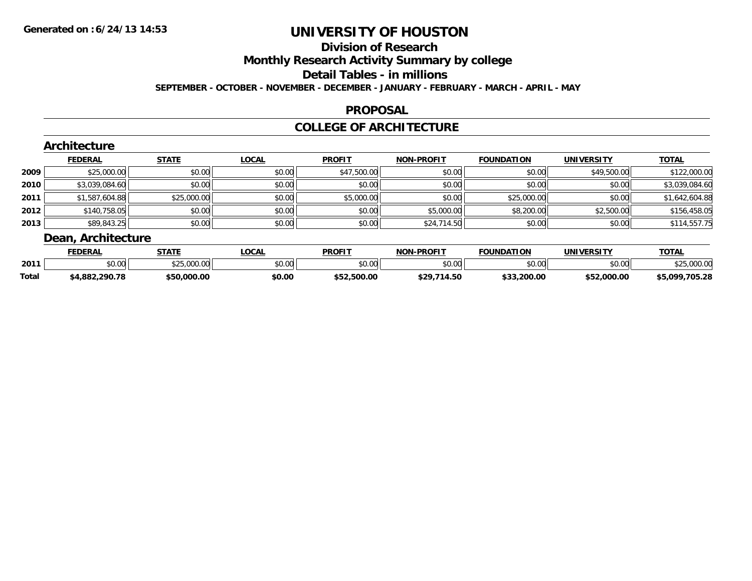Generated on :6/24/13 14:53

# UNIVERSITY OF HOUSTON

## Division of Research

## Monthly Research Activity Summary by college

## Detail Tables - in millions

**SEPTEMBER - OCTOBER - NOVEMBER - DECEMBER - JANUARY - FEBRUARY - MARCH - APRIL - MAY**

## PROPOSAL

## COLLEGE OF ARCHITECTURE

### Architecture

| | FEDERAL | STATE | LOCAL | PROFIT | NON-PROFIT | FOUNDATION | UNIVERSITY | TOTAL |
|---|---|---|---|---|---|---|---|---|
| **2009** | $25,000.00 | $0.00 | $0.00 | $47,500.00 | $0.00 | $0.00 | $49,500.00 | $122,000.00 |
| **2010** | $3,039,084.60 | $0.00 | $0.00 | $0.00 | $0.00 | $0.00 | $0.00 | $3,039,084.60 |
| **2011** | $1,587,604.88 | $25,000.00 | $0.00 | $5,000.00 | $0.00 | $25,000.00 | $0.00 | $1,642,604.88 |
| **2012** | $140,758.05 | $0.00 | $0.00 | $0.00 | $5,000.00 | $8,200.00 | $2,500.00 | $156,458.05 |
| **2013** | $89,843.25 | $0.00 | $0.00 | $0.00 | $24,714.50 | $0.00 | $0.00 | $114,557.75 |

### Dean, Architecture

| | FEDERAL | STATE | LOCAL | PROFIT | NON-PROFIT | FOUNDATION | UNIVERSITY | TOTAL |
|---|---|---|---|---|---|---|---|---|
| **2011** | $0.00 | $25,000.00 | $0.00 | $0.00 | $0.00 | $0.00 | $0.00 | $25,000.00 |
| **Total** | **$4,882,290.78** | **$50,000.00** | **$0.00** | **$52,500.00** | **$29,714.50** | **$33,200.00** | **$52,000.00** | **$5,099,705.28** |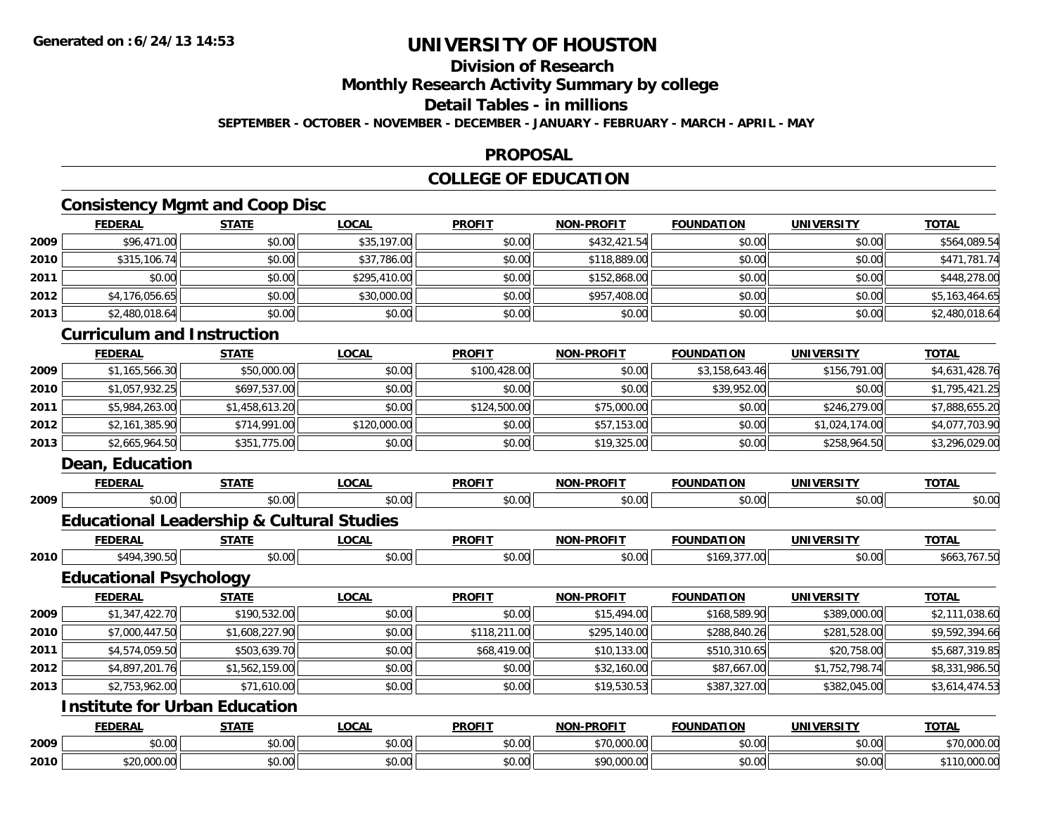# UNIVERSITY OF HOUSTON

## Division of Research

## Monthly Research Activity Summary by college

## Detail Tables - in millions

**SEPTEMBER - OCTOBER - NOVEMBER - DECEMBER - JANUARY - FEBRUARY - MARCH - APRIL - MAY**

## PROPOSAL

## COLLEGE OF EDUCATION

### Consistency Mgmt and Coop Disc

| | FEDERAL | STATE | LOCAL | PROFIT | NON-PROFIT | FOUNDATION | UNIVERSITY | TOTAL |
|---|---|---|---|---|---|---|---|---|
| 2009 | $96,471.00 | $0.00 | $35,197.00 | $0.00 | $432,421.54 | $0.00 | $0.00 | $564,089.54 |
| 2010 | $315,106.74 | $0.00 | $37,786.00 | $0.00 | $118,889.00 | $0.00 | $0.00 | $471,781.74 |
| 2011 | $0.00 | $0.00 | $295,410.00 | $0.00 | $152,868.00 | $0.00 | $0.00 | $448,278.00 |
| 2012 | $4,176,056.65 | $0.00 | $30,000.00 | $0.00 | $957,408.00 | $0.00 | $0.00 | $5,163,464.65 |
| 2013 | $2,480,018.64 | $0.00 | $0.00 | $0.00 | $0.00 | $0.00 | $0.00 | $2,480,018.64 |

### Curriculum and Instruction

| | FEDERAL | STATE | LOCAL | PROFIT | NON-PROFIT | FOUNDATION | UNIVERSITY | TOTAL |
|---|---|---|---|---|---|---|---|---|
| 2009 | $1,165,566.30 | $50,000.00 | $0.00 | $100,428.00 | $0.00 | $3,158,643.46 | $156,791.00 | $4,631,428.76 |
| 2010 | $1,057,932.25 | $697,537.00 | $0.00 | $0.00 | $0.00 | $39,952.00 | $0.00 | $1,795,421.25 |
| 2011 | $5,984,263.00 | $1,458,613.20 | $0.00 | $124,500.00 | $75,000.00 | $0.00 | $246,279.00 | $7,888,655.20 |
| 2012 | $2,161,385.90 | $714,991.00 | $120,000.00 | $0.00 | $57,153.00 | $0.00 | $1,024,174.00 | $4,077,703.90 |
| 2013 | $2,665,964.50 | $351,775.00 | $0.00 | $0.00 | $19,325.00 | $0.00 | $258,964.50 | $3,296,029.00 |

### Dean, Education

| | FEDERAL | STATE | LOCAL | PROFIT | NON-PROFIT | FOUNDATION | UNIVERSITY | TOTAL |
|---|---|---|---|---|---|---|---|---|
| 2009 | $0.00 | $0.00 | $0.00 | $0.00 | $0.00 | $0.00 | $0.00 | $0.00 |

### Educational Leadership & Cultural Studies

| | FEDERAL | STATE | LOCAL | PROFIT | NON-PROFIT | FOUNDATION | UNIVERSITY | TOTAL |
|---|---|---|---|---|---|---|---|---|
| 2010 | $494,390.50 | $0.00 | $0.00 | $0.00 | $0.00 | $169,377.00 | $0.00 | $663,767.50 |

### Educational Psychology

| | FEDERAL | STATE | LOCAL | PROFIT | NON-PROFIT | FOUNDATION | UNIVERSITY | TOTAL |
|---|---|---|---|---|---|---|---|---|
| 2009 | $1,347,422.70 | $190,532.00 | $0.00 | $0.00 | $15,494.00 | $168,589.90 | $389,000.00 | $2,111,038.60 |
| 2010 | $7,000,447.50 | $1,608,227.90 | $0.00 | $118,211.00 | $295,140.00 | $288,840.26 | $281,528.00 | $9,592,394.66 |
| 2011 | $4,574,059.50 | $503,639.70 | $0.00 | $68,419.00 | $10,133.00 | $510,310.65 | $20,758.00 | $5,687,319.85 |
| 2012 | $4,897,201.76 | $1,562,159.00 | $0.00 | $0.00 | $32,160.00 | $87,667.00 | $1,752,798.74 | $8,331,986.50 |
| 2013 | $2,753,962.00 | $71,610.00 | $0.00 | $0.00 | $19,530.53 | $387,327.00 | $382,045.00 | $3,614,474.53 |

### Institute for Urban Education

| | FEDERAL | STATE | LOCAL | PROFIT | NON-PROFIT | FOUNDATION | UNIVERSITY | TOTAL |
|---|---|---|---|---|---|---|---|---|
| 2009 | $0.00 | $0.00 | $0.00 | $0.00 | $70,000.00 | $0.00 | $0.00 | $70,000.00 |
| 2010 | $20,000.00 | $0.00 | $0.00 | $0.00 | $90,000.00 | $0.00 | $0.00 | $110,000.00 |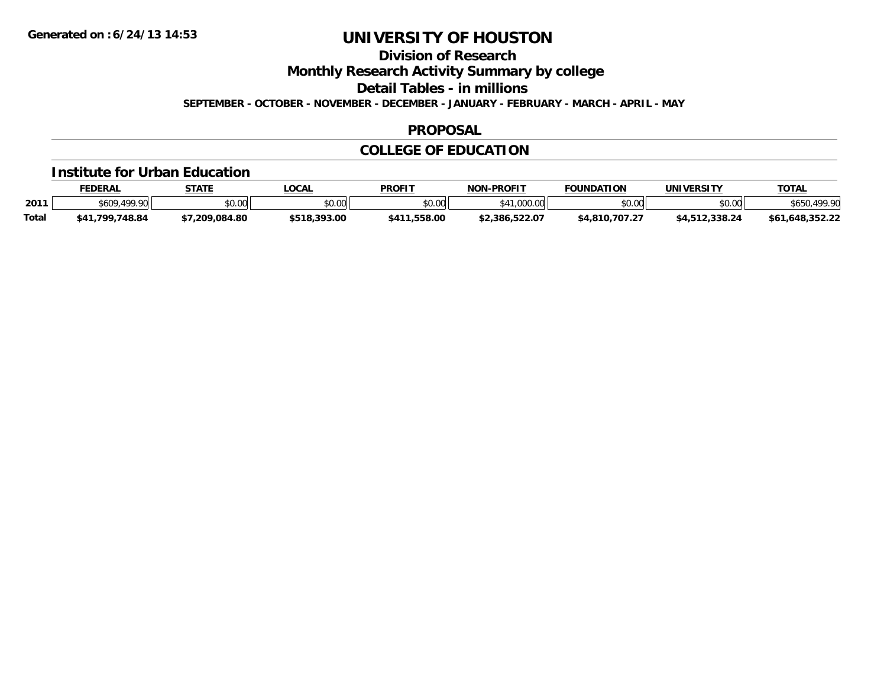# UNIVERSITY OF HOUSTON

## Division of Research

## Monthly Research Activity Summary by college

## Detail Tables - in millions

**SEPTEMBER - OCTOBER - NOVEMBER - DECEMBER - JANUARY - FEBRUARY - MARCH - APRIL - MAY**

## PROPOSAL

## COLLEGE OF EDUCATION

### Institute for Urban Education

| | FEDERAL | STATE | LOCAL | PROFIT | NON-PROFIT | FOUNDATION | UNIVERSITY | TOTAL |
|---|---|---|---|---|---|---|---|---|
| **2011** | $609,499.90 | $0.00 | $0.00 | $0.00 | $41,000.00 | $0.00 | $0.00 | $650,499.90 |
| **Total** | **$41,799,748.84** | **$7,209,084.80** | **$518,393.00** | **$411,558.00** | **$2,386,522.07** | **$4,810,707.27** | **$4,512,338.24** | **$61,648,352.22** |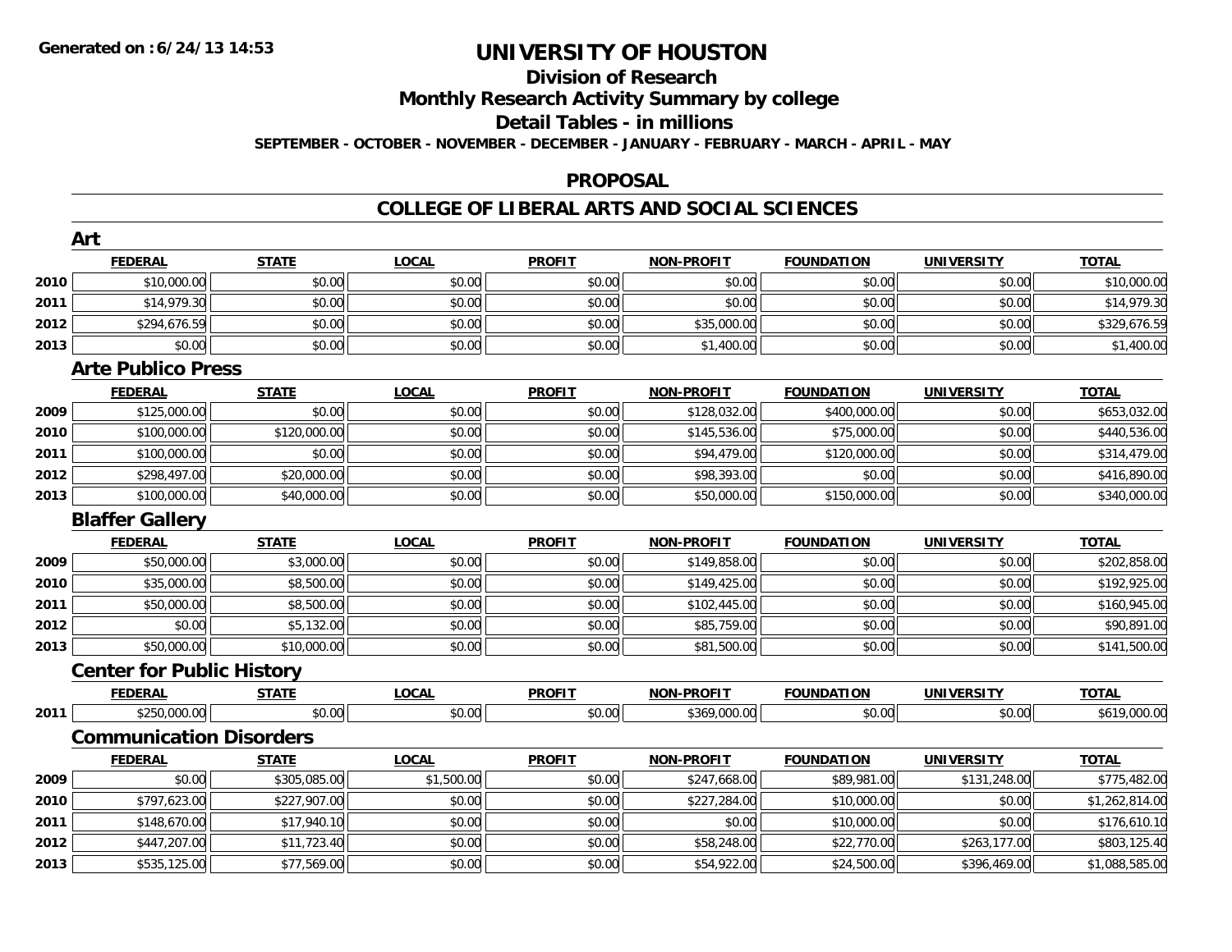# UNIVERSITY OF HOUSTON

## Division of Research

## Monthly Research Activity Summary by college

## Detail Tables - in millions

**SEPTEMBER - OCTOBER - NOVEMBER - DECEMBER - JANUARY - FEBRUARY - MARCH - APRIL - MAY**

## PROPOSAL

## COLLEGE OF LIBERAL ARTS AND SOCIAL SCIENCES

### Art

| | FEDERAL | STATE | LOCAL | PROFIT | NON-PROFIT | FOUNDATION | UNIVERSITY | TOTAL |
|---|---|---|---|---|---|---|---|---|
| 2010 | $10,000.00 | $0.00 | $0.00 | $0.00 | $0.00 | $0.00 | $0.00 | $10,000.00 |
| 2011 | $14,979.30 | $0.00 | $0.00 | $0.00 | $0.00 | $0.00 | $0.00 | $14,979.30 |
| 2012 | $294,676.59 | $0.00 | $0.00 | $0.00 | $35,000.00 | $0.00 | $0.00 | $329,676.59 |
| 2013 | $0.00 | $0.00 | $0.00 | $0.00 | $1,400.00 | $0.00 | $0.00 | $1,400.00 |

### Arte Publico Press

| | FEDERAL | STATE | LOCAL | PROFIT | NON-PROFIT | FOUNDATION | UNIVERSITY | TOTAL |
|---|---|---|---|---|---|---|---|---|
| 2009 | $125,000.00 | $0.00 | $0.00 | $0.00 | $128,032.00 | $400,000.00 | $0.00 | $653,032.00 |
| 2010 | $100,000.00 | $120,000.00 | $0.00 | $0.00 | $145,536.00 | $75,000.00 | $0.00 | $440,536.00 |
| 2011 | $100,000.00 | $0.00 | $0.00 | $0.00 | $94,479.00 | $120,000.00 | $0.00 | $314,479.00 |
| 2012 | $298,497.00 | $20,000.00 | $0.00 | $0.00 | $98,393.00 | $0.00 | $0.00 | $416,890.00 |
| 2013 | $100,000.00 | $40,000.00 | $0.00 | $0.00 | $50,000.00 | $150,000.00 | $0.00 | $340,000.00 |

### Blaffer Gallery

| | FEDERAL | STATE | LOCAL | PROFIT | NON-PROFIT | FOUNDATION | UNIVERSITY | TOTAL |
|---|---|---|---|---|---|---|---|---|
| 2009 | $50,000.00 | $3,000.00 | $0.00 | $0.00 | $149,858.00 | $0.00 | $0.00 | $202,858.00 |
| 2010 | $35,000.00 | $8,500.00 | $0.00 | $0.00 | $149,425.00 | $0.00 | $0.00 | $192,925.00 |
| 2011 | $50,000.00 | $8,500.00 | $0.00 | $0.00 | $102,445.00 | $0.00 | $0.00 | $160,945.00 |
| 2012 | $0.00 | $5,132.00 | $0.00 | $0.00 | $85,759.00 | $0.00 | $0.00 | $90,891.00 |
| 2013 | $50,000.00 | $10,000.00 | $0.00 | $0.00 | $81,500.00 | $0.00 | $0.00 | $141,500.00 |

### Center for Public History

| | FEDERAL | STATE | LOCAL | PROFIT | NON-PROFIT | FOUNDATION | UNIVERSITY | TOTAL |
|---|---|---|---|---|---|---|---|---|
| 2011 | $250,000.00 | $0.00 | $0.00 | $0.00 | $369,000.00 | $0.00 | $0.00 | $619,000.00 |

### Communication Disorders

| | FEDERAL | STATE | LOCAL | PROFIT | NON-PROFIT | FOUNDATION | UNIVERSITY | TOTAL |
|---|---|---|---|---|---|---|---|---|
| 2009 | $0.00 | $305,085.00 | $1,500.00 | $0.00 | $247,668.00 | $89,981.00 | $131,248.00 | $775,482.00 |
| 2010 | $797,623.00 | $227,907.00 | $0.00 | $0.00 | $227,284.00 | $10,000.00 | $0.00 | $1,262,814.00 |
| 2011 | $148,670.00 | $17,940.10 | $0.00 | $0.00 | $0.00 | $10,000.00 | $0.00 | $176,610.10 |
| 2012 | $447,207.00 | $11,723.40 | $0.00 | $0.00 | $58,248.00 | $22,770.00 | $263,177.00 | $803,125.40 |
| 2013 | $535,125.00 | $77,569.00 | $0.00 | $0.00 | $54,922.00 | $24,500.00 | $396,469.00 | $1,088,585.00 |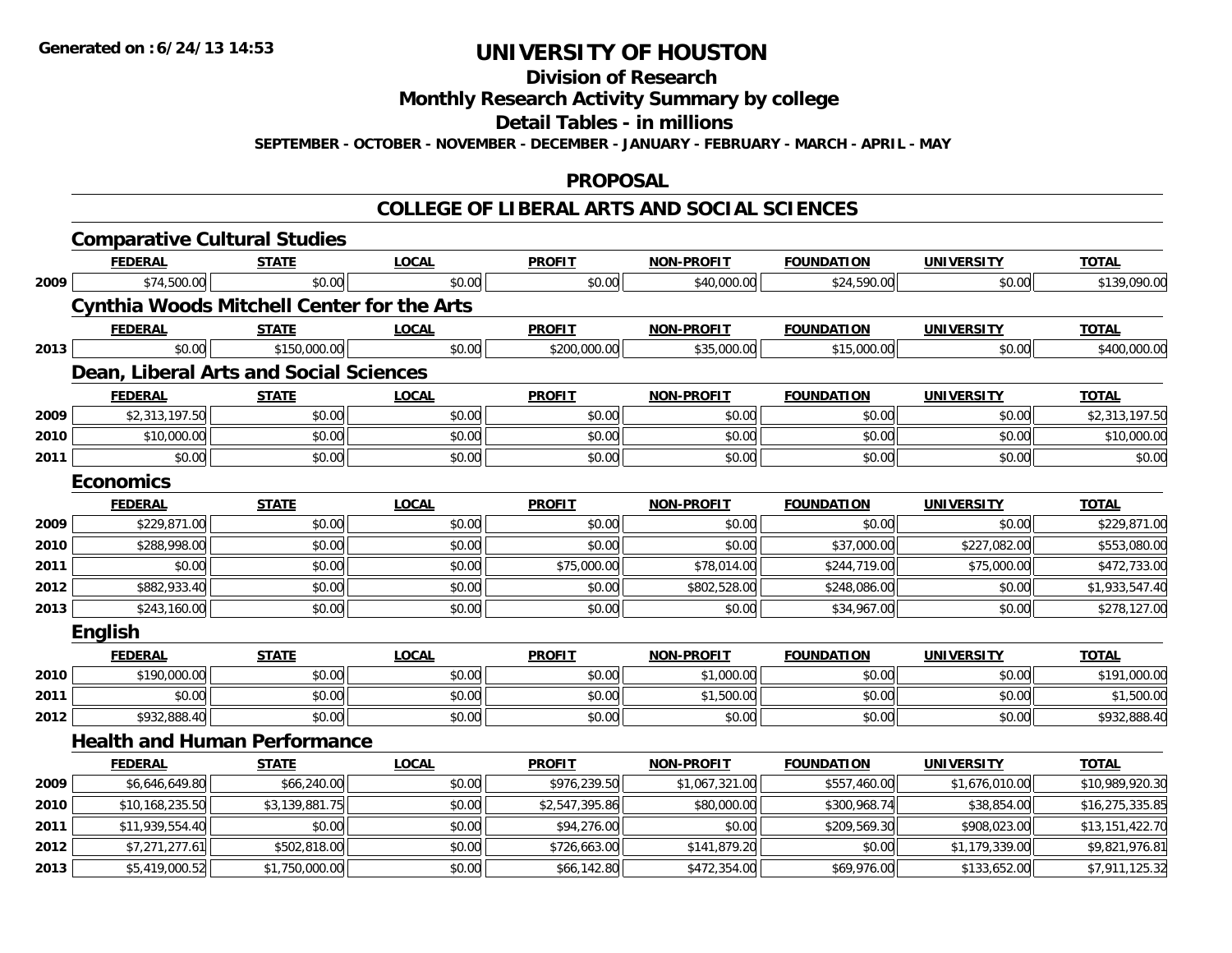# UNIVERSITY OF HOUSTON

## Division of Research

## Monthly Research Activity Summary by college

## Detail Tables - in millions

**SEPTEMBER - OCTOBER - NOVEMBER - DECEMBER - JANUARY - FEBRUARY - MARCH - APRIL - MAY**

## PROPOSAL

## COLLEGE OF LIBERAL ARTS AND SOCIAL SCIENCES

### Comparative Cultural Studies

| | FEDERAL | STATE | LOCAL | PROFIT | NON-PROFIT | FOUNDATION | UNIVERSITY | TOTAL |
|---|---|---|---|---|---|---|---|---|
| 2009 | $74,500.00 | $0.00 | $0.00 | $0.00 | $40,000.00 | $24,590.00 | $0.00 | $139,090.00 |

### Cynthia Woods Mitchell Center for the Arts

| | FEDERAL | STATE | LOCAL | PROFIT | NON-PROFIT | FOUNDATION | UNIVERSITY | TOTAL |
|---|---|---|---|---|---|---|---|---|
| 2013 | $0.00 | $150,000.00 | $0.00 | $200,000.00 | $35,000.00 | $15,000.00 | $0.00 | $400,000.00 |

### Dean, Liberal Arts and Social Sciences

| | FEDERAL | STATE | LOCAL | PROFIT | NON-PROFIT | FOUNDATION | UNIVERSITY | TOTAL |
|---|---|---|---|---|---|---|---|---|
| 2009 | $2,313,197.50 | $0.00 | $0.00 | $0.00 | $0.00 | $0.00 | $0.00 | $2,313,197.50 |
| 2010 | $10,000.00 | $0.00 | $0.00 | $0.00 | $0.00 | $0.00 | $0.00 | $10,000.00 |
| 2011 | $0.00 | $0.00 | $0.00 | $0.00 | $0.00 | $0.00 | $0.00 | $0.00 |

### Economics

| | FEDERAL | STATE | LOCAL | PROFIT | NON-PROFIT | FOUNDATION | UNIVERSITY | TOTAL |
|---|---|---|---|---|---|---|---|---|
| 2009 | $229,871.00 | $0.00 | $0.00 | $0.00 | $0.00 | $0.00 | $0.00 | $229,871.00 |
| 2010 | $288,998.00 | $0.00 | $0.00 | $0.00 | $0.00 | $37,000.00 | $227,082.00 | $553,080.00 |
| 2011 | $0.00 | $0.00 | $0.00 | $75,000.00 | $78,014.00 | $244,719.00 | $75,000.00 | $472,733.00 |
| 2012 | $882,933.40 | $0.00 | $0.00 | $0.00 | $802,528.00 | $248,086.00 | $0.00 | $1,933,547.40 |
| 2013 | $243,160.00 | $0.00 | $0.00 | $0.00 | $0.00 | $34,967.00 | $0.00 | $278,127.00 |

### English

| | FEDERAL | STATE | LOCAL | PROFIT | NON-PROFIT | FOUNDATION | UNIVERSITY | TOTAL |
|---|---|---|---|---|---|---|---|---|
| 2010 | $190,000.00 | $0.00 | $0.00 | $0.00 | $1,000.00 | $0.00 | $0.00 | $191,000.00 |
| 2011 | $0.00 | $0.00 | $0.00 | $0.00 | $1,500.00 | $0.00 | $0.00 | $1,500.00 |
| 2012 | $932,888.40 | $0.00 | $0.00 | $0.00 | $0.00 | $0.00 | $0.00 | $932,888.40 |

### Health and Human Performance

| | FEDERAL | STATE | LOCAL | PROFIT | NON-PROFIT | FOUNDATION | UNIVERSITY | TOTAL |
|---|---|---|---|---|---|---|---|---|
| 2009 | $6,646,649.80 | $66,240.00 | $0.00 | $976,239.50 | $1,067,321.00 | $557,460.00 | $1,676,010.00 | $10,989,920.30 |
| 2010 | $10,168,235.50 | $3,139,881.75 | $0.00 | $2,547,395.86 | $80,000.00 | $300,968.74 | $38,854.00 | $16,275,335.85 |
| 2011 | $11,939,554.40 | $0.00 | $0.00 | $94,276.00 | $0.00 | $209,569.30 | $908,023.00 | $13,151,422.70 |
| 2012 | $7,271,277.61 | $502,818.00 | $0.00 | $726,663.00 | $141,879.20 | $0.00 | $1,179,339.00 | $9,821,976.81 |
| 2013 | $5,419,000.52 | $1,750,000.00 | $0.00 | $66,142.80 | $472,354.00 | $69,976.00 | $133,652.00 | $7,911,125.32 |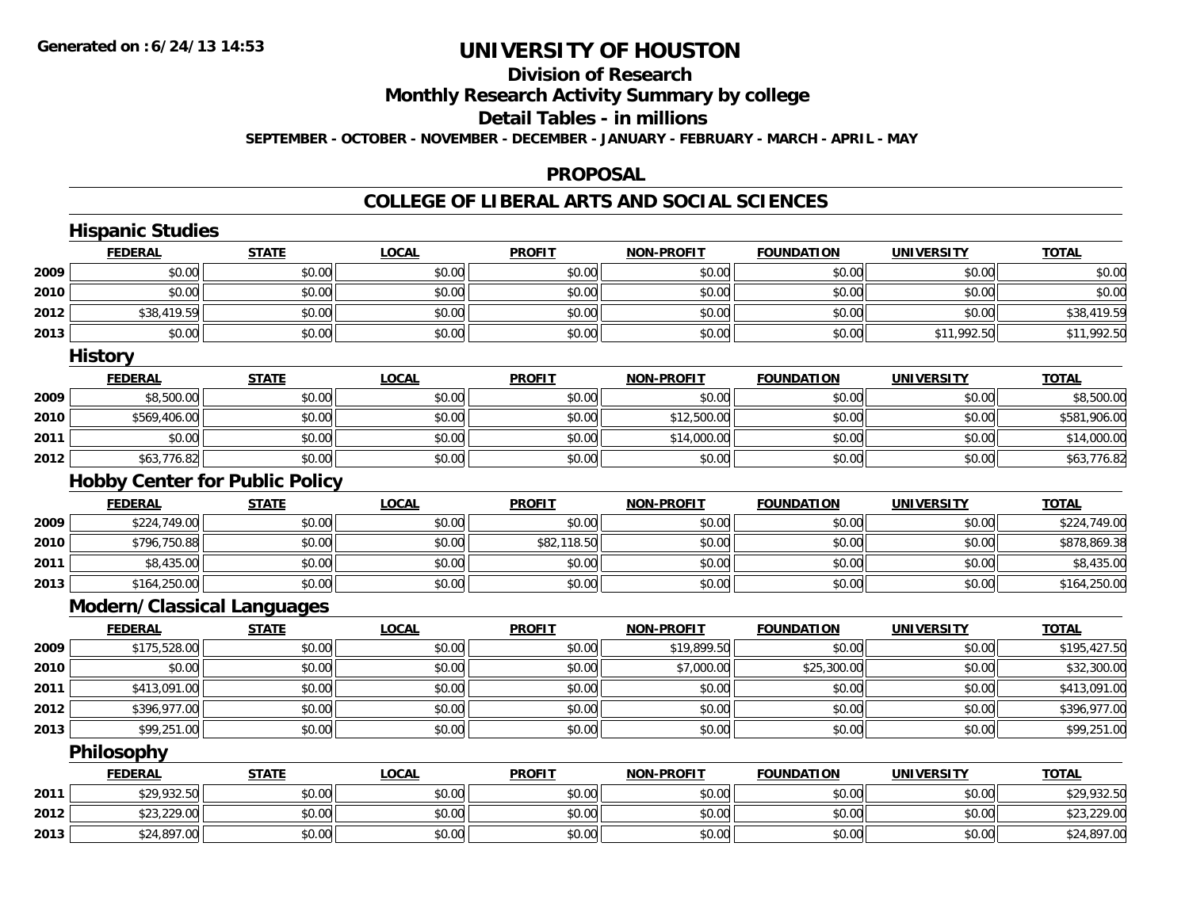# UNIVERSITY OF HOUSTON

## Division of Research

## Monthly Research Activity Summary by college

## Detail Tables - in millions

**SEPTEMBER - OCTOBER - NOVEMBER - DECEMBER - JANUARY - FEBRUARY - MARCH - APRIL - MAY**

## PROPOSAL

## COLLEGE OF LIBERAL ARTS AND SOCIAL SCIENCES

### Hispanic Studies

| | FEDERAL | STATE | LOCAL | PROFIT | NON-PROFIT | FOUNDATION | UNIVERSITY | TOTAL |
|---|---|---|---|---|---|---|---|---|
| 2009 | $0.00 | $0.00 | $0.00 | $0.00 | $0.00 | $0.00 | $0.00 | $0.00 |
| 2010 | $0.00 | $0.00 | $0.00 | $0.00 | $0.00 | $0.00 | $0.00 | $0.00 |
| 2012 | $38,419.59 | $0.00 | $0.00 | $0.00 | $0.00 | $0.00 | $0.00 | $38,419.59 |
| 2013 | $0.00 | $0.00 | $0.00 | $0.00 | $0.00 | $0.00 | $11,992.50 | $11,992.50 |

### History

| | FEDERAL | STATE | LOCAL | PROFIT | NON-PROFIT | FOUNDATION | UNIVERSITY | TOTAL |
|---|---|---|---|---|---|---|---|---|
| 2009 | $8,500.00 | $0.00 | $0.00 | $0.00 | $0.00 | $0.00 | $0.00 | $8,500.00 |
| 2010 | $569,406.00 | $0.00 | $0.00 | $0.00 | $12,500.00 | $0.00 | $0.00 | $581,906.00 |
| 2011 | $0.00 | $0.00 | $0.00 | $0.00 | $14,000.00 | $0.00 | $0.00 | $14,000.00 |
| 2012 | $63,776.82 | $0.00 | $0.00 | $0.00 | $0.00 | $0.00 | $0.00 | $63,776.82 |

### Hobby Center for Public Policy

| | FEDERAL | STATE | LOCAL | PROFIT | NON-PROFIT | FOUNDATION | UNIVERSITY | TOTAL |
|---|---|---|---|---|---|---|---|---|
| 2009 | $224,749.00 | $0.00 | $0.00 | $0.00 | $0.00 | $0.00 | $0.00 | $224,749.00 |
| 2010 | $796,750.88 | $0.00 | $0.00 | $82,118.50 | $0.00 | $0.00 | $0.00 | $878,869.38 |
| 2011 | $8,435.00 | $0.00 | $0.00 | $0.00 | $0.00 | $0.00 | $0.00 | $8,435.00 |
| 2013 | $164,250.00 | $0.00 | $0.00 | $0.00 | $0.00 | $0.00 | $0.00 | $164,250.00 |

### Modern/Classical Languages

| | FEDERAL | STATE | LOCAL | PROFIT | NON-PROFIT | FOUNDATION | UNIVERSITY | TOTAL |
|---|---|---|---|---|---|---|---|---|
| 2009 | $175,528.00 | $0.00 | $0.00 | $0.00 | $19,899.50 | $0.00 | $0.00 | $195,427.50 |
| 2010 | $0.00 | $0.00 | $0.00 | $0.00 | $7,000.00 | $25,300.00 | $0.00 | $32,300.00 |
| 2011 | $413,091.00 | $0.00 | $0.00 | $0.00 | $0.00 | $0.00 | $0.00 | $413,091.00 |
| 2012 | $396,977.00 | $0.00 | $0.00 | $0.00 | $0.00 | $0.00 | $0.00 | $396,977.00 |
| 2013 | $99,251.00 | $0.00 | $0.00 | $0.00 | $0.00 | $0.00 | $0.00 | $99,251.00 |

### Philosophy

| | FEDERAL | STATE | LOCAL | PROFIT | NON-PROFIT | FOUNDATION | UNIVERSITY | TOTAL |
|---|---|---|---|---|---|---|---|---|
| 2011 | $29,932.50 | $0.00 | $0.00 | $0.00 | $0.00 | $0.00 | $0.00 | $29,932.50 |
| 2012 | $23,229.00 | $0.00 | $0.00 | $0.00 | $0.00 | $0.00 | $0.00 | $23,229.00 |
| 2013 | $24,897.00 | $0.00 | $0.00 | $0.00 | $0.00 | $0.00 | $0.00 | $24,897.00 |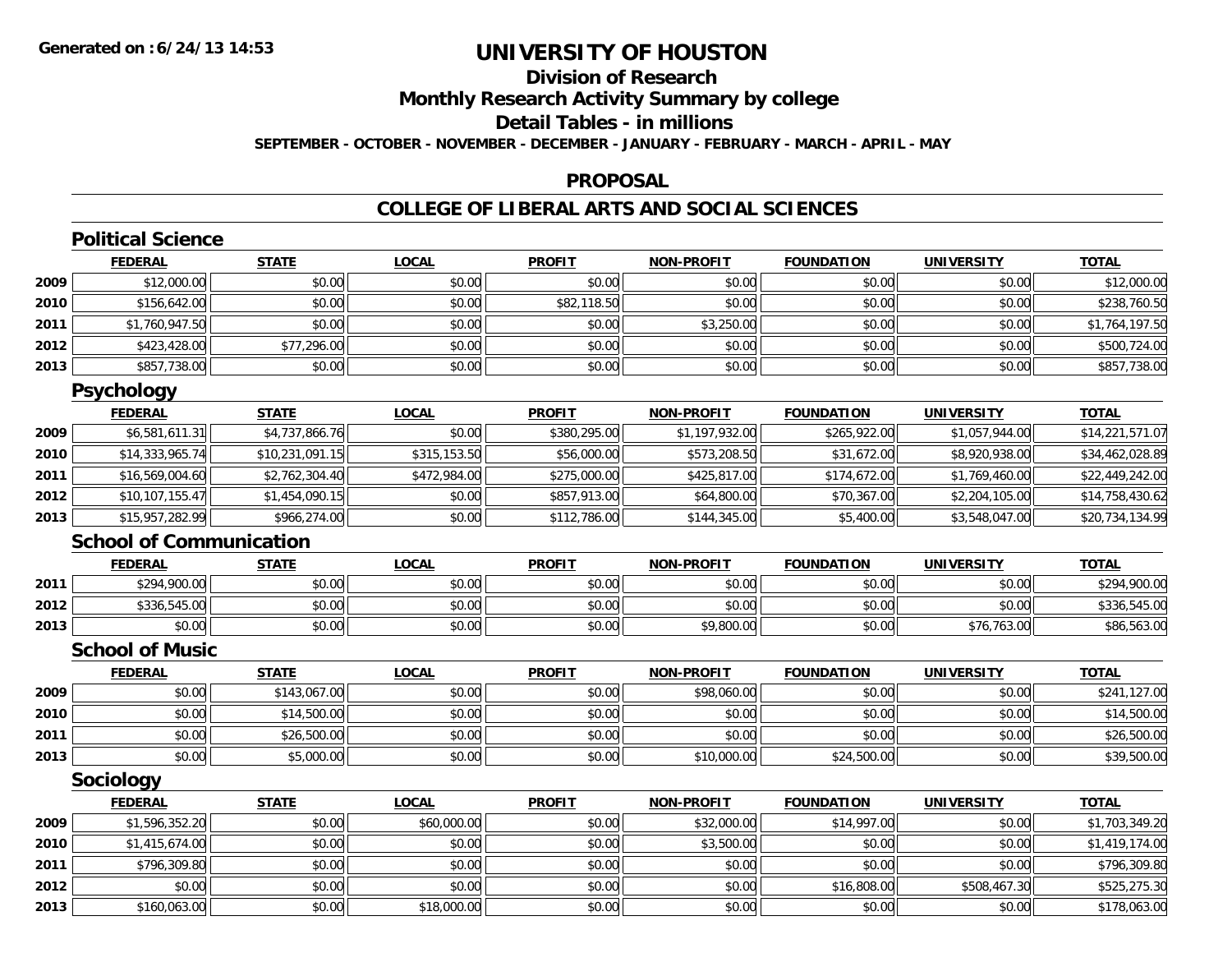**Generated on :6/24/13 14:53**

# UNIVERSITY OF HOUSTON

## Division of Research

## Monthly Research Activity Summary by college

## Detail Tables - in millions

**SEPTEMBER - OCTOBER - NOVEMBER - DECEMBER - JANUARY - FEBRUARY - MARCH - APRIL - MAY**

## PROPOSAL

## COLLEGE OF LIBERAL ARTS AND SOCIAL SCIENCES

### Political Science

| | FEDERAL | STATE | LOCAL | PROFIT | NON-PROFIT | FOUNDATION | UNIVERSITY | TOTAL |
|---|---|---|---|---|---|---|---|---|
| 2009 | $12,000.00 | $0.00 | $0.00 | $0.00 | $0.00 | $0.00 | $0.00 | $12,000.00 |
| 2010 | $156,642.00 | $0.00 | $0.00 | $82,118.50 | $0.00 | $0.00 | $0.00 | $238,760.50 |
| 2011 | $1,760,947.50 | $0.00 | $0.00 | $0.00 | $3,250.00 | $0.00 | $0.00 | $1,764,197.50 |
| 2012 | $423,428.00 | $77,296.00 | $0.00 | $0.00 | $0.00 | $0.00 | $0.00 | $500,724.00 |
| 2013 | $857,738.00 | $0.00 | $0.00 | $0.00 | $0.00 | $0.00 | $0.00 | $857,738.00 |

### Psychology

| | FEDERAL | STATE | LOCAL | PROFIT | NON-PROFIT | FOUNDATION | UNIVERSITY | TOTAL |
|---|---|---|---|---|---|---|---|---|
| 2009 | $6,581,611.31 | $4,737,866.76 | $0.00 | $380,295.00 | $1,197,932.00 | $265,922.00 | $1,057,944.00 | $14,221,571.07 |
| 2010 | $14,333,965.74 | $10,231,091.15 | $315,153.50 | $56,000.00 | $573,208.50 | $31,672.00 | $8,920,938.00 | $34,462,028.89 |
| 2011 | $16,569,004.60 | $2,762,304.40 | $472,984.00 | $275,000.00 | $425,817.00 | $174,672.00 | $1,769,460.00 | $22,449,242.00 |
| 2012 | $10,107,155.47 | $1,454,090.15 | $0.00 | $857,913.00 | $64,800.00 | $70,367.00 | $2,204,105.00 | $14,758,430.62 |
| 2013 | $15,957,282.99 | $966,274.00 | $0.00 | $112,786.00 | $144,345.00 | $5,400.00 | $3,548,047.00 | $20,734,134.99 |

### School of Communication

| | FEDERAL | STATE | LOCAL | PROFIT | NON-PROFIT | FOUNDATION | UNIVERSITY | TOTAL |
|---|---|---|---|---|---|---|---|---|
| 2011 | $294,900.00 | $0.00 | $0.00 | $0.00 | $0.00 | $0.00 | $0.00 | $294,900.00 |
| 2012 | $336,545.00 | $0.00 | $0.00 | $0.00 | $0.00 | $0.00 | $0.00 | $336,545.00 |
| 2013 | $0.00 | $0.00 | $0.00 | $0.00 | $9,800.00 | $0.00 | $76,763.00 | $86,563.00 |

### School of Music

| | FEDERAL | STATE | LOCAL | PROFIT | NON-PROFIT | FOUNDATION | UNIVERSITY | TOTAL |
|---|---|---|---|---|---|---|---|---|
| 2009 | $0.00 | $143,067.00 | $0.00 | $0.00 | $98,060.00 | $0.00 | $0.00 | $241,127.00 |
| 2010 | $0.00 | $14,500.00 | $0.00 | $0.00 | $0.00 | $0.00 | $0.00 | $14,500.00 |
| 2011 | $0.00 | $26,500.00 | $0.00 | $0.00 | $0.00 | $0.00 | $0.00 | $26,500.00 |
| 2013 | $0.00 | $5,000.00 | $0.00 | $0.00 | $10,000.00 | $24,500.00 | $0.00 | $39,500.00 |

### Sociology

| | FEDERAL | STATE | LOCAL | PROFIT | NON-PROFIT | FOUNDATION | UNIVERSITY | TOTAL |
|---|---|---|---|---|---|---|---|---|
| 2009 | $1,596,352.20 | $0.00 | $60,000.00 | $0.00 | $32,000.00 | $14,997.00 | $0.00 | $1,703,349.20 |
| 2010 | $1,415,674.00 | $0.00 | $0.00 | $0.00 | $3,500.00 | $0.00 | $0.00 | $1,419,174.00 |
| 2011 | $796,309.80 | $0.00 | $0.00 | $0.00 | $0.00 | $0.00 | $0.00 | $796,309.80 |
| 2012 | $0.00 | $0.00 | $0.00 | $0.00 | $0.00 | $16,808.00 | $508,467.30 | $525,275.30 |
| 2013 | $160,063.00 | $0.00 | $18,000.00 | $0.00 | $0.00 | $0.00 | $0.00 | $178,063.00 |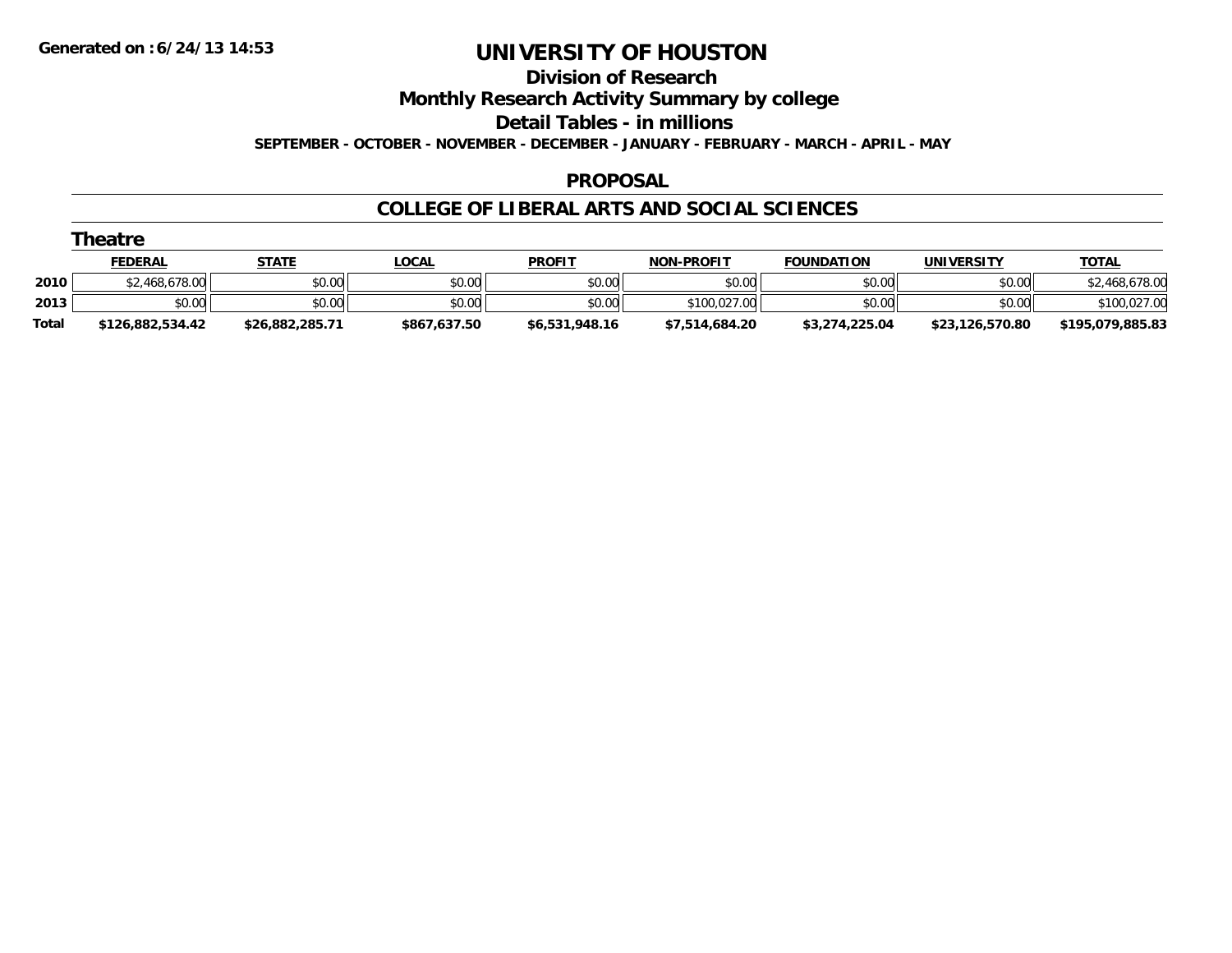# UNIVERSITY OF HOUSTON

## Division of Research

## Monthly Research Activity Summary by college

## Detail Tables - in millions

**SEPTEMBER - OCTOBER - NOVEMBER - DECEMBER - JANUARY - FEBRUARY - MARCH - APRIL - MAY**

## PROPOSAL

## COLLEGE OF LIBERAL ARTS AND SOCIAL SCIENCES

### Theatre

| | FEDERAL | STATE | LOCAL | PROFIT | NON-PROFIT | FOUNDATION | UNIVERSITY | TOTAL |
|---|---|---|---|---|---|---|---|---|
| 2010 | $2,468,678.00 | $0.00 | $0.00 | $0.00 | $0.00 | $0.00 | $0.00 | $2,468,678.00 |
| 2013 | $0.00 | $0.00 | $0.00 | $0.00 | $100,027.00 | $0.00 | $0.00 | $100,027.00 |
| **Total** | **$126,882,534.42** | **$26,882,285.71** | **$867,637.50** | **$6,531,948.16** | **$7,514,684.20** | **$3,274,225.04** | **$23,126,570.80** | **$195,079,885.83** |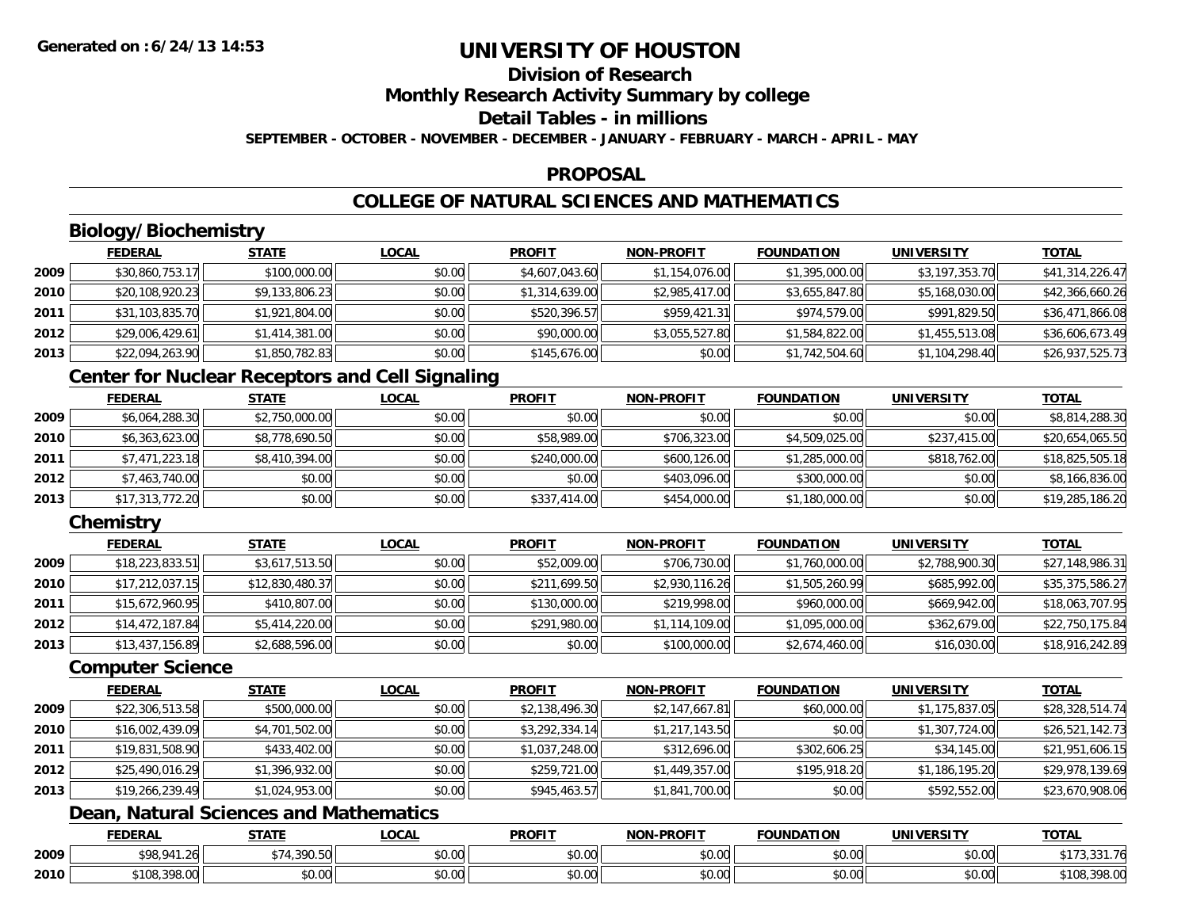# UNIVERSITY OF HOUSTON

## Division of Research

## Monthly Research Activity Summary by college

## Detail Tables - in millions

**SEPTEMBER - OCTOBER - NOVEMBER - DECEMBER - JANUARY - FEBRUARY - MARCH - APRIL - MAY**

## PROPOSAL

## COLLEGE OF NATURAL SCIENCES AND MATHEMATICS

### Biology/Biochemistry

| | FEDERAL | STATE | LOCAL | PROFIT | NON-PROFIT | FOUNDATION | UNIVERSITY | TOTAL |
|---|---|---|---|---|---|---|---|---|
| 2009 | $30,860,753.17 | $100,000.00 | $0.00 | $4,607,043.60 | $1,154,076.00 | $1,395,000.00 | $3,197,353.70 | $41,314,226.47 |
| 2010 | $20,108,920.23 | $9,133,806.23 | $0.00 | $1,314,639.00 | $2,985,417.00 | $3,655,847.80 | $5,168,030.00 | $42,366,660.26 |
| 2011 | $31,103,835.70 | $1,921,804.00 | $0.00 | $520,396.57 | $959,421.31 | $974,579.00 | $991,829.50 | $36,471,866.08 |
| 2012 | $29,006,429.61 | $1,414,381.00 | $0.00 | $90,000.00 | $3,055,527.80 | $1,584,822.00 | $1,455,513.08 | $36,606,673.49 |
| 2013 | $22,094,263.90 | $1,850,782.83 | $0.00 | $145,676.00 | $0.00 | $1,742,504.60 | $1,104,298.40 | $26,937,525.73 |

### Center for Nuclear Receptors and Cell Signaling

| | FEDERAL | STATE | LOCAL | PROFIT | NON-PROFIT | FOUNDATION | UNIVERSITY | TOTAL |
|---|---|---|---|---|---|---|---|---|
| 2009 | $6,064,288.30 | $2,750,000.00 | $0.00 | $0.00 | $0.00 | $0.00 | $0.00 | $8,814,288.30 |
| 2010 | $6,363,623.00 | $8,778,690.50 | $0.00 | $58,989.00 | $706,323.00 | $4,509,025.00 | $237,415.00 | $20,654,065.50 |
| 2011 | $7,471,223.18 | $8,410,394.00 | $0.00 | $240,000.00 | $600,126.00 | $1,285,000.00 | $818,762.00 | $18,825,505.18 |
| 2012 | $7,463,740.00 | $0.00 | $0.00 | $0.00 | $403,096.00 | $300,000.00 | $0.00 | $8,166,836.00 |
| 2013 | $17,313,772.20 | $0.00 | $0.00 | $337,414.00 | $454,000.00 | $1,180,000.00 | $0.00 | $19,285,186.20 |

### Chemistry

| | FEDERAL | STATE | LOCAL | PROFIT | NON-PROFIT | FOUNDATION | UNIVERSITY | TOTAL |
|---|---|---|---|---|---|---|---|---|
| 2009 | $18,223,833.51 | $3,617,513.50 | $0.00 | $52,009.00 | $706,730.00 | $1,760,000.00 | $2,788,900.30 | $27,148,986.31 |
| 2010 | $17,212,037.15 | $12,830,480.37 | $0.00 | $211,699.50 | $2,930,116.26 | $1,505,260.99 | $685,992.00 | $35,375,586.27 |
| 2011 | $15,672,960.95 | $410,807.00 | $0.00 | $130,000.00 | $219,998.00 | $960,000.00 | $669,942.00 | $18,063,707.95 |
| 2012 | $14,472,187.84 | $5,414,220.00 | $0.00 | $291,980.00 | $1,114,109.00 | $1,095,000.00 | $362,679.00 | $22,750,175.84 |
| 2013 | $13,437,156.89 | $2,688,596.00 | $0.00 | $0.00 | $100,000.00 | $2,674,460.00 | $16,030.00 | $18,916,242.89 |

### Computer Science

| | FEDERAL | STATE | LOCAL | PROFIT | NON-PROFIT | FOUNDATION | UNIVERSITY | TOTAL |
|---|---|---|---|---|---|---|---|---|
| 2009 | $22,306,513.58 | $500,000.00 | $0.00 | $2,138,496.30 | $2,147,667.81 | $60,000.00 | $1,175,837.05 | $28,328,514.74 |
| 2010 | $16,002,439.09 | $4,701,502.00 | $0.00 | $3,292,334.14 | $1,217,143.50 | $0.00 | $1,307,724.00 | $26,521,142.73 |
| 2011 | $19,831,508.90 | $433,402.00 | $0.00 | $1,037,248.00 | $312,696.00 | $302,606.25 | $34,145.00 | $21,951,606.15 |
| 2012 | $25,490,016.29 | $1,396,932.00 | $0.00 | $259,721.00 | $1,449,357.00 | $195,918.20 | $1,186,195.20 | $29,978,139.69 |
| 2013 | $19,266,239.49 | $1,024,953.00 | $0.00 | $945,463.57 | $1,841,700.00 | $0.00 | $592,552.00 | $23,670,908.06 |

### Dean, Natural Sciences and Mathematics

| | FEDERAL | STATE | LOCAL | PROFIT | NON-PROFIT | FOUNDATION | UNIVERSITY | TOTAL |
|---|---|---|---|---|---|---|---|---|
| 2009 | $98,941.26 | $74,390.50 | $0.00 | $0.00 | $0.00 | $0.00 | $0.00 | $173,331.76 |
| 2010 | $108,398.00 | $0.00 | $0.00 | $0.00 | $0.00 | $0.00 | $0.00 | $108,398.00 |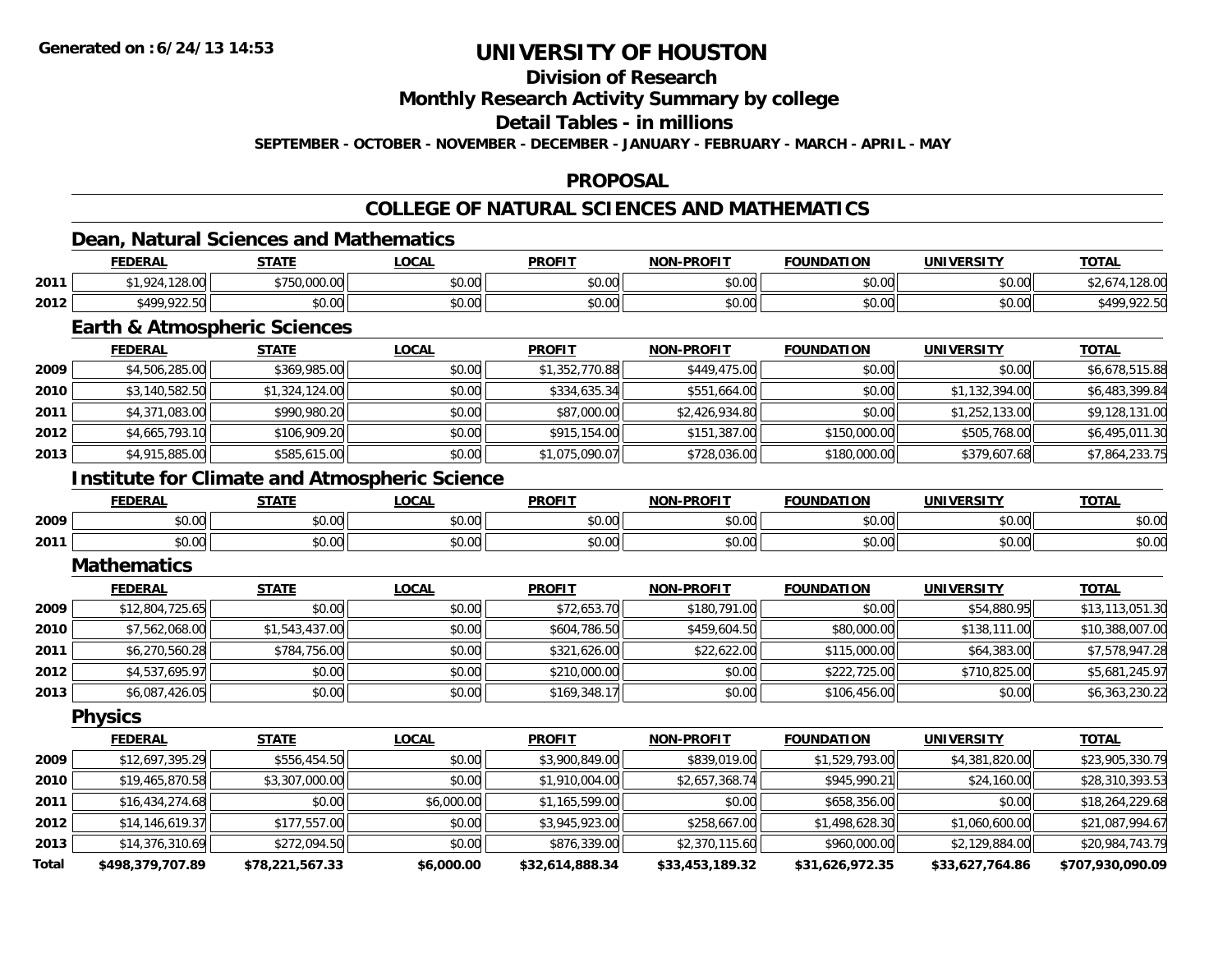**Generated on :6/24/13 14:53**

# UNIVERSITY OF HOUSTON

## Division of Research

## Monthly Research Activity Summary by college

## Detail Tables - in millions

**SEPTEMBER - OCTOBER - NOVEMBER - DECEMBER - JANUARY - FEBRUARY - MARCH - APRIL - MAY**

## PROPOSAL

## COLLEGE OF NATURAL SCIENCES AND MATHEMATICS

### Dean, Natural Sciences and Mathematics

| | FEDERAL | STATE | LOCAL | PROFIT | NON-PROFIT | FOUNDATION | UNIVERSITY | TOTAL |
|---|---|---|---|---|---|---|---|---|
| 2011 | $1,924,128.00 | $750,000.00 | $0.00 | $0.00 | $0.00 | $0.00 | $0.00 | $2,674,128.00 |
| 2012 | $499,922.50 | $0.00 | $0.00 | $0.00 | $0.00 | $0.00 | $0.00 | $499,922.50 |

### Earth & Atmospheric Sciences

| | FEDERAL | STATE | LOCAL | PROFIT | NON-PROFIT | FOUNDATION | UNIVERSITY | TOTAL |
|---|---|---|---|---|---|---|---|---|
| 2009 | $4,506,285.00 | $369,985.00 | $0.00 | $1,352,770.88 | $449,475.00 | $0.00 | $0.00 | $6,678,515.88 |
| 2010 | $3,140,582.50 | $1,324,124.00 | $0.00 | $334,635.34 | $551,664.00 | $0.00 | $1,132,394.00 | $6,483,399.84 |
| 2011 | $4,371,083.00 | $990,980.20 | $0.00 | $87,000.00 | $2,426,934.80 | $0.00 | $1,252,133.00 | $9,128,131.00 |
| 2012 | $4,665,793.10 | $106,909.20 | $0.00 | $915,154.00 | $151,387.00 | $150,000.00 | $505,768.00 | $6,495,011.30 |
| 2013 | $4,915,885.00 | $585,615.00 | $0.00 | $1,075,090.07 | $728,036.00 | $180,000.00 | $379,607.68 | $7,864,233.75 |

### Institute for Climate and Atmospheric Science

| | FEDERAL | STATE | LOCAL | PROFIT | NON-PROFIT | FOUNDATION | UNIVERSITY | TOTAL |
|---|---|---|---|---|---|---|---|---|
| 2009 | $0.00 | $0.00 | $0.00 | $0.00 | $0.00 | $0.00 | $0.00 | $0.00 |
| 2011 | $0.00 | $0.00 | $0.00 | $0.00 | $0.00 | $0.00 | $0.00 | $0.00 |

### Mathematics

| | FEDERAL | STATE | LOCAL | PROFIT | NON-PROFIT | FOUNDATION | UNIVERSITY | TOTAL |
|---|---|---|---|---|---|---|---|---|
| 2009 | $12,804,725.65 | $0.00 | $0.00 | $72,653.70 | $180,791.00 | $0.00 | $54,880.95 | $13,113,051.30 |
| 2010 | $7,562,068.00 | $1,543,437.00 | $0.00 | $604,786.50 | $459,604.50 | $80,000.00 | $138,111.00 | $10,388,007.00 |
| 2011 | $6,270,560.28 | $784,756.00 | $0.00 | $321,626.00 | $22,622.00 | $115,000.00 | $64,383.00 | $7,578,947.28 |
| 2012 | $4,537,695.97 | $0.00 | $0.00 | $210,000.00 | $0.00 | $222,725.00 | $710,825.00 | $5,681,245.97 |
| 2013 | $6,087,426.05 | $0.00 | $0.00 | $169,348.17 | $0.00 | $106,456.00 | $0.00 | $6,363,230.22 |

### Physics

| | FEDERAL | STATE | LOCAL | PROFIT | NON-PROFIT | FOUNDATION | UNIVERSITY | TOTAL |
|---|---|---|---|---|---|---|---|---|
| 2009 | $12,697,395.29 | $556,454.50 | $0.00 | $3,900,849.00 | $839,019.00 | $1,529,793.00 | $4,381,820.00 | $23,905,330.79 |
| 2010 | $19,465,870.58 | $3,307,000.00 | $0.00 | $1,910,004.00 | $2,657,368.74 | $945,990.21 | $24,160.00 | $28,310,393.53 |
| 2011 | $16,434,274.68 | $0.00 | $6,000.00 | $1,165,599.00 | $0.00 | $658,356.00 | $0.00 | $18,264,229.68 |
| 2012 | $14,146,619.37 | $177,557.00 | $0.00 | $3,945,923.00 | $258,667.00 | $1,498,628.30 | $1,060,600.00 | $21,087,994.67 |
| 2013 | $14,376,310.69 | $272,094.50 | $0.00 | $876,339.00 | $2,370,115.60 | $960,000.00 | $2,129,884.00 | $20,984,743.79 |
| **Total** | **$498,379,707.89** | **$78,221,567.33** | **$6,000.00** | **$32,614,888.34** | **$33,453,189.32** | **$31,626,972.35** | **$33,627,764.86** | **$707,930,090.09** |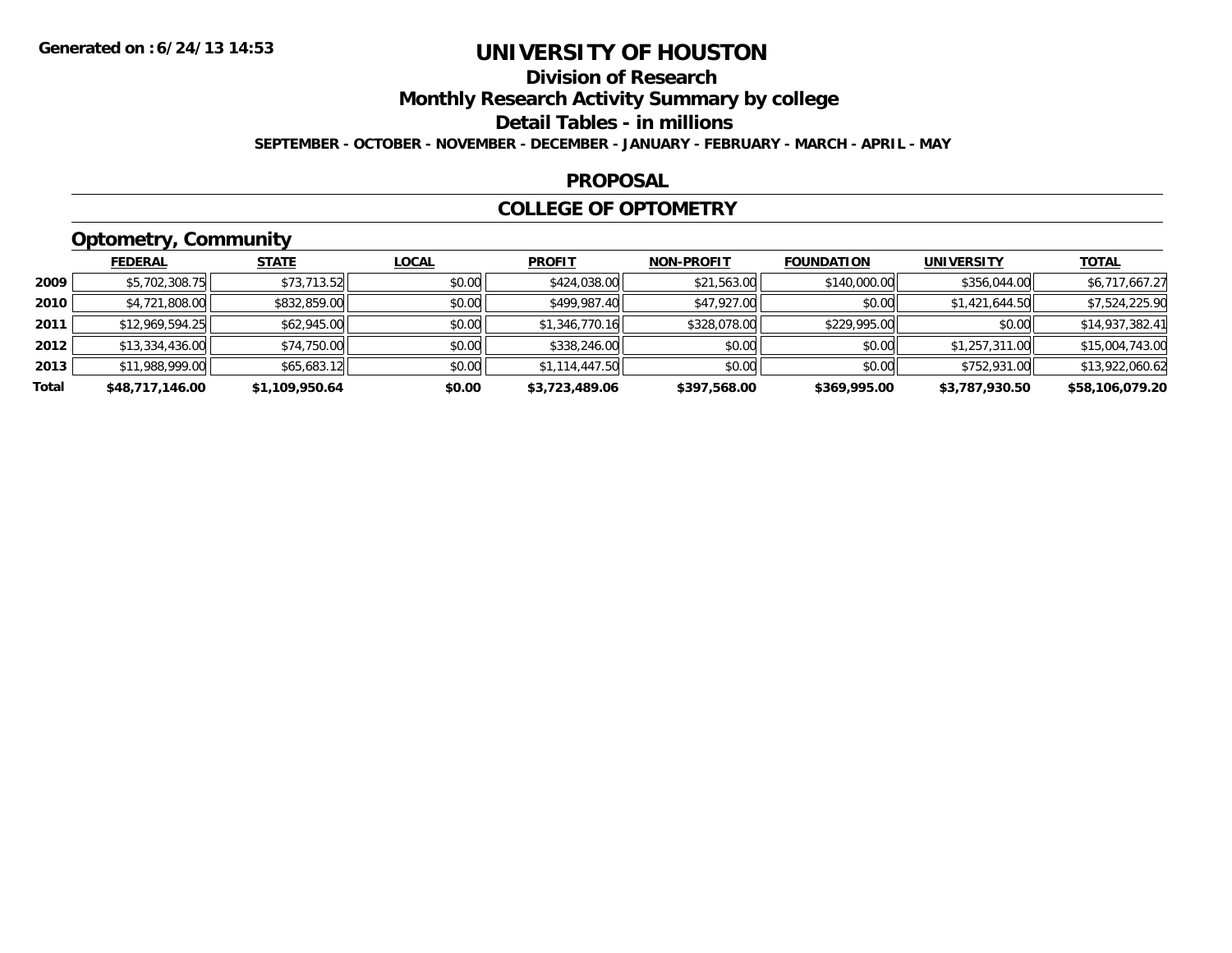Generated on :6/24/13 14:53

# UNIVERSITY OF HOUSTON

## Division of Research

## Monthly Research Activity Summary by college

## Detail Tables - in millions

SEPTEMBER - OCTOBER - NOVEMBER - DECEMBER - JANUARY - FEBRUARY - MARCH - APRIL - MAY

### PROPOSAL

### COLLEGE OF OPTOMETRY

### Optometry, Community

| | FEDERAL | STATE | LOCAL | PROFIT | NON-PROFIT | FOUNDATION | UNIVERSITY | TOTAL |
|---|---|---|---|---|---|---|---|---|
| 2009 | $5,702,308.75 | $73,713.52 | $0.00 | $424,038.00 | $21,563.00 | $140,000.00 | $356,044.00 | $6,717,667.27 |
| 2010 | $4,721,808.00 | $832,859.00 | $0.00 | $499,987.40 | $47,927.00 | $0.00 | $1,421,644.50 | $7,524,225.90 |
| 2011 | $12,969,594.25 | $62,945.00 | $0.00 | $1,346,770.16 | $328,078.00 | $229,995.00 | $0.00 | $14,937,382.41 |
| 2012 | $13,334,436.00 | $74,750.00 | $0.00 | $338,246.00 | $0.00 | $0.00 | $1,257,311.00 | $15,004,743.00 |
| 2013 | $11,988,999.00 | $65,683.12 | $0.00 | $1,114,447.50 | $0.00 | $0.00 | $752,931.00 | $13,922,060.62 |
| **Total** | **$48,717,146.00** | **$1,109,950.64** | **$0.00** | **$3,723,489.06** | **$397,568.00** | **$369,995.00** | **$3,787,930.50** | **$58,106,079.20** |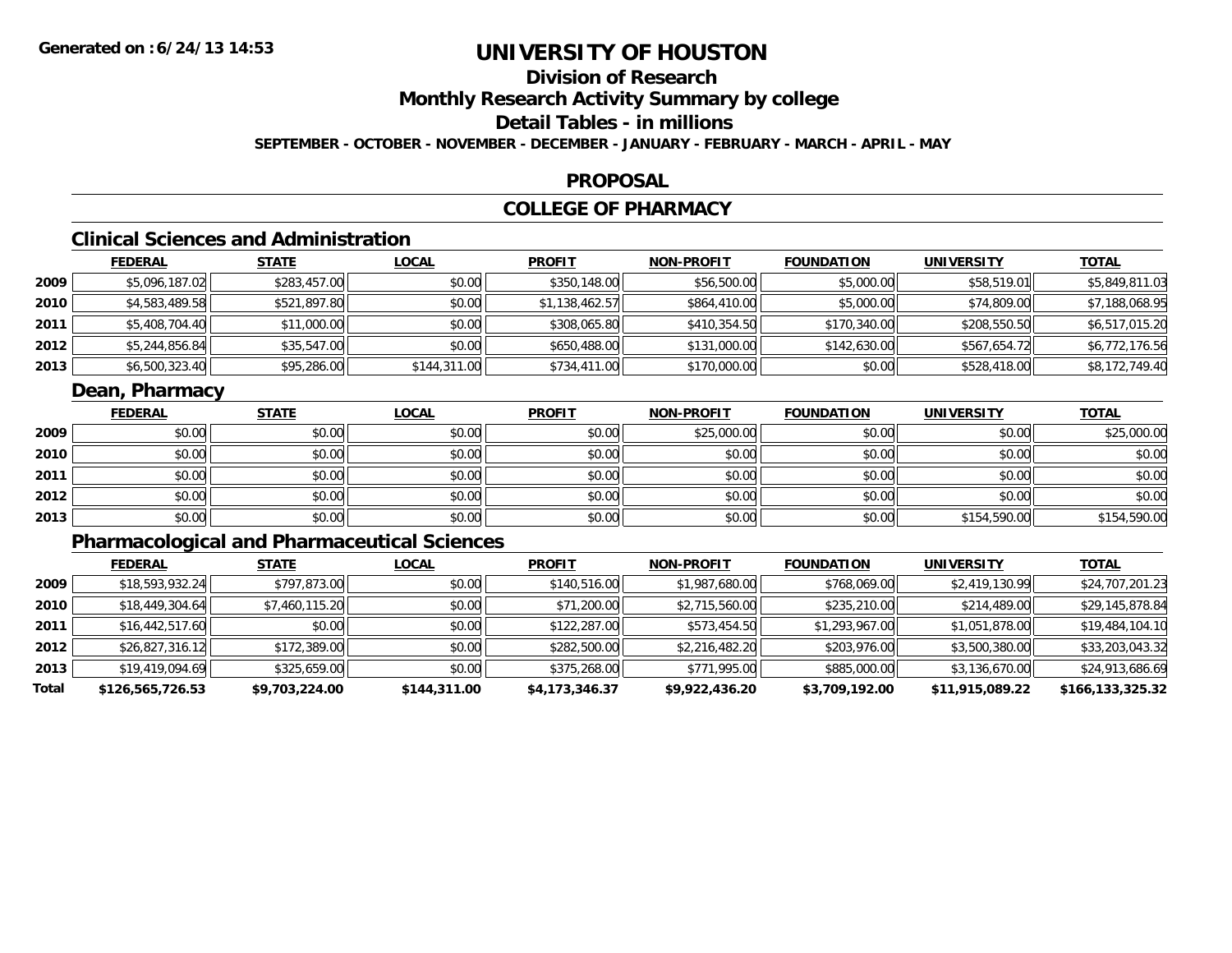# UNIVERSITY OF HOUSTON

## Division of Research

## Monthly Research Activity Summary by college

## Detail Tables - in millions

**SEPTEMBER - OCTOBER - NOVEMBER - DECEMBER - JANUARY - FEBRUARY - MARCH - APRIL - MAY**

## PROPOSAL

## COLLEGE OF PHARMACY

### Clinical Sciences and Administration

| | FEDERAL | STATE | LOCAL | PROFIT | NON-PROFIT | FOUNDATION | UNIVERSITY | TOTAL |
|---|---|---|---|---|---|---|---|---|
| 2009 | $5,096,187.02 | $283,457.00 | $0.00 | $350,148.00 | $56,500.00 | $5,000.00 | $58,519.01 | $5,849,811.03 |
| 2010 | $4,583,489.58 | $521,897.80 | $0.00 | $1,138,462.57 | $864,410.00 | $5,000.00 | $74,809.00 | $7,188,068.95 |
| 2011 | $5,408,704.40 | $11,000.00 | $0.00 | $308,065.80 | $410,354.50 | $170,340.00 | $208,550.50 | $6,517,015.20 |
| 2012 | $5,244,856.84 | $35,547.00 | $0.00 | $650,488.00 | $131,000.00 | $142,630.00 | $567,654.72 | $6,772,176.56 |
| 2013 | $6,500,323.40 | $95,286.00 | $144,311.00 | $734,411.00 | $170,000.00 | $0.00 | $528,418.00 | $8,172,749.40 |

### Dean, Pharmacy

| | FEDERAL | STATE | LOCAL | PROFIT | NON-PROFIT | FOUNDATION | UNIVERSITY | TOTAL |
|---|---|---|---|---|---|---|---|---|
| 2009 | $0.00 | $0.00 | $0.00 | $0.00 | $25,000.00 | $0.00 | $0.00 | $25,000.00 |
| 2010 | $0.00 | $0.00 | $0.00 | $0.00 | $0.00 | $0.00 | $0.00 | $0.00 |
| 2011 | $0.00 | $0.00 | $0.00 | $0.00 | $0.00 | $0.00 | $0.00 | $0.00 |
| 2012 | $0.00 | $0.00 | $0.00 | $0.00 | $0.00 | $0.00 | $0.00 | $0.00 |
| 2013 | $0.00 | $0.00 | $0.00 | $0.00 | $0.00 | $0.00 | $154,590.00 | $154,590.00 |

### Pharmacological and Pharmaceutical Sciences

| | FEDERAL | STATE | LOCAL | PROFIT | NON-PROFIT | FOUNDATION | UNIVERSITY | TOTAL |
|---|---|---|---|---|---|---|---|---|
| 2009 | $18,593,932.24 | $797,873.00 | $0.00 | $140,516.00 | $1,987,680.00 | $768,069.00 | $2,419,130.99 | $24,707,201.23 |
| 2010 | $18,449,304.64 | $7,460,115.20 | $0.00 | $71,200.00 | $2,715,560.00 | $235,210.00 | $214,489.00 | $29,145,878.84 |
| 2011 | $16,442,517.60 | $0.00 | $0.00 | $122,287.00 | $573,454.50 | $1,293,967.00 | $1,051,878.00 | $19,484,104.10 |
| 2012 | $26,827,316.12 | $172,389.00 | $0.00 | $282,500.00 | $2,216,482.20 | $203,976.00 | $3,500,380.00 | $33,203,043.32 |
| 2013 | $19,419,094.69 | $325,659.00 | $0.00 | $375,268.00 | $771,995.00 | $885,000.00 | $3,136,670.00 | $24,913,686.69 |
| **Total** | **$126,565,726.53** | **$9,703,224.00** | **$144,311.00** | **$4,173,346.37** | **$9,922,436.20** | **$3,709,192.00** | **$11,915,089.22** | **$166,133,325.32** |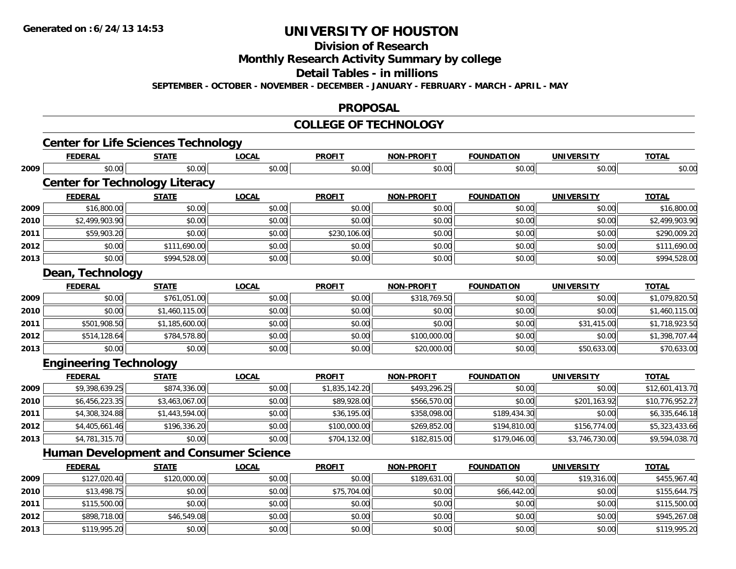# UNIVERSITY OF HOUSTON

## Division of Research

## Monthly Research Activity Summary by college

## Detail Tables - in millions

**SEPTEMBER - OCTOBER - NOVEMBER - DECEMBER - JANUARY - FEBRUARY - MARCH - APRIL - MAY**

## PROPOSAL

## COLLEGE OF TECHNOLOGY

### Center for Life Sciences Technology

| | FEDERAL | STATE | LOCAL | PROFIT | NON-PROFIT | FOUNDATION | UNIVERSITY | TOTAL |
|---|---|---|---|---|---|---|---|---|
| 2009 | $0.00 | $0.00 | $0.00 | $0.00 | $0.00 | $0.00 | $0.00 | $0.00 |

### Center for Technology Literacy

| | FEDERAL | STATE | LOCAL | PROFIT | NON-PROFIT | FOUNDATION | UNIVERSITY | TOTAL |
|---|---|---|---|---|---|---|---|---|
| 2009 | $16,800.00 | $0.00 | $0.00 | $0.00 | $0.00 | $0.00 | $0.00 | $16,800.00 |
| 2010 | $2,499,903.90 | $0.00 | $0.00 | $0.00 | $0.00 | $0.00 | $0.00 | $2,499,903.90 |
| 2011 | $59,903.20 | $0.00 | $0.00 | $230,106.00 | $0.00 | $0.00 | $0.00 | $290,009.20 |
| 2012 | $0.00 | $111,690.00 | $0.00 | $0.00 | $0.00 | $0.00 | $0.00 | $111,690.00 |
| 2013 | $0.00 | $994,528.00 | $0.00 | $0.00 | $0.00 | $0.00 | $0.00 | $994,528.00 |

### Dean, Technology

| | FEDERAL | STATE | LOCAL | PROFIT | NON-PROFIT | FOUNDATION | UNIVERSITY | TOTAL |
|---|---|---|---|---|---|---|---|---|
| 2009 | $0.00 | $761,051.00 | $0.00 | $0.00 | $318,769.50 | $0.00 | $0.00 | $1,079,820.50 |
| 2010 | $0.00 | $1,460,115.00 | $0.00 | $0.00 | $0.00 | $0.00 | $0.00 | $1,460,115.00 |
| 2011 | $501,908.50 | $1,185,600.00 | $0.00 | $0.00 | $0.00 | $0.00 | $31,415.00 | $1,718,923.50 |
| 2012 | $514,128.64 | $784,578.80 | $0.00 | $0.00 | $100,000.00 | $0.00 | $0.00 | $1,398,707.44 |
| 2013 | $0.00 | $0.00 | $0.00 | $0.00 | $20,000.00 | $0.00 | $50,633.00 | $70,633.00 |

### Engineering Technology

| | FEDERAL | STATE | LOCAL | PROFIT | NON-PROFIT | FOUNDATION | UNIVERSITY | TOTAL |
|---|---|---|---|---|---|---|---|---|
| 2009 | $9,398,639.25 | $874,336.00 | $0.00 | $1,835,142.20 | $493,296.25 | $0.00 | $0.00 | $12,601,413.70 |
| 2010 | $6,456,223.35 | $3,463,067.00 | $0.00 | $89,928.00 | $566,570.00 | $0.00 | $201,163.92 | $10,776,952.27 |
| 2011 | $4,308,324.88 | $1,443,594.00 | $0.00 | $36,195.00 | $358,098.00 | $189,434.30 | $0.00 | $6,335,646.18 |
| 2012 | $4,405,661.46 | $196,336.20 | $0.00 | $100,000.00 | $269,852.00 | $194,810.00 | $156,774.00 | $5,323,433.66 |
| 2013 | $4,781,315.70 | $0.00 | $0.00 | $704,132.00 | $182,815.00 | $179,046.00 | $3,746,730.00 | $9,594,038.70 |

### Human Development and Consumer Science

| | FEDERAL | STATE | LOCAL | PROFIT | NON-PROFIT | FOUNDATION | UNIVERSITY | TOTAL |
|---|---|---|---|---|---|---|---|---|
| 2009 | $127,020.40 | $120,000.00 | $0.00 | $0.00 | $189,631.00 | $0.00 | $19,316.00 | $455,967.40 |
| 2010 | $13,498.75 | $0.00 | $0.00 | $75,704.00 | $0.00 | $66,442.00 | $0.00 | $155,644.75 |
| 2011 | $115,500.00 | $0.00 | $0.00 | $0.00 | $0.00 | $0.00 | $0.00 | $115,500.00 |
| 2012 | $898,718.00 | $46,549.08 | $0.00 | $0.00 | $0.00 | $0.00 | $0.00 | $945,267.08 |
| 2013 | $119,995.20 | $0.00 | $0.00 | $0.00 | $0.00 | $0.00 | $0.00 | $119,995.20 |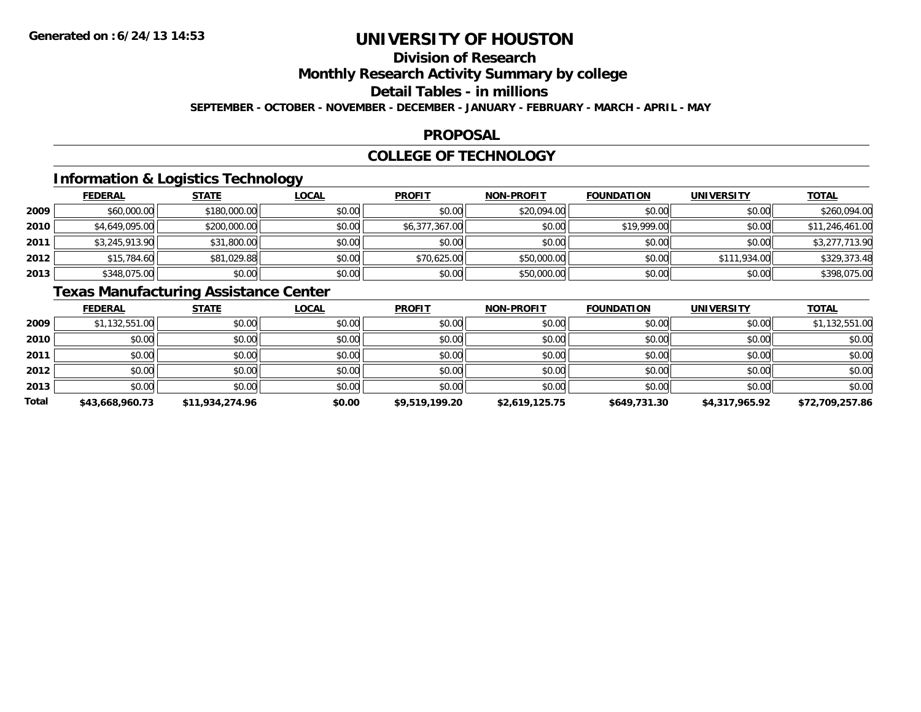**Generated on :6/24/13 14:53**

# UNIVERSITY OF HOUSTON

## Division of Research

## Monthly Research Activity Summary by college

## Detail Tables - in millions

**SEPTEMBER - OCTOBER - NOVEMBER - DECEMBER - JANUARY - FEBRUARY - MARCH - APRIL - MAY**

## PROPOSAL

## COLLEGE OF TECHNOLOGY

### Information & Logistics Technology

| | FEDERAL | STATE | LOCAL | PROFIT | NON-PROFIT | FOUNDATION | UNIVERSITY | TOTAL |
|---|---|---|---|---|---|---|---|---|
| 2009 | $60,000.00 | $180,000.00 | $0.00 | $0.00 | $20,094.00 | $0.00 | $0.00 | $260,094.00 |
| 2010 | $4,649,095.00 | $200,000.00 | $0.00 | $6,377,367.00 | $0.00 | $19,999.00 | $0.00 | $11,246,461.00 |
| 2011 | $3,245,913.90 | $31,800.00 | $0.00 | $0.00 | $0.00 | $0.00 | $0.00 | $3,277,713.90 |
| 2012 | $15,784.60 | $81,029.88 | $0.00 | $70,625.00 | $50,000.00 | $0.00 | $111,934.00 | $329,373.48 |
| 2013 | $348,075.00 | $0.00 | $0.00 | $0.00 | $50,000.00 | $0.00 | $0.00 | $398,075.00 |

### Texas Manufacturing Assistance Center

| | FEDERAL | STATE | LOCAL | PROFIT | NON-PROFIT | FOUNDATION | UNIVERSITY | TOTAL |
|---|---|---|---|---|---|---|---|---|
| 2009 | $1,132,551.00 | $0.00 | $0.00 | $0.00 | $0.00 | $0.00 | $0.00 | $1,132,551.00 |
| 2010 | $0.00 | $0.00 | $0.00 | $0.00 | $0.00 | $0.00 | $0.00 | $0.00 |
| 2011 | $0.00 | $0.00 | $0.00 | $0.00 | $0.00 | $0.00 | $0.00 | $0.00 |
| 2012 | $0.00 | $0.00 | $0.00 | $0.00 | $0.00 | $0.00 | $0.00 | $0.00 |
| 2013 | $0.00 | $0.00 | $0.00 | $0.00 | $0.00 | $0.00 | $0.00 | $0.00 |
| **Total** | **$43,668,960.73** | **$11,934,274.96** | **$0.00** | **$9,519,199.20** | **$2,619,125.75** | **$649,731.30** | **$4,317,965.92** | **$72,709,257.86** |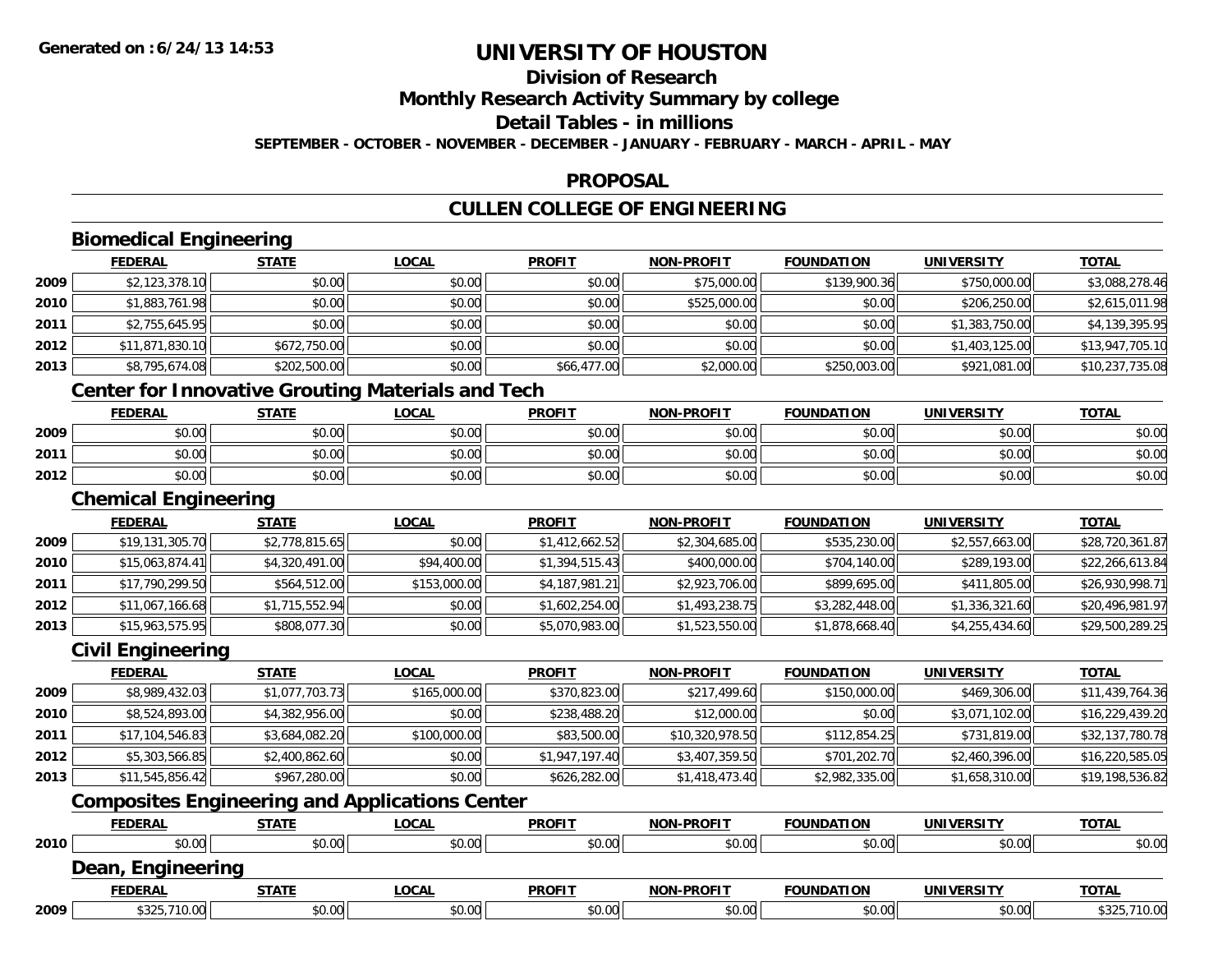Generated on :6/24/13 14:53

# UNIVERSITY OF HOUSTON

## Division of Research

## Monthly Research Activity Summary by college

## Detail Tables - in millions

SEPTEMBER - OCTOBER - NOVEMBER - DECEMBER - JANUARY - FEBRUARY - MARCH - APRIL - MAY

## PROPOSAL

## CULLEN COLLEGE OF ENGINEERING

### Biomedical Engineering

| | FEDERAL | STATE | LOCAL | PROFIT | NON-PROFIT | FOUNDATION | UNIVERSITY | TOTAL |
|---|---|---|---|---|---|---|---|---|
| 2009 | $2,123,378.10 | $0.00 | $0.00 | $0.00 | $75,000.00 | $139,900.36 | $750,000.00 | $3,088,278.46 |
| 2010 | $1,883,761.98 | $0.00 | $0.00 | $0.00 | $525,000.00 | $0.00 | $206,250.00 | $2,615,011.98 |
| 2011 | $2,755,645.95 | $0.00 | $0.00 | $0.00 | $0.00 | $0.00 | $1,383,750.00 | $4,139,395.95 |
| 2012 | $11,871,830.10 | $672,750.00 | $0.00 | $0.00 | $0.00 | $0.00 | $1,403,125.00 | $13,947,705.10 |
| 2013 | $8,795,674.08 | $202,500.00 | $0.00 | $66,477.00 | $2,000.00 | $250,003.00 | $921,081.00 | $10,237,735.08 |

### Center for Innovative Grouting Materials and Tech

| | FEDERAL | STATE | LOCAL | PROFIT | NON-PROFIT | FOUNDATION | UNIVERSITY | TOTAL |
|---|---|---|---|---|---|---|---|---|
| 2009 | $0.00 | $0.00 | $0.00 | $0.00 | $0.00 | $0.00 | $0.00 | $0.00 |
| 2011 | $0.00 | $0.00 | $0.00 | $0.00 | $0.00 | $0.00 | $0.00 | $0.00 |
| 2012 | $0.00 | $0.00 | $0.00 | $0.00 | $0.00 | $0.00 | $0.00 | $0.00 |

### Chemical Engineering

| | FEDERAL | STATE | LOCAL | PROFIT | NON-PROFIT | FOUNDATION | UNIVERSITY | TOTAL |
|---|---|---|---|---|---|---|---|---|
| 2009 | $19,131,305.70 | $2,778,815.65 | $0.00 | $1,412,662.52 | $2,304,685.00 | $535,230.00 | $2,557,663.00 | $28,720,361.87 |
| 2010 | $15,063,874.41 | $4,320,491.00 | $94,400.00 | $1,394,515.43 | $400,000.00 | $704,140.00 | $289,193.00 | $22,266,613.84 |
| 2011 | $17,790,299.50 | $564,512.00 | $153,000.00 | $4,187,981.21 | $2,923,706.00 | $899,695.00 | $411,805.00 | $26,930,998.71 |
| 2012 | $11,067,166.68 | $1,715,552.94 | $0.00 | $1,602,254.00 | $1,493,238.75 | $3,282,448.00 | $1,336,321.60 | $20,496,981.97 |
| 2013 | $15,963,575.95 | $808,077.30 | $0.00 | $5,070,983.00 | $1,523,550.00 | $1,878,668.40 | $4,255,434.60 | $29,500,289.25 |

### Civil Engineering

| | FEDERAL | STATE | LOCAL | PROFIT | NON-PROFIT | FOUNDATION | UNIVERSITY | TOTAL |
|---|---|---|---|---|---|---|---|---|
| 2009 | $8,989,432.03 | $1,077,703.73 | $165,000.00 | $370,823.00 | $217,499.60 | $150,000.00 | $469,306.00 | $11,439,764.36 |
| 2010 | $8,524,893.00 | $4,382,956.00 | $0.00 | $238,488.20 | $12,000.00 | $0.00 | $3,071,102.00 | $16,229,439.20 |
| 2011 | $17,104,546.83 | $3,684,082.20 | $100,000.00 | $83,500.00 | $10,320,978.50 | $112,854.25 | $731,819.00 | $32,137,780.78 |
| 2012 | $5,303,566.85 | $2,400,862.60 | $0.00 | $1,947,197.40 | $3,407,359.50 | $701,202.70 | $2,460,396.00 | $16,220,585.05 |
| 2013 | $11,545,856.42 | $967,280.00 | $0.00 | $626,282.00 | $1,418,473.40 | $2,982,335.00 | $1,658,310.00 | $19,198,536.82 |

### Composites Engineering and Applications Center

| | FEDERAL | STATE | LOCAL | PROFIT | NON-PROFIT | FOUNDATION | UNIVERSITY | TOTAL |
|---|---|---|---|---|---|---|---|---|
| 2010 | $0.00 | $0.00 | $0.00 | $0.00 | $0.00 | $0.00 | $0.00 | $0.00 |

### Dean, Engineering

| | FEDERAL | STATE | LOCAL | PROFIT | NON-PROFIT | FOUNDATION | UNIVERSITY | TOTAL |
|---|---|---|---|---|---|---|---|---|
| 2009 | $325,710.00 | $0.00 | $0.00 | $0.00 | $0.00 | $0.00 | $0.00 | $325,710.00 |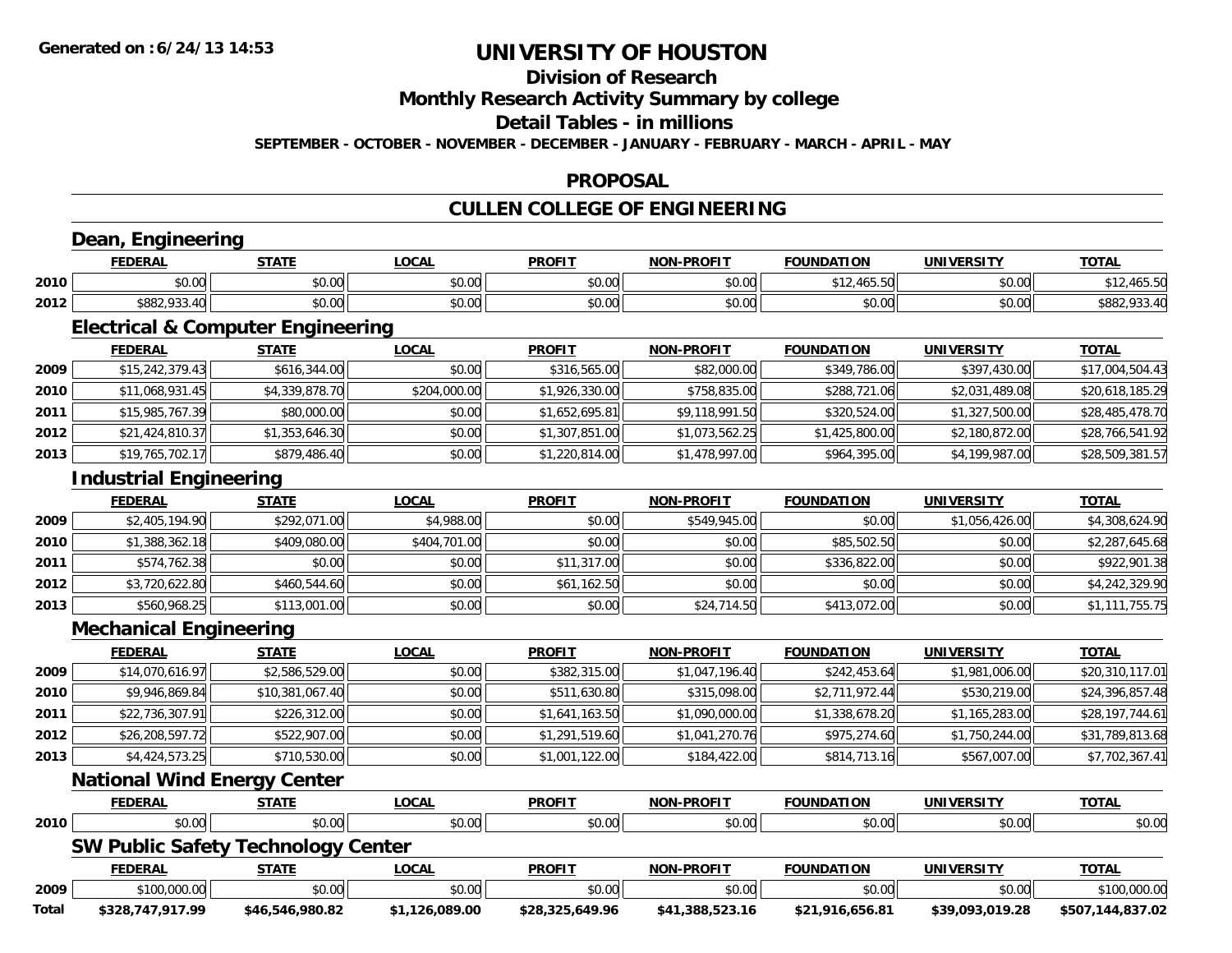**Generated on :6/24/13 14:53**

# UNIVERSITY OF HOUSTON

## Division of Research

## Monthly Research Activity Summary by college

## Detail Tables - in millions

**SEPTEMBER - OCTOBER - NOVEMBER - DECEMBER - JANUARY - FEBRUARY - MARCH - APRIL - MAY**

## PROPOSAL

## CULLEN COLLEGE OF ENGINEERING

### Dean, Engineering

| | FEDERAL | STATE | LOCAL | PROFIT | NON-PROFIT | FOUNDATION | UNIVERSITY | TOTAL |
|---|---|---|---|---|---|---|---|---|
| 2010 | $0.00 | $0.00 | $0.00 | $0.00 | $0.00 | $12,465.50 | $0.00 | $12,465.50 |
| 2012 | $882,933.40 | $0.00 | $0.00 | $0.00 | $0.00 | $0.00 | $0.00 | $882,933.40 |

### Electrical & Computer Engineering

| | FEDERAL | STATE | LOCAL | PROFIT | NON-PROFIT | FOUNDATION | UNIVERSITY | TOTAL |
|---|---|---|---|---|---|---|---|---|
| 2009 | $15,242,379.43 | $616,344.00 | $0.00 | $316,565.00 | $82,000.00 | $349,786.00 | $397,430.00 | $17,004,504.43 |
| 2010 | $11,068,931.45 | $4,339,878.70 | $204,000.00 | $1,926,330.00 | $758,835.00 | $288,721.06 | $2,031,489.08 | $20,618,185.29 |
| 2011 | $15,985,767.39 | $80,000.00 | $0.00 | $1,652,695.81 | $9,118,991.50 | $320,524.00 | $1,327,500.00 | $28,485,478.70 |
| 2012 | $21,424,810.37 | $1,353,646.30 | $0.00 | $1,307,851.00 | $1,073,562.25 | $1,425,800.00 | $2,180,872.00 | $28,766,541.92 |
| 2013 | $19,765,702.17 | $879,486.40 | $0.00 | $1,220,814.00 | $1,478,997.00 | $964,395.00 | $4,199,987.00 | $28,509,381.57 |

### Industrial Engineering

| | FEDERAL | STATE | LOCAL | PROFIT | NON-PROFIT | FOUNDATION | UNIVERSITY | TOTAL |
|---|---|---|---|---|---|---|---|---|
| 2009 | $2,405,194.90 | $292,071.00 | $4,988.00 | $0.00 | $549,945.00 | $0.00 | $1,056,426.00 | $4,308,624.90 |
| 2010 | $1,388,362.18 | $409,080.00 | $404,701.00 | $0.00 | $0.00 | $85,502.50 | $0.00 | $2,287,645.68 |
| 2011 | $574,762.38 | $0.00 | $0.00 | $11,317.00 | $0.00 | $336,822.00 | $0.00 | $922,901.38 |
| 2012 | $3,720,622.80 | $460,544.60 | $0.00 | $61,162.50 | $0.00 | $0.00 | $0.00 | $4,242,329.90 |
| 2013 | $560,968.25 | $113,001.00 | $0.00 | $0.00 | $24,714.50 | $413,072.00 | $0.00 | $1,111,755.75 |

### Mechanical Engineering

| | FEDERAL | STATE | LOCAL | PROFIT | NON-PROFIT | FOUNDATION | UNIVERSITY | TOTAL |
|---|---|---|---|---|---|---|---|---|
| 2009 | $14,070,616.97 | $2,586,529.00 | $0.00 | $382,315.00 | $1,047,196.40 | $242,453.64 | $1,981,006.00 | $20,310,117.01 |
| 2010 | $9,946,869.84 | $10,381,067.40 | $0.00 | $511,630.80 | $315,098.00 | $2,711,972.44 | $530,219.00 | $24,396,857.48 |
| 2011 | $22,736,307.91 | $226,312.00 | $0.00 | $1,641,163.50 | $1,090,000.00 | $1,338,678.20 | $1,165,283.00 | $28,197,744.61 |
| 2012 | $26,208,597.72 | $522,907.00 | $0.00 | $1,291,519.60 | $1,041,270.76 | $975,274.60 | $1,750,244.00 | $31,789,813.68 |
| 2013 | $4,424,573.25 | $710,530.00 | $0.00 | $1,001,122.00 | $184,422.00 | $814,713.16 | $567,007.00 | $7,702,367.41 |

### National Wind Energy Center

| | FEDERAL | STATE | LOCAL | PROFIT | NON-PROFIT | FOUNDATION | UNIVERSITY | TOTAL |
|---|---|---|---|---|---|---|---|---|
| 2010 | $0.00 | $0.00 | $0.00 | $0.00 | $0.00 | $0.00 | $0.00 | $0.00 |

### SW Public Safety Technology Center

| | FEDERAL | STATE | LOCAL | PROFIT | NON-PROFIT | FOUNDATION | UNIVERSITY | TOTAL |
|---|---|---|---|---|---|---|---|---|
| 2009 | $100,000.00 | $0.00 | $0.00 | $0.00 | $0.00 | $0.00 | $0.00 | $100,000.00 |
| **Total** | **$328,747,917.99** | **$46,546,980.82** | **$1,126,089.00** | **$28,325,649.96** | **$41,388,523.16** | **$21,916,656.81** | **$39,093,019.28** | **$507,144,837.02** |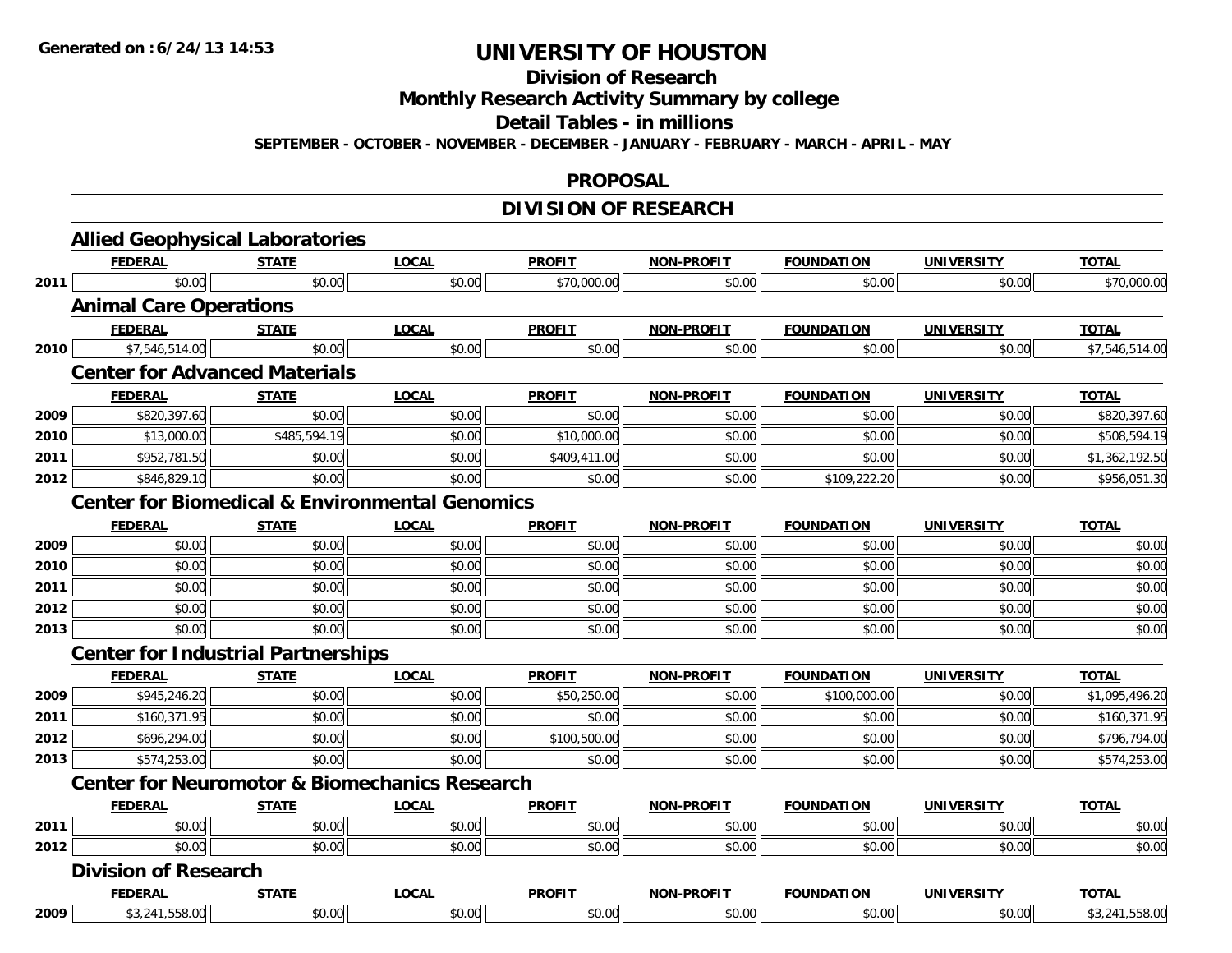**Generated on :6/24/13 14:53**

# UNIVERSITY OF HOUSTON

## Division of Research

## Monthly Research Activity Summary by college

## Detail Tables - in millions

**SEPTEMBER - OCTOBER - NOVEMBER - DECEMBER - JANUARY - FEBRUARY - MARCH - APRIL - MAY**

## PROPOSAL

## DIVISION OF RESEARCH

### Allied Geophysical Laboratories

| | FEDERAL | STATE | LOCAL | PROFIT | NON-PROFIT | FOUNDATION | UNIVERSITY | TOTAL |
|---|---|---|---|---|---|---|---|---|
| 2011 | $0.00 | $0.00 | $0.00 | $70,000.00 | $0.00 | $0.00 | $0.00 | $70,000.00 |

### Animal Care Operations

| | FEDERAL | STATE | LOCAL | PROFIT | NON-PROFIT | FOUNDATION | UNIVERSITY | TOTAL |
|---|---|---|---|---|---|---|---|---|
| 2010 | $7,546,514.00 | $0.00 | $0.00 | $0.00 | $0.00 | $0.00 | $0.00 | $7,546,514.00 |

### Center for Advanced Materials

| | FEDERAL | STATE | LOCAL | PROFIT | NON-PROFIT | FOUNDATION | UNIVERSITY | TOTAL |
|---|---|---|---|---|---|---|---|---|
| 2009 | $820,397.60 | $0.00 | $0.00 | $0.00 | $0.00 | $0.00 | $0.00 | $820,397.60 |
| 2010 | $13,000.00 | $485,594.19 | $0.00 | $10,000.00 | $0.00 | $0.00 | $0.00 | $508,594.19 |
| 2011 | $952,781.50 | $0.00 | $0.00 | $409,411.00 | $0.00 | $0.00 | $0.00 | $1,362,192.50 |
| 2012 | $846,829.10 | $0.00 | $0.00 | $0.00 | $0.00 | $109,222.20 | $0.00 | $956,051.30 |

### Center for Biomedical & Environmental Genomics

| | FEDERAL | STATE | LOCAL | PROFIT | NON-PROFIT | FOUNDATION | UNIVERSITY | TOTAL |
|---|---|---|---|---|---|---|---|---|
| 2009 | $0.00 | $0.00 | $0.00 | $0.00 | $0.00 | $0.00 | $0.00 | $0.00 |
| 2010 | $0.00 | $0.00 | $0.00 | $0.00 | $0.00 | $0.00 | $0.00 | $0.00 |
| 2011 | $0.00 | $0.00 | $0.00 | $0.00 | $0.00 | $0.00 | $0.00 | $0.00 |
| 2012 | $0.00 | $0.00 | $0.00 | $0.00 | $0.00 | $0.00 | $0.00 | $0.00 |
| 2013 | $0.00 | $0.00 | $0.00 | $0.00 | $0.00 | $0.00 | $0.00 | $0.00 |

### Center for Industrial Partnerships

| | FEDERAL | STATE | LOCAL | PROFIT | NON-PROFIT | FOUNDATION | UNIVERSITY | TOTAL |
|---|---|---|---|---|---|---|---|---|
| 2009 | $945,246.20 | $0.00 | $0.00 | $50,250.00 | $0.00 | $100,000.00 | $0.00 | $1,095,496.20 |
| 2011 | $160,371.95 | $0.00 | $0.00 | $0.00 | $0.00 | $0.00 | $0.00 | $160,371.95 |
| 2012 | $696,294.00 | $0.00 | $0.00 | $100,500.00 | $0.00 | $0.00 | $0.00 | $796,794.00 |
| 2013 | $574,253.00 | $0.00 | $0.00 | $0.00 | $0.00 | $0.00 | $0.00 | $574,253.00 |

### Center for Neuromotor & Biomechanics Research

| | FEDERAL | STATE | LOCAL | PROFIT | NON-PROFIT | FOUNDATION | UNIVERSITY | TOTAL |
|---|---|---|---|---|---|---|---|---|
| 2011 | $0.00 | $0.00 | $0.00 | $0.00 | $0.00 | $0.00 | $0.00 | $0.00 |
| 2012 | $0.00 | $0.00 | $0.00 | $0.00 | $0.00 | $0.00 | $0.00 | $0.00 |

### Division of Research

| | FEDERAL | STATE | LOCAL | PROFIT | NON-PROFIT | FOUNDATION | UNIVERSITY | TOTAL |
|---|---|---|---|---|---|---|---|---|
| 2009 | $3,241,558.00 | $0.00 | $0.00 | $0.00 | $0.00 | $0.00 | $0.00 | $3,241,558.00 |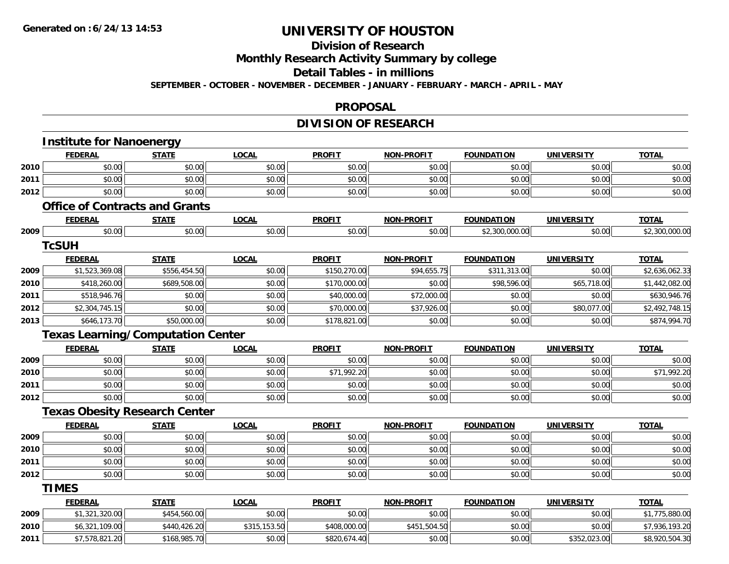**Generated on :6/24/13 14:53**

# UNIVERSITY OF HOUSTON

## Division of Research

## Monthly Research Activity Summary by college

## Detail Tables - in millions

**SEPTEMBER - OCTOBER - NOVEMBER - DECEMBER - JANUARY - FEBRUARY - MARCH - APRIL - MAY**

## PROPOSAL

## DIVISION OF RESEARCH

### Institute for Nanoenergy

| | FEDERAL | STATE | LOCAL | PROFIT | NON-PROFIT | FOUNDATION | UNIVERSITY | TOTAL |
|---|---|---|---|---|---|---|---|---|
| 2010 | $0.00 | $0.00 | $0.00 | $0.00 | $0.00 | $0.00 | $0.00 | $0.00 |
| 2011 | $0.00 | $0.00 | $0.00 | $0.00 | $0.00 | $0.00 | $0.00 | $0.00 |
| 2012 | $0.00 | $0.00 | $0.00 | $0.00 | $0.00 | $0.00 | $0.00 | $0.00 |

### Office of Contracts and Grants

| | FEDERAL | STATE | LOCAL | PROFIT | NON-PROFIT | FOUNDATION | UNIVERSITY | TOTAL |
|---|---|---|---|---|---|---|---|---|
| 2009 | $0.00 | $0.00 | $0.00 | $0.00 | $0.00 | $2,300,000.00 | $0.00 | $2,300,000.00 |

### TcSUH

| | FEDERAL | STATE | LOCAL | PROFIT | NON-PROFIT | FOUNDATION | UNIVERSITY | TOTAL |
|---|---|---|---|---|---|---|---|---|
| 2009 | $1,523,369.08 | $556,454.50 | $0.00 | $150,270.00 | $94,655.75 | $311,313.00 | $0.00 | $2,636,062.33 |
| 2010 | $418,260.00 | $689,508.00 | $0.00 | $170,000.00 | $0.00 | $98,596.00 | $65,718.00 | $1,442,082.00 |
| 2011 | $518,946.76 | $0.00 | $0.00 | $40,000.00 | $72,000.00 | $0.00 | $0.00 | $630,946.76 |
| 2012 | $2,304,745.15 | $0.00 | $0.00 | $70,000.00 | $37,926.00 | $0.00 | $80,077.00 | $2,492,748.15 |
| 2013 | $646,173.70 | $50,000.00 | $0.00 | $178,821.00 | $0.00 | $0.00 | $0.00 | $874,994.70 |

### Texas Learning/Computation Center

| | FEDERAL | STATE | LOCAL | PROFIT | NON-PROFIT | FOUNDATION | UNIVERSITY | TOTAL |
|---|---|---|---|---|---|---|---|---|
| 2009 | $0.00 | $0.00 | $0.00 | $0.00 | $0.00 | $0.00 | $0.00 | $0.00 |
| 2010 | $0.00 | $0.00 | $0.00 | $71,992.20 | $0.00 | $0.00 | $0.00 | $71,992.20 |
| 2011 | $0.00 | $0.00 | $0.00 | $0.00 | $0.00 | $0.00 | $0.00 | $0.00 |
| 2012 | $0.00 | $0.00 | $0.00 | $0.00 | $0.00 | $0.00 | $0.00 | $0.00 |

### Texas Obesity Research Center

| | FEDERAL | STATE | LOCAL | PROFIT | NON-PROFIT | FOUNDATION | UNIVERSITY | TOTAL |
|---|---|---|---|---|---|---|---|---|
| 2009 | $0.00 | $0.00 | $0.00 | $0.00 | $0.00 | $0.00 | $0.00 | $0.00 |
| 2010 | $0.00 | $0.00 | $0.00 | $0.00 | $0.00 | $0.00 | $0.00 | $0.00 |
| 2011 | $0.00 | $0.00 | $0.00 | $0.00 | $0.00 | $0.00 | $0.00 | $0.00 |
| 2012 | $0.00 | $0.00 | $0.00 | $0.00 | $0.00 | $0.00 | $0.00 | $0.00 |

### TIMES

| | FEDERAL | STATE | LOCAL | PROFIT | NON-PROFIT | FOUNDATION | UNIVERSITY | TOTAL |
|---|---|---|---|---|---|---|---|---|
| 2009 | $1,321,320.00 | $454,560.00 | $0.00 | $0.00 | $0.00 | $0.00 | $0.00 | $1,775,880.00 |
| 2010 | $6,321,109.00 | $440,426.20 | $315,153.50 | $408,000.00 | $451,504.50 | $0.00 | $0.00 | $7,936,193.20 |
| 2011 | $7,578,821.20 | $168,985.70 | $0.00 | $820,674.40 | $0.00 | $0.00 | $352,023.00 | $8,920,504.30 |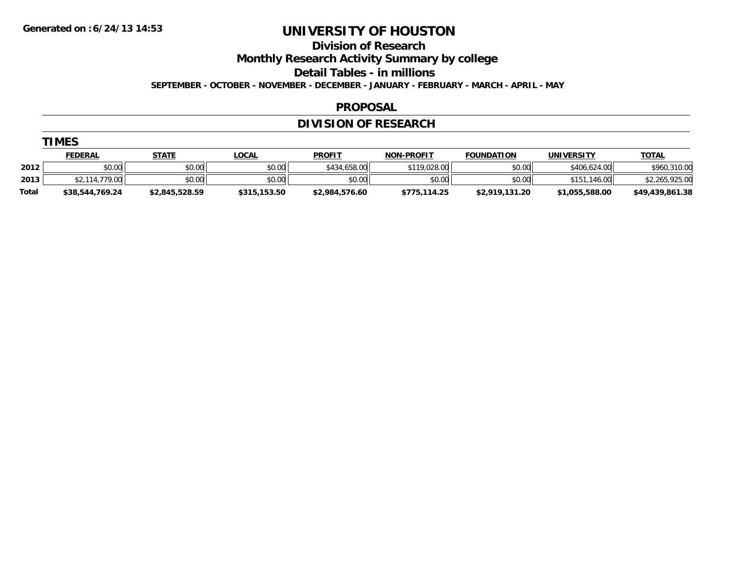Generated on :6/24/13 14:53

# UNIVERSITY OF HOUSTON

## Division of Research

## Monthly Research Activity Summary by college

## Detail Tables - in millions

**SEPTEMBER - OCTOBER - NOVEMBER - DECEMBER - JANUARY - FEBRUARY - MARCH - APRIL - MAY**

## PROPOSAL

## DIVISION OF RESEARCH

### TIMES

| | FEDERAL | STATE | LOCAL | PROFIT | NON-PROFIT | FOUNDATION | UNIVERSITY | TOTAL |
|---|---|---|---|---|---|---|---|---|
| 2012 | $0.00 | $0.00 | $0.00 | $434,658.00 | $119,028.00 | $0.00 | $406,624.00 | $960,310.00 |
| 2013 | $2,114,779.00 | $0.00 | $0.00 | $0.00 | $0.00 | $0.00 | $151,146.00 | $2,265,925.00 |
| **Total** | **$38,544,769.24** | **$2,845,528.59** | **$315,153.50** | **$2,984,576.60** | **$775,114.25** | **$2,919,131.20** | **$1,055,588.00** | **$49,439,861.38** |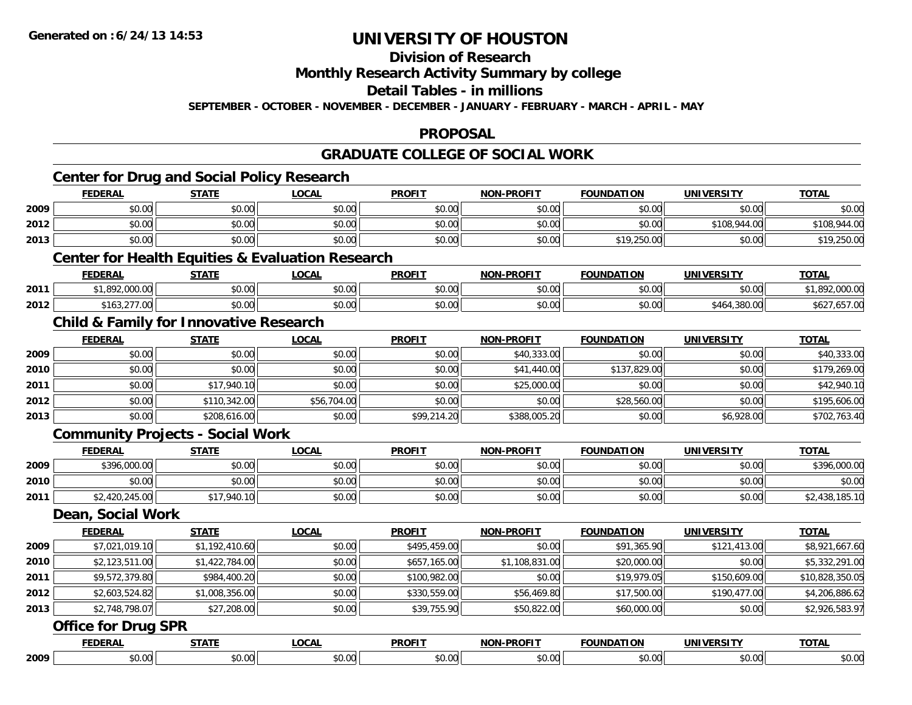**Generated on :6/24/13 14:53**

# UNIVERSITY OF HOUSTON

## Division of Research

## Monthly Research Activity Summary by college

## Detail Tables - in millions

**SEPTEMBER - OCTOBER - NOVEMBER - DECEMBER - JANUARY - FEBRUARY - MARCH - APRIL - MAY**

## PROPOSAL

## GRADUATE COLLEGE OF SOCIAL WORK

### Center for Drug and Social Policy Research

| | FEDERAL | STATE | LOCAL | PROFIT | NON-PROFIT | FOUNDATION | UNIVERSITY | TOTAL |
|---|---|---|---|---|---|---|---|---|
| 2009 | $0.00 | $0.00 | $0.00 | $0.00 | $0.00 | $0.00 | $0.00 | $0.00 |
| 2012 | $0.00 | $0.00 | $0.00 | $0.00 | $0.00 | $0.00 | $108,944.00 | $108,944.00 |
| 2013 | $0.00 | $0.00 | $0.00 | $0.00 | $0.00 | $19,250.00 | $0.00 | $19,250.00 |

### Center for Health Equities & Evaluation Research

| | FEDERAL | STATE | LOCAL | PROFIT | NON-PROFIT | FOUNDATION | UNIVERSITY | TOTAL |
|---|---|---|---|---|---|---|---|---|
| 2011 | $1,892,000.00 | $0.00 | $0.00 | $0.00 | $0.00 | $0.00 | $0.00 | $1,892,000.00 |
| 2012 | $163,277.00 | $0.00 | $0.00 | $0.00 | $0.00 | $0.00 | $464,380.00 | $627,657.00 |

### Child & Family for Innovative Research

| | FEDERAL | STATE | LOCAL | PROFIT | NON-PROFIT | FOUNDATION | UNIVERSITY | TOTAL |
|---|---|---|---|---|---|---|---|---|
| 2009 | $0.00 | $0.00 | $0.00 | $0.00 | $40,333.00 | $0.00 | $0.00 | $40,333.00 |
| 2010 | $0.00 | $0.00 | $0.00 | $0.00 | $41,440.00 | $137,829.00 | $0.00 | $179,269.00 |
| 2011 | $0.00 | $17,940.10 | $0.00 | $0.00 | $25,000.00 | $0.00 | $0.00 | $42,940.10 |
| 2012 | $0.00 | $110,342.00 | $56,704.00 | $0.00 | $0.00 | $28,560.00 | $0.00 | $195,606.00 |
| 2013 | $0.00 | $208,616.00 | $0.00 | $99,214.20 | $388,005.20 | $0.00 | $6,928.00 | $702,763.40 |

### Community Projects - Social Work

| | FEDERAL | STATE | LOCAL | PROFIT | NON-PROFIT | FOUNDATION | UNIVERSITY | TOTAL |
|---|---|---|---|---|---|---|---|---|
| 2009 | $396,000.00 | $0.00 | $0.00 | $0.00 | $0.00 | $0.00 | $0.00 | $396,000.00 |
| 2010 | $0.00 | $0.00 | $0.00 | $0.00 | $0.00 | $0.00 | $0.00 | $0.00 |
| 2011 | $2,420,245.00 | $17,940.10 | $0.00 | $0.00 | $0.00 | $0.00 | $0.00 | $2,438,185.10 |

### Dean, Social Work

| | FEDERAL | STATE | LOCAL | PROFIT | NON-PROFIT | FOUNDATION | UNIVERSITY | TOTAL |
|---|---|---|---|---|---|---|---|---|
| 2009 | $7,021,019.10 | $1,192,410.60 | $0.00 | $495,459.00 | $0.00 | $91,365.90 | $121,413.00 | $8,921,667.60 |
| 2010 | $2,123,511.00 | $1,422,784.00 | $0.00 | $657,165.00 | $1,108,831.00 | $20,000.00 | $0.00 | $5,332,291.00 |
| 2011 | $9,572,379.80 | $984,400.20 | $0.00 | $100,982.00 | $0.00 | $19,979.05 | $150,609.00 | $10,828,350.05 |
| 2012 | $2,603,524.82 | $1,008,356.00 | $0.00 | $330,559.00 | $56,469.80 | $17,500.00 | $190,477.00 | $4,206,886.62 |
| 2013 | $2,748,798.07 | $27,208.00 | $0.00 | $39,755.90 | $50,822.00 | $60,000.00 | $0.00 | $2,926,583.97 |

### Office for Drug SPR

| | FEDERAL | STATE | LOCAL | PROFIT | NON-PROFIT | FOUNDATION | UNIVERSITY | TOTAL |
|---|---|---|---|---|---|---|---|---|
| 2009 | $0.00 | $0.00 | $0.00 | $0.00 | $0.00 | $0.00 | $0.00 | $0.00 |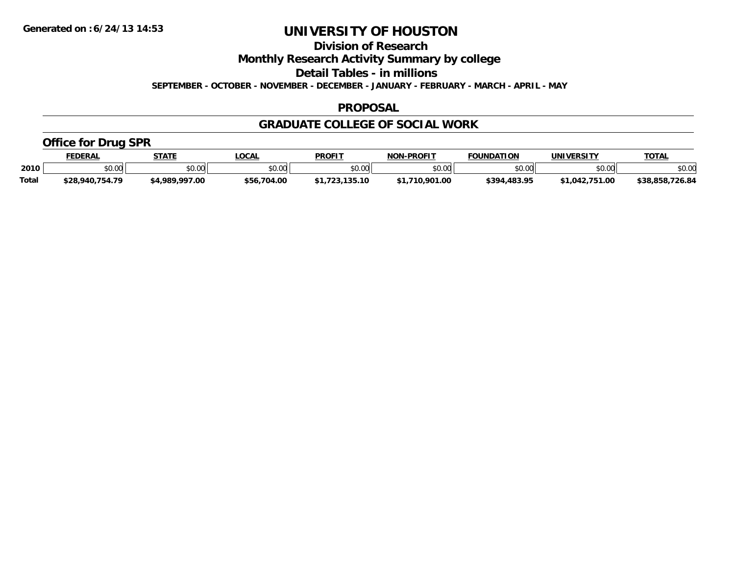# UNIVERSITY OF HOUSTON

## Division of Research

## Monthly Research Activity Summary by college

## Detail Tables - in millions

**SEPTEMBER - OCTOBER - NOVEMBER - DECEMBER - JANUARY - FEBRUARY - MARCH - APRIL - MAY**

## PROPOSAL

## GRADUATE COLLEGE OF SOCIAL WORK

### Office for Drug SPR

| | FEDERAL | STATE | LOCAL | PROFIT | NON-PROFIT | FOUNDATION | UNIVERSITY | TOTAL |
|---|---|---|---|---|---|---|---|---|
| 2010 | $0.00 | $0.00 | $0.00 | $0.00 | $0.00 | $0.00 | $0.00 | $0.00 |
| Total | $28,940,754.79 | $4,989,997.00 | $56,704.00 | $1,723,135.10 | $1,710,901.00 | $394,483.95 | $1,042,751.00 | $38,858,726.84 |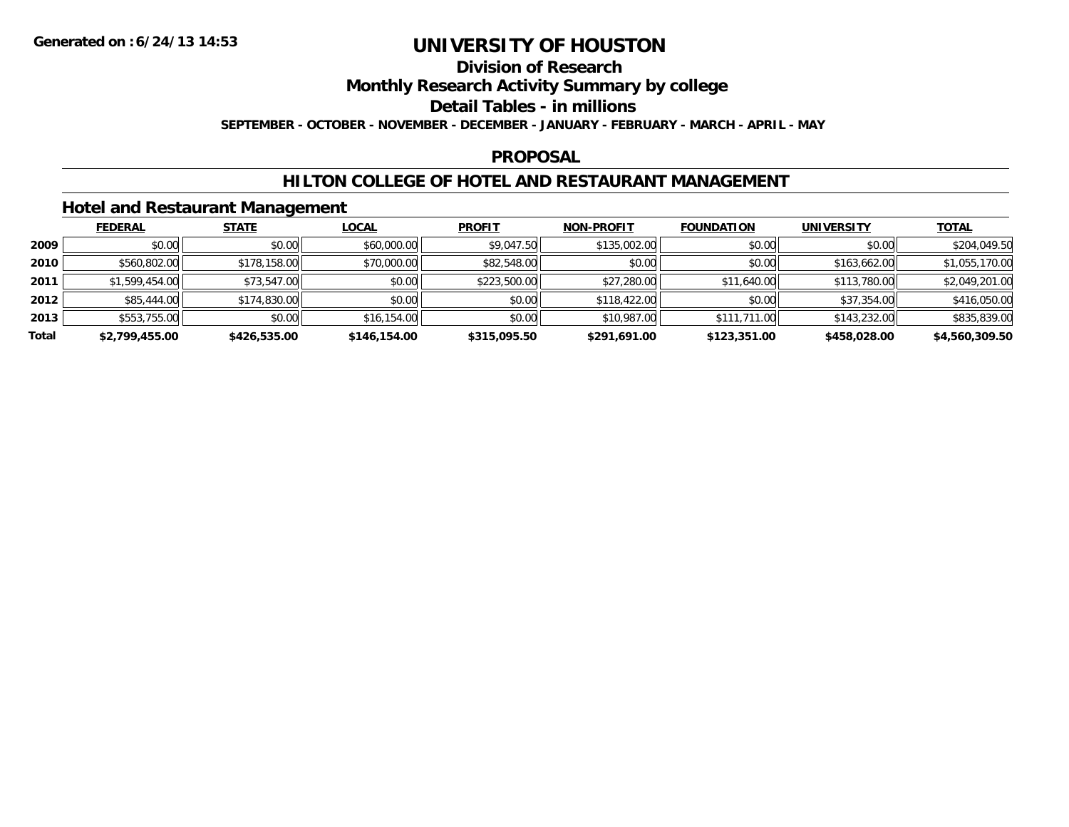Generated on :6/24/13 14:53

# UNIVERSITY OF HOUSTON

## Division of Research

## Monthly Research Activity Summary by college

## Detail Tables - in millions

SEPTEMBER - OCTOBER - NOVEMBER - DECEMBER - JANUARY - FEBRUARY - MARCH - APRIL - MAY

## PROPOSAL

## HILTON COLLEGE OF HOTEL AND RESTAURANT MANAGEMENT

### Hotel and Restaurant Management

| | FEDERAL | STATE | LOCAL | PROFIT | NON-PROFIT | FOUNDATION | UNIVERSITY | TOTAL |
|---|---|---|---|---|---|---|---|---|
| 2009 | $0.00 | $0.00 | $60,000.00 | $9,047.50 | $135,002.00 | $0.00 | $0.00 | $204,049.50 |
| 2010 | $560,802.00 | $178,158.00 | $70,000.00 | $82,548.00 | $0.00 | $0.00 | $163,662.00 | $1,055,170.00 |
| 2011 | $1,599,454.00 | $73,547.00 | $0.00 | $223,500.00 | $27,280.00 | $11,640.00 | $113,780.00 | $2,049,201.00 |
| 2012 | $85,444.00 | $174,830.00 | $0.00 | $0.00 | $118,422.00 | $0.00 | $37,354.00 | $416,050.00 |
| 2013 | $553,755.00 | $0.00 | $16,154.00 | $0.00 | $10,987.00 | $111,711.00 | $143,232.00 | $835,839.00 |
| **Total** | **$2,799,455.00** | **$426,535.00** | **$146,154.00** | **$315,095.50** | **$291,691.00** | **$123,351.00** | **$458,028.00** | **$4,560,309.50** |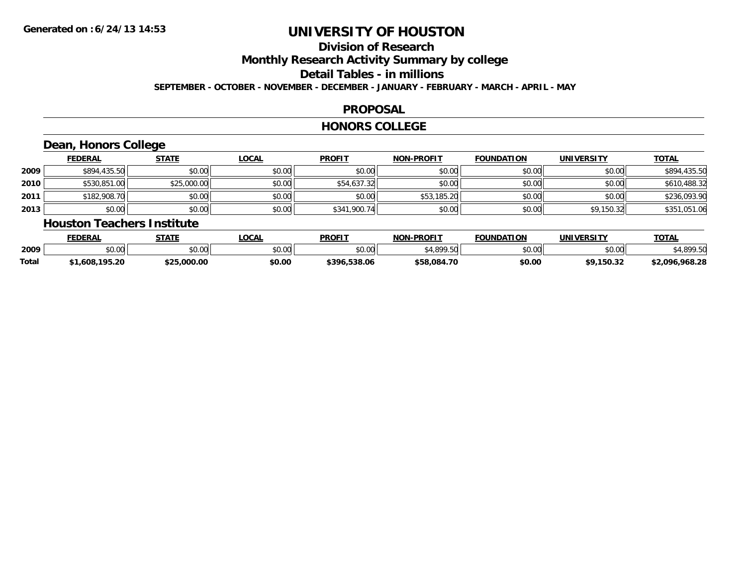# UNIVERSITY OF HOUSTON

## Division of Research

## Monthly Research Activity Summary by college

## Detail Tables - in millions

**SEPTEMBER - OCTOBER - NOVEMBER - DECEMBER - JANUARY - FEBRUARY - MARCH - APRIL - MAY**

## PROPOSAL

## HONORS COLLEGE

### Dean, Honors College

| | FEDERAL | STATE | LOCAL | PROFIT | NON-PROFIT | FOUNDATION | UNIVERSITY | TOTAL |
|---|---|---|---|---|---|---|---|---|
| 2009 | $894,435.50 | $0.00 | $0.00 | $0.00 | $0.00 | $0.00 | $0.00 | $894,435.50 |
| 2010 | $530,851.00 | $25,000.00 | $0.00 | $54,637.32 | $0.00 | $0.00 | $0.00 | $610,488.32 |
| 2011 | $182,908.70 | $0.00 | $0.00 | $0.00 | $53,185.20 | $0.00 | $0.00 | $236,093.90 |
| 2013 | $0.00 | $0.00 | $0.00 | $341,900.74 | $0.00 | $0.00 | $9,150.32 | $351,051.06 |

### Houston Teachers Institute

| | FEDERAL | STATE | LOCAL | PROFIT | NON-PROFIT | FOUNDATION | UNIVERSITY | TOTAL |
|---|---|---|---|---|---|---|---|---|
| 2009 | $0.00 | $0.00 | $0.00 | $0.00 | $4,899.50 | $0.00 | $0.00 | $4,899.50 |
| **Total** | **$1,608,195.20** | **$25,000.00** | **$0.00** | **$396,538.06** | **$58,084.70** | **$0.00** | **$9,150.32** | **$2,096,968.28** |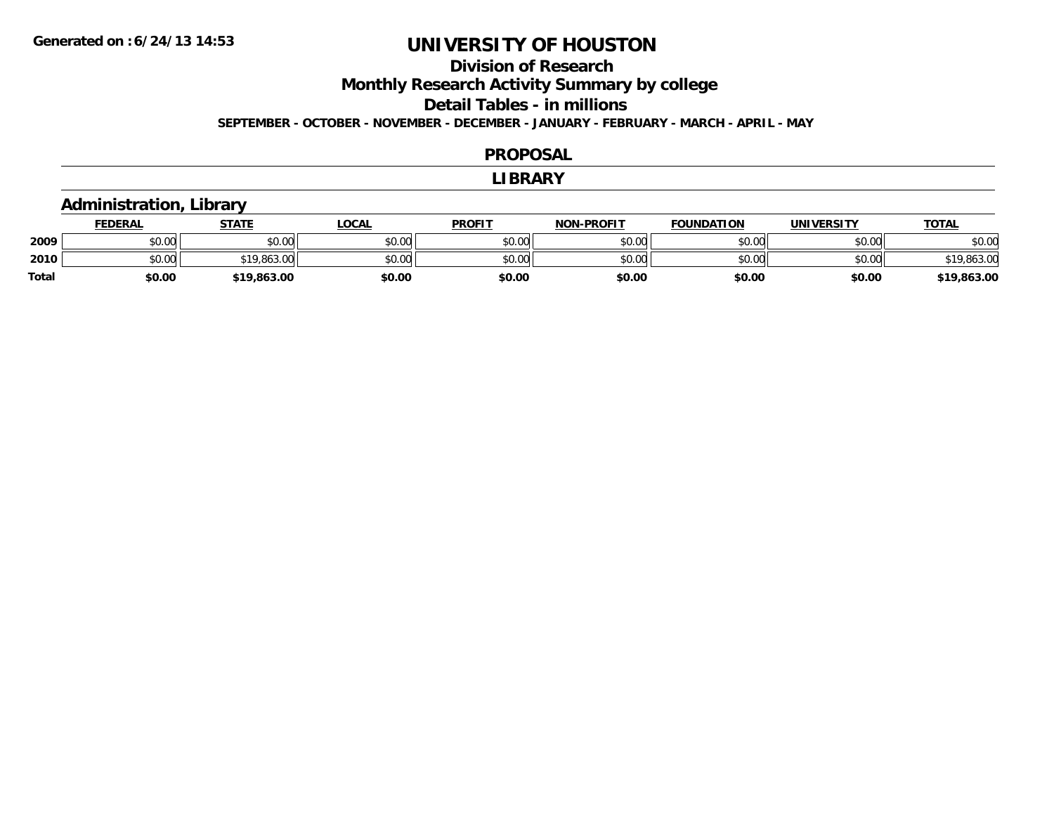# UNIVERSITY OF HOUSTON

## Division of Research

## Monthly Research Activity Summary by college

## Detail Tables - in millions

**SEPTEMBER - OCTOBER - NOVEMBER - DECEMBER - JANUARY - FEBRUARY - MARCH - APRIL - MAY**

## PROPOSAL

## LIBRARY

### Administration, Library

| | FEDERAL | STATE | LOCAL | PROFIT | NON-PROFIT | FOUNDATION | UNIVERSITY | TOTAL |
|---|---|---|---|---|---|---|---|---|
| 2009 | $0.00 | $0.00 | $0.00 | $0.00 | $0.00 | $0.00 | $0.00 | $0.00 |
| 2010 | $0.00 | $19,863.00 | $0.00 | $0.00 | $0.00 | $0.00 | $0.00 | $19,863.00 |
| **Total** | **$0.00** | **$19,863.00** | **$0.00** | **$0.00** | **$0.00** | **$0.00** | **$0.00** | **$19,863.00** |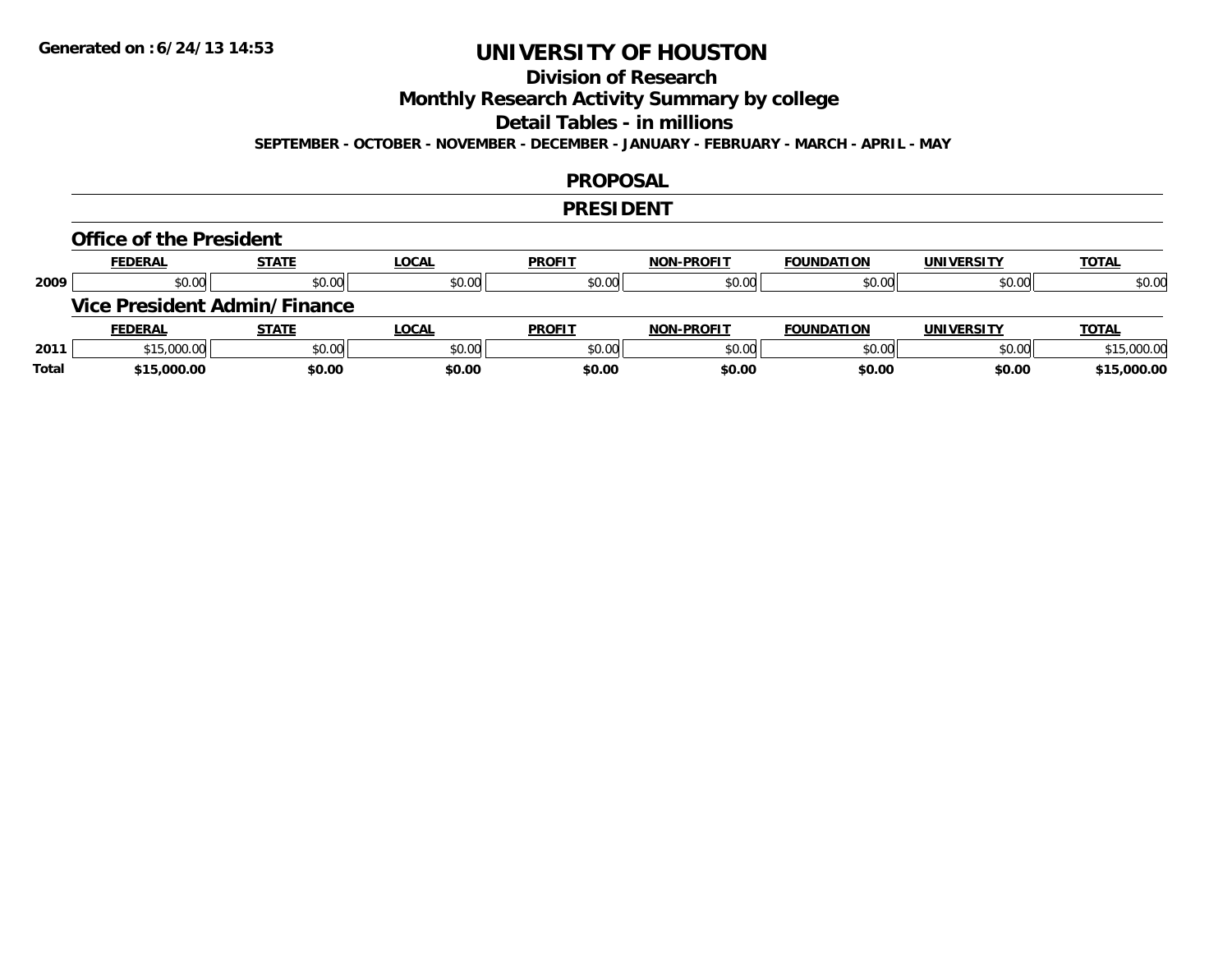**Generated on :6/24/13 14:53**

# UNIVERSITY OF HOUSTON

## Division of Research

## Monthly Research Activity Summary by college

## Detail Tables - in millions

**SEPTEMBER - OCTOBER - NOVEMBER - DECEMBER - JANUARY - FEBRUARY - MARCH - APRIL - MAY**

## PROPOSAL

## PRESIDENT

### Office of the President

| | FEDERAL | STATE | LOCAL | PROFIT | NON-PROFIT | FOUNDATION | UNIVERSITY | TOTAL |
|---|---|---|---|---|---|---|---|---|
| 2009 | $0.00 | $0.00 | $0.00 | $0.00 | $0.00 | $0.00 | $0.00 | $0.00 |

### Vice President Admin/Finance

| | FEDERAL | STATE | LOCAL | PROFIT | NON-PROFIT | FOUNDATION | UNIVERSITY | TOTAL |
|---|---|---|---|---|---|---|---|---|
| 2011 | $15,000.00 | $0.00 | $0.00 | $0.00 | $0.00 | $0.00 | $0.00 | $15,000.00 |
| **Total** | **$15,000.00** | **$0.00** | **$0.00** | **$0.00** | **$0.00** | **$0.00** | **$0.00** | **$15,000.00** |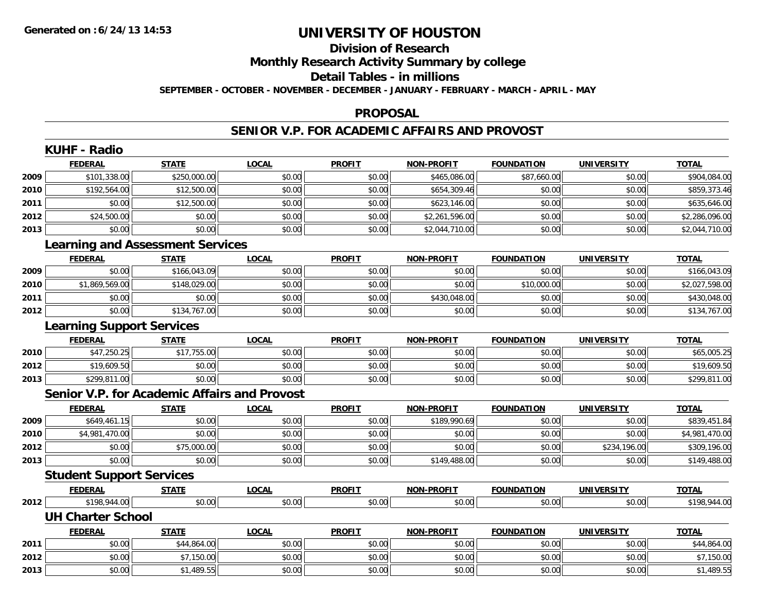**Generated on :6/24/13 14:53**

# UNIVERSITY OF HOUSTON

## Division of Research

## Monthly Research Activity Summary by college

## Detail Tables - in millions

**SEPTEMBER - OCTOBER - NOVEMBER - DECEMBER - JANUARY - FEBRUARY - MARCH - APRIL - MAY**

## PROPOSAL

## SENIOR V.P. FOR ACADEMIC AFFAIRS AND PROVOST

### KUHF - Radio

| | FEDERAL | STATE | LOCAL | PROFIT | NON-PROFIT | FOUNDATION | UNIVERSITY | TOTAL |
|---|---|---|---|---|---|---|---|---|
| 2009 | $101,338.00 | $250,000.00 | $0.00 | $0.00 | $465,086.00 | $87,660.00 | $0.00 | $904,084.00 |
| 2010 | $192,564.00 | $12,500.00 | $0.00 | $0.00 | $654,309.46 | $0.00 | $0.00 | $859,373.46 |
| 2011 | $0.00 | $12,500.00 | $0.00 | $0.00 | $623,146.00 | $0.00 | $0.00 | $635,646.00 |
| 2012 | $24,500.00 | $0.00 | $0.00 | $0.00 | $2,261,596.00 | $0.00 | $0.00 | $2,286,096.00 |
| 2013 | $0.00 | $0.00 | $0.00 | $0.00 | $2,044,710.00 | $0.00 | $0.00 | $2,044,710.00 |

### Learning and Assessment Services

| | FEDERAL | STATE | LOCAL | PROFIT | NON-PROFIT | FOUNDATION | UNIVERSITY | TOTAL |
|---|---|---|---|---|---|---|---|---|
| 2009 | $0.00 | $166,043.09 | $0.00 | $0.00 | $0.00 | $0.00 | $0.00 | $166,043.09 |
| 2010 | $1,869,569.00 | $148,029.00 | $0.00 | $0.00 | $0.00 | $10,000.00 | $0.00 | $2,027,598.00 |
| 2011 | $0.00 | $0.00 | $0.00 | $0.00 | $430,048.00 | $0.00 | $0.00 | $430,048.00 |
| 2012 | $0.00 | $134,767.00 | $0.00 | $0.00 | $0.00 | $0.00 | $0.00 | $134,767.00 |

### Learning Support Services

| | FEDERAL | STATE | LOCAL | PROFIT | NON-PROFIT | FOUNDATION | UNIVERSITY | TOTAL |
|---|---|---|---|---|---|---|---|---|
| 2010 | $47,250.25 | $17,755.00 | $0.00 | $0.00 | $0.00 | $0.00 | $0.00 | $65,005.25 |
| 2012 | $19,609.50 | $0.00 | $0.00 | $0.00 | $0.00 | $0.00 | $0.00 | $19,609.50 |
| 2013 | $299,811.00 | $0.00 | $0.00 | $0.00 | $0.00 | $0.00 | $0.00 | $299,811.00 |

### Senior V.P. for Academic Affairs and Provost

| | FEDERAL | STATE | LOCAL | PROFIT | NON-PROFIT | FOUNDATION | UNIVERSITY | TOTAL |
|---|---|---|---|---|---|---|---|---|
| 2009 | $649,461.15 | $0.00 | $0.00 | $0.00 | $189,990.69 | $0.00 | $0.00 | $839,451.84 |
| 2010 | $4,981,470.00 | $0.00 | $0.00 | $0.00 | $0.00 | $0.00 | $0.00 | $4,981,470.00 |
| 2012 | $0.00 | $75,000.00 | $0.00 | $0.00 | $0.00 | $0.00 | $234,196.00 | $309,196.00 |
| 2013 | $0.00 | $0.00 | $0.00 | $0.00 | $149,488.00 | $0.00 | $0.00 | $149,488.00 |

### Student Support Services

| | FEDERAL | STATE | LOCAL | PROFIT | NON-PROFIT | FOUNDATION | UNIVERSITY | TOTAL |
|---|---|---|---|---|---|---|---|---|
| 2012 | $198,944.00 | $0.00 | $0.00 | $0.00 | $0.00 | $0.00 | $0.00 | $198,944.00 |

### UH Charter School

| | FEDERAL | STATE | LOCAL | PROFIT | NON-PROFIT | FOUNDATION | UNIVERSITY | TOTAL |
|---|---|---|---|---|---|---|---|---|
| 2011 | $0.00 | $44,864.00 | $0.00 | $0.00 | $0.00 | $0.00 | $0.00 | $44,864.00 |
| 2012 | $0.00 | $7,150.00 | $0.00 | $0.00 | $0.00 | $0.00 | $0.00 | $7,150.00 |
| 2013 | $0.00 | $1,489.55 | $0.00 | $0.00 | $0.00 | $0.00 | $0.00 | $1,489.55 |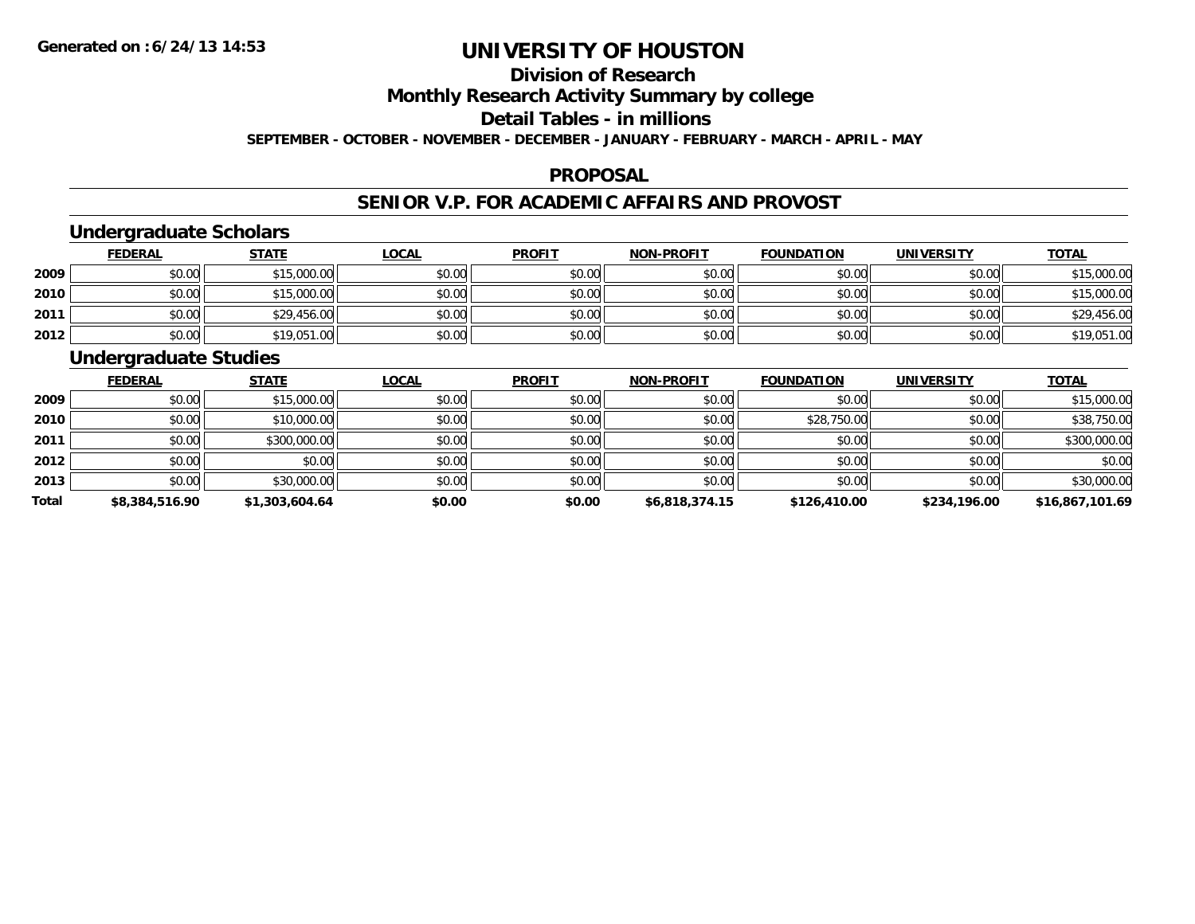# UNIVERSITY OF HOUSTON

## Division of Research

## Monthly Research Activity Summary by college

## Detail Tables - in millions

**SEPTEMBER - OCTOBER - NOVEMBER - DECEMBER - JANUARY - FEBRUARY - MARCH - APRIL - MAY**

### PROPOSAL

### SENIOR V.P. FOR ACADEMIC AFFAIRS AND PROVOST

#### Undergraduate Scholars

| | FEDERAL | STATE | LOCAL | PROFIT | NON-PROFIT | FOUNDATION | UNIVERSITY | TOTAL |
|---|---|---|---|---|---|---|---|---|
| 2009 | $0.00 | $15,000.00 | $0.00 | $0.00 | $0.00 | $0.00 | $0.00 | $15,000.00 |
| 2010 | $0.00 | $15,000.00 | $0.00 | $0.00 | $0.00 | $0.00 | $0.00 | $15,000.00 |
| 2011 | $0.00 | $29,456.00 | $0.00 | $0.00 | $0.00 | $0.00 | $0.00 | $29,456.00 |
| 2012 | $0.00 | $19,051.00 | $0.00 | $0.00 | $0.00 | $0.00 | $0.00 | $19,051.00 |

#### Undergraduate Studies

| | FEDERAL | STATE | LOCAL | PROFIT | NON-PROFIT | FOUNDATION | UNIVERSITY | TOTAL |
|---|---|---|---|---|---|---|---|---|
| 2009 | $0.00 | $15,000.00 | $0.00 | $0.00 | $0.00 | $0.00 | $0.00 | $15,000.00 |
| 2010 | $0.00 | $10,000.00 | $0.00 | $0.00 | $0.00 | $28,750.00 | $0.00 | $38,750.00 |
| 2011 | $0.00 | $300,000.00 | $0.00 | $0.00 | $0.00 | $0.00 | $0.00 | $300,000.00 |
| 2012 | $0.00 | $0.00 | $0.00 | $0.00 | $0.00 | $0.00 | $0.00 | $0.00 |
| 2013 | $0.00 | $30,000.00 | $0.00 | $0.00 | $0.00 | $0.00 | $0.00 | $30,000.00 |
| **Total** | **$8,384,516.90** | **$1,303,604.64** | **$0.00** | **$0.00** | **$6,818,374.15** | **$126,410.00** | **$234,196.00** | **$16,867,101.69** |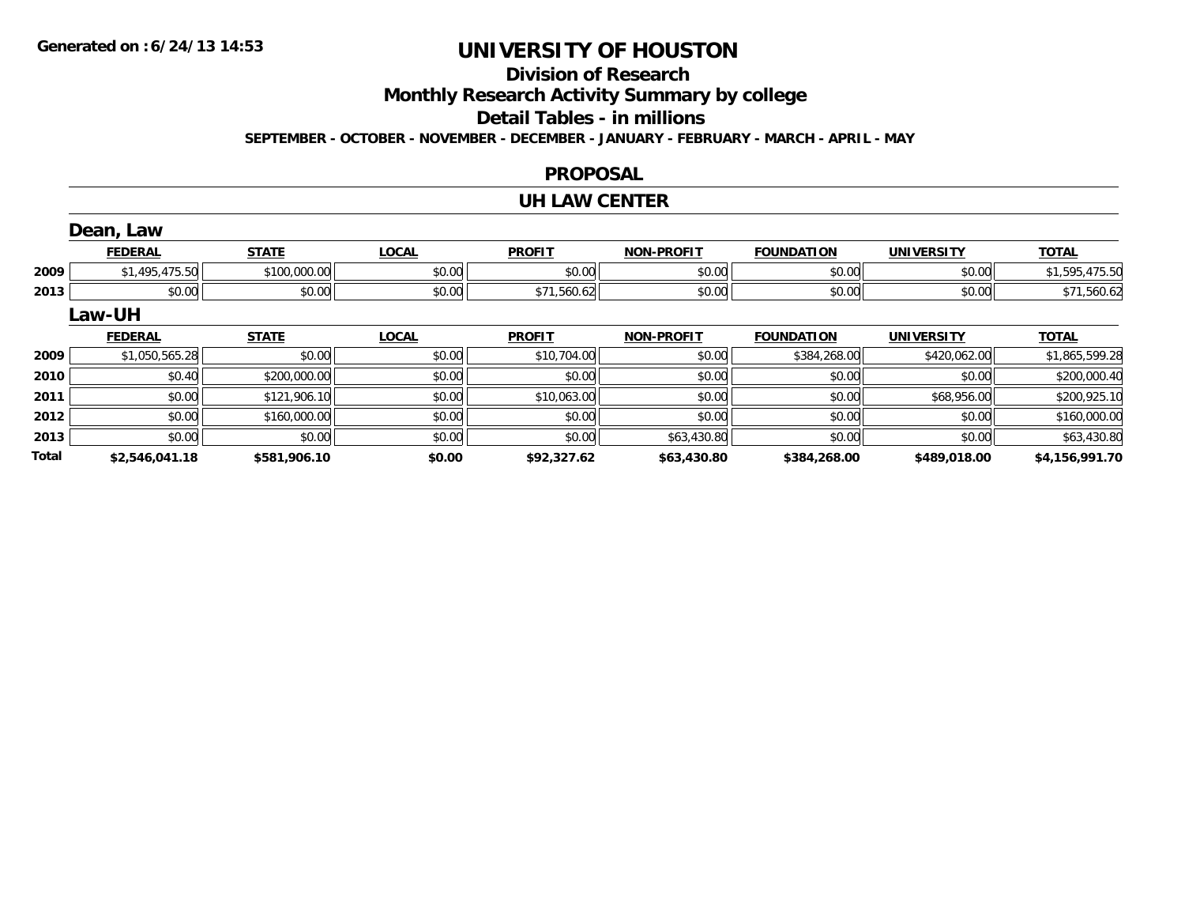# UNIVERSITY OF HOUSTON

## Division of Research

## Monthly Research Activity Summary by college

## Detail Tables - in millions

**SEPTEMBER - OCTOBER - NOVEMBER - DECEMBER - JANUARY - FEBRUARY - MARCH - APRIL - MAY**

### PROPOSAL

### UH LAW CENTER

#### Dean, Law

| | FEDERAL | STATE | LOCAL | PROFIT | NON-PROFIT | FOUNDATION | UNIVERSITY | TOTAL |
|---|---|---|---|---|---|---|---|---|
| 2009 | $1,495,475.50 | $100,000.00 | $0.00 | $0.00 | $0.00 | $0.00 | $0.00 | $1,595,475.50 |
| 2013 | $0.00 | $0.00 | $0.00 | $71,560.62 | $0.00 | $0.00 | $0.00 | $71,560.62 |

#### Law-UH

| | FEDERAL | STATE | LOCAL | PROFIT | NON-PROFIT | FOUNDATION | UNIVERSITY | TOTAL |
|---|---|---|---|---|---|---|---|---|
| 2009 | $1,050,565.28 | $0.00 | $0.00 | $10,704.00 | $0.00 | $384,268.00 | $420,062.00 | $1,865,599.28 |
| 2010 | $0.40 | $200,000.00 | $0.00 | $0.00 | $0.00 | $0.00 | $0.00 | $200,000.40 |
| 2011 | $0.00 | $121,906.10 | $0.00 | $10,063.00 | $0.00 | $0.00 | $68,956.00 | $200,925.10 |
| 2012 | $0.00 | $160,000.00 | $0.00 | $0.00 | $0.00 | $0.00 | $0.00 | $160,000.00 |
| 2013 | $0.00 | $0.00 | $0.00 | $0.00 | $63,430.80 | $0.00 | $0.00 | $63,430.80 |
| **Total** | **$2,546,041.18** | **$581,906.10** | **$0.00** | **$92,327.62** | **$63,430.80** | **$384,268.00** | **$489,018.00** | **$4,156,991.70** |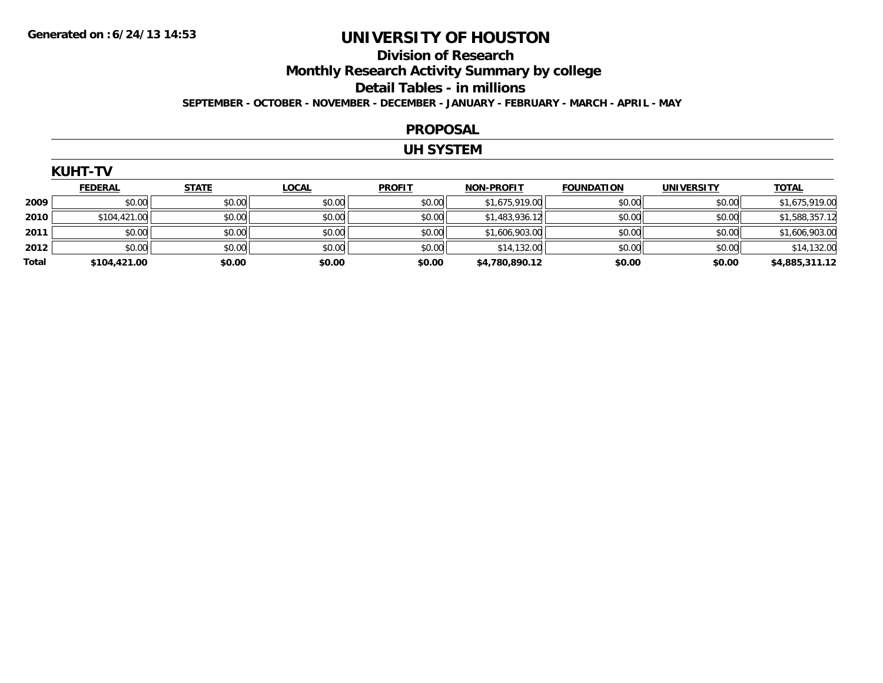**Generated on :6/24/13 14:53**

# UNIVERSITY OF HOUSTON

## Division of Research

## Monthly Research Activity Summary by college

## Detail Tables - in millions

**SEPTEMBER - OCTOBER - NOVEMBER - DECEMBER - JANUARY - FEBRUARY - MARCH - APRIL - MAY**

## PROPOSAL

## UH SYSTEM

### KUHT-TV

| | FEDERAL | STATE | LOCAL | PROFIT | NON-PROFIT | FOUNDATION | UNIVERSITY | TOTAL |
|---|---|---|---|---|---|---|---|---|
| **2009** | $0.00 | $0.00 | $0.00 | $0.00 | $1,675,919.00 | $0.00 | $0.00 | $1,675,919.00 |
| **2010** | $104,421.00 | $0.00 | $0.00 | $0.00 | $1,483,936.12 | $0.00 | $0.00 | $1,588,357.12 |
| **2011** | $0.00 | $0.00 | $0.00 | $0.00 | $1,606,903.00 | $0.00 | $0.00 | $1,606,903.00 |
| **2012** | $0.00 | $0.00 | $0.00 | $0.00 | $14,132.00 | $0.00 | $0.00 | $14,132.00 |
| **Total** | **$104,421.00** | **$0.00** | **$0.00** | **$0.00** | **$4,780,890.12** | **$0.00** | **$0.00** | **$4,885,311.12** |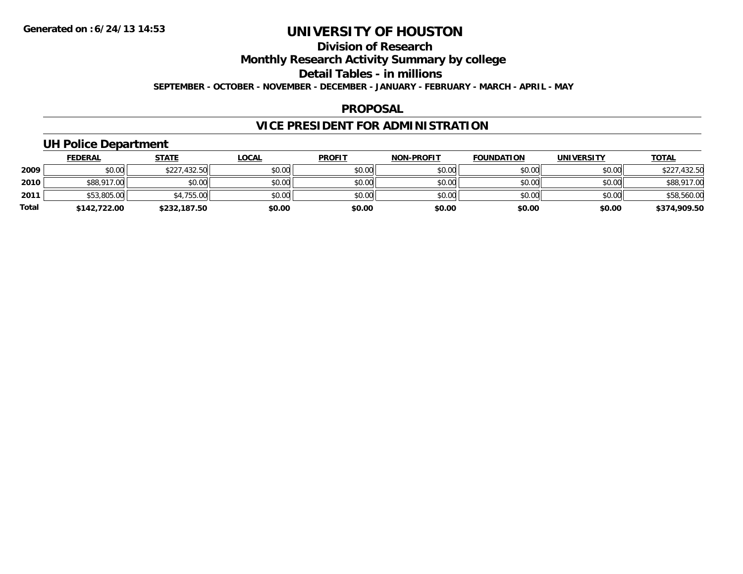# UNIVERSITY OF HOUSTON

## Division of Research

## Monthly Research Activity Summary by college

## Detail Tables - in millions

**SEPTEMBER - OCTOBER - NOVEMBER - DECEMBER - JANUARY - FEBRUARY - MARCH - APRIL - MAY**

## PROPOSAL

## VICE PRESIDENT FOR ADMINISTRATION

### UH Police Department

| | FEDERAL | STATE | LOCAL | PROFIT | NON-PROFIT | FOUNDATION | UNIVERSITY | TOTAL |
|---|---|---|---|---|---|---|---|---|
| 2009 | $0.00 | $227,432.50 | $0.00 | $0.00 | $0.00 | $0.00 | $0.00 | $227,432.50 |
| 2010 | $88,917.00 | $0.00 | $0.00 | $0.00 | $0.00 | $0.00 | $0.00 | $88,917.00 |
| 2011 | $53,805.00 | $4,755.00 | $0.00 | $0.00 | $0.00 | $0.00 | $0.00 | $58,560.00 |
| **Total** | **$142,722.00** | **$232,187.50** | **$0.00** | **$0.00** | **$0.00** | **$0.00** | **$0.00** | **$374,909.50** |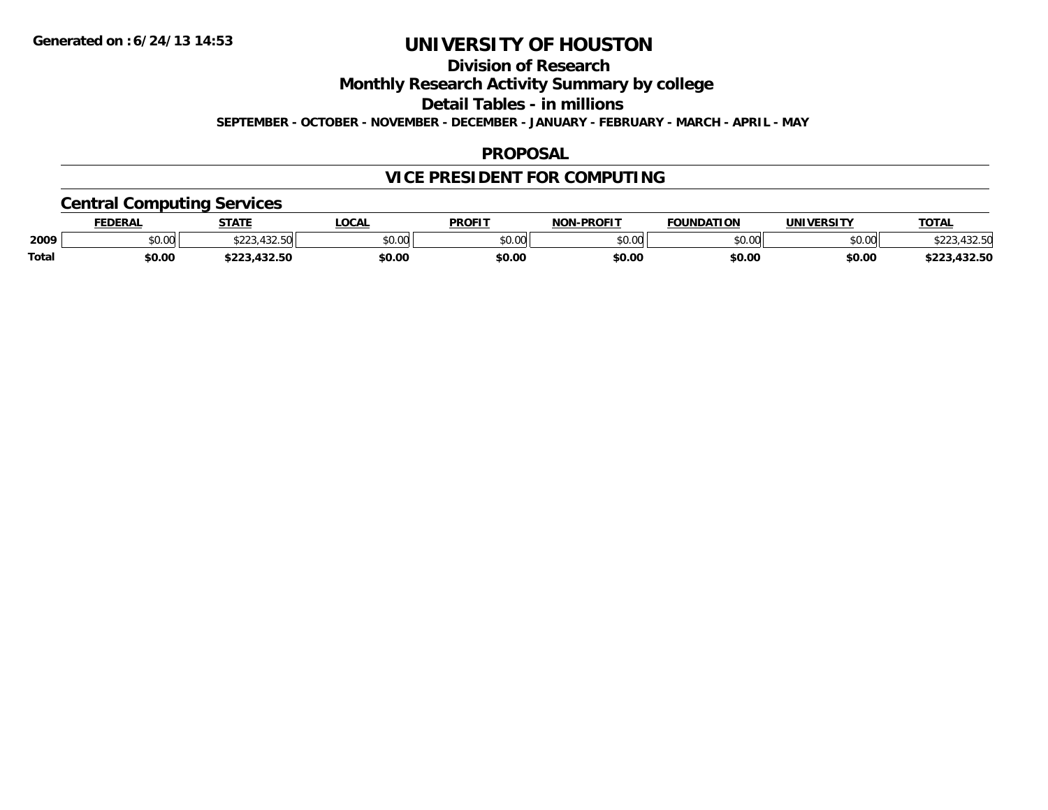Generated on :6/24/13 14:53

# UNIVERSITY OF HOUSTON

## Division of Research

## Monthly Research Activity Summary by college

## Detail Tables - in millions

**SEPTEMBER - OCTOBER - NOVEMBER - DECEMBER - JANUARY - FEBRUARY - MARCH - APRIL - MAY**

## PROPOSAL

## VICE PRESIDENT FOR COMPUTING

### Central Computing Services

| | FEDERAL | STATE | LOCAL | PROFIT | NON-PROFIT | FOUNDATION | UNIVERSITY | TOTAL |
|---|---|---|---|---|---|---|---|---|
| 2009 | $0.00 | $223,432.50 | $0.00 | $0.00 | $0.00 | $0.00 | $0.00 | $223,432.50 |
| **Total** | **$0.00** | **$223,432.50** | **$0.00** | **$0.00** | **$0.00** | **$0.00** | **$0.00** | **$223,432.50** |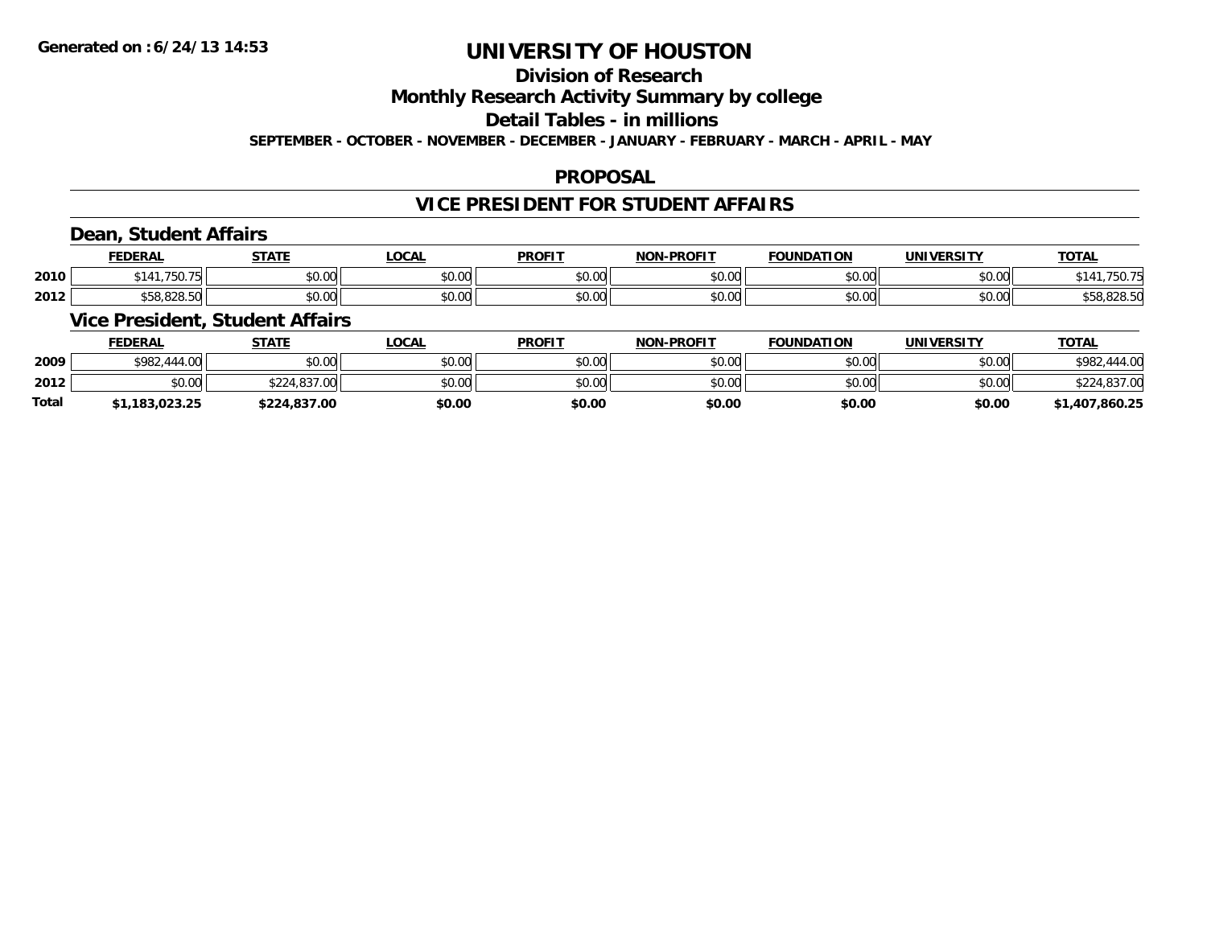**Generated on :6/24/13 14:53**

# UNIVERSITY OF HOUSTON

## Division of Research

## Monthly Research Activity Summary by college

## Detail Tables - in millions

**SEPTEMBER - OCTOBER - NOVEMBER - DECEMBER - JANUARY - FEBRUARY - MARCH - APRIL - MAY**

## PROPOSAL

## VICE PRESIDENT FOR STUDENT AFFAIRS

### Dean, Student Affairs

| | FEDERAL | STATE | LOCAL | PROFIT | NON-PROFIT | FOUNDATION | UNIVERSITY | TOTAL |
|---|---|---|---|---|---|---|---|---|
| 2010 | $141,750.75 | $0.00 | $0.00 | $0.00 | $0.00 | $0.00 | $0.00 | $141,750.75 |
| 2012 | $58,828.50 | $0.00 | $0.00 | $0.00 | $0.00 | $0.00 | $0.00 | $58,828.50 |

### Vice President, Student Affairs

| | FEDERAL | STATE | LOCAL | PROFIT | NON-PROFIT | FOUNDATION | UNIVERSITY | TOTAL |
|---|---|---|---|---|---|---|---|---|
| 2009 | $982,444.00 | $0.00 | $0.00 | $0.00 | $0.00 | $0.00 | $0.00 | $982,444.00 |
| 2012 | $0.00 | $224,837.00 | $0.00 | $0.00 | $0.00 | $0.00 | $0.00 | $224,837.00 |
| **Total** | **$1,183,023.25** | **$224,837.00** | **$0.00** | **$0.00** | **$0.00** | **$0.00** | **$0.00** | **$1,407,860.25** |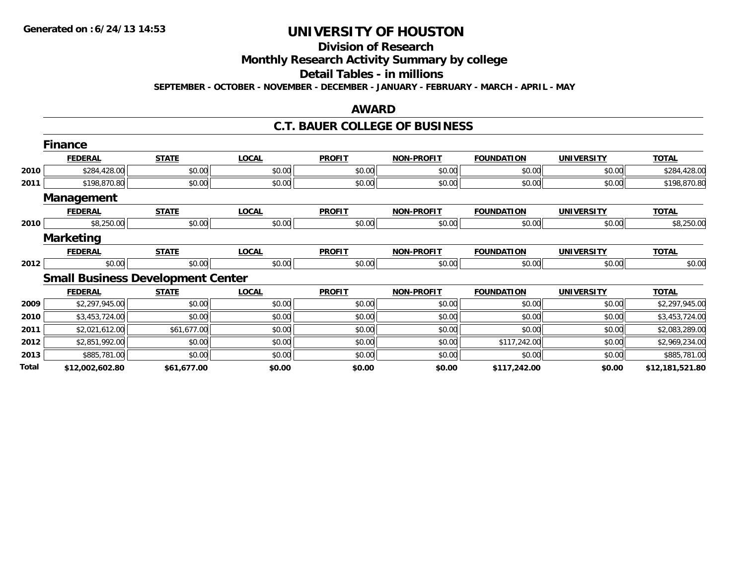**Generated on :6/24/13 14:53**

# UNIVERSITY OF HOUSTON

## Division of Research

## Monthly Research Activity Summary by college

## Detail Tables - in millions

**SEPTEMBER - OCTOBER - NOVEMBER - DECEMBER - JANUARY - FEBRUARY - MARCH - APRIL - MAY**

## AWARD

## C.T. BAUER COLLEGE OF BUSINESS

### Finance

| | FEDERAL | STATE | LOCAL | PROFIT | NON-PROFIT | FOUNDATION | UNIVERSITY | TOTAL |
|---|---|---|---|---|---|---|---|---|
| 2010 | $284,428.00 | $0.00 | $0.00 | $0.00 | $0.00 | $0.00 | $0.00 | $284,428.00 |
| 2011 | $198,870.80 | $0.00 | $0.00 | $0.00 | $0.00 | $0.00 | $0.00 | $198,870.80 |

### Management

| | FEDERAL | STATE | LOCAL | PROFIT | NON-PROFIT | FOUNDATION | UNIVERSITY | TOTAL |
|---|---|---|---|---|---|---|---|---|
| 2010 | $8,250.00 | $0.00 | $0.00 | $0.00 | $0.00 | $0.00 | $0.00 | $8,250.00 |

### Marketing

| | FEDERAL | STATE | LOCAL | PROFIT | NON-PROFIT | FOUNDATION | UNIVERSITY | TOTAL |
|---|---|---|---|---|---|---|---|---|
| 2012 | $0.00 | $0.00 | $0.00 | $0.00 | $0.00 | $0.00 | $0.00 | $0.00 |

### Small Business Development Center

| | FEDERAL | STATE | LOCAL | PROFIT | NON-PROFIT | FOUNDATION | UNIVERSITY | TOTAL |
|---|---|---|---|---|---|---|---|---|
| 2009 | $2,297,945.00 | $0.00 | $0.00 | $0.00 | $0.00 | $0.00 | $0.00 | $2,297,945.00 |
| 2010 | $3,453,724.00 | $0.00 | $0.00 | $0.00 | $0.00 | $0.00 | $0.00 | $3,453,724.00 |
| 2011 | $2,021,612.00 | $61,677.00 | $0.00 | $0.00 | $0.00 | $0.00 | $0.00 | $2,083,289.00 |
| 2012 | $2,851,992.00 | $0.00 | $0.00 | $0.00 | $0.00 | $117,242.00 | $0.00 | $2,969,234.00 |
| 2013 | $885,781.00 | $0.00 | $0.00 | $0.00 | $0.00 | $0.00 | $0.00 | $885,781.00 |
| **Total** | **$12,002,602.80** | **$61,677.00** | **$0.00** | **$0.00** | **$0.00** | **$117,242.00** | **$0.00** | **$12,181,521.80** |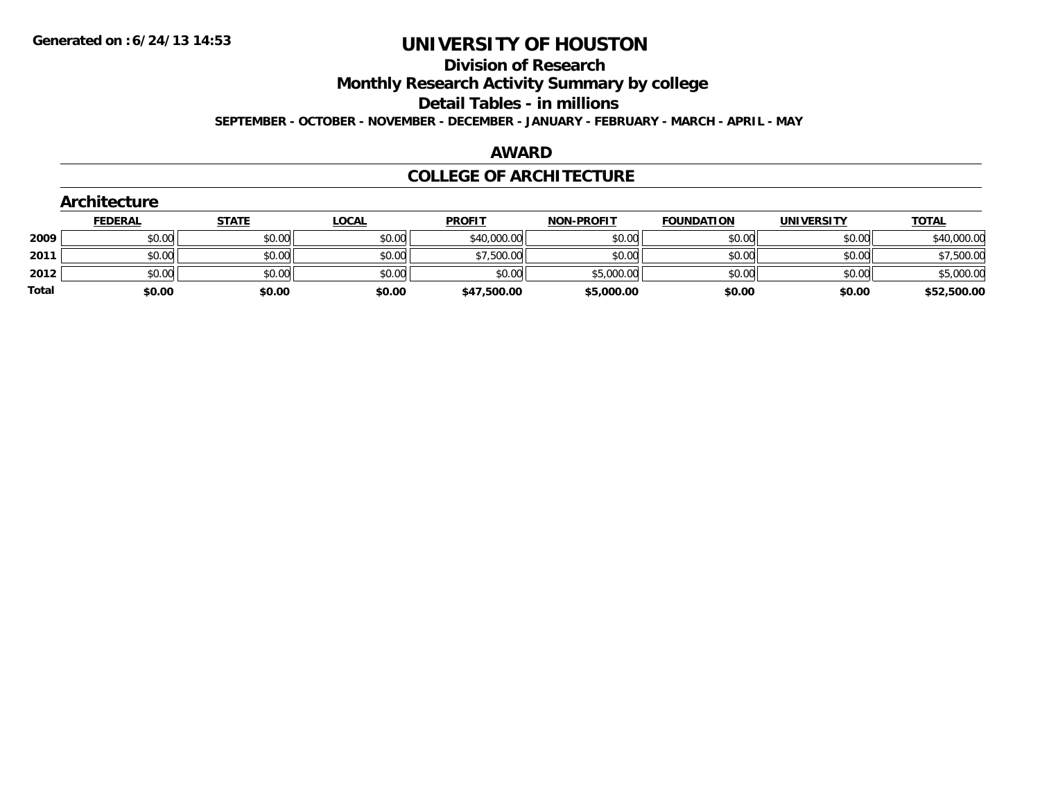# UNIVERSITY OF HOUSTON

## Division of Research

## Monthly Research Activity Summary by college

## Detail Tables - in millions

**SEPTEMBER - OCTOBER - NOVEMBER - DECEMBER - JANUARY - FEBRUARY - MARCH - APRIL - MAY**

## AWARD

## COLLEGE OF ARCHITECTURE

### Architecture

| | FEDERAL | STATE | LOCAL | PROFIT | NON-PROFIT | FOUNDATION | UNIVERSITY | TOTAL |
|---|---|---|---|---|---|---|---|---|
| 2009 | $0.00 | $0.00 | $0.00 | $40,000.00 | $0.00 | $0.00 | $0.00 | $40,000.00 |
| 2011 | $0.00 | $0.00 | $0.00 | $7,500.00 | $0.00 | $0.00 | $0.00 | $7,500.00 |
| 2012 | $0.00 | $0.00 | $0.00 | $0.00 | $5,000.00 | $0.00 | $0.00 | $5,000.00 |
| **Total** | **$0.00** | **$0.00** | **$0.00** | **$47,500.00** | **$5,000.00** | **$0.00** | **$0.00** | **$52,500.00** |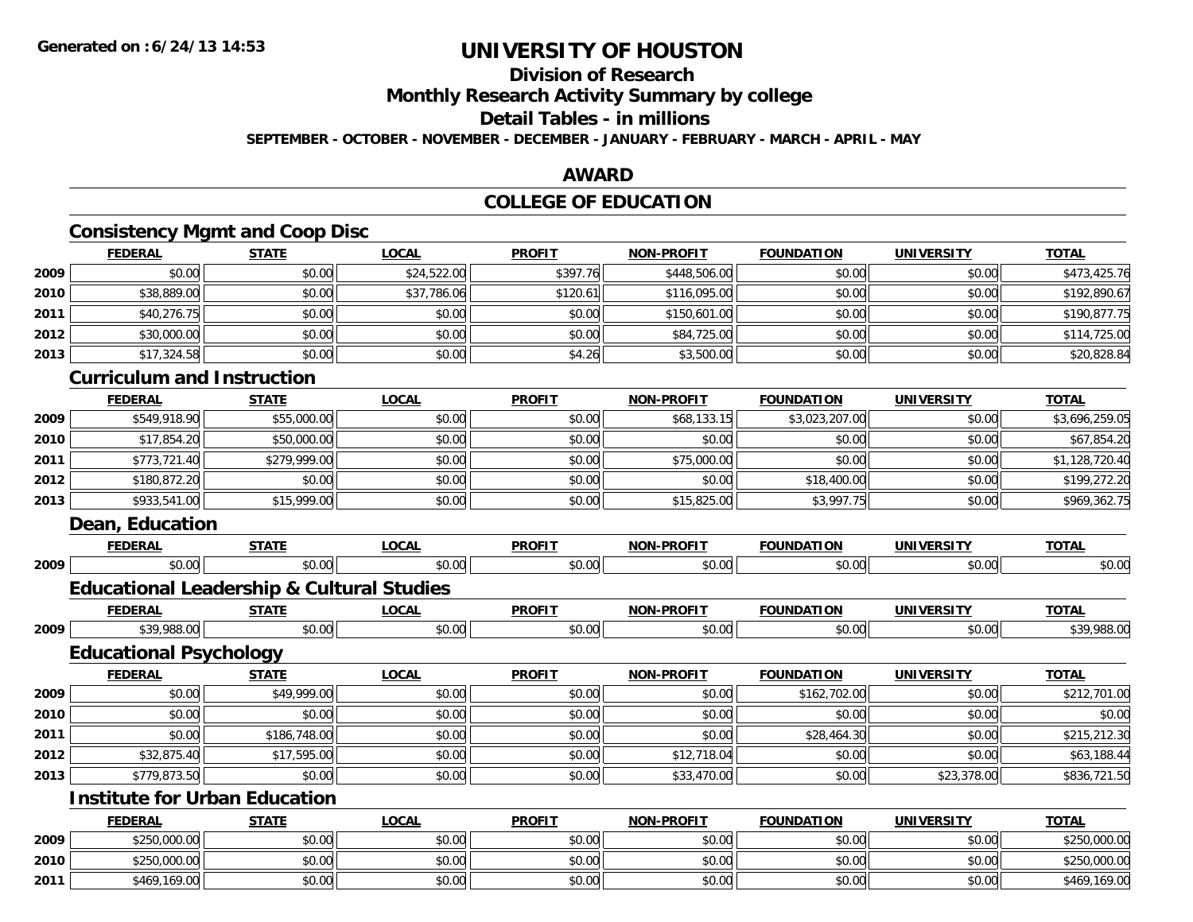**Generated on :6/24/13 14:53**

# UNIVERSITY OF HOUSTON

## Division of Research

## Monthly Research Activity Summary by college

## Detail Tables - in millions

**SEPTEMBER - OCTOBER - NOVEMBER - DECEMBER - JANUARY - FEBRUARY - MARCH - APRIL - MAY**

## AWARD

## COLLEGE OF EDUCATION

### Consistency Mgmt and Coop Disc

| | FEDERAL | STATE | LOCAL | PROFIT | NON-PROFIT | FOUNDATION | UNIVERSITY | TOTAL |
|---|---|---|---|---|---|---|---|---|
| 2009 | $0.00 | $0.00 | $24,522.00 | $397.76 | $448,506.00 | $0.00 | $0.00 | $473,425.76 |
| 2010 | $38,889.00 | $0.00 | $37,786.06 | $120.61 | $116,095.00 | $0.00 | $0.00 | $192,890.67 |
| 2011 | $40,276.75 | $0.00 | $0.00 | $0.00 | $150,601.00 | $0.00 | $0.00 | $190,877.75 |
| 2012 | $30,000.00 | $0.00 | $0.00 | $0.00 | $84,725.00 | $0.00 | $0.00 | $114,725.00 |
| 2013 | $17,324.58 | $0.00 | $0.00 | $4.26 | $3,500.00 | $0.00 | $0.00 | $20,828.84 |

### Curriculum and Instruction

| | FEDERAL | STATE | LOCAL | PROFIT | NON-PROFIT | FOUNDATION | UNIVERSITY | TOTAL |
|---|---|---|---|---|---|---|---|---|
| 2009 | $549,918.90 | $55,000.00 | $0.00 | $0.00 | $68,133.15 | $3,023,207.00 | $0.00 | $3,696,259.05 |
| 2010 | $17,854.20 | $50,000.00 | $0.00 | $0.00 | $0.00 | $0.00 | $0.00 | $67,854.20 |
| 2011 | $773,721.40 | $279,999.00 | $0.00 | $0.00 | $75,000.00 | $0.00 | $0.00 | $1,128,720.40 |
| 2012 | $180,872.20 | $0.00 | $0.00 | $0.00 | $0.00 | $18,400.00 | $0.00 | $199,272.20 |
| 2013 | $933,541.00 | $15,999.00 | $0.00 | $0.00 | $15,825.00 | $3,997.75 | $0.00 | $969,362.75 |

### Dean, Education

| | FEDERAL | STATE | LOCAL | PROFIT | NON-PROFIT | FOUNDATION | UNIVERSITY | TOTAL |
|---|---|---|---|---|---|---|---|---|
| 2009 | $0.00 | $0.00 | $0.00 | $0.00 | $0.00 | $0.00 | $0.00 | $0.00 |

### Educational Leadership & Cultural Studies

| | FEDERAL | STATE | LOCAL | PROFIT | NON-PROFIT | FOUNDATION | UNIVERSITY | TOTAL |
|---|---|---|---|---|---|---|---|---|
| 2009 | $39,988.00 | $0.00 | $0.00 | $0.00 | $0.00 | $0.00 | $0.00 | $39,988.00 |

### Educational Psychology

| | FEDERAL | STATE | LOCAL | PROFIT | NON-PROFIT | FOUNDATION | UNIVERSITY | TOTAL |
|---|---|---|---|---|---|---|---|---|
| 2009 | $0.00 | $49,999.00 | $0.00 | $0.00 | $0.00 | $162,702.00 | $0.00 | $212,701.00 |
| 2010 | $0.00 | $0.00 | $0.00 | $0.00 | $0.00 | $0.00 | $0.00 | $0.00 |
| 2011 | $0.00 | $186,748.00 | $0.00 | $0.00 | $0.00 | $28,464.30 | $0.00 | $215,212.30 |
| 2012 | $32,875.40 | $17,595.00 | $0.00 | $0.00 | $12,718.04 | $0.00 | $0.00 | $63,188.44 |
| 2013 | $779,873.50 | $0.00 | $0.00 | $0.00 | $33,470.00 | $0.00 | $23,378.00 | $836,721.50 |

### Institute for Urban Education

| | FEDERAL | STATE | LOCAL | PROFIT | NON-PROFIT | FOUNDATION | UNIVERSITY | TOTAL |
|---|---|---|---|---|---|---|---|---|
| 2009 | $250,000.00 | $0.00 | $0.00 | $0.00 | $0.00 | $0.00 | $0.00 | $250,000.00 |
| 2010 | $250,000.00 | $0.00 | $0.00 | $0.00 | $0.00 | $0.00 | $0.00 | $250,000.00 |
| 2011 | $469,169.00 | $0.00 | $0.00 | $0.00 | $0.00 | $0.00 | $0.00 | $469,169.00 |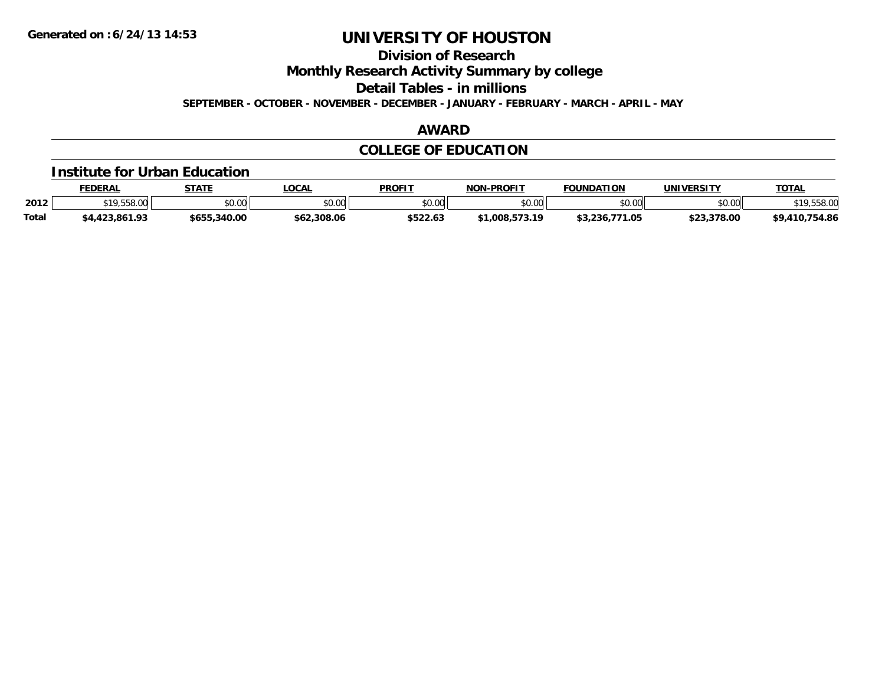# UNIVERSITY OF HOUSTON

## Division of Research

## Monthly Research Activity Summary by college

## Detail Tables - in millions

**SEPTEMBER - OCTOBER - NOVEMBER - DECEMBER - JANUARY - FEBRUARY - MARCH - APRIL - MAY**

## AWARD

## COLLEGE OF EDUCATION

### Institute for Urban Education

| | FEDERAL | STATE | LOCAL | PROFIT | NON-PROFIT | FOUNDATION | UNIVERSITY | TOTAL |
|---|---|---|---|---|---|---|---|---|
| 2012 | $19,558.00 | $0.00 | $0.00 | $0.00 | $0.00 | $0.00 | $0.00 | $19,558.00 |
| **Total** | **$4,423,861.93** | **$655,340.00** | **$62,308.06** | **$522.63** | **$1,008,573.19** | **$3,236,771.05** | **$23,378.00** | **$9,410,754.86** |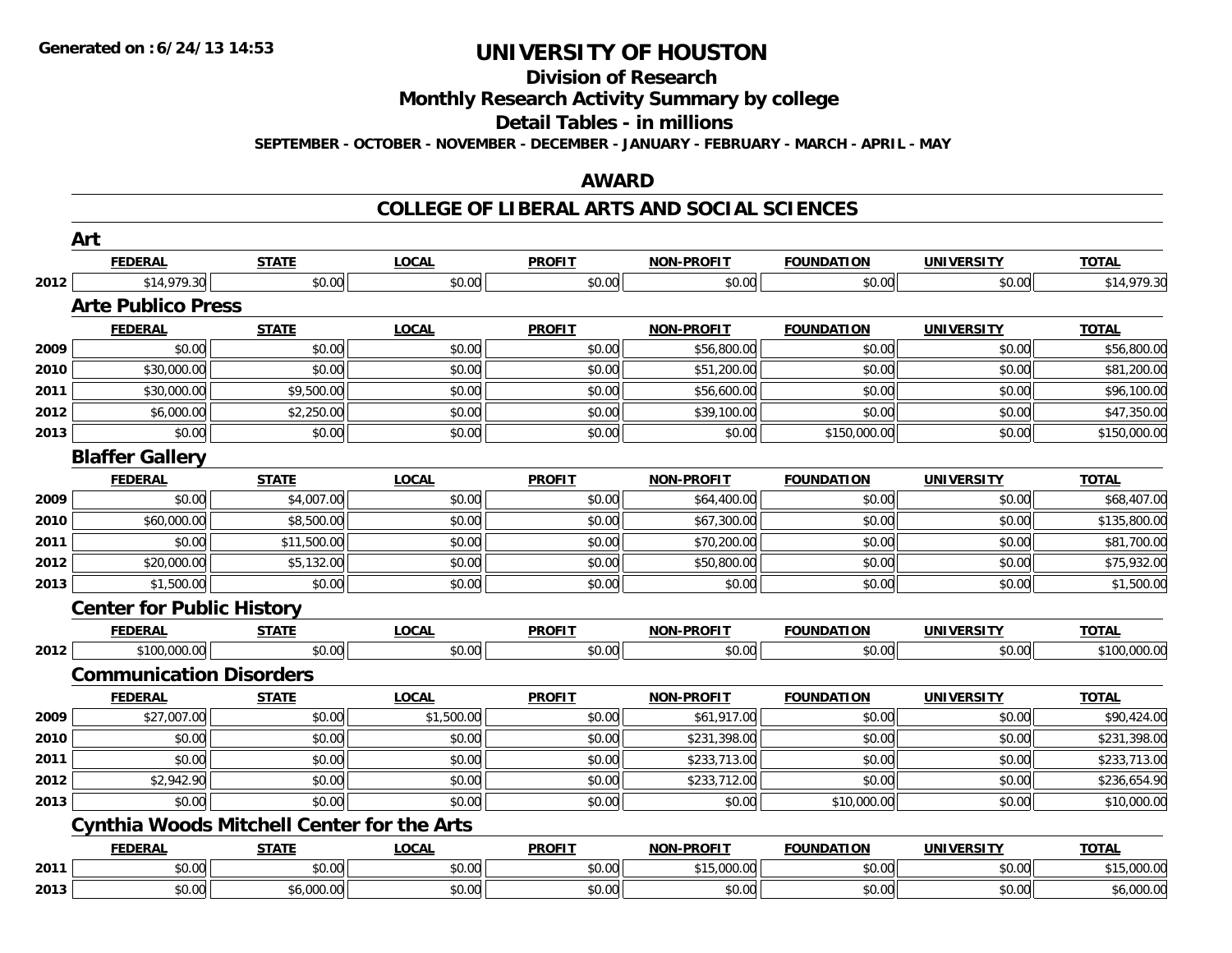# UNIVERSITY OF HOUSTON

## Division of Research

## Monthly Research Activity Summary by college

## Detail Tables - in millions

**SEPTEMBER - OCTOBER - NOVEMBER - DECEMBER - JANUARY - FEBRUARY - MARCH - APRIL - MAY**

## AWARD

## COLLEGE OF LIBERAL ARTS AND SOCIAL SCIENCES

### Art

| | FEDERAL | STATE | LOCAL | PROFIT | NON-PROFIT | FOUNDATION | UNIVERSITY | TOTAL |
|---|---|---|---|---|---|---|---|---|
| 2012 | $14,979.30 | $0.00 | $0.00 | $0.00 | $0.00 | $0.00 | $0.00 | $14,979.30 |

### Arte Publico Press

| | FEDERAL | STATE | LOCAL | PROFIT | NON-PROFIT | FOUNDATION | UNIVERSITY | TOTAL |
|---|---|---|---|---|---|---|---|---|
| 2009 | $0.00 | $0.00 | $0.00 | $0.00 | $56,800.00 | $0.00 | $0.00 | $56,800.00 |
| 2010 | $30,000.00 | $0.00 | $0.00 | $0.00 | $51,200.00 | $0.00 | $0.00 | $81,200.00 |
| 2011 | $30,000.00 | $9,500.00 | $0.00 | $0.00 | $56,600.00 | $0.00 | $0.00 | $96,100.00 |
| 2012 | $6,000.00 | $2,250.00 | $0.00 | $0.00 | $39,100.00 | $0.00 | $0.00 | $47,350.00 |
| 2013 | $0.00 | $0.00 | $0.00 | $0.00 | $0.00 | $150,000.00 | $0.00 | $150,000.00 |

### Blaffer Gallery

| | FEDERAL | STATE | LOCAL | PROFIT | NON-PROFIT | FOUNDATION | UNIVERSITY | TOTAL |
|---|---|---|---|---|---|---|---|---|
| 2009 | $0.00 | $4,007.00 | $0.00 | $0.00 | $64,400.00 | $0.00 | $0.00 | $68,407.00 |
| 2010 | $60,000.00 | $8,500.00 | $0.00 | $0.00 | $67,300.00 | $0.00 | $0.00 | $135,800.00 |
| 2011 | $0.00 | $11,500.00 | $0.00 | $0.00 | $70,200.00 | $0.00 | $0.00 | $81,700.00 |
| 2012 | $20,000.00 | $5,132.00 | $0.00 | $0.00 | $50,800.00 | $0.00 | $0.00 | $75,932.00 |
| 2013 | $1,500.00 | $0.00 | $0.00 | $0.00 | $0.00 | $0.00 | $0.00 | $1,500.00 |

### Center for Public History

| | FEDERAL | STATE | LOCAL | PROFIT | NON-PROFIT | FOUNDATION | UNIVERSITY | TOTAL |
|---|---|---|---|---|---|---|---|---|
| 2012 | $100,000.00 | $0.00 | $0.00 | $0.00 | $0.00 | $0.00 | $0.00 | $100,000.00 |

### Communication Disorders

| | FEDERAL | STATE | LOCAL | PROFIT | NON-PROFIT | FOUNDATION | UNIVERSITY | TOTAL |
|---|---|---|---|---|---|---|---|---|
| 2009 | $27,007.00 | $0.00 | $1,500.00 | $0.00 | $61,917.00 | $0.00 | $0.00 | $90,424.00 |
| 2010 | $0.00 | $0.00 | $0.00 | $0.00 | $231,398.00 | $0.00 | $0.00 | $231,398.00 |
| 2011 | $0.00 | $0.00 | $0.00 | $0.00 | $233,713.00 | $0.00 | $0.00 | $233,713.00 |
| 2012 | $2,942.90 | $0.00 | $0.00 | $0.00 | $233,712.00 | $0.00 | $0.00 | $236,654.90 |
| 2013 | $0.00 | $0.00 | $0.00 | $0.00 | $0.00 | $10,000.00 | $0.00 | $10,000.00 |

### Cynthia Woods Mitchell Center for the Arts

| | FEDERAL | STATE | LOCAL | PROFIT | NON-PROFIT | FOUNDATION | UNIVERSITY | TOTAL |
|---|---|---|---|---|---|---|---|---|
| 2011 | $0.00 | $0.00 | $0.00 | $0.00 | $15,000.00 | $0.00 | $0.00 | $15,000.00 |
| 2013 | $0.00 | $6,000.00 | $0.00 | $0.00 | $0.00 | $0.00 | $0.00 | $6,000.00 |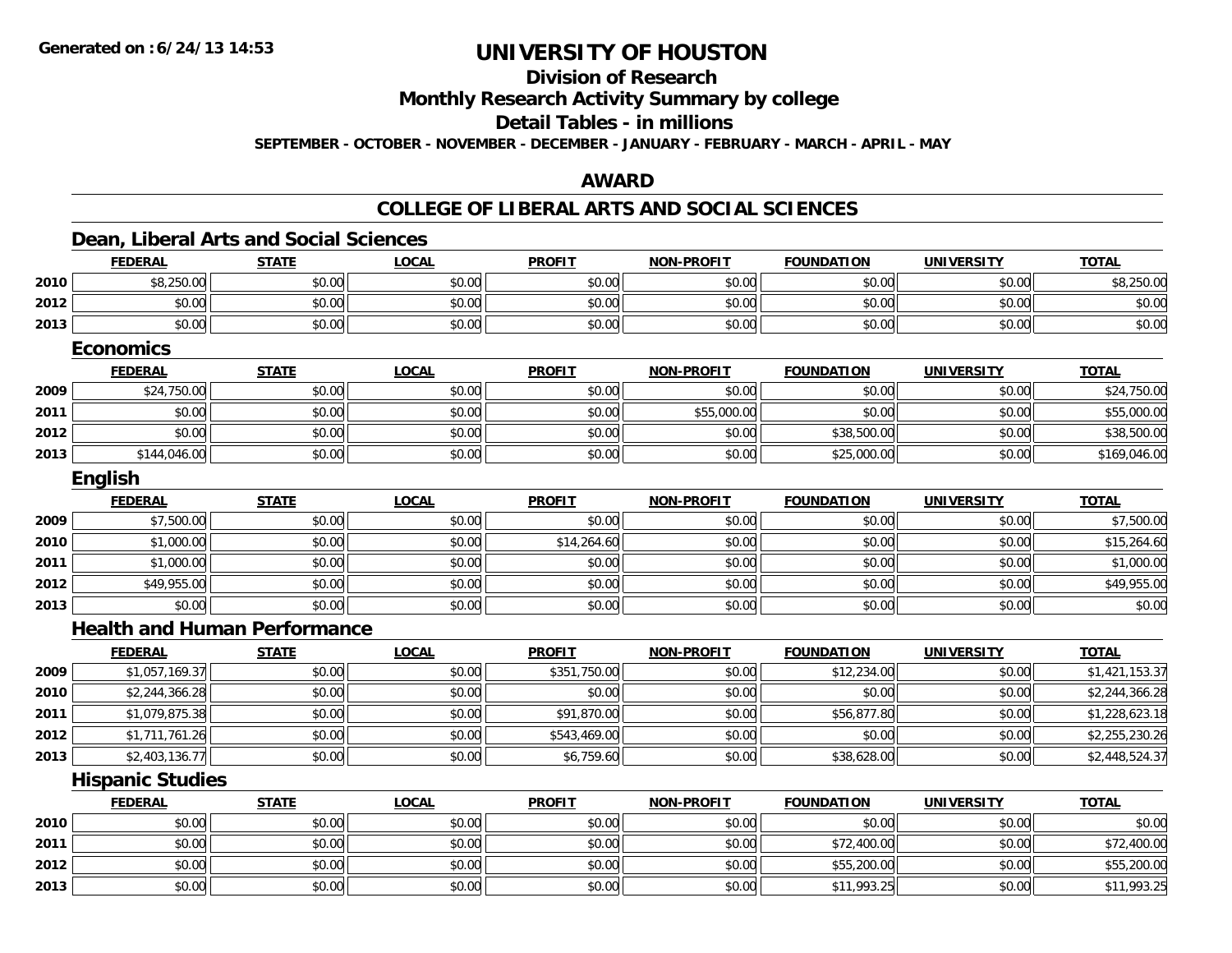**Generated on :6/24/13 14:53**

# UNIVERSITY OF HOUSTON

## Division of Research

## Monthly Research Activity Summary by college

## Detail Tables - in millions

**SEPTEMBER - OCTOBER - NOVEMBER - DECEMBER - JANUARY - FEBRUARY - MARCH - APRIL - MAY**

## AWARD

## COLLEGE OF LIBERAL ARTS AND SOCIAL SCIENCES

### Dean, Liberal Arts and Social Sciences

| | FEDERAL | STATE | LOCAL | PROFIT | NON-PROFIT | FOUNDATION | UNIVERSITY | TOTAL |
|---|---|---|---|---|---|---|---|---|
| 2010 | $8,250.00 | $0.00 | $0.00 | $0.00 | $0.00 | $0.00 | $0.00 | $8,250.00 |
| 2012 | $0.00 | $0.00 | $0.00 | $0.00 | $0.00 | $0.00 | $0.00 | $0.00 |
| 2013 | $0.00 | $0.00 | $0.00 | $0.00 | $0.00 | $0.00 | $0.00 | $0.00 |

### Economics

| | FEDERAL | STATE | LOCAL | PROFIT | NON-PROFIT | FOUNDATION | UNIVERSITY | TOTAL |
|---|---|---|---|---|---|---|---|---|
| 2009 | $24,750.00 | $0.00 | $0.00 | $0.00 | $0.00 | $0.00 | $0.00 | $24,750.00 |
| 2011 | $0.00 | $0.00 | $0.00 | $0.00 | $55,000.00 | $0.00 | $0.00 | $55,000.00 |
| 2012 | $0.00 | $0.00 | $0.00 | $0.00 | $0.00 | $38,500.00 | $0.00 | $38,500.00 |
| 2013 | $144,046.00 | $0.00 | $0.00 | $0.00 | $0.00 | $25,000.00 | $0.00 | $169,046.00 |

### English

| | FEDERAL | STATE | LOCAL | PROFIT | NON-PROFIT | FOUNDATION | UNIVERSITY | TOTAL |
|---|---|---|---|---|---|---|---|---|
| 2009 | $7,500.00 | $0.00 | $0.00 | $0.00 | $0.00 | $0.00 | $0.00 | $7,500.00 |
| 2010 | $1,000.00 | $0.00 | $0.00 | $14,264.60 | $0.00 | $0.00 | $0.00 | $15,264.60 |
| 2011 | $1,000.00 | $0.00 | $0.00 | $0.00 | $0.00 | $0.00 | $0.00 | $1,000.00 |
| 2012 | $49,955.00 | $0.00 | $0.00 | $0.00 | $0.00 | $0.00 | $0.00 | $49,955.00 |
| 2013 | $0.00 | $0.00 | $0.00 | $0.00 | $0.00 | $0.00 | $0.00 | $0.00 |

### Health and Human Performance

| | FEDERAL | STATE | LOCAL | PROFIT | NON-PROFIT | FOUNDATION | UNIVERSITY | TOTAL |
|---|---|---|---|---|---|---|---|---|
| 2009 | $1,057,169.37 | $0.00 | $0.00 | $351,750.00 | $0.00 | $12,234.00 | $0.00 | $1,421,153.37 |
| 2010 | $2,244,366.28 | $0.00 | $0.00 | $0.00 | $0.00 | $0.00 | $0.00 | $2,244,366.28 |
| 2011 | $1,079,875.38 | $0.00 | $0.00 | $91,870.00 | $0.00 | $56,877.80 | $0.00 | $1,228,623.18 |
| 2012 | $1,711,761.26 | $0.00 | $0.00 | $543,469.00 | $0.00 | $0.00 | $0.00 | $2,255,230.26 |
| 2013 | $2,403,136.77 | $0.00 | $0.00 | $6,759.60 | $0.00 | $38,628.00 | $0.00 | $2,448,524.37 |

### Hispanic Studies

| | FEDERAL | STATE | LOCAL | PROFIT | NON-PROFIT | FOUNDATION | UNIVERSITY | TOTAL |
|---|---|---|---|---|---|---|---|---|
| 2010 | $0.00 | $0.00 | $0.00 | $0.00 | $0.00 | $0.00 | $0.00 | $0.00 |
| 2011 | $0.00 | $0.00 | $0.00 | $0.00 | $0.00 | $72,400.00 | $0.00 | $72,400.00 |
| 2012 | $0.00 | $0.00 | $0.00 | $0.00 | $0.00 | $55,200.00 | $0.00 | $55,200.00 |
| 2013 | $0.00 | $0.00 | $0.00 | $0.00 | $0.00 | $11,993.25 | $0.00 | $11,993.25 |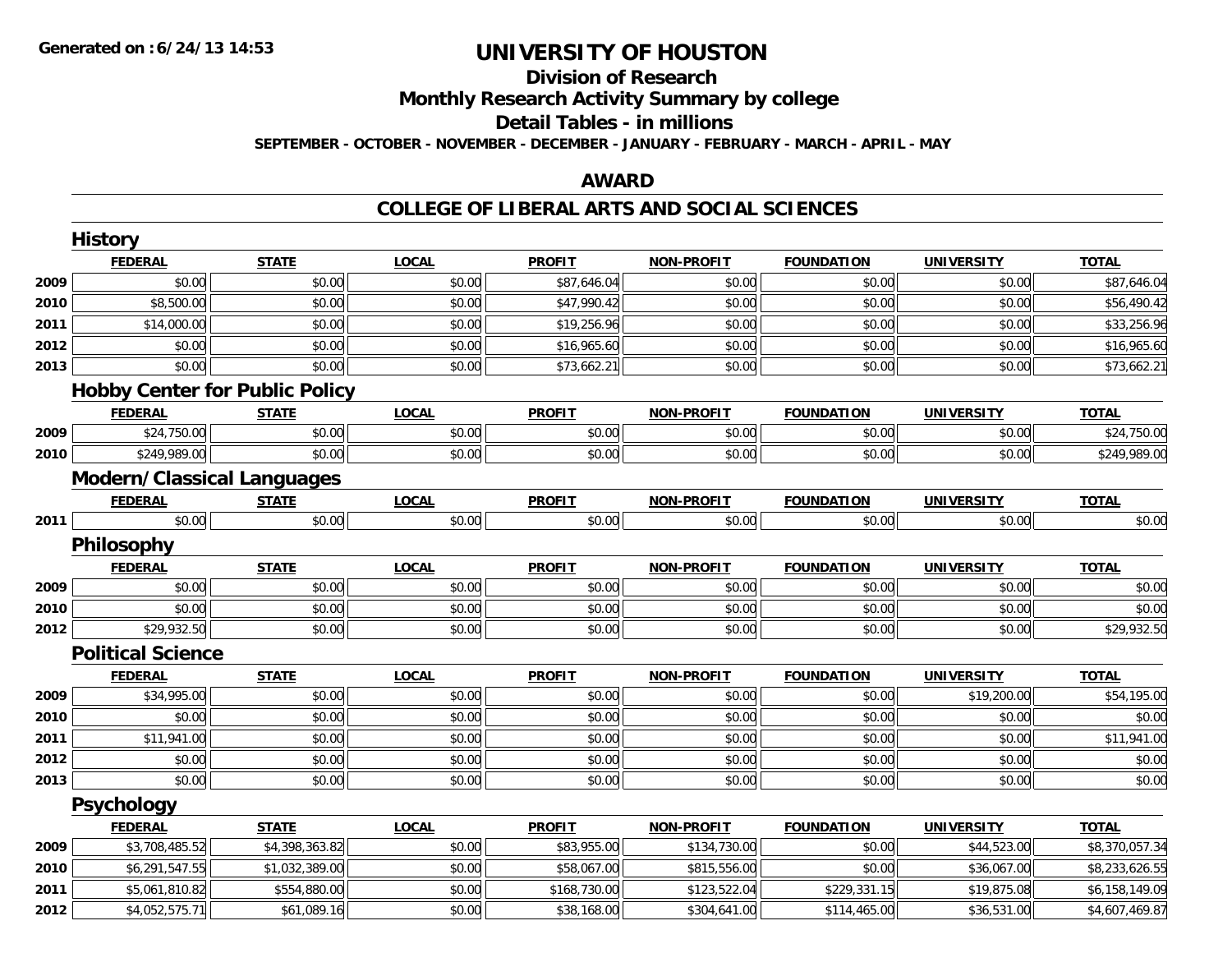**Generated on :6/24/13 14:53**

# UNIVERSITY OF HOUSTON

## Division of Research

## Monthly Research Activity Summary by college

## Detail Tables - in millions

**SEPTEMBER - OCTOBER - NOVEMBER - DECEMBER - JANUARY - FEBRUARY - MARCH - APRIL - MAY**

## AWARD

## COLLEGE OF LIBERAL ARTS AND SOCIAL SCIENCES

### History

| | FEDERAL | STATE | LOCAL | PROFIT | NON-PROFIT | FOUNDATION | UNIVERSITY | TOTAL |
|---|---|---|---|---|---|---|---|---|
| 2009 | $0.00 | $0.00 | $0.00 | $87,646.04 | $0.00 | $0.00 | $0.00 | $87,646.04 |
| 2010 | $8,500.00 | $0.00 | $0.00 | $47,990.42 | $0.00 | $0.00 | $0.00 | $56,490.42 |
| 2011 | $14,000.00 | $0.00 | $0.00 | $19,256.96 | $0.00 | $0.00 | $0.00 | $33,256.96 |
| 2012 | $0.00 | $0.00 | $0.00 | $16,965.60 | $0.00 | $0.00 | $0.00 | $16,965.60 |
| 2013 | $0.00 | $0.00 | $0.00 | $73,662.21 | $0.00 | $0.00 | $0.00 | $73,662.21 |

### Hobby Center for Public Policy

| | FEDERAL | STATE | LOCAL | PROFIT | NON-PROFIT | FOUNDATION | UNIVERSITY | TOTAL |
|---|---|---|---|---|---|---|---|---|
| 2009 | $24,750.00 | $0.00 | $0.00 | $0.00 | $0.00 | $0.00 | $0.00 | $24,750.00 |
| 2010 | $249,989.00 | $0.00 | $0.00 | $0.00 | $0.00 | $0.00 | $0.00 | $249,989.00 |

### Modern/Classical Languages

| | FEDERAL | STATE | LOCAL | PROFIT | NON-PROFIT | FOUNDATION | UNIVERSITY | TOTAL |
|---|---|---|---|---|---|---|---|---|
| 2011 | $0.00 | $0.00 | $0.00 | $0.00 | $0.00 | $0.00 | $0.00 | $0.00 |

### Philosophy

| | FEDERAL | STATE | LOCAL | PROFIT | NON-PROFIT | FOUNDATION | UNIVERSITY | TOTAL |
|---|---|---|---|---|---|---|---|---|
| 2009 | $0.00 | $0.00 | $0.00 | $0.00 | $0.00 | $0.00 | $0.00 | $0.00 |
| 2010 | $0.00 | $0.00 | $0.00 | $0.00 | $0.00 | $0.00 | $0.00 | $0.00 |
| 2012 | $29,932.50 | $0.00 | $0.00 | $0.00 | $0.00 | $0.00 | $0.00 | $29,932.50 |

### Political Science

| | FEDERAL | STATE | LOCAL | PROFIT | NON-PROFIT | FOUNDATION | UNIVERSITY | TOTAL |
|---|---|---|---|---|---|---|---|---|
| 2009 | $34,995.00 | $0.00 | $0.00 | $0.00 | $0.00 | $0.00 | $19,200.00 | $54,195.00 |
| 2010 | $0.00 | $0.00 | $0.00 | $0.00 | $0.00 | $0.00 | $0.00 | $0.00 |
| 2011 | $11,941.00 | $0.00 | $0.00 | $0.00 | $0.00 | $0.00 | $0.00 | $11,941.00 |
| 2012 | $0.00 | $0.00 | $0.00 | $0.00 | $0.00 | $0.00 | $0.00 | $0.00 |
| 2013 | $0.00 | $0.00 | $0.00 | $0.00 | $0.00 | $0.00 | $0.00 | $0.00 |

### Psychology

| | FEDERAL | STATE | LOCAL | PROFIT | NON-PROFIT | FOUNDATION | UNIVERSITY | TOTAL |
|---|---|---|---|---|---|---|---|---|
| 2009 | $3,708,485.52 | $4,398,363.82 | $0.00 | $83,955.00 | $134,730.00 | $0.00 | $44,523.00 | $8,370,057.34 |
| 2010 | $6,291,547.55 | $1,032,389.00 | $0.00 | $58,067.00 | $815,556.00 | $0.00 | $36,067.00 | $8,233,626.55 |
| 2011 | $5,061,810.82 | $554,880.00 | $0.00 | $168,730.00 | $123,522.04 | $229,331.15 | $19,875.08 | $6,158,149.09 |
| 2012 | $4,052,575.71 | $61,089.16 | $0.00 | $38,168.00 | $304,641.00 | $114,465.00 | $36,531.00 | $4,607,469.87 |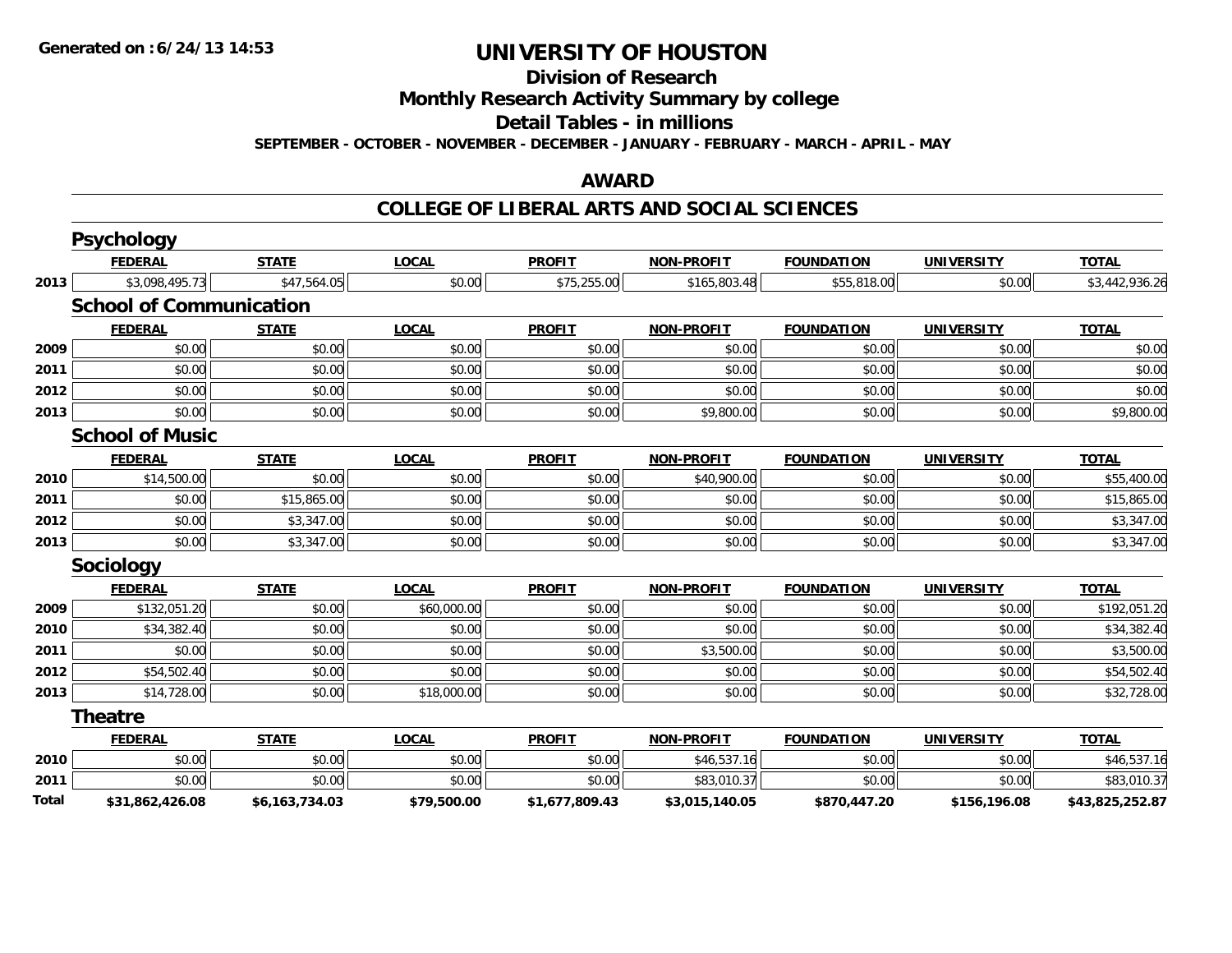Generated on :6/24/13 14:53

# UNIVERSITY OF HOUSTON

## Division of Research

## Monthly Research Activity Summary by college

## Detail Tables - in millions

**SEPTEMBER - OCTOBER - NOVEMBER - DECEMBER - JANUARY - FEBRUARY - MARCH - APRIL - MAY**

## AWARD

## COLLEGE OF LIBERAL ARTS AND SOCIAL SCIENCES

### Psychology

| | FEDERAL | STATE | LOCAL | PROFIT | NON-PROFIT | FOUNDATION | UNIVERSITY | TOTAL |
|---|---|---|---|---|---|---|---|---|
| 2013 | $3,098,495.73 | $47,564.05 | $0.00 | $75,255.00 | $165,803.48 | $55,818.00 | $0.00 | $3,442,936.26 |

### School of Communication

| | FEDERAL | STATE | LOCAL | PROFIT | NON-PROFIT | FOUNDATION | UNIVERSITY | TOTAL |
|---|---|---|---|---|---|---|---|---|
| 2009 | $0.00 | $0.00 | $0.00 | $0.00 | $0.00 | $0.00 | $0.00 | $0.00 |
| 2011 | $0.00 | $0.00 | $0.00 | $0.00 | $0.00 | $0.00 | $0.00 | $0.00 |
| 2012 | $0.00 | $0.00 | $0.00 | $0.00 | $0.00 | $0.00 | $0.00 | $0.00 |
| 2013 | $0.00 | $0.00 | $0.00 | $0.00 | $9,800.00 | $0.00 | $0.00 | $9,800.00 |

### School of Music

| | FEDERAL | STATE | LOCAL | PROFIT | NON-PROFIT | FOUNDATION | UNIVERSITY | TOTAL |
|---|---|---|---|---|---|---|---|---|
| 2010 | $14,500.00 | $0.00 | $0.00 | $0.00 | $40,900.00 | $0.00 | $0.00 | $55,400.00 |
| 2011 | $0.00 | $15,865.00 | $0.00 | $0.00 | $0.00 | $0.00 | $0.00 | $15,865.00 |
| 2012 | $0.00 | $3,347.00 | $0.00 | $0.00 | $0.00 | $0.00 | $0.00 | $3,347.00 |
| 2013 | $0.00 | $3,347.00 | $0.00 | $0.00 | $0.00 | $0.00 | $0.00 | $3,347.00 |

### Sociology

| | FEDERAL | STATE | LOCAL | PROFIT | NON-PROFIT | FOUNDATION | UNIVERSITY | TOTAL |
|---|---|---|---|---|---|---|---|---|
| 2009 | $132,051.20 | $0.00 | $60,000.00 | $0.00 | $0.00 | $0.00 | $0.00 | $192,051.20 |
| 2010 | $34,382.40 | $0.00 | $0.00 | $0.00 | $0.00 | $0.00 | $0.00 | $34,382.40 |
| 2011 | $0.00 | $0.00 | $0.00 | $0.00 | $3,500.00 | $0.00 | $0.00 | $3,500.00 |
| 2012 | $54,502.40 | $0.00 | $0.00 | $0.00 | $0.00 | $0.00 | $0.00 | $54,502.40 |
| 2013 | $14,728.00 | $0.00 | $18,000.00 | $0.00 | $0.00 | $0.00 | $0.00 | $32,728.00 |

### Theatre

| | FEDERAL | STATE | LOCAL | PROFIT | NON-PROFIT | FOUNDATION | UNIVERSITY | TOTAL |
|---|---|---|---|---|---|---|---|---|
| 2010 | $0.00 | $0.00 | $0.00 | $0.00 | $46,537.16 | $0.00 | $0.00 | $46,537.16 |
| 2011 | $0.00 | $0.00 | $0.00 | $0.00 | $83,010.37 | $0.00 | $0.00 | $83,010.37 |
| **Total** | **$31,862,426.08** | **$6,163,734.03** | **$79,500.00** | **$1,677,809.43** | **$3,015,140.05** | **$870,447.20** | **$156,196.08** | **$43,825,252.87** |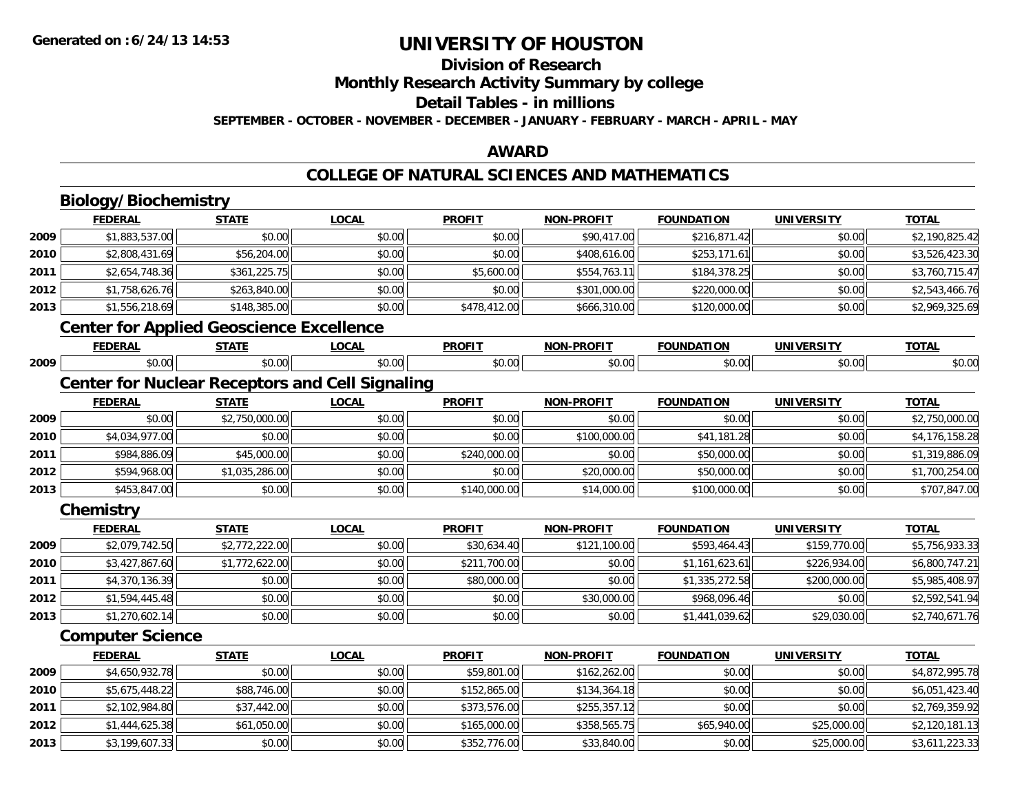# UNIVERSITY OF HOUSTON

## Division of Research

## Monthly Research Activity Summary by college

## Detail Tables - in millions

**SEPTEMBER - OCTOBER - NOVEMBER - DECEMBER - JANUARY - FEBRUARY - MARCH - APRIL - MAY**

## AWARD

## COLLEGE OF NATURAL SCIENCES AND MATHEMATICS

### Biology/Biochemistry

| | FEDERAL | STATE | LOCAL | PROFIT | NON-PROFIT | FOUNDATION | UNIVERSITY | TOTAL |
|---|---|---|---|---|---|---|---|---|
| 2009 | $1,883,537.00 | $0.00 | $0.00 | $0.00 | $90,417.00 | $216,871.42 | $0.00 | $2,190,825.42 |
| 2010 | $2,808,431.69 | $56,204.00 | $0.00 | $0.00 | $408,616.00 | $253,171.61 | $0.00 | $3,526,423.30 |
| 2011 | $2,654,748.36 | $361,225.75 | $0.00 | $5,600.00 | $554,763.11 | $184,378.25 | $0.00 | $3,760,715.47 |
| 2012 | $1,758,626.76 | $263,840.00 | $0.00 | $0.00 | $301,000.00 | $220,000.00 | $0.00 | $2,543,466.76 |
| 2013 | $1,556,218.69 | $148,385.00 | $0.00 | $478,412.00 | $666,310.00 | $120,000.00 | $0.00 | $2,969,325.69 |

### Center for Applied Geoscience Excellence

| | FEDERAL | STATE | LOCAL | PROFIT | NON-PROFIT | FOUNDATION | UNIVERSITY | TOTAL |
|---|---|---|---|---|---|---|---|---|
| 2009 | $0.00 | $0.00 | $0.00 | $0.00 | $0.00 | $0.00 | $0.00 | $0.00 |

### Center for Nuclear Receptors and Cell Signaling

| | FEDERAL | STATE | LOCAL | PROFIT | NON-PROFIT | FOUNDATION | UNIVERSITY | TOTAL |
|---|---|---|---|---|---|---|---|---|
| 2009 | $0.00 | $2,750,000.00 | $0.00 | $0.00 | $0.00 | $0.00 | $0.00 | $2,750,000.00 |
| 2010 | $4,034,977.00 | $0.00 | $0.00 | $0.00 | $100,000.00 | $41,181.28 | $0.00 | $4,176,158.28 |
| 2011 | $984,886.09 | $45,000.00 | $0.00 | $240,000.00 | $0.00 | $50,000.00 | $0.00 | $1,319,886.09 |
| 2012 | $594,968.00 | $1,035,286.00 | $0.00 | $0.00 | $20,000.00 | $50,000.00 | $0.00 | $1,700,254.00 |
| 2013 | $453,847.00 | $0.00 | $0.00 | $140,000.00 | $14,000.00 | $100,000.00 | $0.00 | $707,847.00 |

### Chemistry

| | FEDERAL | STATE | LOCAL | PROFIT | NON-PROFIT | FOUNDATION | UNIVERSITY | TOTAL |
|---|---|---|---|---|---|---|---|---|
| 2009 | $2,079,742.50 | $2,772,222.00 | $0.00 | $30,634.40 | $121,100.00 | $593,464.43 | $159,770.00 | $5,756,933.33 |
| 2010 | $3,427,867.60 | $1,772,622.00 | $0.00 | $211,700.00 | $0.00 | $1,161,623.61 | $226,934.00 | $6,800,747.21 |
| 2011 | $4,370,136.39 | $0.00 | $0.00 | $80,000.00 | $0.00 | $1,335,272.58 | $200,000.00 | $5,985,408.97 |
| 2012 | $1,594,445.48 | $0.00 | $0.00 | $0.00 | $30,000.00 | $968,096.46 | $0.00 | $2,592,541.94 |
| 2013 | $1,270,602.14 | $0.00 | $0.00 | $0.00 | $0.00 | $1,441,039.62 | $29,030.00 | $2,740,671.76 |

### Computer Science

| | FEDERAL | STATE | LOCAL | PROFIT | NON-PROFIT | FOUNDATION | UNIVERSITY | TOTAL |
|---|---|---|---|---|---|---|---|---|
| 2009 | $4,650,932.78 | $0.00 | $0.00 | $59,801.00 | $162,262.00 | $0.00 | $0.00 | $4,872,995.78 |
| 2010 | $5,675,448.22 | $88,746.00 | $0.00 | $152,865.00 | $134,364.18 | $0.00 | $0.00 | $6,051,423.40 |
| 2011 | $2,102,984.80 | $37,442.00 | $0.00 | $373,576.00 | $255,357.12 | $0.00 | $0.00 | $2,769,359.92 |
| 2012 | $1,444,625.38 | $61,050.00 | $0.00 | $165,000.00 | $358,565.75 | $65,940.00 | $25,000.00 | $2,120,181.13 |
| 2013 | $3,199,607.33 | $0.00 | $0.00 | $352,776.00 | $33,840.00 | $0.00 | $25,000.00 | $3,611,223.33 |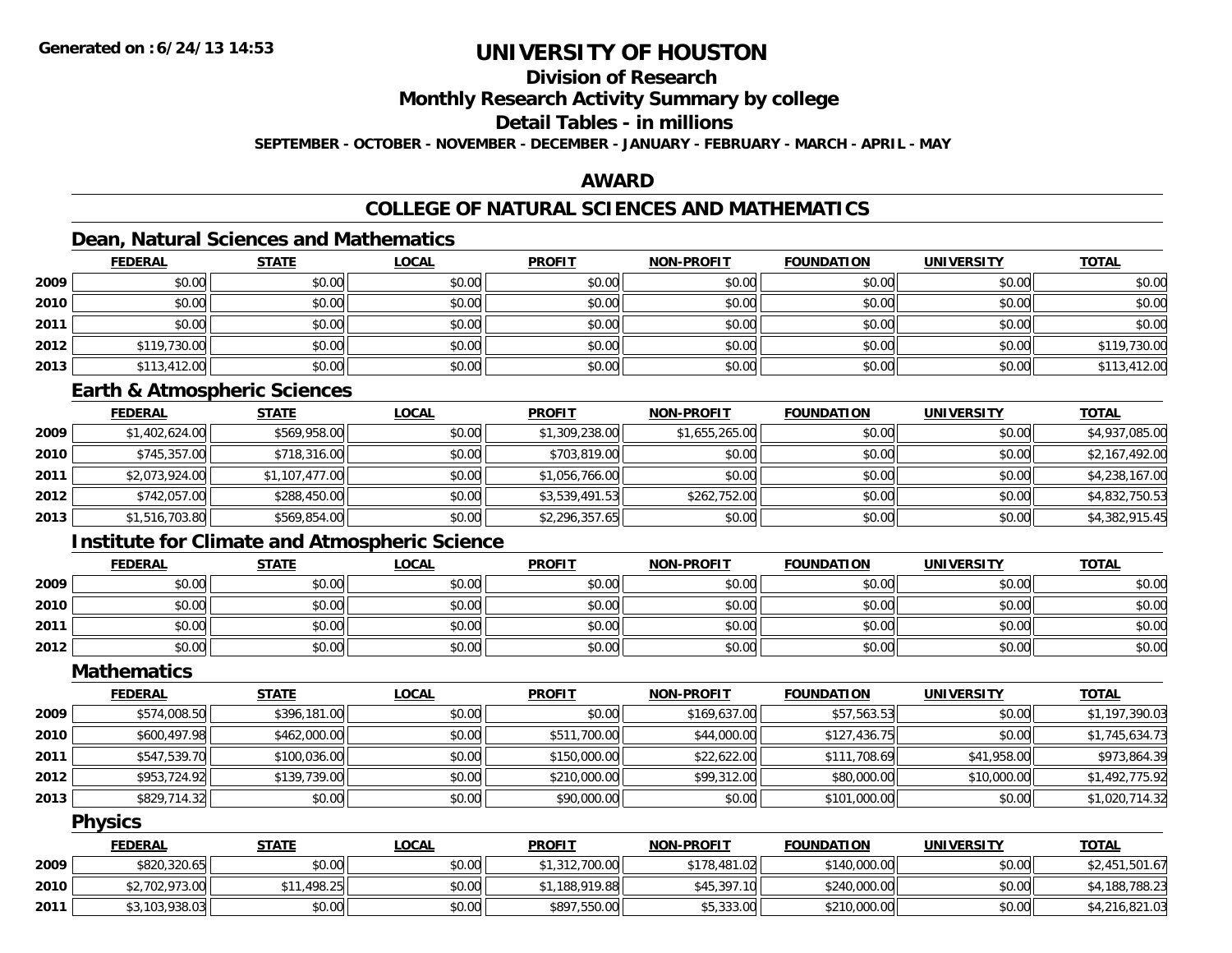# UNIVERSITY OF HOUSTON

## Division of Research

## Monthly Research Activity Summary by college

## Detail Tables - in millions

**SEPTEMBER - OCTOBER - NOVEMBER - DECEMBER - JANUARY - FEBRUARY - MARCH - APRIL - MAY**

Generated on : 6/24/13 14:53

## AWARD

## COLLEGE OF NATURAL SCIENCES AND MATHEMATICS

### Dean, Natural Sciences and Mathematics

| | FEDERAL | STATE | LOCAL | PROFIT | NON-PROFIT | FOUNDATION | UNIVERSITY | TOTAL |
|---|---|---|---|---|---|---|---|---|
| 2009 | $0.00 | $0.00 | $0.00 | $0.00 | $0.00 | $0.00 | $0.00 | $0.00 |
| 2010 | $0.00 | $0.00 | $0.00 | $0.00 | $0.00 | $0.00 | $0.00 | $0.00 |
| 2011 | $0.00 | $0.00 | $0.00 | $0.00 | $0.00 | $0.00 | $0.00 | $0.00 |
| 2012 | $119,730.00 | $0.00 | $0.00 | $0.00 | $0.00 | $0.00 | $0.00 | $119,730.00 |
| 2013 | $113,412.00 | $0.00 | $0.00 | $0.00 | $0.00 | $0.00 | $0.00 | $113,412.00 |

### Earth & Atmospheric Sciences

| | FEDERAL | STATE | LOCAL | PROFIT | NON-PROFIT | FOUNDATION | UNIVERSITY | TOTAL |
|---|---|---|---|---|---|---|---|---|
| 2009 | $1,402,624.00 | $569,958.00 | $0.00 | $1,309,238.00 | $1,655,265.00 | $0.00 | $0.00 | $4,937,085.00 |
| 2010 | $745,357.00 | $718,316.00 | $0.00 | $703,819.00 | $0.00 | $0.00 | $0.00 | $2,167,492.00 |
| 2011 | $2,073,924.00 | $1,107,477.00 | $0.00 | $1,056,766.00 | $0.00 | $0.00 | $0.00 | $4,238,167.00 |
| 2012 | $742,057.00 | $288,450.00 | $0.00 | $3,539,491.53 | $262,752.00 | $0.00 | $0.00 | $4,832,750.53 |
| 2013 | $1,516,703.80 | $569,854.00 | $0.00 | $2,296,357.65 | $0.00 | $0.00 | $0.00 | $4,382,915.45 |

### Institute for Climate and Atmospheric Science

| | FEDERAL | STATE | LOCAL | PROFIT | NON-PROFIT | FOUNDATION | UNIVERSITY | TOTAL |
|---|---|---|---|---|---|---|---|---|
| 2009 | $0.00 | $0.00 | $0.00 | $0.00 | $0.00 | $0.00 | $0.00 | $0.00 |
| 2010 | $0.00 | $0.00 | $0.00 | $0.00 | $0.00 | $0.00 | $0.00 | $0.00 |
| 2011 | $0.00 | $0.00 | $0.00 | $0.00 | $0.00 | $0.00 | $0.00 | $0.00 |
| 2012 | $0.00 | $0.00 | $0.00 | $0.00 | $0.00 | $0.00 | $0.00 | $0.00 |

### Mathematics

| | FEDERAL | STATE | LOCAL | PROFIT | NON-PROFIT | FOUNDATION | UNIVERSITY | TOTAL |
|---|---|---|---|---|---|---|---|---|
| 2009 | $574,008.50 | $396,181.00 | $0.00 | $0.00 | $169,637.00 | $57,563.53 | $0.00 | $1,197,390.03 |
| 2010 | $600,497.98 | $462,000.00 | $0.00 | $511,700.00 | $44,000.00 | $127,436.75 | $0.00 | $1,745,634.73 |
| 2011 | $547,539.70 | $100,036.00 | $0.00 | $150,000.00 | $22,622.00 | $111,708.69 | $41,958.00 | $973,864.39 |
| 2012 | $953,724.92 | $139,739.00 | $0.00 | $210,000.00 | $99,312.00 | $80,000.00 | $10,000.00 | $1,492,775.92 |
| 2013 | $829,714.32 | $0.00 | $0.00 | $90,000.00 | $0.00 | $101,000.00 | $0.00 | $1,020,714.32 |

### Physics

| | FEDERAL | STATE | LOCAL | PROFIT | NON-PROFIT | FOUNDATION | UNIVERSITY | TOTAL |
|---|---|---|---|---|---|---|---|---|
| 2009 | $820,320.65 | $0.00 | $0.00 | $1,312,700.00 | $178,481.02 | $140,000.00 | $0.00 | $2,451,501.67 |
| 2010 | $2,702,973.00 | $11,498.25 | $0.00 | $1,188,919.88 | $45,397.10 | $240,000.00 | $0.00 | $4,188,788.23 |
| 2011 | $3,103,938.03 | $0.00 | $0.00 | $897,550.00 | $5,333.00 | $210,000.00 | $0.00 | $4,216,821.03 |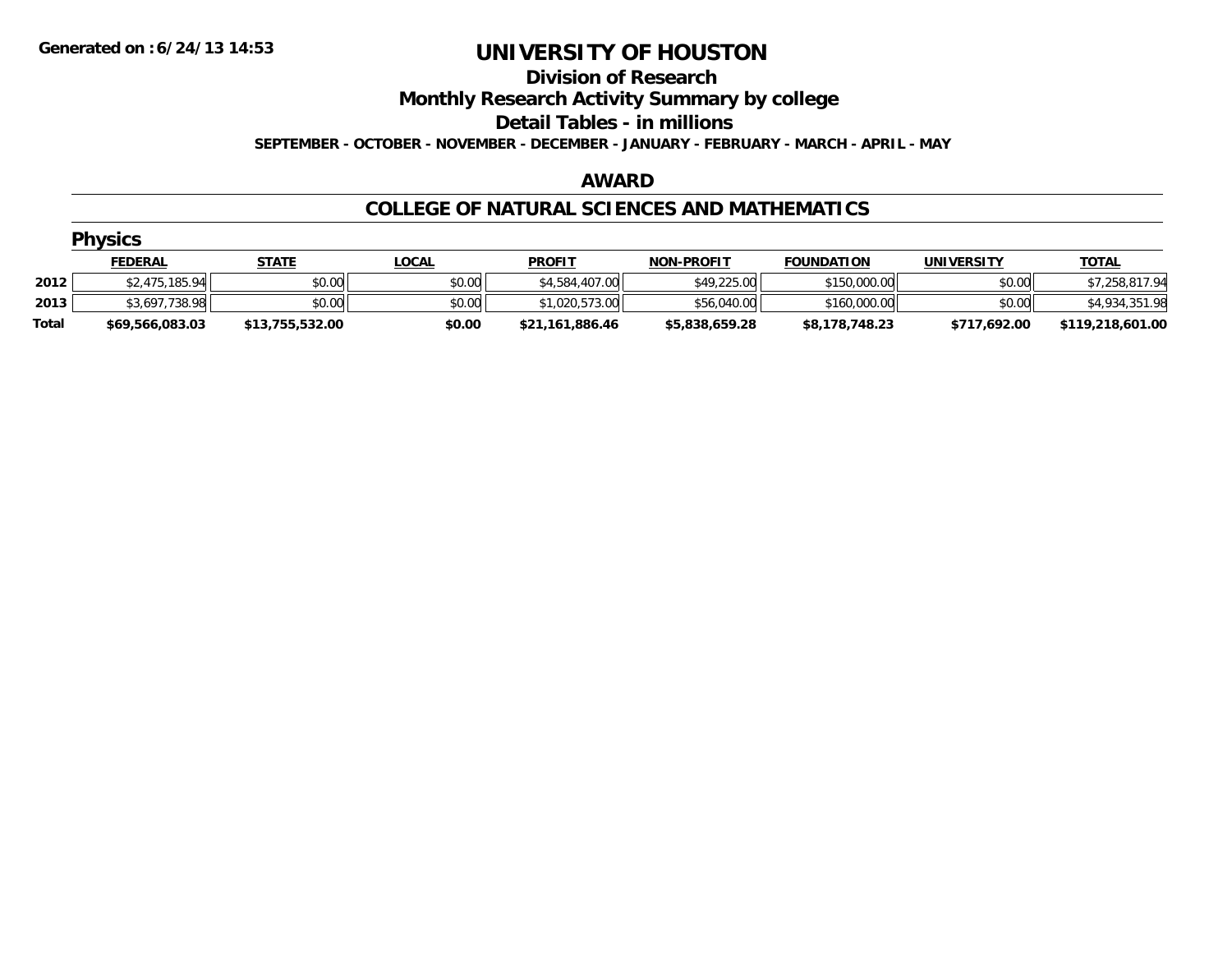**Generated on :6/24/13 14:53**

# UNIVERSITY OF HOUSTON

## Division of Research

## Monthly Research Activity Summary by college

## Detail Tables - in millions

**SEPTEMBER - OCTOBER - NOVEMBER - DECEMBER - JANUARY - FEBRUARY - MARCH - APRIL - MAY**

### AWARD

### COLLEGE OF NATURAL SCIENCES AND MATHEMATICS

#### Physics

| | FEDERAL | STATE | LOCAL | PROFIT | NON-PROFIT | FOUNDATION | UNIVERSITY | TOTAL |
|---|---|---|---|---|---|---|---|---|
| 2012 | $2,475,185.94 | $0.00 | $0.00 | $4,584,407.00 | $49,225.00 | $150,000.00 | $0.00 | $7,258,817.94 |
| 2013 | $3,697,738.98 | $0.00 | $0.00 | $1,020,573.00 | $56,040.00 | $160,000.00 | $0.00 | $4,934,351.98 |
| **Total** | **$69,566,083.03** | **$13,755,532.00** | **$0.00** | **$21,161,886.46** | **$5,838,659.28** | **$8,178,748.23** | **$717,692.00** | **$119,218,601.00** |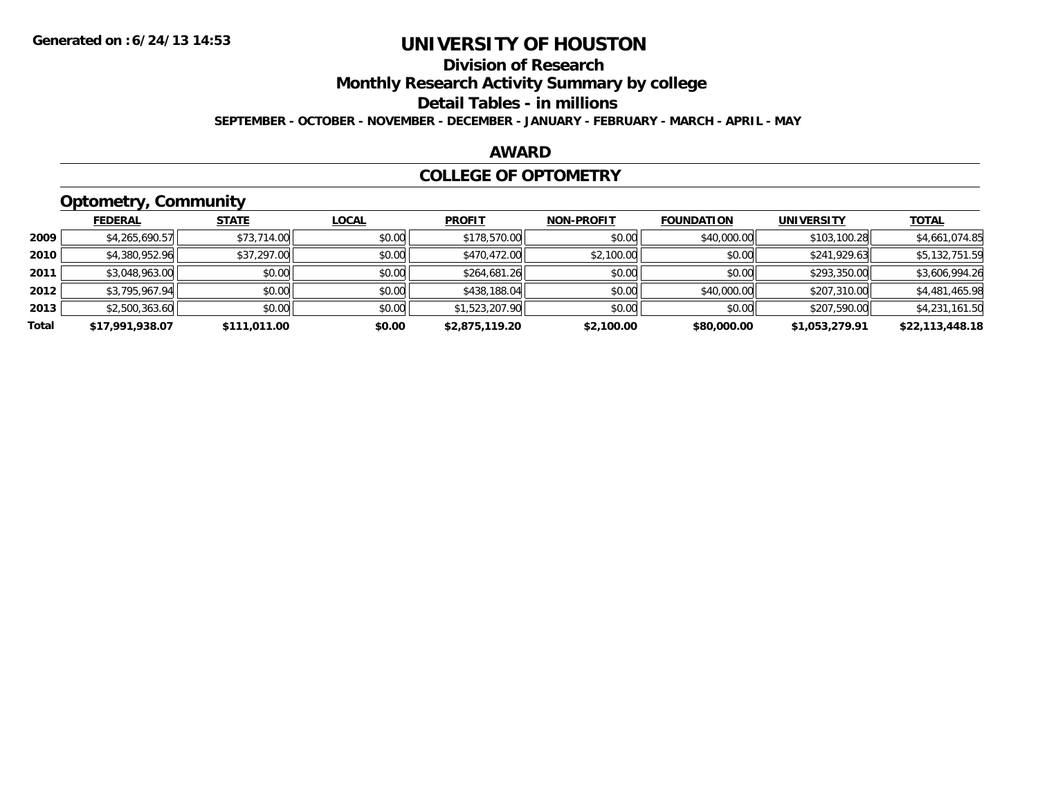Generated on :6/24/13 14:53

# UNIVERSITY OF HOUSTON

## Division of Research

## Monthly Research Activity Summary by college

## Detail Tables - in millions

**SEPTEMBER - OCTOBER - NOVEMBER - DECEMBER - JANUARY - FEBRUARY - MARCH - APRIL - MAY**

## AWARD

## COLLEGE OF OPTOMETRY

### Optometry, Community

| | FEDERAL | STATE | LOCAL | PROFIT | NON-PROFIT | FOUNDATION | UNIVERSITY | TOTAL |
|---|---|---|---|---|---|---|---|---|
| 2009 | $4,265,690.57 | $73,714.00 | $0.00 | $178,570.00 | $0.00 | $40,000.00 | $103,100.28 | $4,661,074.85 |
| 2010 | $4,380,952.96 | $37,297.00 | $0.00 | $470,472.00 | $2,100.00 | $0.00 | $241,929.63 | $5,132,751.59 |
| 2011 | $3,048,963.00 | $0.00 | $0.00 | $264,681.26 | $0.00 | $0.00 | $293,350.00 | $3,606,994.26 |
| 2012 | $3,795,967.94 | $0.00 | $0.00 | $438,188.04 | $0.00 | $40,000.00 | $207,310.00 | $4,481,465.98 |
| 2013 | $2,500,363.60 | $0.00 | $0.00 | $1,523,207.90 | $0.00 | $0.00 | $207,590.00 | $4,231,161.50 |
| **Total** | **$17,991,938.07** | **$111,011.00** | **$0.00** | **$2,875,119.20** | **$2,100.00** | **$80,000.00** | **$1,053,279.91** | **$22,113,448.18** |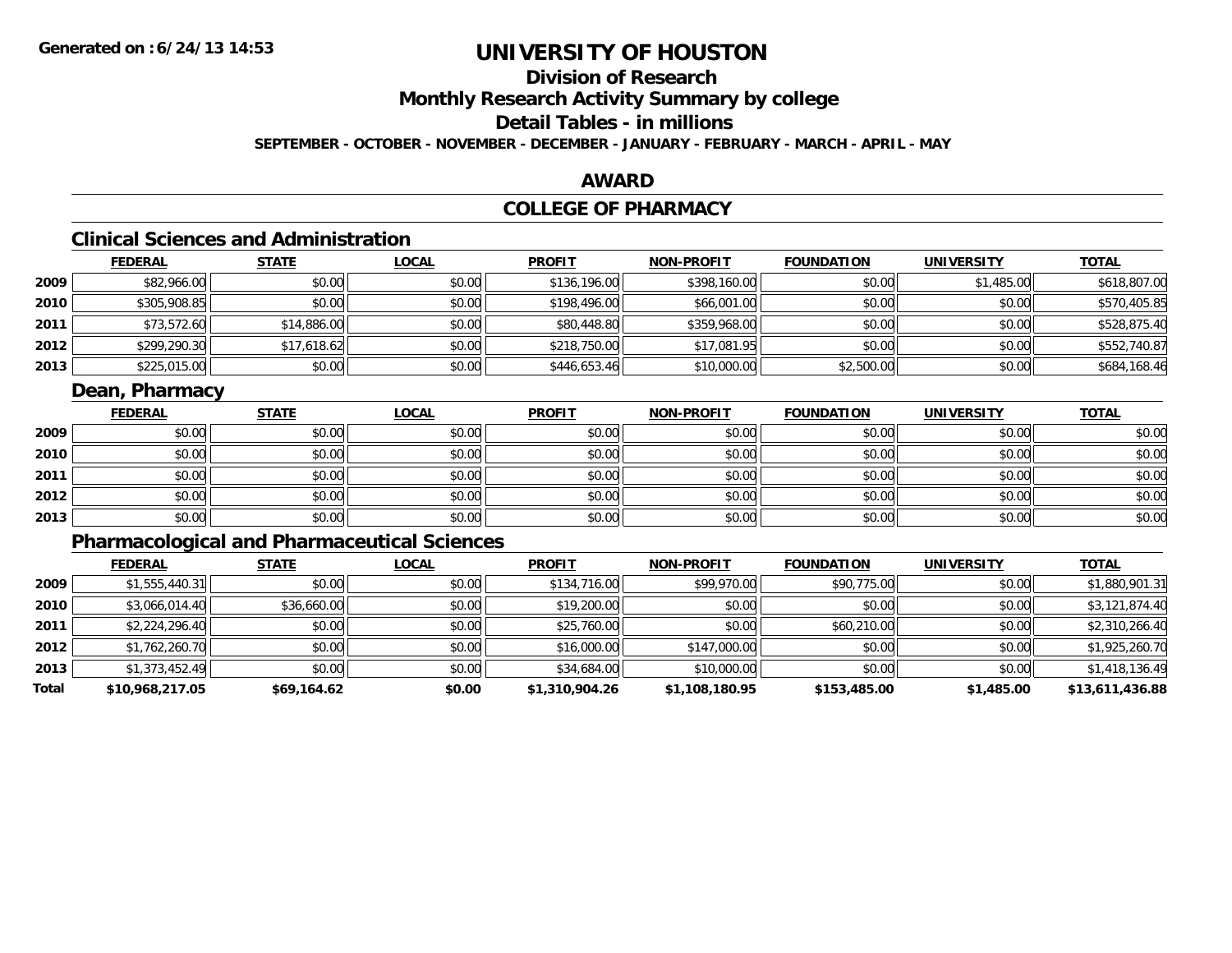Generated on :6/24/13 14:53

# UNIVERSITY OF HOUSTON

## Division of Research

## Monthly Research Activity Summary by college

## Detail Tables - in millions

**SEPTEMBER - OCTOBER - NOVEMBER - DECEMBER - JANUARY - FEBRUARY - MARCH - APRIL - MAY**

## AWARD

## COLLEGE OF PHARMACY

### Clinical Sciences and Administration

| | FEDERAL | STATE | LOCAL | PROFIT | NON-PROFIT | FOUNDATION | UNIVERSITY | TOTAL |
|---|---|---|---|---|---|---|---|---|
| 2009 | $82,966.00 | $0.00 | $0.00 | $136,196.00 | $398,160.00 | $0.00 | $1,485.00 | $618,807.00 |
| 2010 | $305,908.85 | $0.00 | $0.00 | $198,496.00 | $66,001.00 | $0.00 | $0.00 | $570,405.85 |
| 2011 | $73,572.60 | $14,886.00 | $0.00 | $80,448.80 | $359,968.00 | $0.00 | $0.00 | $528,875.40 |
| 2012 | $299,290.30 | $17,618.62 | $0.00 | $218,750.00 | $17,081.95 | $0.00 | $0.00 | $552,740.87 |
| 2013 | $225,015.00 | $0.00 | $0.00 | $446,653.46 | $10,000.00 | $2,500.00 | $0.00 | $684,168.46 |

### Dean, Pharmacy

| | FEDERAL | STATE | LOCAL | PROFIT | NON-PROFIT | FOUNDATION | UNIVERSITY | TOTAL |
|---|---|---|---|---|---|---|---|---|
| 2009 | $0.00 | $0.00 | $0.00 | $0.00 | $0.00 | $0.00 | $0.00 | $0.00 |
| 2010 | $0.00 | $0.00 | $0.00 | $0.00 | $0.00 | $0.00 | $0.00 | $0.00 |
| 2011 | $0.00 | $0.00 | $0.00 | $0.00 | $0.00 | $0.00 | $0.00 | $0.00 |
| 2012 | $0.00 | $0.00 | $0.00 | $0.00 | $0.00 | $0.00 | $0.00 | $0.00 |
| 2013 | $0.00 | $0.00 | $0.00 | $0.00 | $0.00 | $0.00 | $0.00 | $0.00 |

### Pharmacological and Pharmaceutical Sciences

| | FEDERAL | STATE | LOCAL | PROFIT | NON-PROFIT | FOUNDATION | UNIVERSITY | TOTAL |
|---|---|---|---|---|---|---|---|---|
| 2009 | $1,555,440.31 | $0.00 | $0.00 | $134,716.00 | $99,970.00 | $90,775.00 | $0.00 | $1,880,901.31 |
| 2010 | $3,066,014.40 | $36,660.00 | $0.00 | $19,200.00 | $0.00 | $0.00 | $0.00 | $3,121,874.40 |
| 2011 | $2,224,296.40 | $0.00 | $0.00 | $25,760.00 | $0.00 | $60,210.00 | $0.00 | $2,310,266.40 |
| 2012 | $1,762,260.70 | $0.00 | $0.00 | $16,000.00 | $147,000.00 | $0.00 | $0.00 | $1,925,260.70 |
| 2013 | $1,373,452.49 | $0.00 | $0.00 | $34,684.00 | $10,000.00 | $0.00 | $0.00 | $1,418,136.49 |
| **Total** | **$10,968,217.05** | **$69,164.62** | **$0.00** | **$1,310,904.26** | **$1,108,180.95** | **$153,485.00** | **$1,485.00** | **$13,611,436.88** |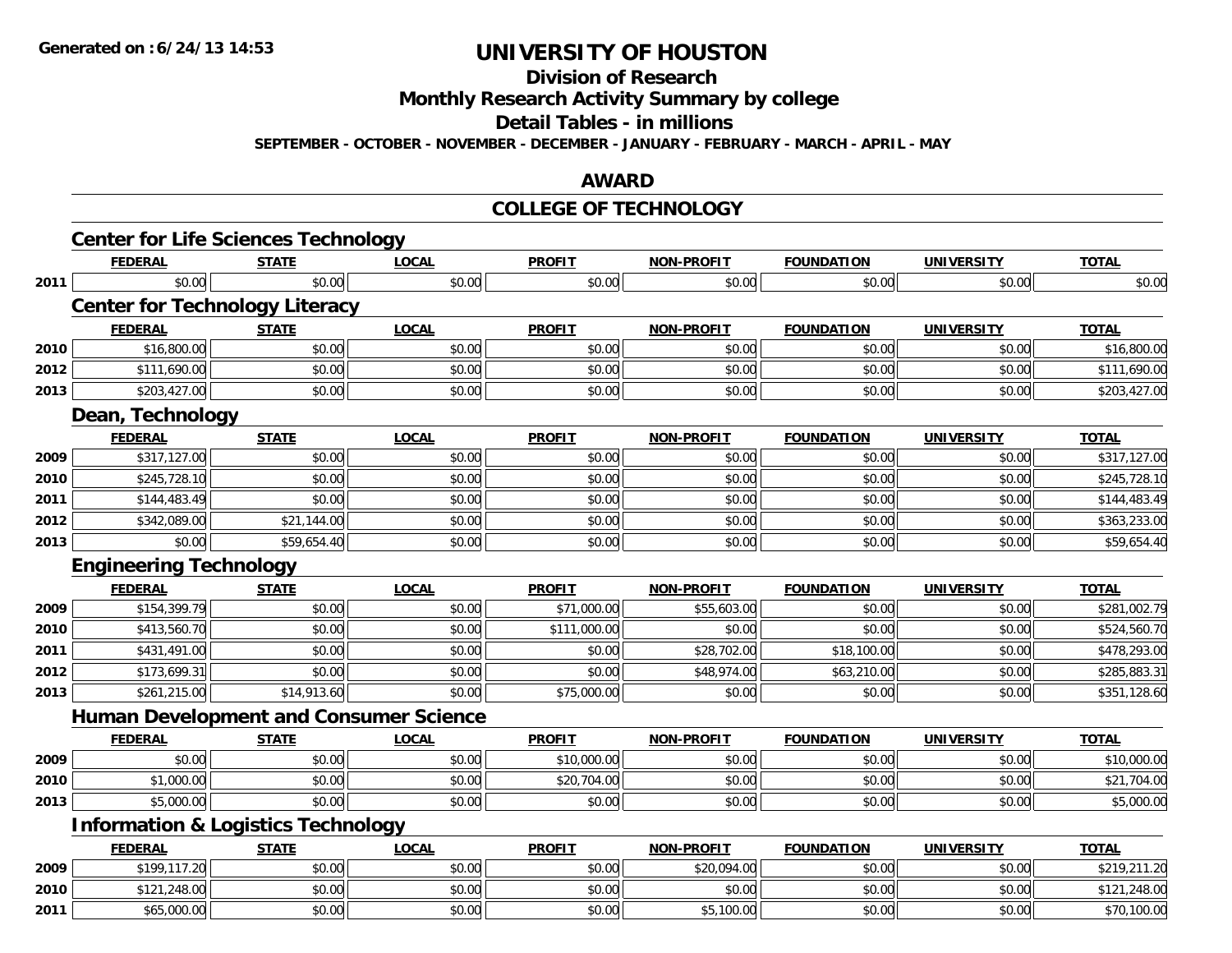# UNIVERSITY OF HOUSTON

## Division of Research

## Monthly Research Activity Summary by college

## Detail Tables - in millions

**SEPTEMBER - OCTOBER - NOVEMBER - DECEMBER - JANUARY - FEBRUARY - MARCH - APRIL - MAY**

## AWARD

## COLLEGE OF TECHNOLOGY

### Center for Life Sciences Technology

| | FEDERAL | STATE | LOCAL | PROFIT | NON-PROFIT | FOUNDATION | UNIVERSITY | TOTAL |
|---|---|---|---|---|---|---|---|---|
| 2011 | $0.00 | $0.00 | $0.00 | $0.00 | $0.00 | $0.00 | $0.00 | $0.00 |

### Center for Technology Literacy

| | FEDERAL | STATE | LOCAL | PROFIT | NON-PROFIT | FOUNDATION | UNIVERSITY | TOTAL |
|---|---|---|---|---|---|---|---|---|
| 2010 | $16,800.00 | $0.00 | $0.00 | $0.00 | $0.00 | $0.00 | $0.00 | $16,800.00 |
| 2012 | $111,690.00 | $0.00 | $0.00 | $0.00 | $0.00 | $0.00 | $0.00 | $111,690.00 |
| 2013 | $203,427.00 | $0.00 | $0.00 | $0.00 | $0.00 | $0.00 | $0.00 | $203,427.00 |

### Dean, Technology

| | FEDERAL | STATE | LOCAL | PROFIT | NON-PROFIT | FOUNDATION | UNIVERSITY | TOTAL |
|---|---|---|---|---|---|---|---|---|
| 2009 | $317,127.00 | $0.00 | $0.00 | $0.00 | $0.00 | $0.00 | $0.00 | $317,127.00 |
| 2010 | $245,728.10 | $0.00 | $0.00 | $0.00 | $0.00 | $0.00 | $0.00 | $245,728.10 |
| 2011 | $144,483.49 | $0.00 | $0.00 | $0.00 | $0.00 | $0.00 | $0.00 | $144,483.49 |
| 2012 | $342,089.00 | $21,144.00 | $0.00 | $0.00 | $0.00 | $0.00 | $0.00 | $363,233.00 |
| 2013 | $0.00 | $59,654.40 | $0.00 | $0.00 | $0.00 | $0.00 | $0.00 | $59,654.40 |

### Engineering Technology

| | FEDERAL | STATE | LOCAL | PROFIT | NON-PROFIT | FOUNDATION | UNIVERSITY | TOTAL |
|---|---|---|---|---|---|---|---|---|
| 2009 | $154,399.79 | $0.00 | $0.00 | $71,000.00 | $55,603.00 | $0.00 | $0.00 | $281,002.79 |
| 2010 | $413,560.70 | $0.00 | $0.00 | $111,000.00 | $0.00 | $0.00 | $0.00 | $524,560.70 |
| 2011 | $431,491.00 | $0.00 | $0.00 | $0.00 | $28,702.00 | $18,100.00 | $0.00 | $478,293.00 |
| 2012 | $173,699.31 | $0.00 | $0.00 | $0.00 | $48,974.00 | $63,210.00 | $0.00 | $285,883.31 |
| 2013 | $261,215.00 | $14,913.60 | $0.00 | $75,000.00 | $0.00 | $0.00 | $0.00 | $351,128.60 |

### Human Development and Consumer Science

| | FEDERAL | STATE | LOCAL | PROFIT | NON-PROFIT | FOUNDATION | UNIVERSITY | TOTAL |
|---|---|---|---|---|---|---|---|---|
| 2009 | $0.00 | $0.00 | $0.00 | $10,000.00 | $0.00 | $0.00 | $0.00 | $10,000.00 |
| 2010 | $1,000.00 | $0.00 | $0.00 | $20,704.00 | $0.00 | $0.00 | $0.00 | $21,704.00 |
| 2013 | $5,000.00 | $0.00 | $0.00 | $0.00 | $0.00 | $0.00 | $0.00 | $5,000.00 |

### Information & Logistics Technology

| | FEDERAL | STATE | LOCAL | PROFIT | NON-PROFIT | FOUNDATION | UNIVERSITY | TOTAL |
|---|---|---|---|---|---|---|---|---|
| 2009 | $199,117.20 | $0.00 | $0.00 | $0.00 | $20,094.00 | $0.00 | $0.00 | $219,211.20 |
| 2010 | $121,248.00 | $0.00 | $0.00 | $0.00 | $0.00 | $0.00 | $0.00 | $121,248.00 |
| 2011 | $65,000.00 | $0.00 | $0.00 | $0.00 | $5,100.00 | $0.00 | $0.00 | $70,100.00 |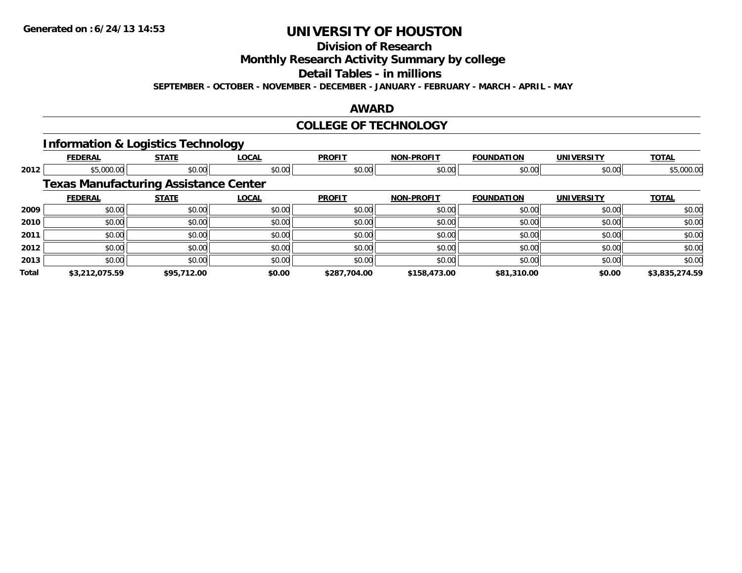# UNIVERSITY OF HOUSTON

## Division of Research

## Monthly Research Activity Summary by college

## Detail Tables - in millions

**SEPTEMBER - OCTOBER - NOVEMBER - DECEMBER - JANUARY - FEBRUARY - MARCH - APRIL - MAY**

## AWARD

## COLLEGE OF TECHNOLOGY

### Information & Logistics Technology

| | FEDERAL | STATE | LOCAL | PROFIT | NON-PROFIT | FOUNDATION | UNIVERSITY | TOTAL |
|---|---|---|---|---|---|---|---|---|
| 2012 | $5,000.00 | $0.00 | $0.00 | $0.00 | $0.00 | $0.00 | $0.00 | $5,000.00 |

### Texas Manufacturing Assistance Center

| | FEDERAL | STATE | LOCAL | PROFIT | NON-PROFIT | FOUNDATION | UNIVERSITY | TOTAL |
|---|---|---|---|---|---|---|---|---|
| 2009 | $0.00 | $0.00 | $0.00 | $0.00 | $0.00 | $0.00 | $0.00 | $0.00 |
| 2010 | $0.00 | $0.00 | $0.00 | $0.00 | $0.00 | $0.00 | $0.00 | $0.00 |
| 2011 | $0.00 | $0.00 | $0.00 | $0.00 | $0.00 | $0.00 | $0.00 | $0.00 |
| 2012 | $0.00 | $0.00 | $0.00 | $0.00 | $0.00 | $0.00 | $0.00 | $0.00 |
| 2013 | $0.00 | $0.00 | $0.00 | $0.00 | $0.00 | $0.00 | $0.00 | $0.00 |
| **Total** | **$3,212,075.59** | **$95,712.00** | **$0.00** | **$287,704.00** | **$158,473.00** | **$81,310.00** | **$0.00** | **$3,835,274.59** |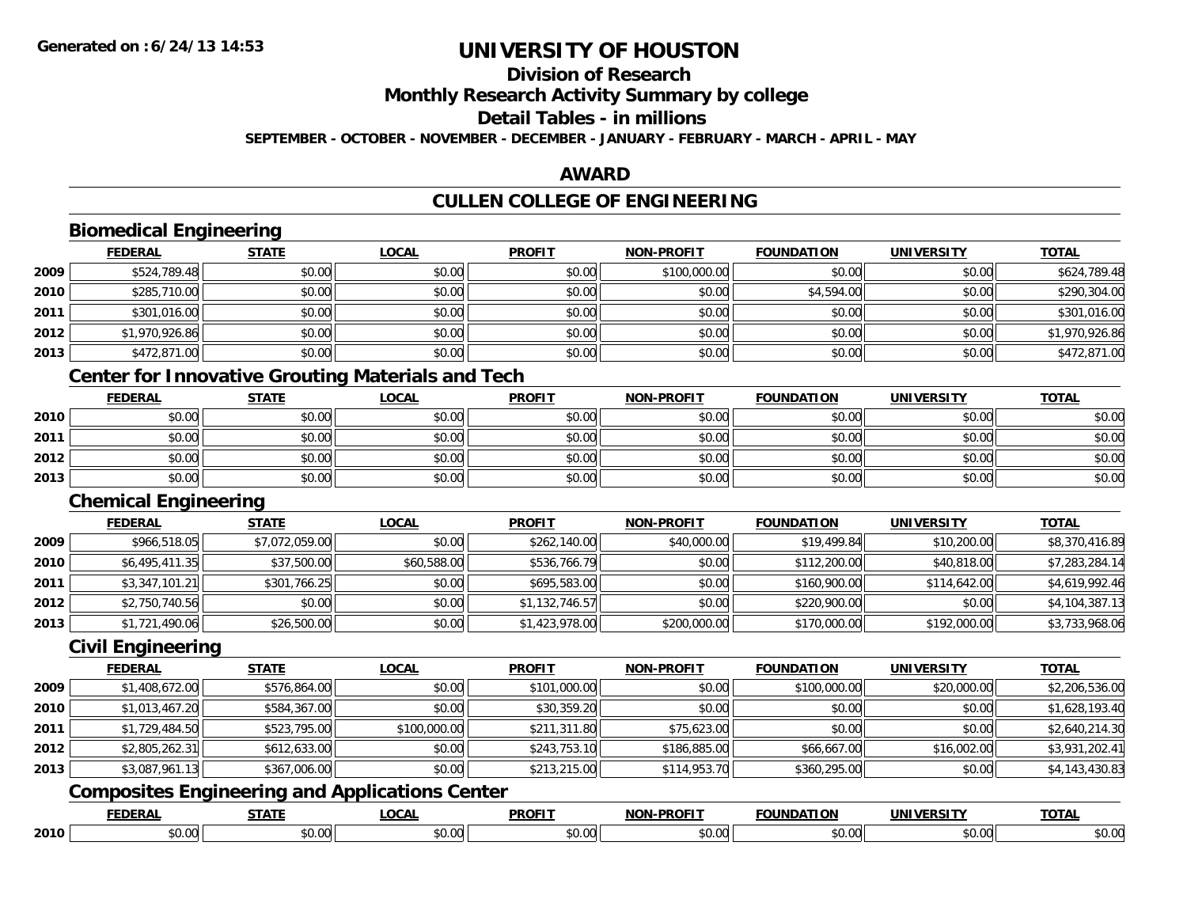# UNIVERSITY OF HOUSTON

## Division of Research

## Monthly Research Activity Summary by college

## Detail Tables - in millions

**SEPTEMBER - OCTOBER - NOVEMBER - DECEMBER - JANUARY - FEBRUARY - MARCH - APRIL - MAY**

## AWARD

## CULLEN COLLEGE OF ENGINEERING

### Biomedical Engineering

| | FEDERAL | STATE | LOCAL | PROFIT | NON-PROFIT | FOUNDATION | UNIVERSITY | TOTAL |
|---|---|---|---|---|---|---|---|---|
| 2009 | $524,789.48 | $0.00 | $0.00 | $0.00 | $100,000.00 | $0.00 | $0.00 | $624,789.48 |
| 2010 | $285,710.00 | $0.00 | $0.00 | $0.00 | $0.00 | $4,594.00 | $0.00 | $290,304.00 |
| 2011 | $301,016.00 | $0.00 | $0.00 | $0.00 | $0.00 | $0.00 | $0.00 | $301,016.00 |
| 2012 | $1,970,926.86 | $0.00 | $0.00 | $0.00 | $0.00 | $0.00 | $0.00 | $1,970,926.86 |
| 2013 | $472,871.00 | $0.00 | $0.00 | $0.00 | $0.00 | $0.00 | $0.00 | $472,871.00 |

### Center for Innovative Grouting Materials and Tech

| | FEDERAL | STATE | LOCAL | PROFIT | NON-PROFIT | FOUNDATION | UNIVERSITY | TOTAL |
|---|---|---|---|---|---|---|---|---|
| 2010 | $0.00 | $0.00 | $0.00 | $0.00 | $0.00 | $0.00 | $0.00 | $0.00 |
| 2011 | $0.00 | $0.00 | $0.00 | $0.00 | $0.00 | $0.00 | $0.00 | $0.00 |
| 2012 | $0.00 | $0.00 | $0.00 | $0.00 | $0.00 | $0.00 | $0.00 | $0.00 |
| 2013 | $0.00 | $0.00 | $0.00 | $0.00 | $0.00 | $0.00 | $0.00 | $0.00 |

### Chemical Engineering

| | FEDERAL | STATE | LOCAL | PROFIT | NON-PROFIT | FOUNDATION | UNIVERSITY | TOTAL |
|---|---|---|---|---|---|---|---|---|
| 2009 | $966,518.05 | $7,072,059.00 | $0.00 | $262,140.00 | $40,000.00 | $19,499.84 | $10,200.00 | $8,370,416.89 |
| 2010 | $6,495,411.35 | $37,500.00 | $60,588.00 | $536,766.79 | $0.00 | $112,200.00 | $40,818.00 | $7,283,284.14 |
| 2011 | $3,347,101.21 | $301,766.25 | $0.00 | $695,583.00 | $0.00 | $160,900.00 | $114,642.00 | $4,619,992.46 |
| 2012 | $2,750,740.56 | $0.00 | $0.00 | $1,132,746.57 | $0.00 | $220,900.00 | $0.00 | $4,104,387.13 |
| 2013 | $1,721,490.06 | $26,500.00 | $0.00 | $1,423,978.00 | $200,000.00 | $170,000.00 | $192,000.00 | $3,733,968.06 |

### Civil Engineering

| | FEDERAL | STATE | LOCAL | PROFIT | NON-PROFIT | FOUNDATION | UNIVERSITY | TOTAL |
|---|---|---|---|---|---|---|---|---|
| 2009 | $1,408,672.00 | $576,864.00 | $0.00 | $101,000.00 | $0.00 | $100,000.00 | $20,000.00 | $2,206,536.00 |
| 2010 | $1,013,467.20 | $584,367.00 | $0.00 | $30,359.20 | $0.00 | $0.00 | $0.00 | $1,628,193.40 |
| 2011 | $1,729,484.50 | $523,795.00 | $100,000.00 | $211,311.80 | $75,623.00 | $0.00 | $0.00 | $2,640,214.30 |
| 2012 | $2,805,262.31 | $612,633.00 | $0.00 | $243,753.10 | $186,885.00 | $66,667.00 | $16,002.00 | $3,931,202.41 |
| 2013 | $3,087,961.13 | $367,006.00 | $0.00 | $213,215.00 | $114,953.70 | $360,295.00 | $0.00 | $4,143,430.83 |

### Composites Engineering and Applications Center

| | FEDERAL | STATE | LOCAL | PROFIT | NON-PROFIT | FOUNDATION | UNIVERSITY | TOTAL |
|---|---|---|---|---|---|---|---|---|
| 2010 | $0.00 | $0.00 | $0.00 | $0.00 | $0.00 | $0.00 | $0.00 | $0.00 |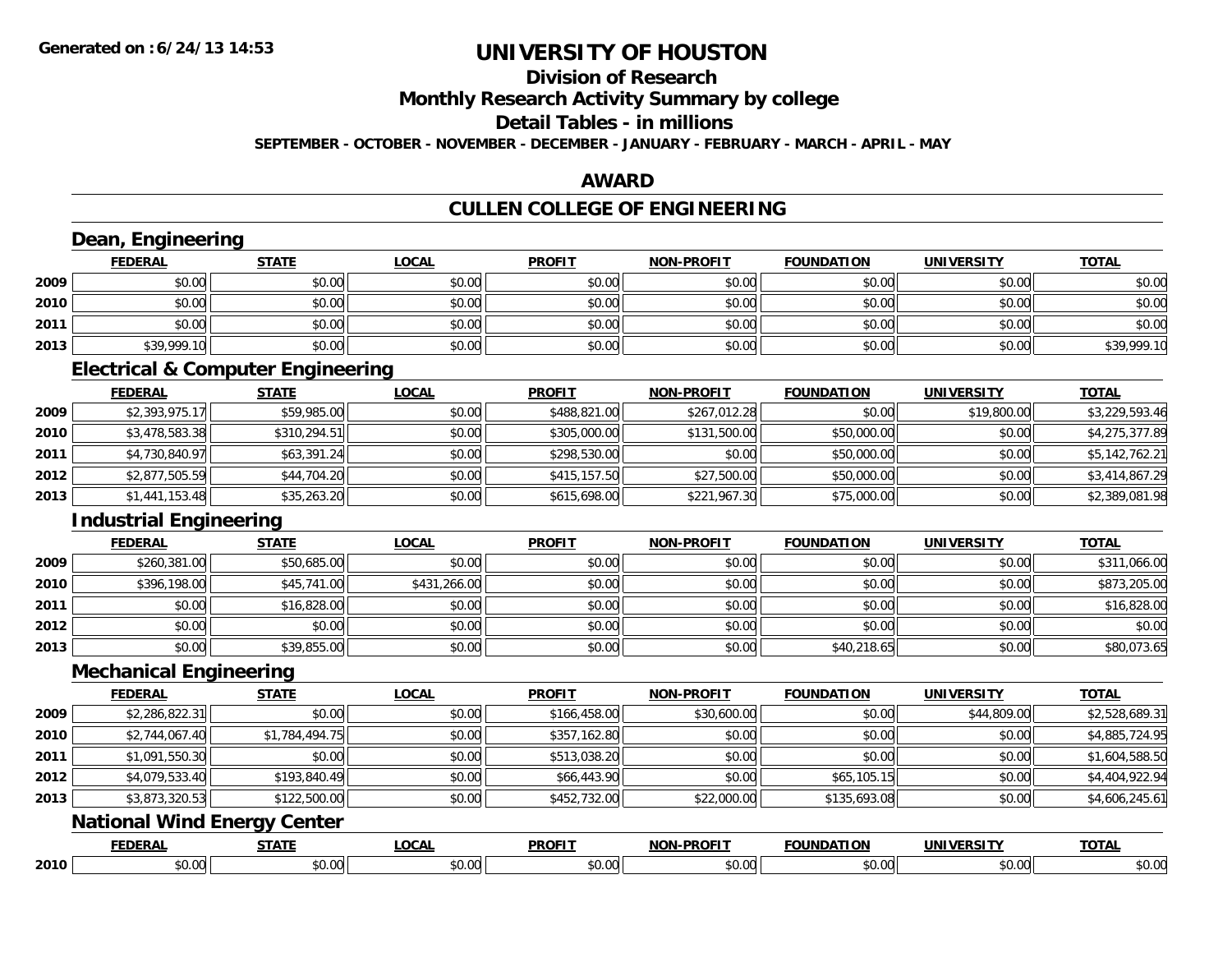# UNIVERSITY OF HOUSTON

## Division of Research

## Monthly Research Activity Summary by college

## Detail Tables - in millions

**SEPTEMBER - OCTOBER - NOVEMBER - DECEMBER - JANUARY - FEBRUARY - MARCH - APRIL - MAY**

## AWARD

## CULLEN COLLEGE OF ENGINEERING

### Dean, Engineering

| | FEDERAL | STATE | LOCAL | PROFIT | NON-PROFIT | FOUNDATION | UNIVERSITY | TOTAL |
|---|---|---|---|---|---|---|---|---|
| 2009 | $0.00 | $0.00 | $0.00 | $0.00 | $0.00 | $0.00 | $0.00 | $0.00 |
| 2010 | $0.00 | $0.00 | $0.00 | $0.00 | $0.00 | $0.00 | $0.00 | $0.00 |
| 2011 | $0.00 | $0.00 | $0.00 | $0.00 | $0.00 | $0.00 | $0.00 | $0.00 |
| 2013 | $39,999.10 | $0.00 | $0.00 | $0.00 | $0.00 | $0.00 | $0.00 | $39,999.10 |

### Electrical & Computer Engineering

| | FEDERAL | STATE | LOCAL | PROFIT | NON-PROFIT | FOUNDATION | UNIVERSITY | TOTAL |
|---|---|---|---|---|---|---|---|---|
| 2009 | $2,393,975.17 | $59,985.00 | $0.00 | $488,821.00 | $267,012.28 | $0.00 | $19,800.00 | $3,229,593.46 |
| 2010 | $3,478,583.38 | $310,294.51 | $0.00 | $305,000.00 | $131,500.00 | $50,000.00 | $0.00 | $4,275,377.89 |
| 2011 | $4,730,840.97 | $63,391.24 | $0.00 | $298,530.00 | $0.00 | $50,000.00 | $0.00 | $5,142,762.21 |
| 2012 | $2,877,505.59 | $44,704.20 | $0.00 | $415,157.50 | $27,500.00 | $50,000.00 | $0.00 | $3,414,867.29 |
| 2013 | $1,441,153.48 | $35,263.20 | $0.00 | $615,698.00 | $221,967.30 | $75,000.00 | $0.00 | $2,389,081.98 |

### Industrial Engineering

| | FEDERAL | STATE | LOCAL | PROFIT | NON-PROFIT | FOUNDATION | UNIVERSITY | TOTAL |
|---|---|---|---|---|---|---|---|---|
| 2009 | $260,381.00 | $50,685.00 | $0.00 | $0.00 | $0.00 | $0.00 | $0.00 | $311,066.00 |
| 2010 | $396,198.00 | $45,741.00 | $431,266.00 | $0.00 | $0.00 | $0.00 | $0.00 | $873,205.00 |
| 2011 | $0.00 | $16,828.00 | $0.00 | $0.00 | $0.00 | $0.00 | $0.00 | $16,828.00 |
| 2012 | $0.00 | $0.00 | $0.00 | $0.00 | $0.00 | $0.00 | $0.00 | $0.00 |
| 2013 | $0.00 | $39,855.00 | $0.00 | $0.00 | $0.00 | $40,218.65 | $0.00 | $80,073.65 |

### Mechanical Engineering

| | FEDERAL | STATE | LOCAL | PROFIT | NON-PROFIT | FOUNDATION | UNIVERSITY | TOTAL |
|---|---|---|---|---|---|---|---|---|
| 2009 | $2,286,822.31 | $0.00 | $0.00 | $166,458.00 | $30,600.00 | $0.00 | $44,809.00 | $2,528,689.31 |
| 2010 | $2,744,067.40 | $1,784,494.75 | $0.00 | $357,162.80 | $0.00 | $0.00 | $0.00 | $4,885,724.95 |
| 2011 | $1,091,550.30 | $0.00 | $0.00 | $513,038.20 | $0.00 | $0.00 | $0.00 | $1,604,588.50 |
| 2012 | $4,079,533.40 | $193,840.49 | $0.00 | $66,443.90 | $0.00 | $65,105.15 | $0.00 | $4,404,922.94 |
| 2013 | $3,873,320.53 | $122,500.00 | $0.00 | $452,732.00 | $22,000.00 | $135,693.08 | $0.00 | $4,606,245.61 |

### National Wind Energy Center

| | FEDERAL | STATE | LOCAL | PROFIT | NON-PROFIT | FOUNDATION | UNIVERSITY | TOTAL |
|---|---|---|---|---|---|---|---|---|
| 2010 | $0.00 | $0.00 | $0.00 | $0.00 | $0.00 | $0.00 | $0.00 | $0.00 |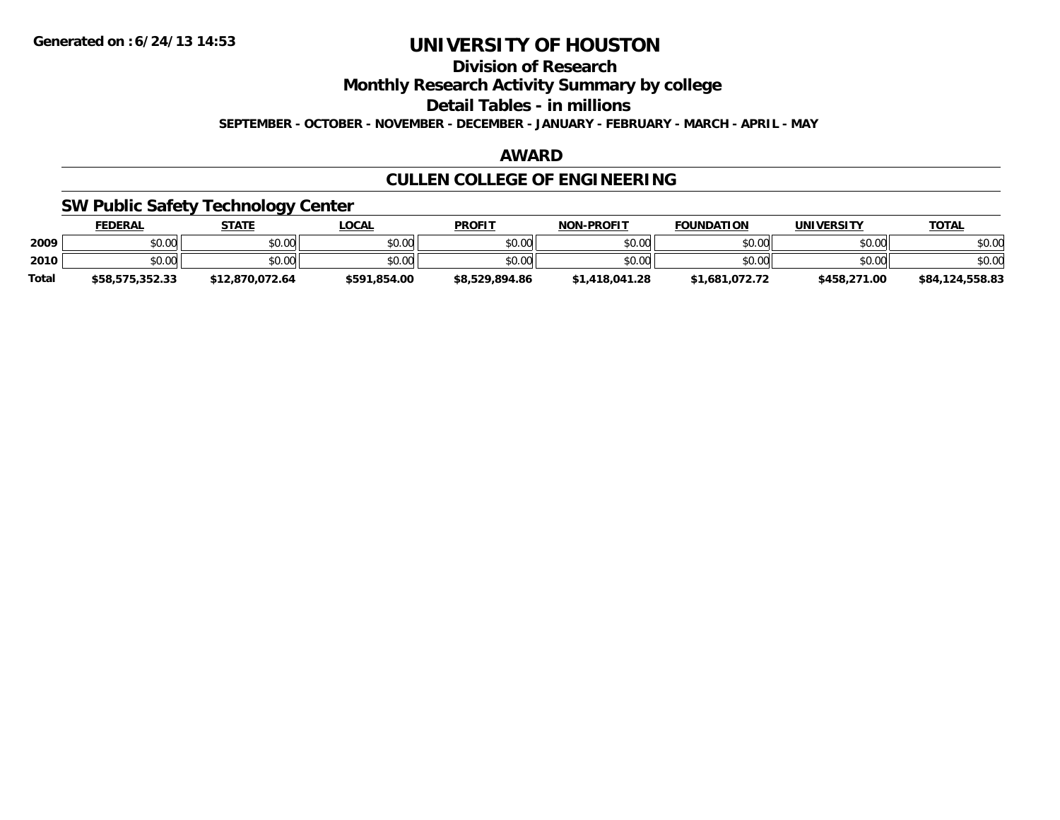# UNIVERSITY OF HOUSTON

## Division of Research

## Monthly Research Activity Summary by college

## Detail Tables - in millions

**SEPTEMBER - OCTOBER - NOVEMBER - DECEMBER - JANUARY - FEBRUARY - MARCH - APRIL - MAY**

## AWARD

## CULLEN COLLEGE OF ENGINEERING

### SW Public Safety Technology Center

| | FEDERAL | STATE | LOCAL | PROFIT | NON-PROFIT | FOUNDATION | UNIVERSITY | TOTAL |
|---|---|---|---|---|---|---|---|---|
| 2009 | $0.00 | $0.00 | $0.00 | $0.00 | $0.00 | $0.00 | $0.00 | $0.00 |
| 2010 | $0.00 | $0.00 | $0.00 | $0.00 | $0.00 | $0.00 | $0.00 | $0.00 |
| **Total** | **$58,575,352.33** | **$12,870,072.64** | **$591,854.00** | **$8,529,894.86** | **$1,418,041.28** | **$1,681,072.72** | **$458,271.00** | **$84,124,558.83** |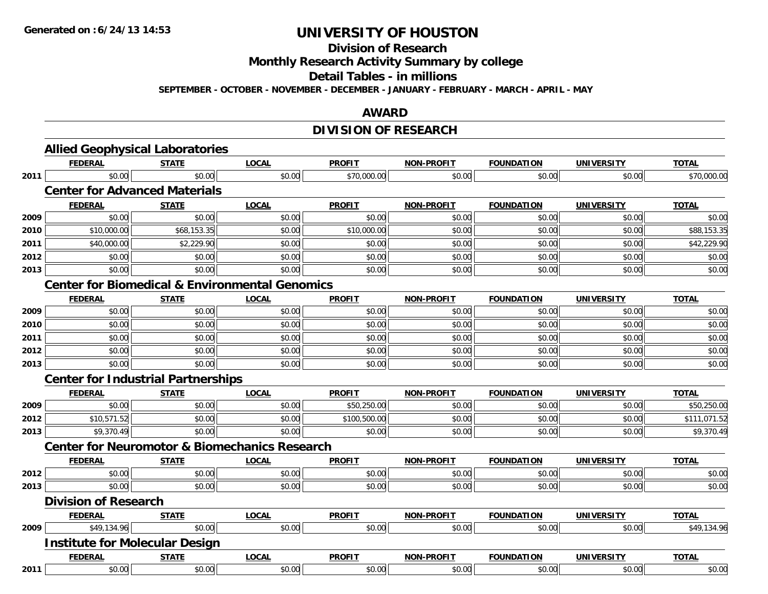# UNIVERSITY OF HOUSTON

## Division of Research

## Monthly Research Activity Summary by college

## Detail Tables - in millions

**SEPTEMBER - OCTOBER - NOVEMBER - DECEMBER - JANUARY - FEBRUARY - MARCH - APRIL - MAY**

## AWARD

## DIVISION OF RESEARCH

### Allied Geophysical Laboratories

| | FEDERAL | STATE | LOCAL | PROFIT | NON-PROFIT | FOUNDATION | UNIVERSITY | TOTAL |
|---|---|---|---|---|---|---|---|---|
| 2011 | $0.00 | $0.00 | $0.00 | $70,000.00 | $0.00 | $0.00 | $0.00 | $70,000.00 |

### Center for Advanced Materials

| | FEDERAL | STATE | LOCAL | PROFIT | NON-PROFIT | FOUNDATION | UNIVERSITY | TOTAL |
|---|---|---|---|---|---|---|---|---|
| 2009 | $0.00 | $0.00 | $0.00 | $0.00 | $0.00 | $0.00 | $0.00 | $0.00 |
| 2010 | $10,000.00 | $68,153.35 | $0.00 | $10,000.00 | $0.00 | $0.00 | $0.00 | $88,153.35 |
| 2011 | $40,000.00 | $2,229.90 | $0.00 | $0.00 | $0.00 | $0.00 | $0.00 | $42,229.90 |
| 2012 | $0.00 | $0.00 | $0.00 | $0.00 | $0.00 | $0.00 | $0.00 | $0.00 |
| 2013 | $0.00 | $0.00 | $0.00 | $0.00 | $0.00 | $0.00 | $0.00 | $0.00 |

### Center for Biomedical & Environmental Genomics

| | FEDERAL | STATE | LOCAL | PROFIT | NON-PROFIT | FOUNDATION | UNIVERSITY | TOTAL |
|---|---|---|---|---|---|---|---|---|
| 2009 | $0.00 | $0.00 | $0.00 | $0.00 | $0.00 | $0.00 | $0.00 | $0.00 |
| 2010 | $0.00 | $0.00 | $0.00 | $0.00 | $0.00 | $0.00 | $0.00 | $0.00 |
| 2011 | $0.00 | $0.00 | $0.00 | $0.00 | $0.00 | $0.00 | $0.00 | $0.00 |
| 2012 | $0.00 | $0.00 | $0.00 | $0.00 | $0.00 | $0.00 | $0.00 | $0.00 |
| 2013 | $0.00 | $0.00 | $0.00 | $0.00 | $0.00 | $0.00 | $0.00 | $0.00 |

### Center for Industrial Partnerships

| | FEDERAL | STATE | LOCAL | PROFIT | NON-PROFIT | FOUNDATION | UNIVERSITY | TOTAL |
|---|---|---|---|---|---|---|---|---|
| 2009 | $0.00 | $0.00 | $0.00 | $50,250.00 | $0.00 | $0.00 | $0.00 | $50,250.00 |
| 2012 | $10,571.52 | $0.00 | $0.00 | $100,500.00 | $0.00 | $0.00 | $0.00 | $111,071.52 |
| 2013 | $9,370.49 | $0.00 | $0.00 | $0.00 | $0.00 | $0.00 | $0.00 | $9,370.49 |

### Center for Neuromotor & Biomechanics Research

| | FEDERAL | STATE | LOCAL | PROFIT | NON-PROFIT | FOUNDATION | UNIVERSITY | TOTAL |
|---|---|---|---|---|---|---|---|---|
| 2012 | $0.00 | $0.00 | $0.00 | $0.00 | $0.00 | $0.00 | $0.00 | $0.00 |
| 2013 | $0.00 | $0.00 | $0.00 | $0.00 | $0.00 | $0.00 | $0.00 | $0.00 |

### Division of Research

| | FEDERAL | STATE | LOCAL | PROFIT | NON-PROFIT | FOUNDATION | UNIVERSITY | TOTAL |
|---|---|---|---|---|---|---|---|---|
| 2009 | $49,134.96 | $0.00 | $0.00 | $0.00 | $0.00 | $0.00 | $0.00 | $49,134.96 |

### Institute for Molecular Design

| | FEDERAL | STATE | LOCAL | PROFIT | NON-PROFIT | FOUNDATION | UNIVERSITY | TOTAL |
|---|---|---|---|---|---|---|---|---|
| 2011 | $0.00 | $0.00 | $0.00 | $0.00 | $0.00 | $0.00 | $0.00 | $0.00 |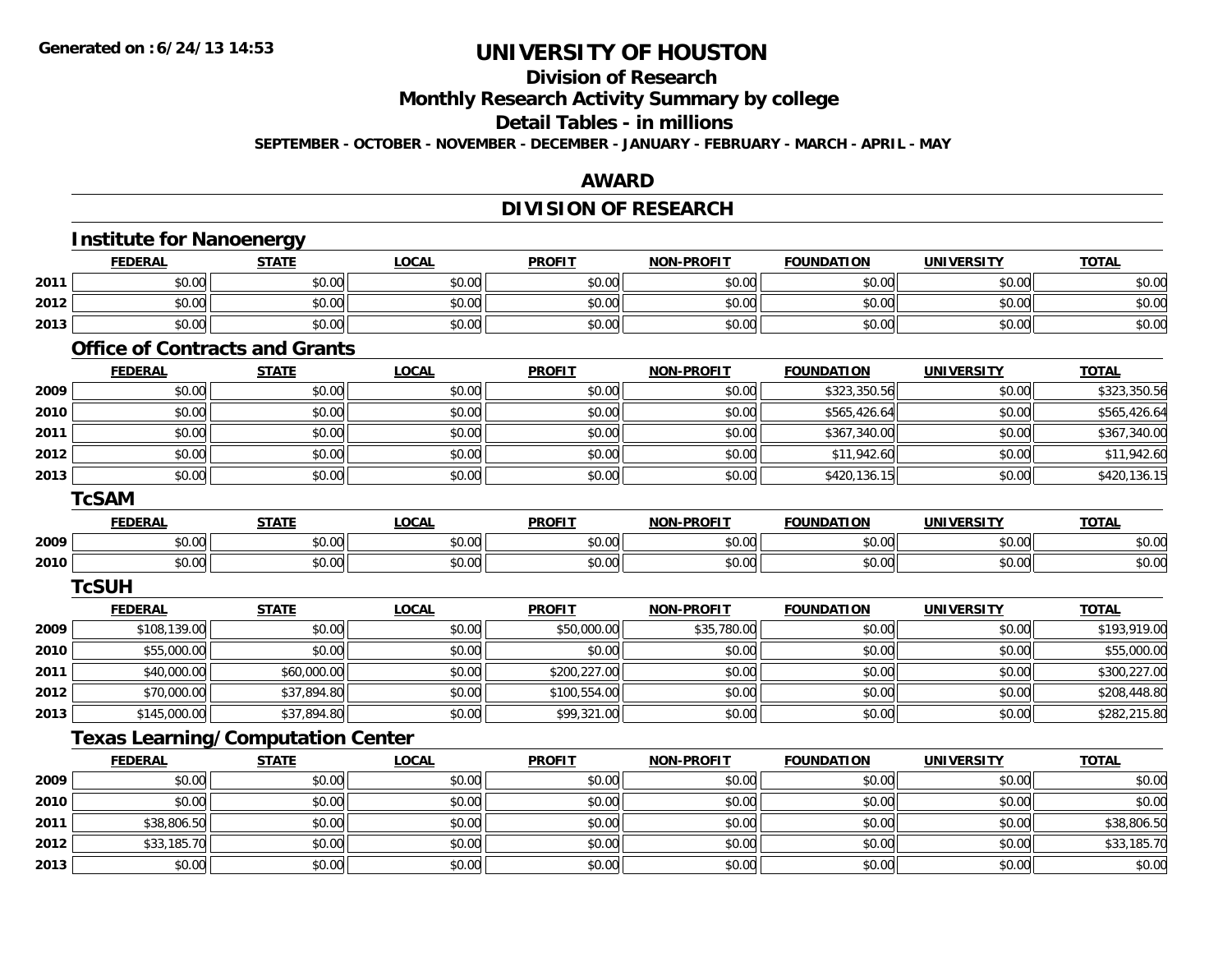# UNIVERSITY OF HOUSTON

## Division of Research

## Monthly Research Activity Summary by college

## Detail Tables - in millions

**SEPTEMBER - OCTOBER - NOVEMBER - DECEMBER - JANUARY - FEBRUARY - MARCH - APRIL - MAY**

## AWARD

## DIVISION OF RESEARCH

### Institute for Nanoenergy

| | FEDERAL | STATE | LOCAL | PROFIT | NON-PROFIT | FOUNDATION | UNIVERSITY | TOTAL |
|---|---|---|---|---|---|---|---|---|
| 2011 | $0.00 | $0.00 | $0.00 | $0.00 | $0.00 | $0.00 | $0.00 | $0.00 |
| 2012 | $0.00 | $0.00 | $0.00 | $0.00 | $0.00 | $0.00 | $0.00 | $0.00 |
| 2013 | $0.00 | $0.00 | $0.00 | $0.00 | $0.00 | $0.00 | $0.00 | $0.00 |

### Office of Contracts and Grants

| | FEDERAL | STATE | LOCAL | PROFIT | NON-PROFIT | FOUNDATION | UNIVERSITY | TOTAL |
|---|---|---|---|---|---|---|---|---|
| 2009 | $0.00 | $0.00 | $0.00 | $0.00 | $0.00 | $323,350.56 | $0.00 | $323,350.56 |
| 2010 | $0.00 | $0.00 | $0.00 | $0.00 | $0.00 | $565,426.64 | $0.00 | $565,426.64 |
| 2011 | $0.00 | $0.00 | $0.00 | $0.00 | $0.00 | $367,340.00 | $0.00 | $367,340.00 |
| 2012 | $0.00 | $0.00 | $0.00 | $0.00 | $0.00 | $11,942.60 | $0.00 | $11,942.60 |
| 2013 | $0.00 | $0.00 | $0.00 | $0.00 | $0.00 | $420,136.15 | $0.00 | $420,136.15 |

### TcSAM

| | FEDERAL | STATE | LOCAL | PROFIT | NON-PROFIT | FOUNDATION | UNIVERSITY | TOTAL |
|---|---|---|---|---|---|---|---|---|
| 2009 | $0.00 | $0.00 | $0.00 | $0.00 | $0.00 | $0.00 | $0.00 | $0.00 |
| 2010 | $0.00 | $0.00 | $0.00 | $0.00 | $0.00 | $0.00 | $0.00 | $0.00 |

### TcSUH

| | FEDERAL | STATE | LOCAL | PROFIT | NON-PROFIT | FOUNDATION | UNIVERSITY | TOTAL |
|---|---|---|---|---|---|---|---|---|
| 2009 | $108,139.00 | $0.00 | $0.00 | $50,000.00 | $35,780.00 | $0.00 | $0.00 | $193,919.00 |
| 2010 | $55,000.00 | $0.00 | $0.00 | $0.00 | $0.00 | $0.00 | $0.00 | $55,000.00 |
| 2011 | $40,000.00 | $60,000.00 | $0.00 | $200,227.00 | $0.00 | $0.00 | $0.00 | $300,227.00 |
| 2012 | $70,000.00 | $37,894.80 | $0.00 | $100,554.00 | $0.00 | $0.00 | $0.00 | $208,448.80 |
| 2013 | $145,000.00 | $37,894.80 | $0.00 | $99,321.00 | $0.00 | $0.00 | $0.00 | $282,215.80 |

### Texas Learning/Computation Center

| | FEDERAL | STATE | LOCAL | PROFIT | NON-PROFIT | FOUNDATION | UNIVERSITY | TOTAL |
|---|---|---|---|---|---|---|---|---|
| 2009 | $0.00 | $0.00 | $0.00 | $0.00 | $0.00 | $0.00 | $0.00 | $0.00 |
| 2010 | $0.00 | $0.00 | $0.00 | $0.00 | $0.00 | $0.00 | $0.00 | $0.00 |
| 2011 | $38,806.50 | $0.00 | $0.00 | $0.00 | $0.00 | $0.00 | $0.00 | $38,806.50 |
| 2012 | $33,185.70 | $0.00 | $0.00 | $0.00 | $0.00 | $0.00 | $0.00 | $33,185.70 |
| 2013 | $0.00 | $0.00 | $0.00 | $0.00 | $0.00 | $0.00 | $0.00 | $0.00 |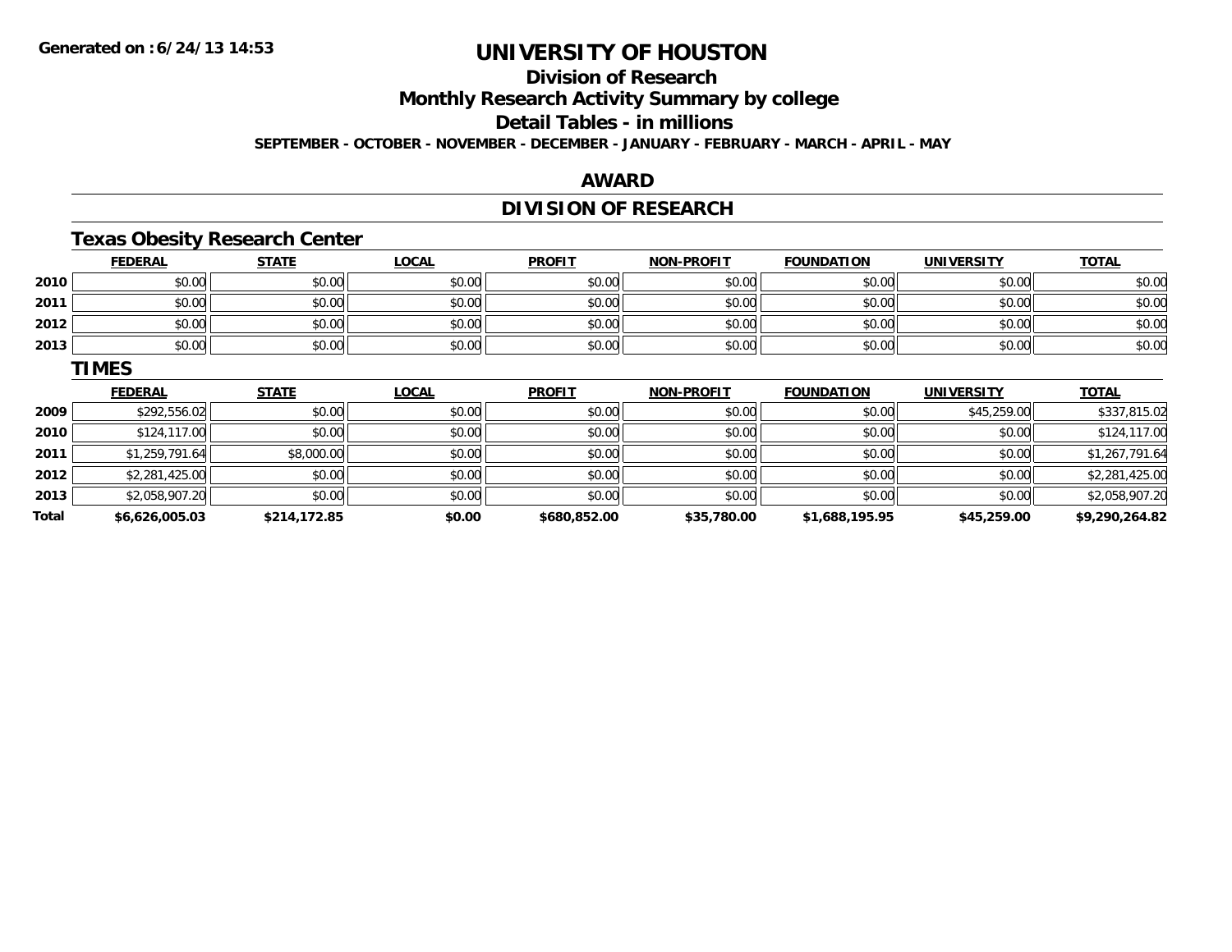# UNIVERSITY OF HOUSTON

## Division of Research

## Monthly Research Activity Summary by college

## Detail Tables - in millions

**SEPTEMBER - OCTOBER - NOVEMBER - DECEMBER - JANUARY - FEBRUARY - MARCH - APRIL - MAY**

## AWARD

## DIVISION OF RESEARCH

### Texas Obesity Research Center

| | FEDERAL | STATE | LOCAL | PROFIT | NON-PROFIT | FOUNDATION | UNIVERSITY | TOTAL |
|---|---|---|---|---|---|---|---|---|
| 2010 | $0.00 | $0.00 | $0.00 | $0.00 | $0.00 | $0.00 | $0.00 | $0.00 |
| 2011 | $0.00 | $0.00 | $0.00 | $0.00 | $0.00 | $0.00 | $0.00 | $0.00 |
| 2012 | $0.00 | $0.00 | $0.00 | $0.00 | $0.00 | $0.00 | $0.00 | $0.00 |
| 2013 | $0.00 | $0.00 | $0.00 | $0.00 | $0.00 | $0.00 | $0.00 | $0.00 |

### TIMES

| | FEDERAL | STATE | LOCAL | PROFIT | NON-PROFIT | FOUNDATION | UNIVERSITY | TOTAL |
|---|---|---|---|---|---|---|---|---|
| 2009 | $292,556.02 | $0.00 | $0.00 | $0.00 | $0.00 | $0.00 | $45,259.00 | $337,815.02 |
| 2010 | $124,117.00 | $0.00 | $0.00 | $0.00 | $0.00 | $0.00 | $0.00 | $124,117.00 |
| 2011 | $1,259,791.64 | $8,000.00 | $0.00 | $0.00 | $0.00 | $0.00 | $0.00 | $1,267,791.64 |
| 2012 | $2,281,425.00 | $0.00 | $0.00 | $0.00 | $0.00 | $0.00 | $0.00 | $2,281,425.00 |
| 2013 | $2,058,907.20 | $0.00 | $0.00 | $0.00 | $0.00 | $0.00 | $0.00 | $2,058,907.20 |
| **Total** | **$6,626,005.03** | **$214,172.85** | **$0.00** | **$680,852.00** | **$35,780.00** | **$1,688,195.95** | **$45,259.00** | **$9,290,264.82** |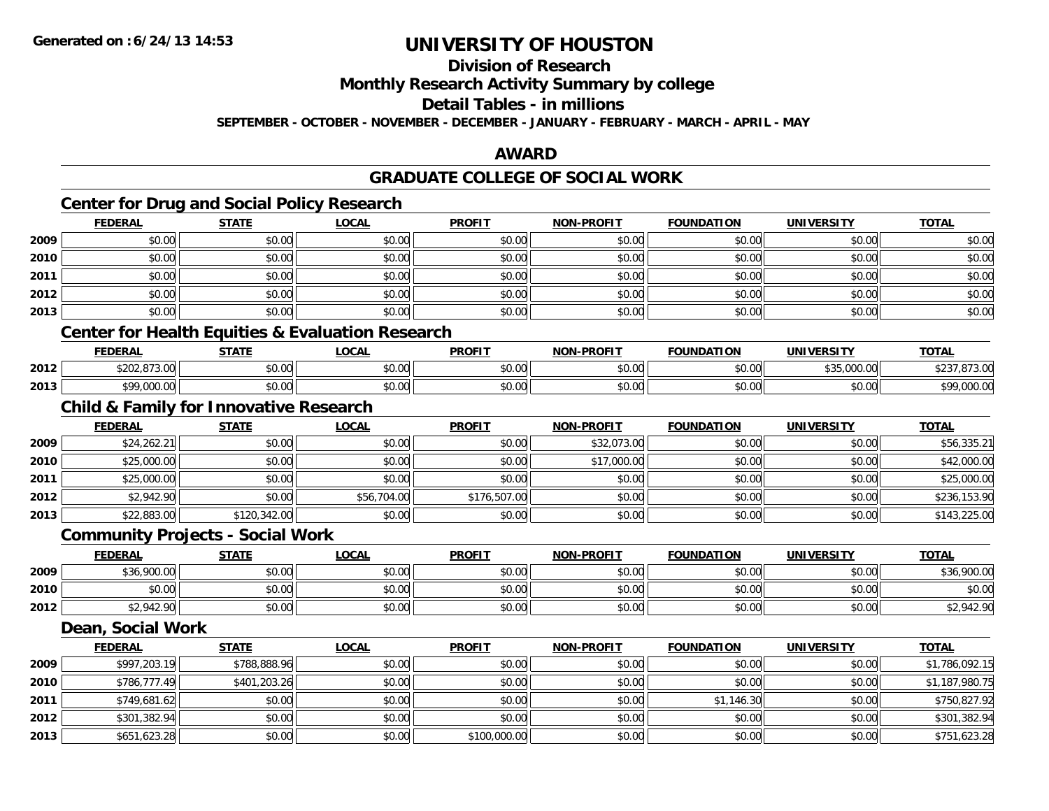# UNIVERSITY OF HOUSTON

## Division of Research

## Monthly Research Activity Summary by college

## Detail Tables - in millions

**SEPTEMBER - OCTOBER - NOVEMBER - DECEMBER - JANUARY - FEBRUARY - MARCH - APRIL - MAY**

## AWARD

## GRADUATE COLLEGE OF SOCIAL WORK

### Center for Drug and Social Policy Research

| | FEDERAL | STATE | LOCAL | PROFIT | NON-PROFIT | FOUNDATION | UNIVERSITY | TOTAL |
|---|---|---|---|---|---|---|---|---|
| 2009 | $0.00 | $0.00 | $0.00 | $0.00 | $0.00 | $0.00 | $0.00 | $0.00 |
| 2010 | $0.00 | $0.00 | $0.00 | $0.00 | $0.00 | $0.00 | $0.00 | $0.00 |
| 2011 | $0.00 | $0.00 | $0.00 | $0.00 | $0.00 | $0.00 | $0.00 | $0.00 |
| 2012 | $0.00 | $0.00 | $0.00 | $0.00 | $0.00 | $0.00 | $0.00 | $0.00 |
| 2013 | $0.00 | $0.00 | $0.00 | $0.00 | $0.00 | $0.00 | $0.00 | $0.00 |

### Center for Health Equities & Evaluation Research

| | FEDERAL | STATE | LOCAL | PROFIT | NON-PROFIT | FOUNDATION | UNIVERSITY | TOTAL |
|---|---|---|---|---|---|---|---|---|
| 2012 | $202,873.00 | $0.00 | $0.00 | $0.00 | $0.00 | $0.00 | $35,000.00 | $237,873.00 |
| 2013 | $99,000.00 | $0.00 | $0.00 | $0.00 | $0.00 | $0.00 | $0.00 | $99,000.00 |

### Child & Family for Innovative Research

| | FEDERAL | STATE | LOCAL | PROFIT | NON-PROFIT | FOUNDATION | UNIVERSITY | TOTAL |
|---|---|---|---|---|---|---|---|---|
| 2009 | $24,262.21 | $0.00 | $0.00 | $0.00 | $32,073.00 | $0.00 | $0.00 | $56,335.21 |
| 2010 | $25,000.00 | $0.00 | $0.00 | $0.00 | $17,000.00 | $0.00 | $0.00 | $42,000.00 |
| 2011 | $25,000.00 | $0.00 | $0.00 | $0.00 | $0.00 | $0.00 | $0.00 | $25,000.00 |
| 2012 | $2,942.90 | $0.00 | $56,704.00 | $176,507.00 | $0.00 | $0.00 | $0.00 | $236,153.90 |
| 2013 | $22,883.00 | $120,342.00 | $0.00 | $0.00 | $0.00 | $0.00 | $0.00 | $143,225.00 |

### Community Projects - Social Work

| | FEDERAL | STATE | LOCAL | PROFIT | NON-PROFIT | FOUNDATION | UNIVERSITY | TOTAL |
|---|---|---|---|---|---|---|---|---|
| 2009 | $36,900.00 | $0.00 | $0.00 | $0.00 | $0.00 | $0.00 | $0.00 | $36,900.00 |
| 2010 | $0.00 | $0.00 | $0.00 | $0.00 | $0.00 | $0.00 | $0.00 | $0.00 |
| 2012 | $2,942.90 | $0.00 | $0.00 | $0.00 | $0.00 | $0.00 | $0.00 | $2,942.90 |

### Dean, Social Work

| | FEDERAL | STATE | LOCAL | PROFIT | NON-PROFIT | FOUNDATION | UNIVERSITY | TOTAL |
|---|---|---|---|---|---|---|---|---|
| 2009 | $997,203.19 | $788,888.96 | $0.00 | $0.00 | $0.00 | $0.00 | $0.00 | $1,786,092.15 |
| 2010 | $786,777.49 | $401,203.26 | $0.00 | $0.00 | $0.00 | $0.00 | $0.00 | $1,187,980.75 |
| 2011 | $749,681.62 | $0.00 | $0.00 | $0.00 | $0.00 | $1,146.30 | $0.00 | $750,827.92 |
| 2012 | $301,382.94 | $0.00 | $0.00 | $0.00 | $0.00 | $0.00 | $0.00 | $301,382.94 |
| 2013 | $651,623.28 | $0.00 | $0.00 | $100,000.00 | $0.00 | $0.00 | $0.00 | $751,623.28 |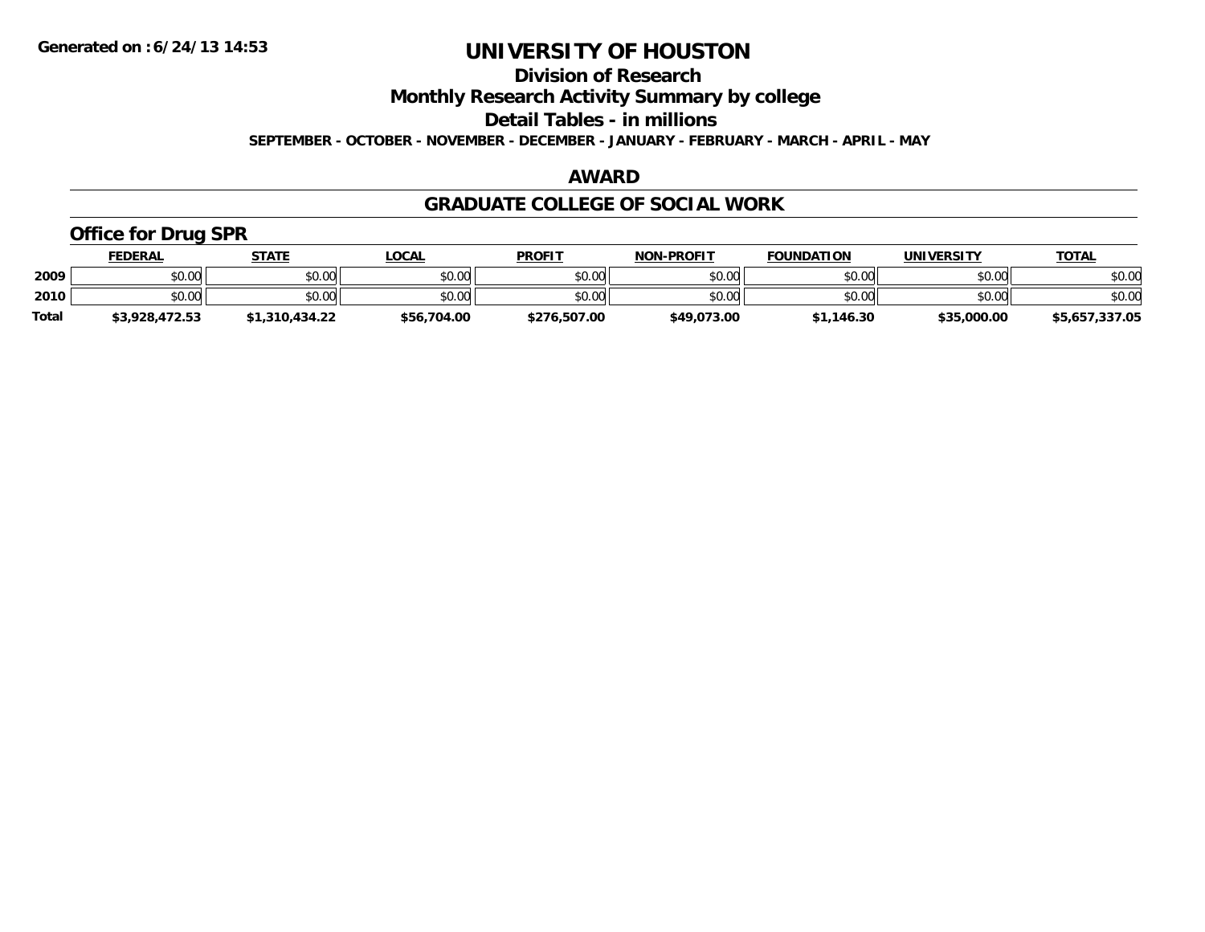# UNIVERSITY OF HOUSTON

## Division of Research

## Monthly Research Activity Summary by college

## Detail Tables - in millions

**SEPTEMBER - OCTOBER - NOVEMBER - DECEMBER - JANUARY - FEBRUARY - MARCH - APRIL - MAY**

## AWARD

## GRADUATE COLLEGE OF SOCIAL WORK

### Office for Drug SPR

| | FEDERAL | STATE | LOCAL | PROFIT | NON-PROFIT | FOUNDATION | UNIVERSITY | TOTAL |
|---|---|---|---|---|---|---|---|---|
| 2009 | $0.00 | $0.00 | $0.00 | $0.00 | $0.00 | $0.00 | $0.00 | $0.00 |
| 2010 | $0.00 | $0.00 | $0.00 | $0.00 | $0.00 | $0.00 | $0.00 | $0.00 |
| Total | $3,928,472.53 | $1,310,434.22 | $56,704.00 | $276,507.00 | $49,073.00 | $1,146.30 | $35,000.00 | $5,657,337.05 |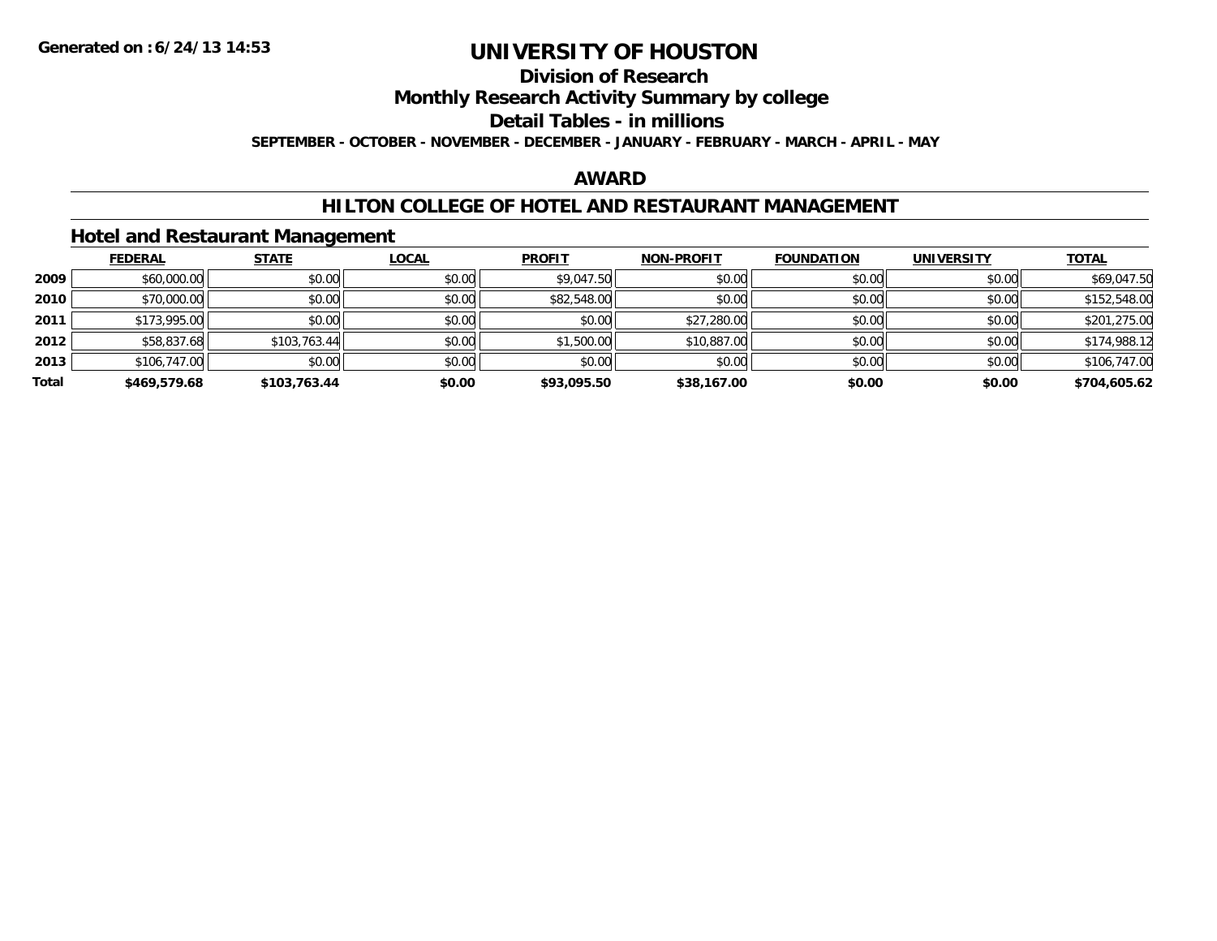# UNIVERSITY OF HOUSTON

## Division of Research

## Monthly Research Activity Summary by college

## Detail Tables - in millions

**SEPTEMBER - OCTOBER - NOVEMBER - DECEMBER - JANUARY - FEBRUARY - MARCH - APRIL - MAY**

## AWARD

## HILTON COLLEGE OF HOTEL AND RESTAURANT MANAGEMENT

### Hotel and Restaurant Management

| | FEDERAL | STATE | LOCAL | PROFIT | NON-PROFIT | FOUNDATION | UNIVERSITY | TOTAL |
|---|---|---|---|---|---|---|---|---|
| 2009 | $60,000.00 | $0.00 | $0.00 | $9,047.50 | $0.00 | $0.00 | $0.00 | $69,047.50 |
| 2010 | $70,000.00 | $0.00 | $0.00 | $82,548.00 | $0.00 | $0.00 | $0.00 | $152,548.00 |
| 2011 | $173,995.00 | $0.00 | $0.00 | $0.00 | $27,280.00 | $0.00 | $0.00 | $201,275.00 |
| 2012 | $58,837.68 | $103,763.44 | $0.00 | $1,500.00 | $10,887.00 | $0.00 | $0.00 | $174,988.12 |
| 2013 | $106,747.00 | $0.00 | $0.00 | $0.00 | $0.00 | $0.00 | $0.00 | $106,747.00 |
| **Total** | **$469,579.68** | **$103,763.44** | **$0.00** | **$93,095.50** | **$38,167.00** | **$0.00** | **$0.00** | **$704,605.62** |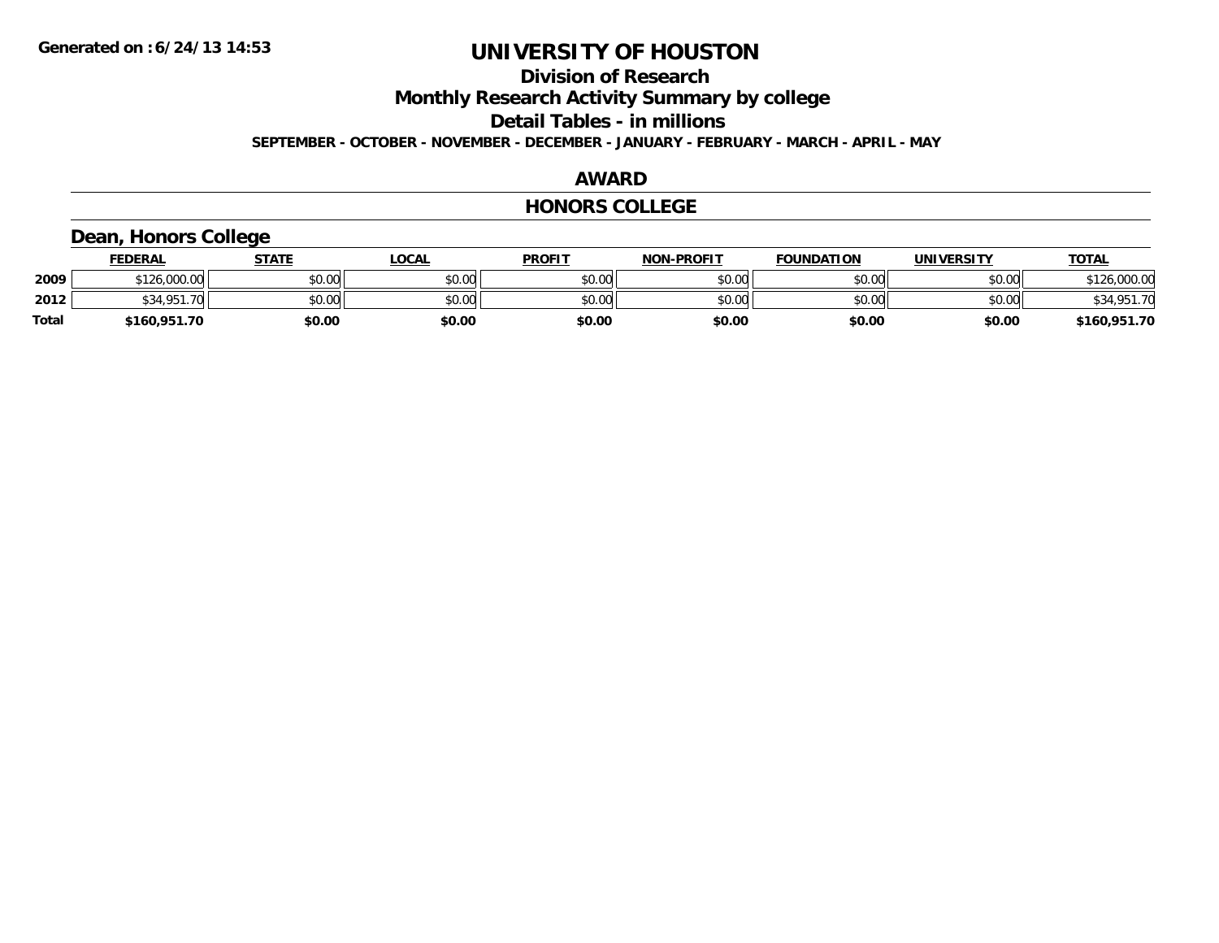# UNIVERSITY OF HOUSTON

## Division of Research

## Monthly Research Activity Summary by college

## Detail Tables - in millions

**SEPTEMBER - OCTOBER - NOVEMBER - DECEMBER - JANUARY - FEBRUARY - MARCH - APRIL - MAY**

## AWARD

## HONORS COLLEGE

### Dean, Honors College

| | FEDERAL | STATE | LOCAL | PROFIT | NON-PROFIT | FOUNDATION | UNIVERSITY | TOTAL |
|---|---|---|---|---|---|---|---|---|
| 2009 | $126,000.00 | $0.00 | $0.00 | $0.00 | $0.00 | $0.00 | $0.00 | $126,000.00 |
| 2012 | $34,951.70 | $0.00 | $0.00 | $0.00 | $0.00 | $0.00 | $0.00 | $34,951.70 |
| **Total** | **$160,951.70** | **$0.00** | **$0.00** | **$0.00** | **$0.00** | **$0.00** | **$0.00** | **$160,951.70** |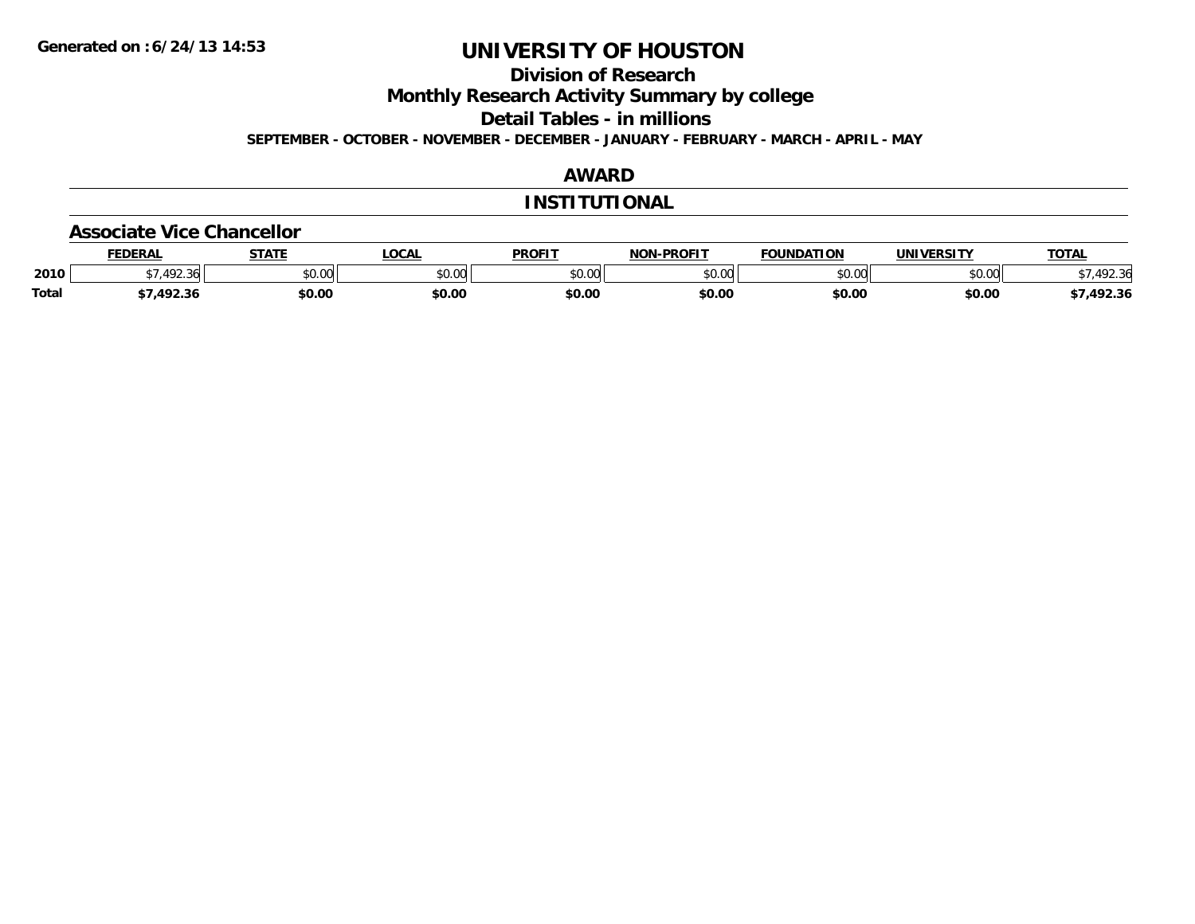# UNIVERSITY OF HOUSTON

## Division of Research

## Monthly Research Activity Summary by college

## Detail Tables - in millions

**SEPTEMBER - OCTOBER - NOVEMBER - DECEMBER - JANUARY - FEBRUARY - MARCH - APRIL - MAY**

## AWARD

## INSTITUTIONAL

### Associate Vice Chancellor

| | FEDERAL | STATE | LOCAL | PROFIT | NON-PROFIT | FOUNDATION | UNIVERSITY | TOTAL |
|---|---|---|---|---|---|---|---|---|
| 2010 | $7,492.36 | $0.00 | $0.00 | $0.00 | $0.00 | $0.00 | $0.00 | $7,492.36 |
| **Total** | **$7,492.36** | **$0.00** | **$0.00** | **$0.00** | **$0.00** | **$0.00** | **$0.00** | **$7,492.36** |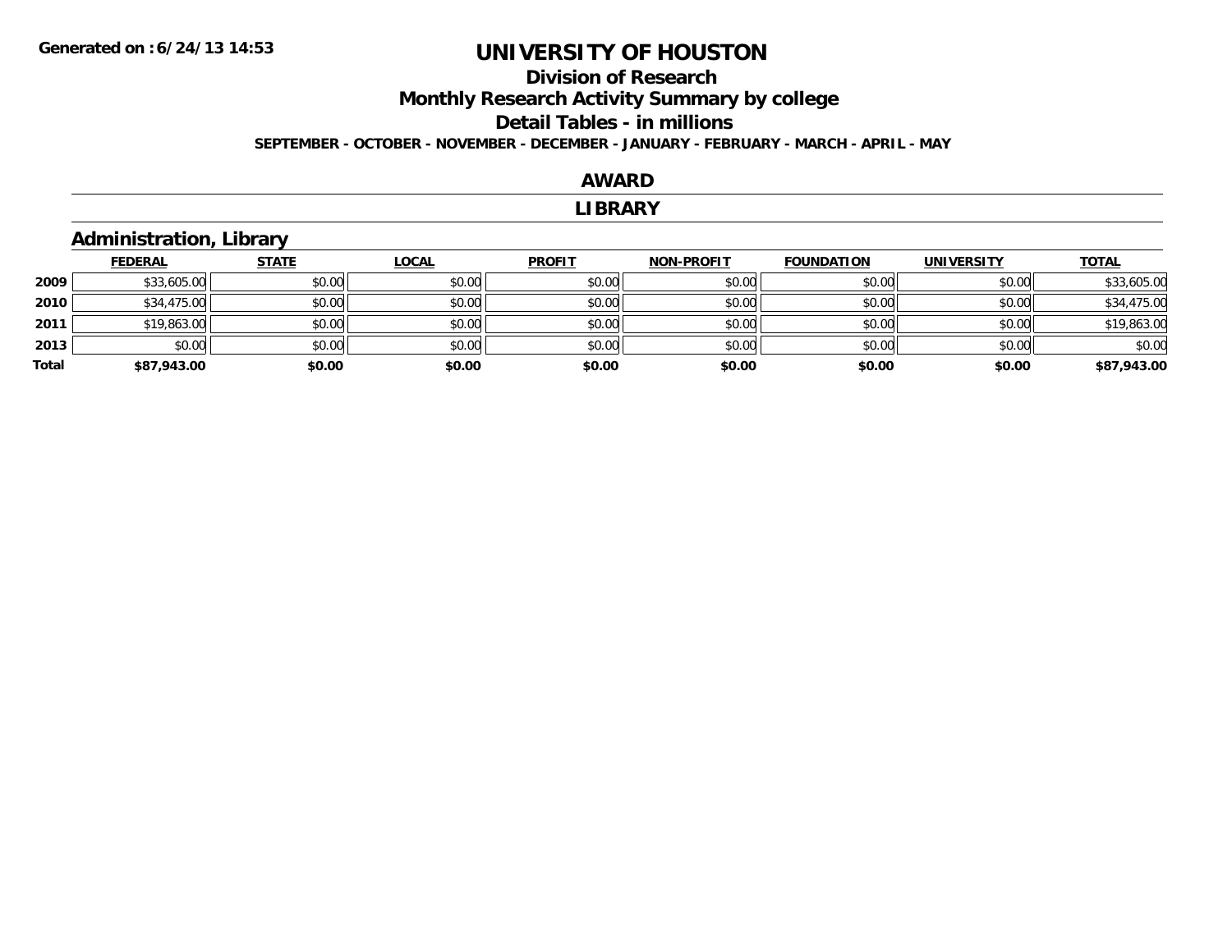# UNIVERSITY OF HOUSTON

## Division of Research

## Monthly Research Activity Summary by college

## Detail Tables - in millions

**SEPTEMBER - OCTOBER - NOVEMBER - DECEMBER - JANUARY - FEBRUARY - MARCH - APRIL - MAY**

## AWARD

## LIBRARY

### Administration, Library

| | FEDERAL | STATE | LOCAL | PROFIT | NON-PROFIT | FOUNDATION | UNIVERSITY | TOTAL |
|---|---|---|---|---|---|---|---|---|
| **2009** | $33,605.00 | $0.00 | $0.00 | $0.00 | $0.00 | $0.00 | $0.00 | $33,605.00 |
| **2010** | $34,475.00 | $0.00 | $0.00 | $0.00 | $0.00 | $0.00 | $0.00 | $34,475.00 |
| **2011** | $19,863.00 | $0.00 | $0.00 | $0.00 | $0.00 | $0.00 | $0.00 | $19,863.00 |
| **2013** | $0.00 | $0.00 | $0.00 | $0.00 | $0.00 | $0.00 | $0.00 | $0.00 |
| **Total** | **$87,943.00** | **$0.00** | **$0.00** | **$0.00** | **$0.00** | **$0.00** | **$0.00** | **$87,943.00** |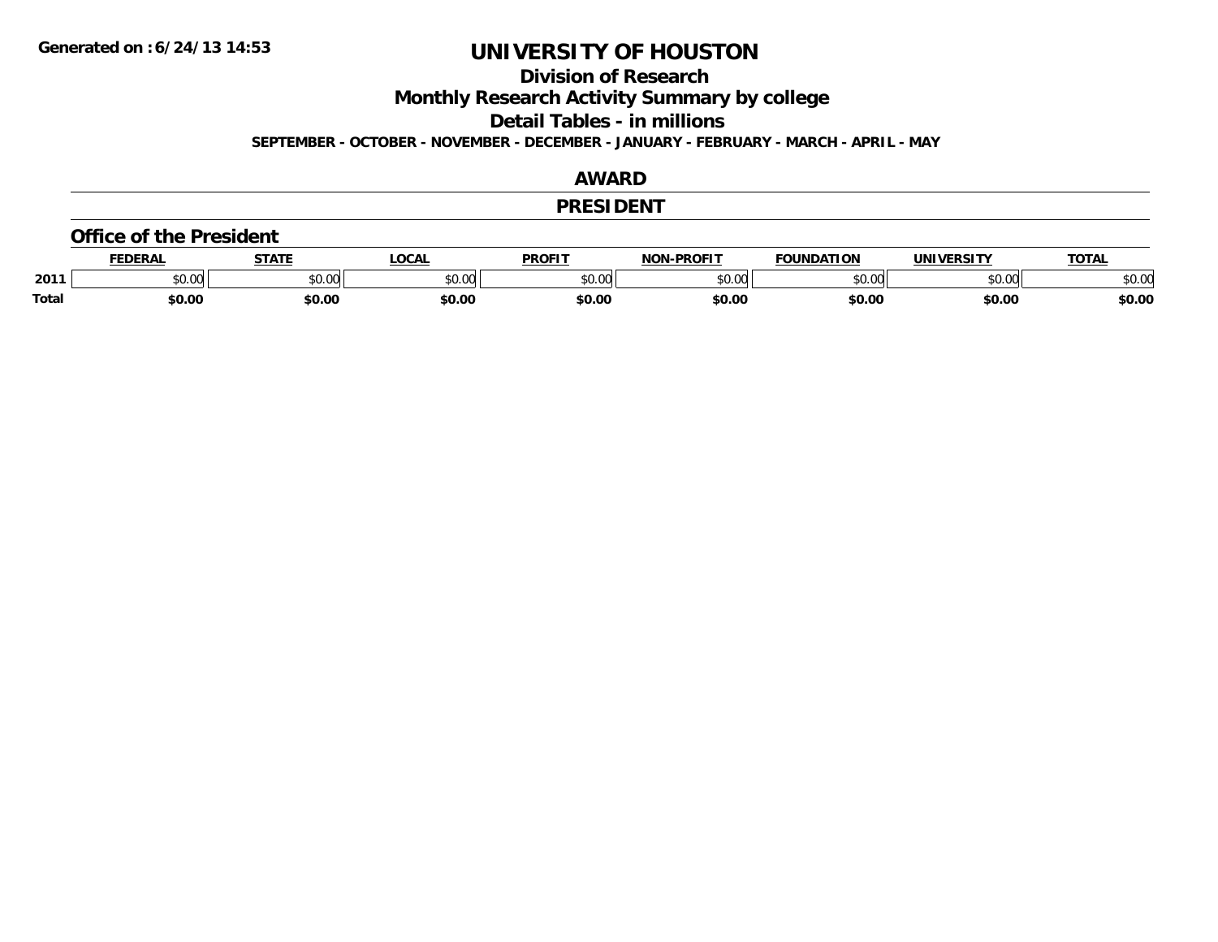Generated on :6/24/13 14:53

# UNIVERSITY OF HOUSTON

## Division of Research

## Monthly Research Activity Summary by college

## Detail Tables - in millions

**SEPTEMBER - OCTOBER - NOVEMBER - DECEMBER - JANUARY - FEBRUARY - MARCH - APRIL - MAY**

## AWARD

## PRESIDENT

### Office of the President

| | FEDERAL | STATE | LOCAL | PROFIT | NON-PROFIT | FOUNDATION | UNIVERSITY | TOTAL |
|---|---|---|---|---|---|---|---|---|
| 2011 | $0.00 | $0.00 | $0.00 | $0.00 | $0.00 | $0.00 | $0.00 | $0.00 |
| **Total** | **$0.00** | **$0.00** | **$0.00** | **$0.00** | **$0.00** | **$0.00** | **$0.00** | **$0.00** |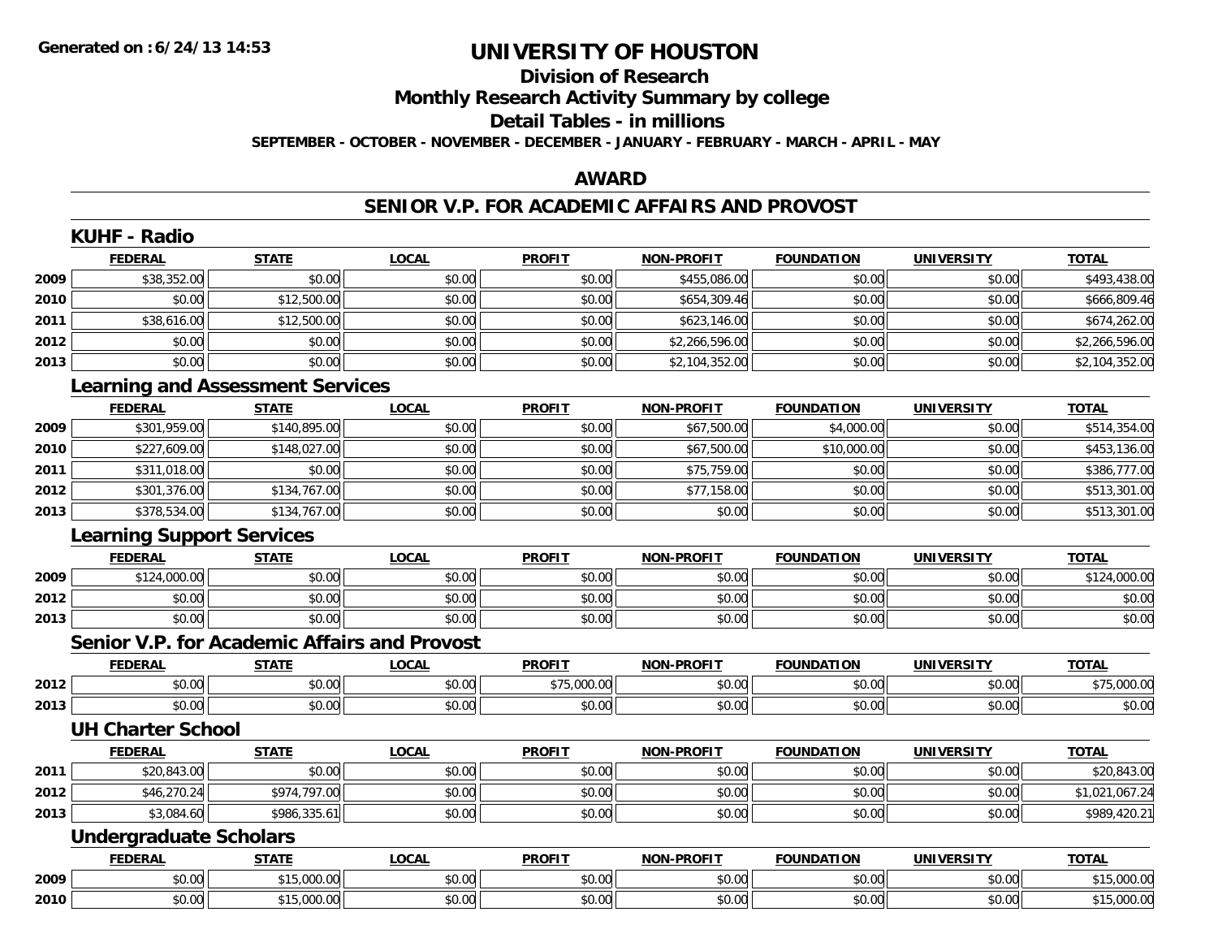**Generated on :6/24/13 14:53**

# UNIVERSITY OF HOUSTON

## Division of Research

## Monthly Research Activity Summary by college

## Detail Tables - in millions

**SEPTEMBER - OCTOBER - NOVEMBER - DECEMBER - JANUARY - FEBRUARY - MARCH - APRIL - MAY**

## AWARD

## SENIOR V.P. FOR ACADEMIC AFFAIRS AND PROVOST

### KUHF - Radio

| | FEDERAL | STATE | LOCAL | PROFIT | NON-PROFIT | FOUNDATION | UNIVERSITY | TOTAL |
|---|---|---|---|---|---|---|---|---|
| 2009 | $38,352.00 | $0.00 | $0.00 | $0.00 | $455,086.00 | $0.00 | $0.00 | $493,438.00 |
| 2010 | $0.00 | $12,500.00 | $0.00 | $0.00 | $654,309.46 | $0.00 | $0.00 | $666,809.46 |
| 2011 | $38,616.00 | $12,500.00 | $0.00 | $0.00 | $623,146.00 | $0.00 | $0.00 | $674,262.00 |
| 2012 | $0.00 | $0.00 | $0.00 | $0.00 | $2,266,596.00 | $0.00 | $0.00 | $2,266,596.00 |
| 2013 | $0.00 | $0.00 | $0.00 | $0.00 | $2,104,352.00 | $0.00 | $0.00 | $2,104,352.00 |

### Learning and Assessment Services

| | FEDERAL | STATE | LOCAL | PROFIT | NON-PROFIT | FOUNDATION | UNIVERSITY | TOTAL |
|---|---|---|---|---|---|---|---|---|
| 2009 | $301,959.00 | $140,895.00 | $0.00 | $0.00 | $67,500.00 | $4,000.00 | $0.00 | $514,354.00 |
| 2010 | $227,609.00 | $148,027.00 | $0.00 | $0.00 | $67,500.00 | $10,000.00 | $0.00 | $453,136.00 |
| 2011 | $311,018.00 | $0.00 | $0.00 | $0.00 | $75,759.00 | $0.00 | $0.00 | $386,777.00 |
| 2012 | $301,376.00 | $134,767.00 | $0.00 | $0.00 | $77,158.00 | $0.00 | $0.00 | $513,301.00 |
| 2013 | $378,534.00 | $134,767.00 | $0.00 | $0.00 | $0.00 | $0.00 | $0.00 | $513,301.00 |

### Learning Support Services

| | FEDERAL | STATE | LOCAL | PROFIT | NON-PROFIT | FOUNDATION | UNIVERSITY | TOTAL |
|---|---|---|---|---|---|---|---|---|
| 2009 | $124,000.00 | $0.00 | $0.00 | $0.00 | $0.00 | $0.00 | $0.00 | $124,000.00 |
| 2012 | $0.00 | $0.00 | $0.00 | $0.00 | $0.00 | $0.00 | $0.00 | $0.00 |
| 2013 | $0.00 | $0.00 | $0.00 | $0.00 | $0.00 | $0.00 | $0.00 | $0.00 |

### Senior V.P. for Academic Affairs and Provost

| | FEDERAL | STATE | LOCAL | PROFIT | NON-PROFIT | FOUNDATION | UNIVERSITY | TOTAL |
|---|---|---|---|---|---|---|---|---|
| 2012 | $0.00 | $0.00 | $0.00 | $75,000.00 | $0.00 | $0.00 | $0.00 | $75,000.00 |
| 2013 | $0.00 | $0.00 | $0.00 | $0.00 | $0.00 | $0.00 | $0.00 | $0.00 |

### UH Charter School

| | FEDERAL | STATE | LOCAL | PROFIT | NON-PROFIT | FOUNDATION | UNIVERSITY | TOTAL |
|---|---|---|---|---|---|---|---|---|
| 2011 | $20,843.00 | $0.00 | $0.00 | $0.00 | $0.00 | $0.00 | $0.00 | $20,843.00 |
| 2012 | $46,270.24 | $974,797.00 | $0.00 | $0.00 | $0.00 | $0.00 | $0.00 | $1,021,067.24 |
| 2013 | $3,084.60 | $986,335.61 | $0.00 | $0.00 | $0.00 | $0.00 | $0.00 | $989,420.21 |

### Undergraduate Scholars

| | FEDERAL | STATE | LOCAL | PROFIT | NON-PROFIT | FOUNDATION | UNIVERSITY | TOTAL |
|---|---|---|---|---|---|---|---|---|
| 2009 | $0.00 | $15,000.00 | $0.00 | $0.00 | $0.00 | $0.00 | $0.00 | $15,000.00 |
| 2010 | $0.00 | $15,000.00 | $0.00 | $0.00 | $0.00 | $0.00 | $0.00 | $15,000.00 |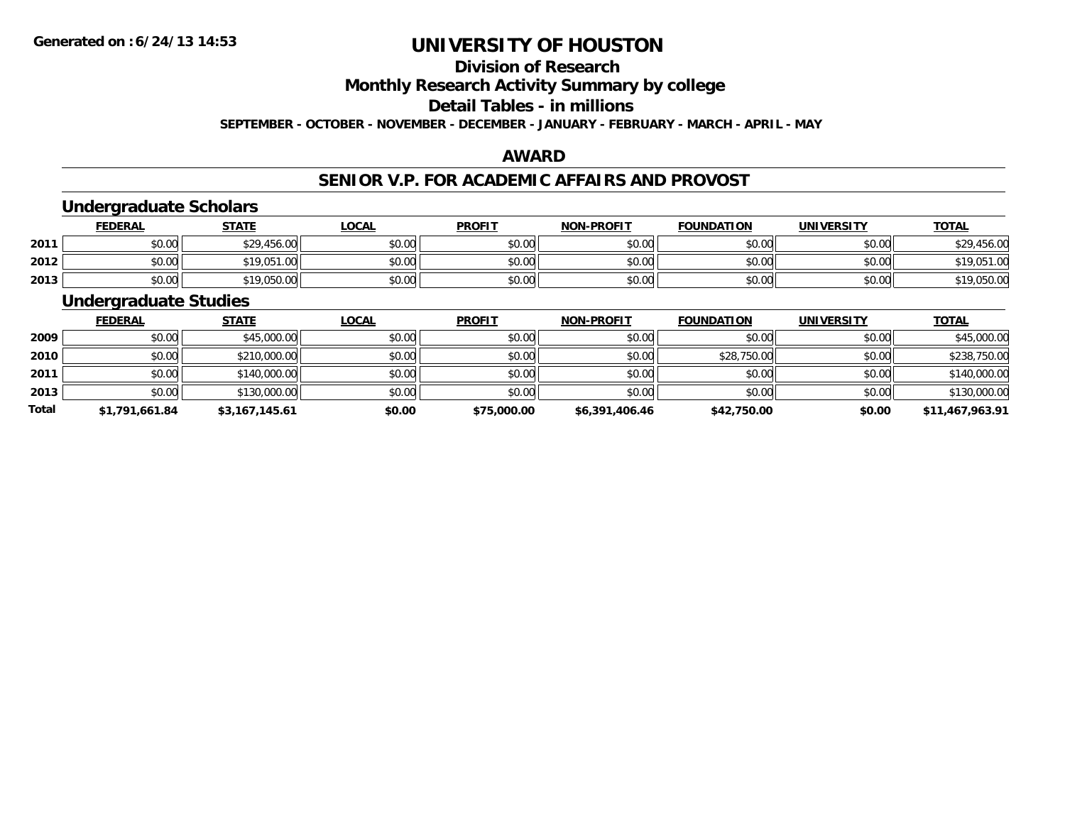# UNIVERSITY OF HOUSTON

## Division of Research

## Monthly Research Activity Summary by college

## Detail Tables - in millions

**SEPTEMBER - OCTOBER - NOVEMBER - DECEMBER - JANUARY - FEBRUARY - MARCH - APRIL - MAY**

### AWARD

### SENIOR V.P. FOR ACADEMIC AFFAIRS AND PROVOST

#### Undergraduate Scholars

| | FEDERAL | STATE | LOCAL | PROFIT | NON-PROFIT | FOUNDATION | UNIVERSITY | TOTAL |
|---|---|---|---|---|---|---|---|---|
| 2011 | $0.00 | $29,456.00 | $0.00 | $0.00 | $0.00 | $0.00 | $0.00 | $29,456.00 |
| 2012 | $0.00 | $19,051.00 | $0.00 | $0.00 | $0.00 | $0.00 | $0.00 | $19,051.00 |
| 2013 | $0.00 | $19,050.00 | $0.00 | $0.00 | $0.00 | $0.00 | $0.00 | $19,050.00 |

#### Undergraduate Studies

| | FEDERAL | STATE | LOCAL | PROFIT | NON-PROFIT | FOUNDATION | UNIVERSITY | TOTAL |
|---|---|---|---|---|---|---|---|---|
| 2009 | $0.00 | $45,000.00 | $0.00 | $0.00 | $0.00 | $0.00 | $0.00 | $45,000.00 |
| 2010 | $0.00 | $210,000.00 | $0.00 | $0.00 | $0.00 | $28,750.00 | $0.00 | $238,750.00 |
| 2011 | $0.00 | $140,000.00 | $0.00 | $0.00 | $0.00 | $0.00 | $0.00 | $140,000.00 |
| 2013 | $0.00 | $130,000.00 | $0.00 | $0.00 | $0.00 | $0.00 | $0.00 | $130,000.00 |
| **Total** | **$1,791,661.84** | **$3,167,145.61** | **$0.00** | **$75,000.00** | **$6,391,406.46** | **$42,750.00** | **$0.00** | **$11,467,963.91** |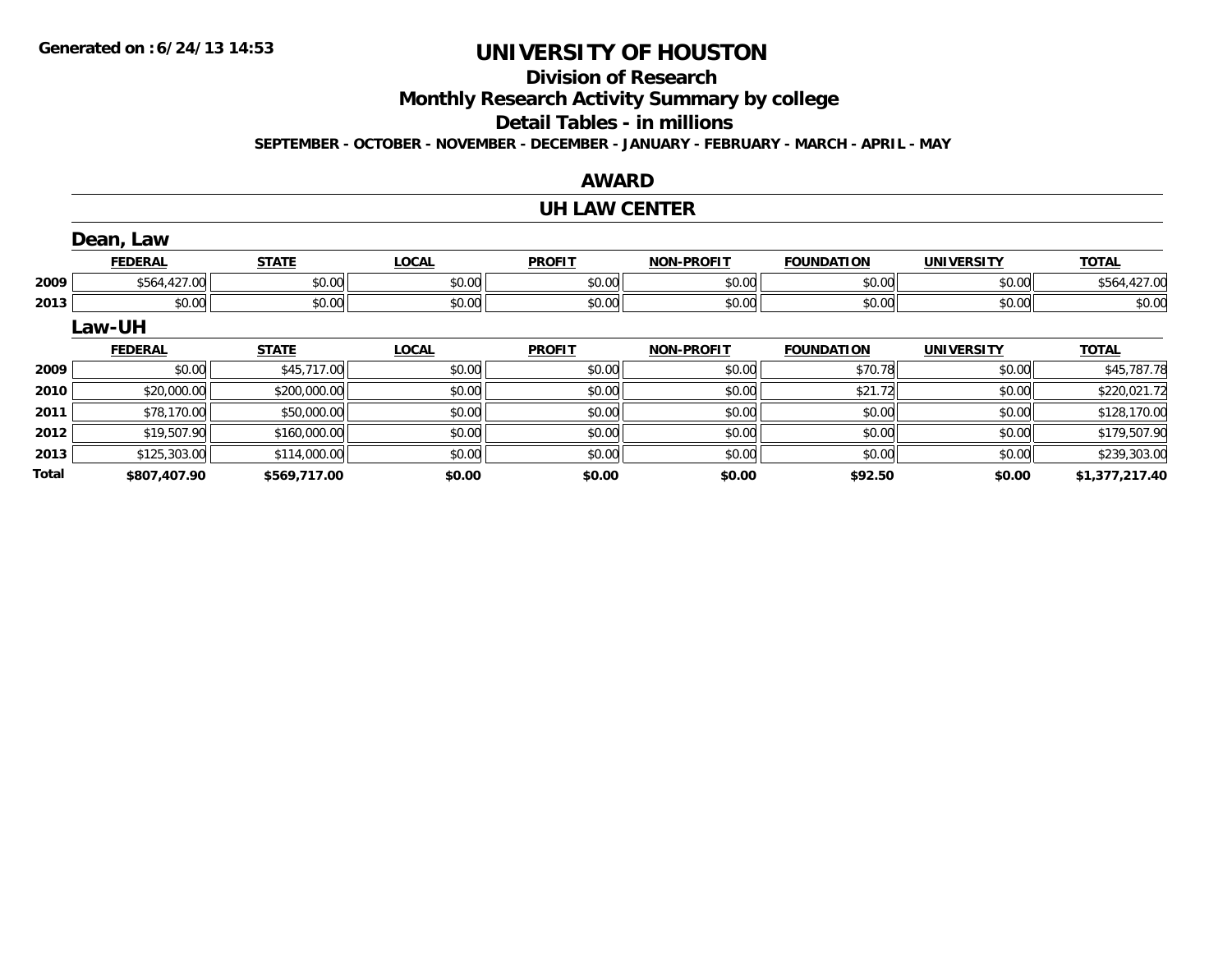# UNIVERSITY OF HOUSTON

## Division of Research

## Monthly Research Activity Summary by college

## Detail Tables - in millions

**SEPTEMBER - OCTOBER - NOVEMBER - DECEMBER - JANUARY - FEBRUARY - MARCH - APRIL - MAY**

## AWARD

## UH LAW CENTER

### Dean, Law

| | FEDERAL | STATE | LOCAL | PROFIT | NON-PROFIT | FOUNDATION | UNIVERSITY | TOTAL |
|---|---|---|---|---|---|---|---|---|
| 2009 | $564,427.00 | $0.00 | $0.00 | $0.00 | $0.00 | $0.00 | $0.00 | $564,427.00 |
| 2013 | $0.00 | $0.00 | $0.00 | $0.00 | $0.00 | $0.00 | $0.00 | $0.00 |

### Law-UH

| | FEDERAL | STATE | LOCAL | PROFIT | NON-PROFIT | FOUNDATION | UNIVERSITY | TOTAL |
|---|---|---|---|---|---|---|---|---|
| 2009 | $0.00 | $45,717.00 | $0.00 | $0.00 | $0.00 | $70.78 | $0.00 | $45,787.78 |
| 2010 | $20,000.00 | $200,000.00 | $0.00 | $0.00 | $0.00 | $21.72 | $0.00 | $220,021.72 |
| 2011 | $78,170.00 | $50,000.00 | $0.00 | $0.00 | $0.00 | $0.00 | $0.00 | $128,170.00 |
| 2012 | $19,507.90 | $160,000.00 | $0.00 | $0.00 | $0.00 | $0.00 | $0.00 | $179,507.90 |
| 2013 | $125,303.00 | $114,000.00 | $0.00 | $0.00 | $0.00 | $0.00 | $0.00 | $239,303.00 |
| **Total** | **$807,407.90** | **$569,717.00** | **$0.00** | **$0.00** | **$0.00** | **$92.50** | **$0.00** | **$1,377,217.40** |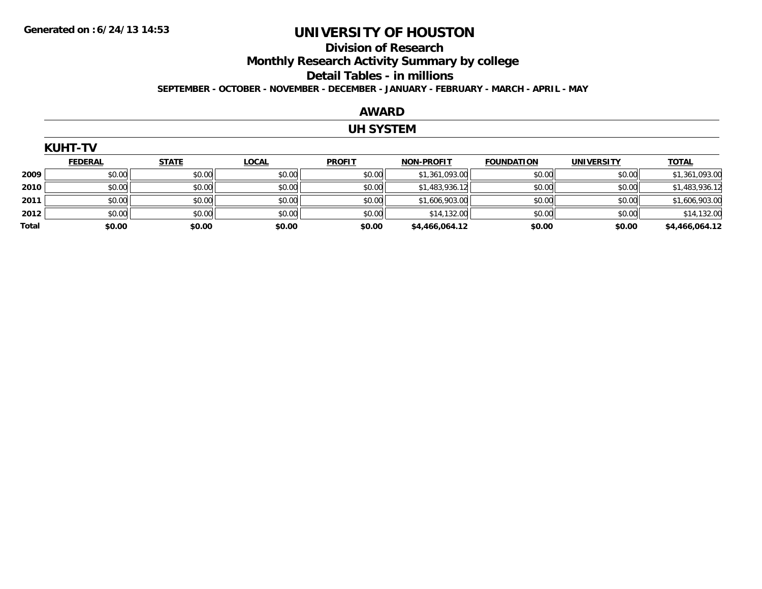**Generated on :6/24/13 14:53**

# UNIVERSITY OF HOUSTON

## Division of Research

## Monthly Research Activity Summary by college

## Detail Tables - in millions

**SEPTEMBER - OCTOBER - NOVEMBER - DECEMBER - JANUARY - FEBRUARY - MARCH - APRIL - MAY**

## AWARD

## UH SYSTEM

### KUHT-TV

| | FEDERAL | STATE | LOCAL | PROFIT | NON-PROFIT | FOUNDATION | UNIVERSITY | TOTAL |
|---|---|---|---|---|---|---|---|---|
| **2009** | $0.00 | $0.00 | $0.00 | $0.00 | $1,361,093.00 | $0.00 | $0.00 | $1,361,093.00 |
| **2010** | $0.00 | $0.00 | $0.00 | $0.00 | $1,483,936.12 | $0.00 | $0.00 | $1,483,936.12 |
| **2011** | $0.00 | $0.00 | $0.00 | $0.00 | $1,606,903.00 | $0.00 | $0.00 | $1,606,903.00 |
| **2012** | $0.00 | $0.00 | $0.00 | $0.00 | $14,132.00 | $0.00 | $0.00 | $14,132.00 |
| **Total** | **$0.00** | **$0.00** | **$0.00** | **$0.00** | **$4,466,064.12** | **$0.00** | **$0.00** | **$4,466,064.12** |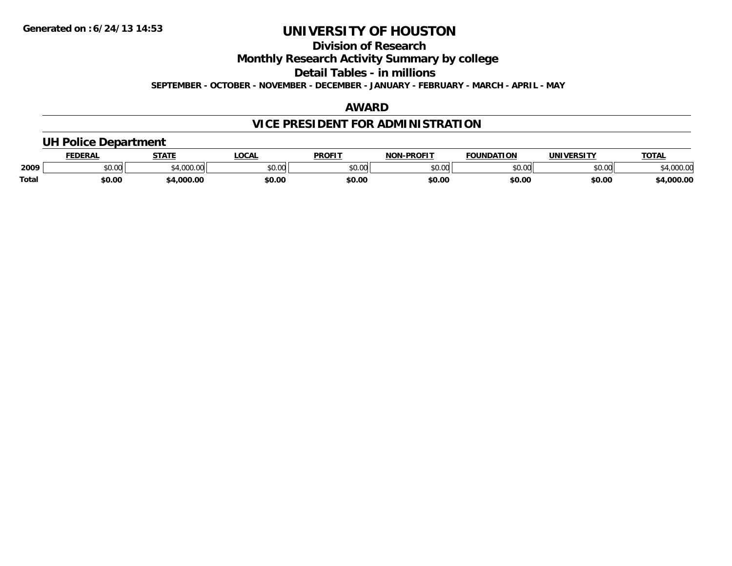# UNIVERSITY OF HOUSTON

## Division of Research

## Monthly Research Activity Summary by college

## Detail Tables - in millions

**SEPTEMBER - OCTOBER - NOVEMBER - DECEMBER - JANUARY - FEBRUARY - MARCH - APRIL - MAY**

## AWARD

## VICE PRESIDENT FOR ADMINISTRATION

### UH Police Department

| | FEDERAL | STATE | LOCAL | PROFIT | NON-PROFIT | FOUNDATION | UNIVERSITY | TOTAL |
|---|---|---|---|---|---|---|---|---|
| 2009 | $0.00 | $4,000.00 | $0.00 | $0.00 | $0.00 | $0.00 | $0.00 | $4,000.00 |
| **Total** | **$0.00** | **$4,000.00** | **$0.00** | **$0.00** | **$0.00** | **$0.00** | **$0.00** | **$4,000.00** |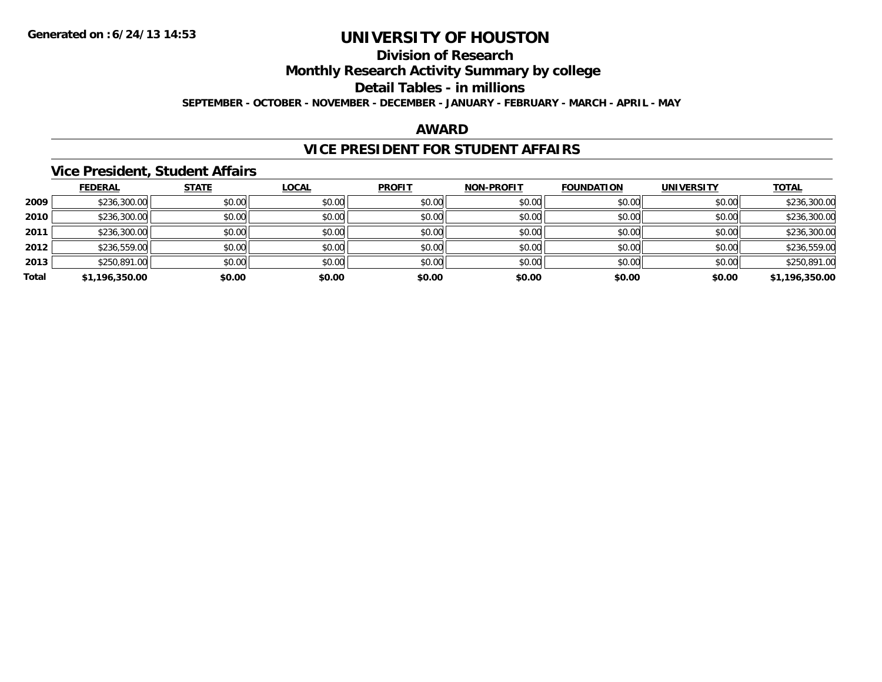# UNIVERSITY OF HOUSTON

## Division of Research

## Monthly Research Activity Summary by college

## Detail Tables - in millions

**SEPTEMBER - OCTOBER - NOVEMBER - DECEMBER - JANUARY - FEBRUARY - MARCH - APRIL - MAY**

**Generated on : 6/24/13 14:53**

## AWARD

## VICE PRESIDENT FOR STUDENT AFFAIRS

### Vice President, Student Affairs

| | FEDERAL | STATE | LOCAL | PROFIT | NON-PROFIT | FOUNDATION | UNIVERSITY | TOTAL |
|---|---|---|---|---|---|---|---|---|
| 2009 | $236,300.00 | $0.00 | $0.00 | $0.00 | $0.00 | $0.00 | $0.00 | $236,300.00 |
| 2010 | $236,300.00 | $0.00 | $0.00 | $0.00 | $0.00 | $0.00 | $0.00 | $236,300.00 |
| 2011 | $236,300.00 | $0.00 | $0.00 | $0.00 | $0.00 | $0.00 | $0.00 | $236,300.00 |
| 2012 | $236,559.00 | $0.00 | $0.00 | $0.00 | $0.00 | $0.00 | $0.00 | $236,559.00 |
| 2013 | $250,891.00 | $0.00 | $0.00 | $0.00 | $0.00 | $0.00 | $0.00 | $250,891.00 |
| **Total** | **$1,196,350.00** | **$0.00** | **$0.00** | **$0.00** | **$0.00** | **$0.00** | **$0.00** | **$1,196,350.00** |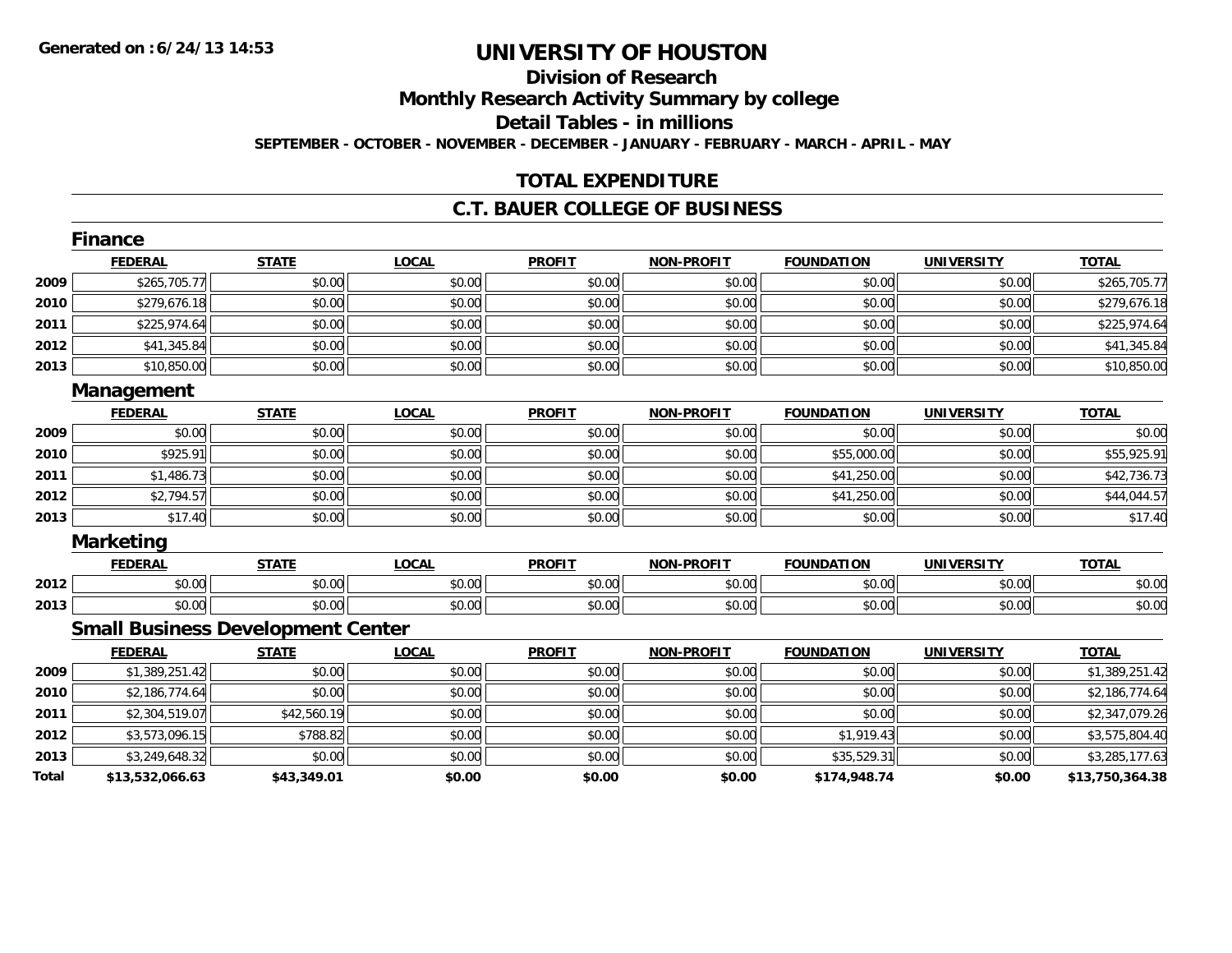**Generated on :6/24/13 14:53**

# UNIVERSITY OF HOUSTON

## Division of Research

## Monthly Research Activity Summary by college

## Detail Tables - in millions

**SEPTEMBER - OCTOBER - NOVEMBER - DECEMBER - JANUARY - FEBRUARY - MARCH - APRIL - MAY**

## TOTAL EXPENDITURE

## C.T. BAUER COLLEGE OF BUSINESS

### Finance

| | FEDERAL | STATE | LOCAL | PROFIT | NON-PROFIT | FOUNDATION | UNIVERSITY | TOTAL |
|---|---|---|---|---|---|---|---|---|
| 2009 | $265,705.77 | $0.00 | $0.00 | $0.00 | $0.00 | $0.00 | $0.00 | $265,705.77 |
| 2010 | $279,676.18 | $0.00 | $0.00 | $0.00 | $0.00 | $0.00 | $0.00 | $279,676.18 |
| 2011 | $225,974.64 | $0.00 | $0.00 | $0.00 | $0.00 | $0.00 | $0.00 | $225,974.64 |
| 2012 | $41,345.84 | $0.00 | $0.00 | $0.00 | $0.00 | $0.00 | $0.00 | $41,345.84 |
| 2013 | $10,850.00 | $0.00 | $0.00 | $0.00 | $0.00 | $0.00 | $0.00 | $10,850.00 |

### Management

| | FEDERAL | STATE | LOCAL | PROFIT | NON-PROFIT | FOUNDATION | UNIVERSITY | TOTAL |
|---|---|---|---|---|---|---|---|---|
| 2009 | $0.00 | $0.00 | $0.00 | $0.00 | $0.00 | $0.00 | $0.00 | $0.00 |
| 2010 | $925.91 | $0.00 | $0.00 | $0.00 | $0.00 | $55,000.00 | $0.00 | $55,925.91 |
| 2011 | $1,486.73 | $0.00 | $0.00 | $0.00 | $0.00 | $41,250.00 | $0.00 | $42,736.73 |
| 2012 | $2,794.57 | $0.00 | $0.00 | $0.00 | $0.00 | $41,250.00 | $0.00 | $44,044.57 |
| 2013 | $17.40 | $0.00 | $0.00 | $0.00 | $0.00 | $0.00 | $0.00 | $17.40 |

### Marketing

| | FEDERAL | STATE | LOCAL | PROFIT | NON-PROFIT | FOUNDATION | UNIVERSITY | TOTAL |
|---|---|---|---|---|---|---|---|---|
| 2012 | $0.00 | $0.00 | $0.00 | $0.00 | $0.00 | $0.00 | $0.00 | $0.00 |
| 2013 | $0.00 | $0.00 | $0.00 | $0.00 | $0.00 | $0.00 | $0.00 | $0.00 |

### Small Business Development Center

| | FEDERAL | STATE | LOCAL | PROFIT | NON-PROFIT | FOUNDATION | UNIVERSITY | TOTAL |
|---|---|---|---|---|---|---|---|---|
| 2009 | $1,389,251.42 | $0.00 | $0.00 | $0.00 | $0.00 | $0.00 | $0.00 | $1,389,251.42 |
| 2010 | $2,186,774.64 | $0.00 | $0.00 | $0.00 | $0.00 | $0.00 | $0.00 | $2,186,774.64 |
| 2011 | $2,304,519.07 | $42,560.19 | $0.00 | $0.00 | $0.00 | $0.00 | $0.00 | $2,347,079.26 |
| 2012 | $3,573,096.15 | $788.82 | $0.00 | $0.00 | $0.00 | $1,919.43 | $0.00 | $3,575,804.40 |
| 2013 | $3,249,648.32 | $0.00 | $0.00 | $0.00 | $0.00 | $35,529.31 | $0.00 | $3,285,177.63 |
| **Total** | **$13,532,066.63** | **$43,349.01** | **$0.00** | **$0.00** | **$0.00** | **$174,948.74** | **$0.00** | **$13,750,364.38** |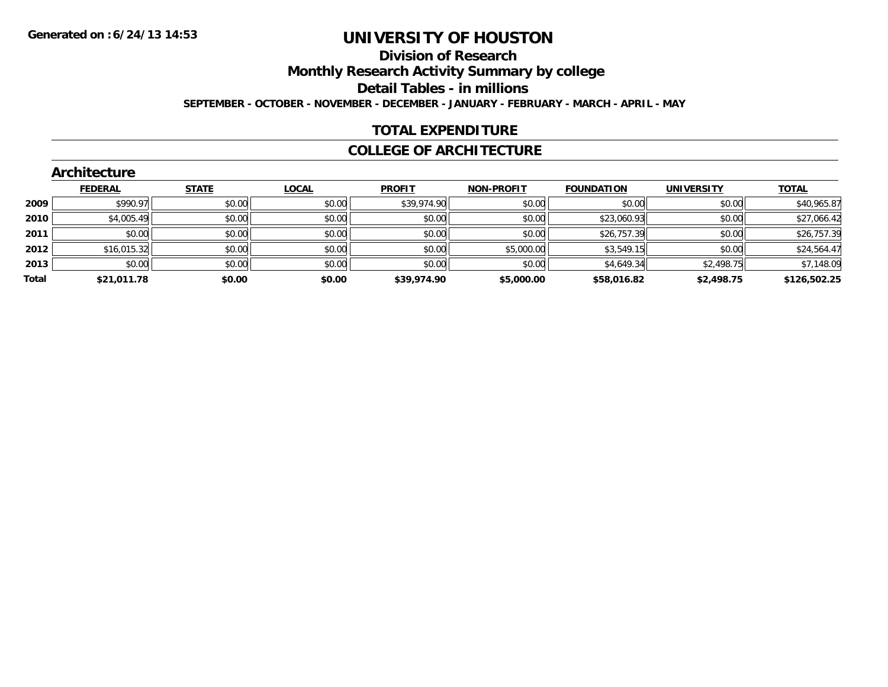**Generated on :6/24/13 14:53**

# UNIVERSITY OF HOUSTON

## Division of Research

## Monthly Research Activity Summary by college

## Detail Tables - in millions

**SEPTEMBER - OCTOBER - NOVEMBER - DECEMBER - JANUARY - FEBRUARY - MARCH - APRIL - MAY**

## TOTAL EXPENDITURE

## COLLEGE OF ARCHITECTURE

### Architecture

| | FEDERAL | STATE | LOCAL | PROFIT | NON-PROFIT | FOUNDATION | UNIVERSITY | TOTAL |
|---|---|---|---|---|---|---|---|---|
| 2009 | $990.97 | $0.00 | $0.00 | $39,974.90 | $0.00 | $0.00 | $0.00 | $40,965.87 |
| 2010 | $4,005.49 | $0.00 | $0.00 | $0.00 | $0.00 | $23,060.93 | $0.00 | $27,066.42 |
| 2011 | $0.00 | $0.00 | $0.00 | $0.00 | $0.00 | $26,757.39 | $0.00 | $26,757.39 |
| 2012 | $16,015.32 | $0.00 | $0.00 | $0.00 | $5,000.00 | $3,549.15 | $0.00 | $24,564.47 |
| 2013 | $0.00 | $0.00 | $0.00 | $0.00 | $0.00 | $4,649.34 | $2,498.75 | $7,148.09 |
| **Total** | **$21,011.78** | **$0.00** | **$0.00** | **$39,974.90** | **$5,000.00** | **$58,016.82** | **$2,498.75** | **$126,502.25** |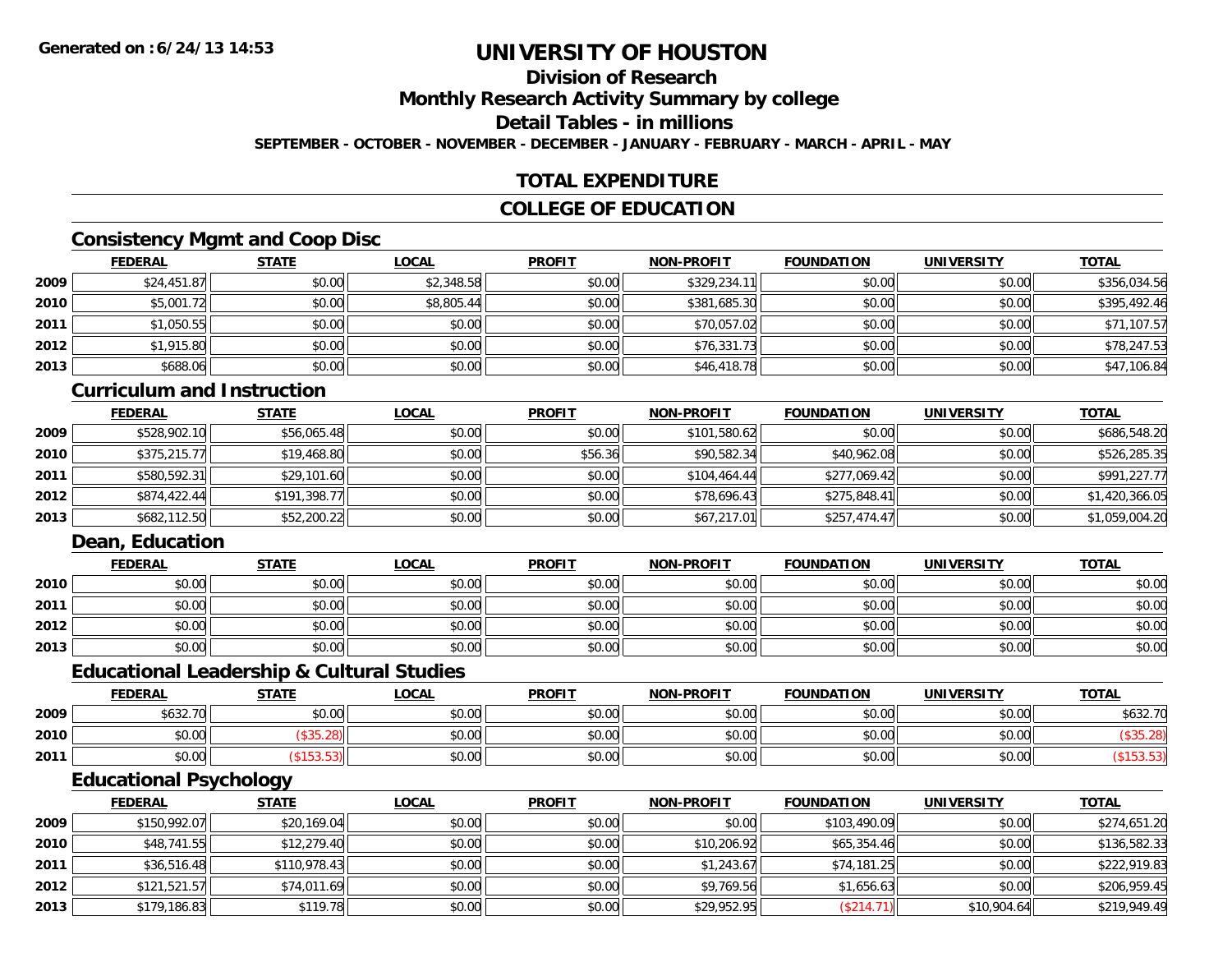**Generated on :6/24/13 14:53**

# UNIVERSITY OF HOUSTON

## Division of Research

## Monthly Research Activity Summary by college

## Detail Tables - in millions

**SEPTEMBER - OCTOBER - NOVEMBER - DECEMBER - JANUARY - FEBRUARY - MARCH - APRIL - MAY**

## TOTAL EXPENDITURE

## COLLEGE OF EDUCATION

### Consistency Mgmt and Coop Disc

| | FEDERAL | STATE | LOCAL | PROFIT | NON-PROFIT | FOUNDATION | UNIVERSITY | TOTAL |
|---|---|---|---|---|---|---|---|---|
| 2009 | $24,451.87 | $0.00 | $2,348.58 | $0.00 | $329,234.11 | $0.00 | $0.00 | $356,034.56 |
| 2010 | $5,001.72 | $0.00 | $8,805.44 | $0.00 | $381,685.30 | $0.00 | $0.00 | $395,492.46 |
| 2011 | $1,050.55 | $0.00 | $0.00 | $0.00 | $70,057.02 | $0.00 | $0.00 | $71,107.57 |
| 2012 | $1,915.80 | $0.00 | $0.00 | $0.00 | $76,331.73 | $0.00 | $0.00 | $78,247.53 |
| 2013 | $688.06 | $0.00 | $0.00 | $0.00 | $46,418.78 | $0.00 | $0.00 | $47,106.84 |

### Curriculum and Instruction

| | FEDERAL | STATE | LOCAL | PROFIT | NON-PROFIT | FOUNDATION | UNIVERSITY | TOTAL |
|---|---|---|---|---|---|---|---|---|
| 2009 | $528,902.10 | $56,065.48 | $0.00 | $0.00 | $101,580.62 | $0.00 | $0.00 | $686,548.20 |
| 2010 | $375,215.77 | $19,468.80 | $0.00 | $56.36 | $90,582.34 | $40,962.08 | $0.00 | $526,285.35 |
| 2011 | $580,592.31 | $29,101.60 | $0.00 | $0.00 | $104,464.44 | $277,069.42 | $0.00 | $991,227.77 |
| 2012 | $874,422.44 | $191,398.77 | $0.00 | $0.00 | $78,696.43 | $275,848.41 | $0.00 | $1,420,366.05 |
| 2013 | $682,112.50 | $52,200.22 | $0.00 | $0.00 | $67,217.01 | $257,474.47 | $0.00 | $1,059,004.20 |

### Dean, Education

| | FEDERAL | STATE | LOCAL | PROFIT | NON-PROFIT | FOUNDATION | UNIVERSITY | TOTAL |
|---|---|---|---|---|---|---|---|---|
| 2010 | $0.00 | $0.00 | $0.00 | $0.00 | $0.00 | $0.00 | $0.00 | $0.00 |
| 2011 | $0.00 | $0.00 | $0.00 | $0.00 | $0.00 | $0.00 | $0.00 | $0.00 |
| 2012 | $0.00 | $0.00 | $0.00 | $0.00 | $0.00 | $0.00 | $0.00 | $0.00 |
| 2013 | $0.00 | $0.00 | $0.00 | $0.00 | $0.00 | $0.00 | $0.00 | $0.00 |

### Educational Leadership & Cultural Studies

| | FEDERAL | STATE | LOCAL | PROFIT | NON-PROFIT | FOUNDATION | UNIVERSITY | TOTAL |
|---|---|---|---|---|---|---|---|---|
| 2009 | $632.70 | $0.00 | $0.00 | $0.00 | $0.00 | $0.00 | $0.00 | $632.70 |
| 2010 | $0.00 | ($35.28) | $0.00 | $0.00 | $0.00 | $0.00 | $0.00 | ($35.28) |
| 2011 | $0.00 | ($153.53) | $0.00 | $0.00 | $0.00 | $0.00 | $0.00 | ($153.53) |

### Educational Psychology

| | FEDERAL | STATE | LOCAL | PROFIT | NON-PROFIT | FOUNDATION | UNIVERSITY | TOTAL |
|---|---|---|---|---|---|---|---|---|
| 2009 | $150,992.07 | $20,169.04 | $0.00 | $0.00 | $0.00 | $103,490.09 | $0.00 | $274,651.20 |
| 2010 | $48,741.55 | $12,279.40 | $0.00 | $0.00 | $10,206.92 | $65,354.46 | $0.00 | $136,582.33 |
| 2011 | $36,516.48 | $110,978.43 | $0.00 | $0.00 | $1,243.67 | $74,181.25 | $0.00 | $222,919.83 |
| 2012 | $121,521.57 | $74,011.69 | $0.00 | $0.00 | $9,769.56 | $1,656.63 | $0.00 | $206,959.45 |
| 2013 | $179,186.83 | $119.78 | $0.00 | $0.00 | $29,952.95 | ($214.71) | $10,904.64 | $219,949.49 |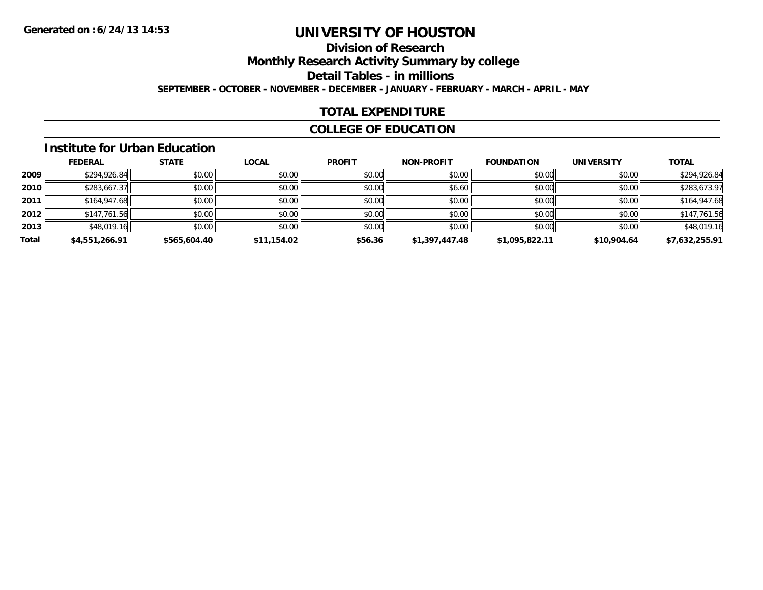**Generated on :6/24/13 14:53**

# UNIVERSITY OF HOUSTON

## Division of Research

## Monthly Research Activity Summary by college

## Detail Tables - in millions

**SEPTEMBER - OCTOBER - NOVEMBER - DECEMBER - JANUARY - FEBRUARY - MARCH - APRIL - MAY**

## TOTAL EXPENDITURE

## COLLEGE OF EDUCATION

### Institute for Urban Education

| | FEDERAL | STATE | LOCAL | PROFIT | NON-PROFIT | FOUNDATION | UNIVERSITY | TOTAL |
|---|---|---|---|---|---|---|---|---|
| 2009 | $294,926.84 | $0.00 | $0.00 | $0.00 | $0.00 | $0.00 | $0.00 | $294,926.84 |
| 2010 | $283,667.37 | $0.00 | $0.00 | $0.00 | $6.60 | $0.00 | $0.00 | $283,673.97 |
| 2011 | $164,947.68 | $0.00 | $0.00 | $0.00 | $0.00 | $0.00 | $0.00 | $164,947.68 |
| 2012 | $147,761.56 | $0.00 | $0.00 | $0.00 | $0.00 | $0.00 | $0.00 | $147,761.56 |
| 2013 | $48,019.16 | $0.00 | $0.00 | $0.00 | $0.00 | $0.00 | $0.00 | $48,019.16 |
| **Total** | **$4,551,266.91** | **$565,604.40** | **$11,154.02** | **$56.36** | **$1,397,447.48** | **$1,095,822.11** | **$10,904.64** | **$7,632,255.91** |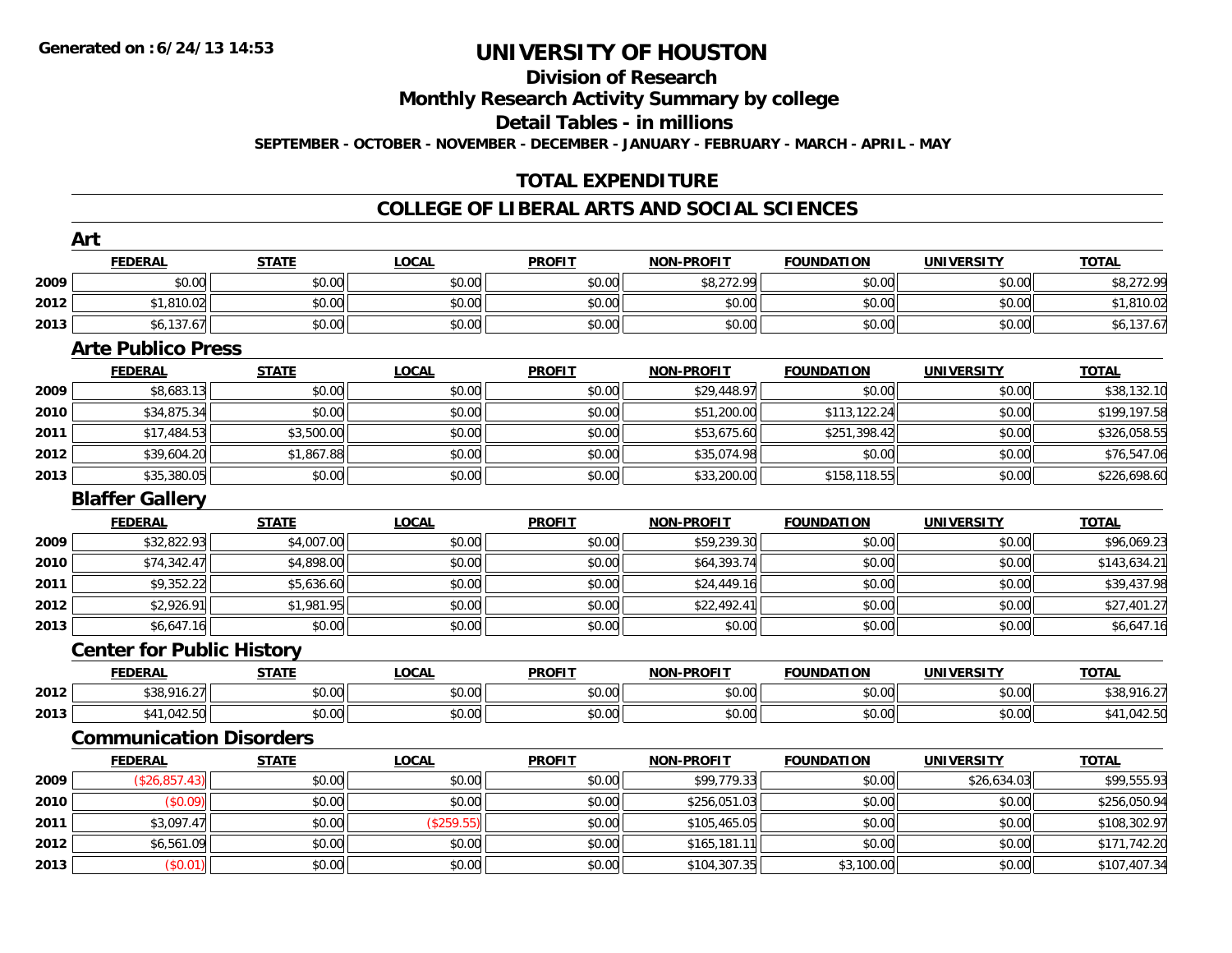# UNIVERSITY OF HOUSTON

## Division of Research

## Monthly Research Activity Summary by college

## Detail Tables - in millions

**SEPTEMBER - OCTOBER - NOVEMBER - DECEMBER - JANUARY - FEBRUARY - MARCH - APRIL - MAY**

## TOTAL EXPENDITURE

## COLLEGE OF LIBERAL ARTS AND SOCIAL SCIENCES

### Art

| | FEDERAL | STATE | LOCAL | PROFIT | NON-PROFIT | FOUNDATION | UNIVERSITY | TOTAL |
|---|---|---|---|---|---|---|---|---|
| 2009 | $0.00 | $0.00 | $0.00 | $0.00 | $8,272.99 | $0.00 | $0.00 | $8,272.99 |
| 2012 | $1,810.02 | $0.00 | $0.00 | $0.00 | $0.00 | $0.00 | $0.00 | $1,810.02 |
| 2013 | $6,137.67 | $0.00 | $0.00 | $0.00 | $0.00 | $0.00 | $0.00 | $6,137.67 |

### Arte Publico Press

| | FEDERAL | STATE | LOCAL | PROFIT | NON-PROFIT | FOUNDATION | UNIVERSITY | TOTAL |
|---|---|---|---|---|---|---|---|---|
| 2009 | $8,683.13 | $0.00 | $0.00 | $0.00 | $29,448.97 | $0.00 | $0.00 | $38,132.10 |
| 2010 | $34,875.34 | $0.00 | $0.00 | $0.00 | $51,200.00 | $113,122.24 | $0.00 | $199,197.58 |
| 2011 | $17,484.53 | $3,500.00 | $0.00 | $0.00 | $53,675.60 | $251,398.42 | $0.00 | $326,058.55 |
| 2012 | $39,604.20 | $1,867.88 | $0.00 | $0.00 | $35,074.98 | $0.00 | $0.00 | $76,547.06 |
| 2013 | $35,380.05 | $0.00 | $0.00 | $0.00 | $33,200.00 | $158,118.55 | $0.00 | $226,698.60 |

### Blaffer Gallery

| | FEDERAL | STATE | LOCAL | PROFIT | NON-PROFIT | FOUNDATION | UNIVERSITY | TOTAL |
|---|---|---|---|---|---|---|---|---|
| 2009 | $32,822.93 | $4,007.00 | $0.00 | $0.00 | $59,239.30 | $0.00 | $0.00 | $96,069.23 |
| 2010 | $74,342.47 | $4,898.00 | $0.00 | $0.00 | $64,393.74 | $0.00 | $0.00 | $143,634.21 |
| 2011 | $9,352.22 | $5,636.60 | $0.00 | $0.00 | $24,449.16 | $0.00 | $0.00 | $39,437.98 |
| 2012 | $2,926.91 | $1,981.95 | $0.00 | $0.00 | $22,492.41 | $0.00 | $0.00 | $27,401.27 |
| 2013 | $6,647.16 | $0.00 | $0.00 | $0.00 | $0.00 | $0.00 | $0.00 | $6,647.16 |

### Center for Public History

| | FEDERAL | STATE | LOCAL | PROFIT | NON-PROFIT | FOUNDATION | UNIVERSITY | TOTAL |
|---|---|---|---|---|---|---|---|---|
| 2012 | $38,916.27 | $0.00 | $0.00 | $0.00 | $0.00 | $0.00 | $0.00 | $38,916.27 |
| 2013 | $41,042.50 | $0.00 | $0.00 | $0.00 | $0.00 | $0.00 | $0.00 | $41,042.50 |

### Communication Disorders

| | FEDERAL | STATE | LOCAL | PROFIT | NON-PROFIT | FOUNDATION | UNIVERSITY | TOTAL |
|---|---|---|---|---|---|---|---|---|
| 2009 | ($26,857.43) | $0.00 | $0.00 | $0.00 | $99,779.33 | $0.00 | $26,634.03 | $99,555.93 |
| 2010 | ($0.09) | $0.00 | $0.00 | $0.00 | $256,051.03 | $0.00 | $0.00 | $256,050.94 |
| 2011 | $3,097.47 | $0.00 | ($259.55) | $0.00 | $105,465.05 | $0.00 | $0.00 | $108,302.97 |
| 2012 | $6,561.09 | $0.00 | $0.00 | $0.00 | $165,181.11 | $0.00 | $0.00 | $171,742.20 |
| 2013 | ($0.01) | $0.00 | $0.00 | $0.00 | $104,307.35 | $3,100.00 | $0.00 | $107,407.34 |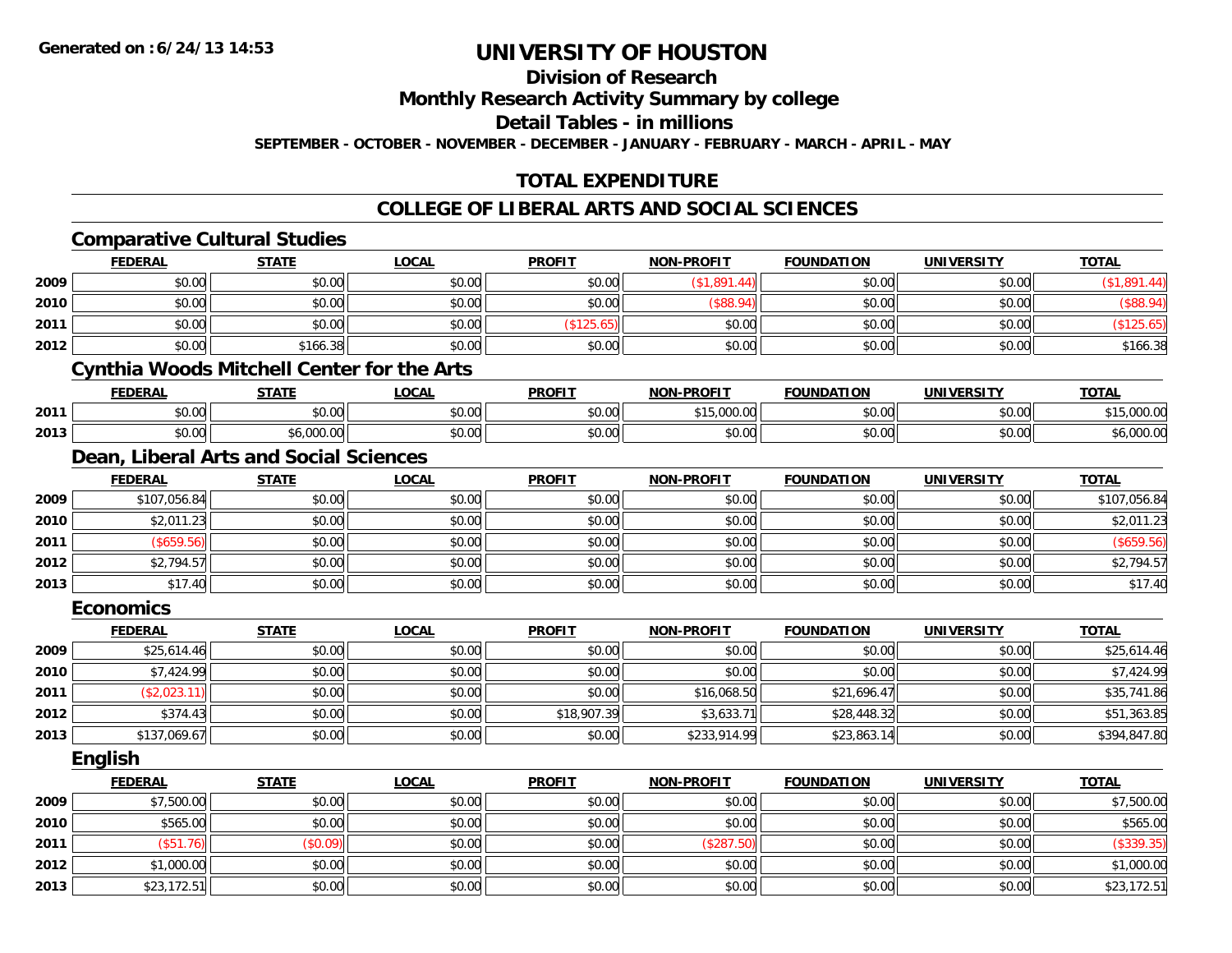**Generated on :6/24/13 14:53**

# UNIVERSITY OF HOUSTON

## Division of Research

## Monthly Research Activity Summary by college

## Detail Tables - in millions

**SEPTEMBER - OCTOBER - NOVEMBER - DECEMBER - JANUARY - FEBRUARY - MARCH - APRIL - MAY**

## TOTAL EXPENDITURE

## COLLEGE OF LIBERAL ARTS AND SOCIAL SCIENCES

### Comparative Cultural Studies

| | FEDERAL | STATE | LOCAL | PROFIT | NON-PROFIT | FOUNDATION | UNIVERSITY | TOTAL |
|---|---|---|---|---|---|---|---|---|
| 2009 | $0.00 | $0.00 | $0.00 | $0.00 | ($1,891.44) | $0.00 | $0.00 | ($1,891.44) |
| 2010 | $0.00 | $0.00 | $0.00 | $0.00 | ($88.94) | $0.00 | $0.00 | ($88.94) |
| 2011 | $0.00 | $0.00 | $0.00 | ($125.65) | $0.00 | $0.00 | $0.00 | ($125.65) |
| 2012 | $0.00 | $166.38 | $0.00 | $0.00 | $0.00 | $0.00 | $0.00 | $166.38 |

### Cynthia Woods Mitchell Center for the Arts

| | FEDERAL | STATE | LOCAL | PROFIT | NON-PROFIT | FOUNDATION | UNIVERSITY | TOTAL |
|---|---|---|---|---|---|---|---|---|
| 2011 | $0.00 | $0.00 | $0.00 | $0.00 | $15,000.00 | $0.00 | $0.00 | $15,000.00 |
| 2013 | $0.00 | $6,000.00 | $0.00 | $0.00 | $0.00 | $0.00 | $0.00 | $6,000.00 |

### Dean, Liberal Arts and Social Sciences

| | FEDERAL | STATE | LOCAL | PROFIT | NON-PROFIT | FOUNDATION | UNIVERSITY | TOTAL |
|---|---|---|---|---|---|---|---|---|
| 2009 | $107,056.84 | $0.00 | $0.00 | $0.00 | $0.00 | $0.00 | $0.00 | $107,056.84 |
| 2010 | $2,011.23 | $0.00 | $0.00 | $0.00 | $0.00 | $0.00 | $0.00 | $2,011.23 |
| 2011 | ($659.56) | $0.00 | $0.00 | $0.00 | $0.00 | $0.00 | $0.00 | ($659.56) |
| 2012 | $2,794.57 | $0.00 | $0.00 | $0.00 | $0.00 | $0.00 | $0.00 | $2,794.57 |
| 2013 | $17.40 | $0.00 | $0.00 | $0.00 | $0.00 | $0.00 | $0.00 | $17.40 |

### Economics

| | FEDERAL | STATE | LOCAL | PROFIT | NON-PROFIT | FOUNDATION | UNIVERSITY | TOTAL |
|---|---|---|---|---|---|---|---|---|
| 2009 | $25,614.46 | $0.00 | $0.00 | $0.00 | $0.00 | $0.00 | $0.00 | $25,614.46 |
| 2010 | $7,424.99 | $0.00 | $0.00 | $0.00 | $0.00 | $0.00 | $0.00 | $7,424.99 |
| 2011 | ($2,023.11) | $0.00 | $0.00 | $0.00 | $16,068.50 | $21,696.47 | $0.00 | $35,741.86 |
| 2012 | $374.43 | $0.00 | $0.00 | $18,907.39 | $3,633.71 | $28,448.32 | $0.00 | $51,363.85 |
| 2013 | $137,069.67 | $0.00 | $0.00 | $0.00 | $233,914.99 | $23,863.14 | $0.00 | $394,847.80 |

### English

| | FEDERAL | STATE | LOCAL | PROFIT | NON-PROFIT | FOUNDATION | UNIVERSITY | TOTAL |
|---|---|---|---|---|---|---|---|---|
| 2009 | $7,500.00 | $0.00 | $0.00 | $0.00 | $0.00 | $0.00 | $0.00 | $7,500.00 |
| 2010 | $565.00 | $0.00 | $0.00 | $0.00 | $0.00 | $0.00 | $0.00 | $565.00 |
| 2011 | ($51.76) | ($0.09) | $0.00 | $0.00 | ($287.50) | $0.00 | $0.00 | ($339.35) |
| 2012 | $1,000.00 | $0.00 | $0.00 | $0.00 | $0.00 | $0.00 | $0.00 | $1,000.00 |
| 2013 | $23,172.51 | $0.00 | $0.00 | $0.00 | $0.00 | $0.00 | $0.00 | $23,172.51 |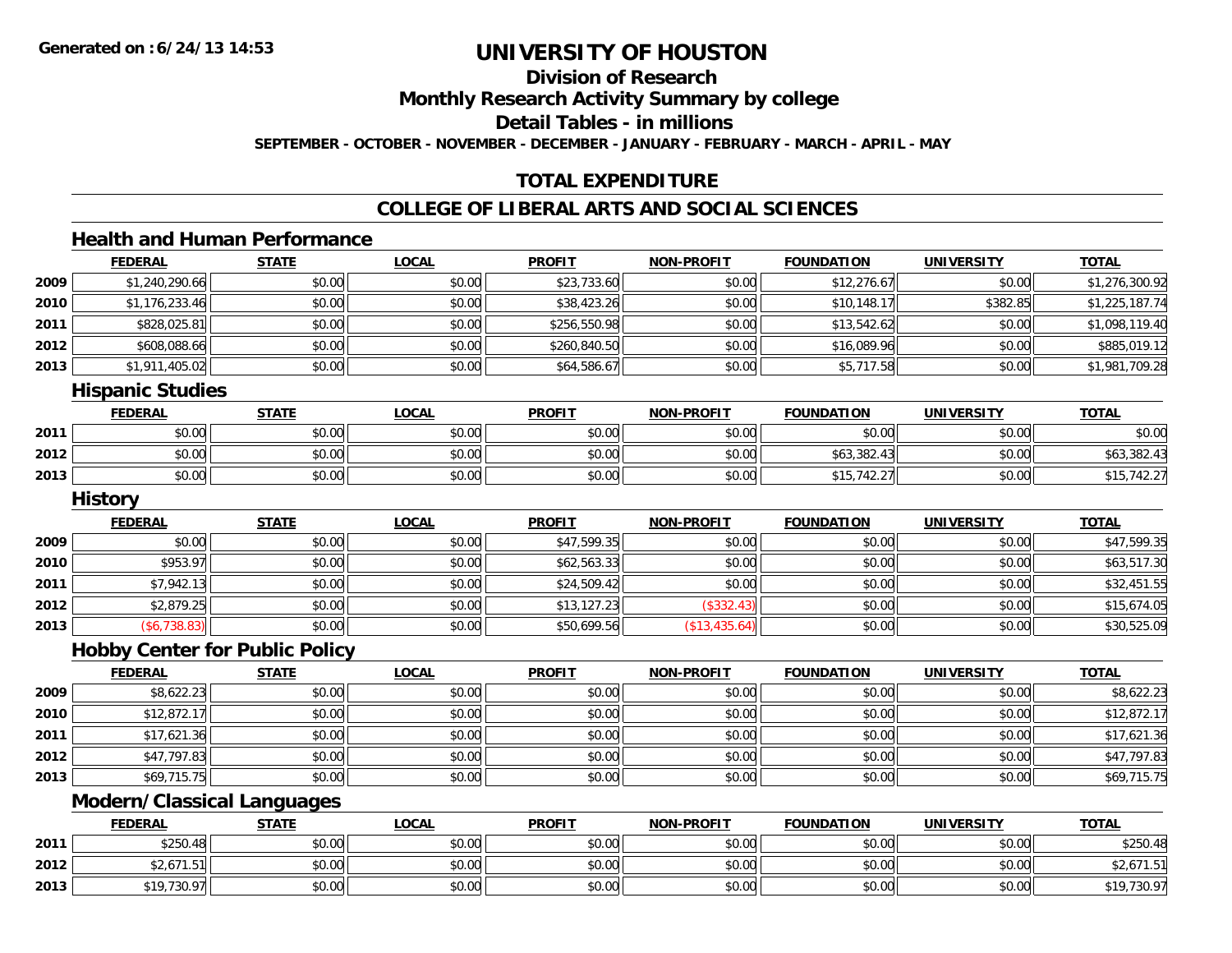# UNIVERSITY OF HOUSTON

## Division of Research

## Monthly Research Activity Summary by college

## Detail Tables - in millions

**SEPTEMBER - OCTOBER - NOVEMBER - DECEMBER - JANUARY - FEBRUARY - MARCH - APRIL - MAY**

## TOTAL EXPENDITURE

## COLLEGE OF LIBERAL ARTS AND SOCIAL SCIENCES

### Health and Human Performance

| | FEDERAL | STATE | LOCAL | PROFIT | NON-PROFIT | FOUNDATION | UNIVERSITY | TOTAL |
|---|---|---|---|---|---|---|---|---|
| 2009 | $1,240,290.66 | $0.00 | $0.00 | $23,733.60 | $0.00 | $12,276.67 | $0.00 | $1,276,300.92 |
| 2010 | $1,176,233.46 | $0.00 | $0.00 | $38,423.26 | $0.00 | $10,148.17 | $382.85 | $1,225,187.74 |
| 2011 | $828,025.81 | $0.00 | $0.00 | $256,550.98 | $0.00 | $13,542.62 | $0.00 | $1,098,119.40 |
| 2012 | $608,088.66 | $0.00 | $0.00 | $260,840.50 | $0.00 | $16,089.96 | $0.00 | $885,019.12 |
| 2013 | $1,911,405.02 | $0.00 | $0.00 | $64,586.67 | $0.00 | $5,717.58 | $0.00 | $1,981,709.28 |

### Hispanic Studies

| | FEDERAL | STATE | LOCAL | PROFIT | NON-PROFIT | FOUNDATION | UNIVERSITY | TOTAL |
|---|---|---|---|---|---|---|---|---|
| 2011 | $0.00 | $0.00 | $0.00 | $0.00 | $0.00 | $0.00 | $0.00 | $0.00 |
| 2012 | $0.00 | $0.00 | $0.00 | $0.00 | $0.00 | $63,382.43 | $0.00 | $63,382.43 |
| 2013 | $0.00 | $0.00 | $0.00 | $0.00 | $0.00 | $15,742.27 | $0.00 | $15,742.27 |

### History

| | FEDERAL | STATE | LOCAL | PROFIT | NON-PROFIT | FOUNDATION | UNIVERSITY | TOTAL |
|---|---|---|---|---|---|---|---|---|
| 2009 | $0.00 | $0.00 | $0.00 | $47,599.35 | $0.00 | $0.00 | $0.00 | $47,599.35 |
| 2010 | $953.97 | $0.00 | $0.00 | $62,563.33 | $0.00 | $0.00 | $0.00 | $63,517.30 |
| 2011 | $7,942.13 | $0.00 | $0.00 | $24,509.42 | $0.00 | $0.00 | $0.00 | $32,451.55 |
| 2012 | $2,879.25 | $0.00 | $0.00 | $13,127.23 | ($332.43) | $0.00 | $0.00 | $15,674.05 |
| 2013 | ($6,738.83) | $0.00 | $0.00 | $50,699.56 | ($13,435.64) | $0.00 | $0.00 | $30,525.09 |

### Hobby Center for Public Policy

| | FEDERAL | STATE | LOCAL | PROFIT | NON-PROFIT | FOUNDATION | UNIVERSITY | TOTAL |
|---|---|---|---|---|---|---|---|---|
| 2009 | $8,622.23 | $0.00 | $0.00 | $0.00 | $0.00 | $0.00 | $0.00 | $8,622.23 |
| 2010 | $12,872.17 | $0.00 | $0.00 | $0.00 | $0.00 | $0.00 | $0.00 | $12,872.17 |
| 2011 | $17,621.36 | $0.00 | $0.00 | $0.00 | $0.00 | $0.00 | $0.00 | $17,621.36 |
| 2012 | $47,797.83 | $0.00 | $0.00 | $0.00 | $0.00 | $0.00 | $0.00 | $47,797.83 |
| 2013 | $69,715.75 | $0.00 | $0.00 | $0.00 | $0.00 | $0.00 | $0.00 | $69,715.75 |

### Modern/Classical Languages

| | FEDERAL | STATE | LOCAL | PROFIT | NON-PROFIT | FOUNDATION | UNIVERSITY | TOTAL |
|---|---|---|---|---|---|---|---|---|
| 2011 | $250.48 | $0.00 | $0.00 | $0.00 | $0.00 | $0.00 | $0.00 | $250.48 |
| 2012 | $2,671.51 | $0.00 | $0.00 | $0.00 | $0.00 | $0.00 | $0.00 | $2,671.51 |
| 2013 | $19,730.97 | $0.00 | $0.00 | $0.00 | $0.00 | $0.00 | $0.00 | $19,730.97 |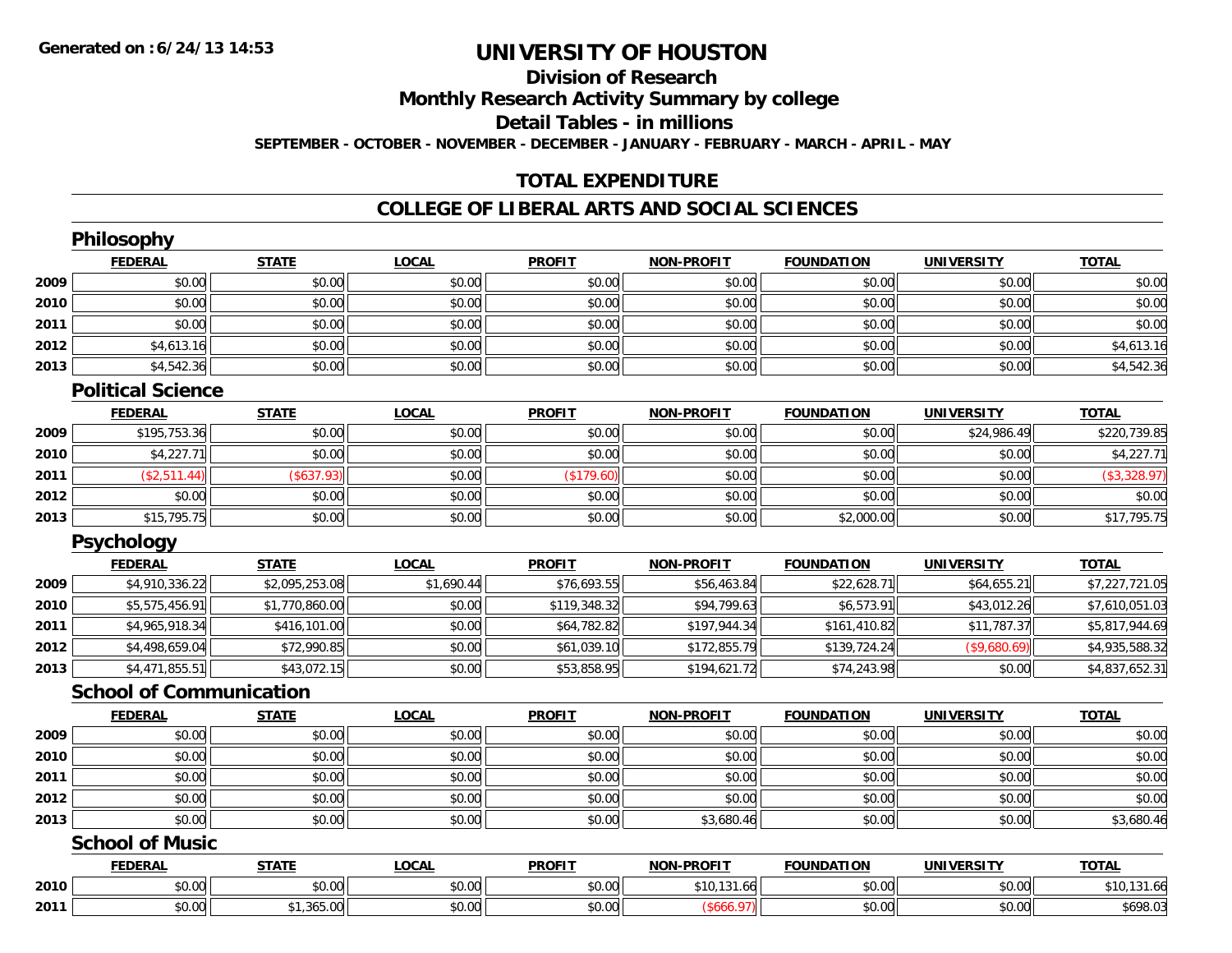# UNIVERSITY OF HOUSTON

## Division of Research

## Monthly Research Activity Summary by college

## Detail Tables - in millions

**SEPTEMBER - OCTOBER - NOVEMBER - DECEMBER - JANUARY - FEBRUARY - MARCH - APRIL - MAY**

## TOTAL EXPENDITURE

## COLLEGE OF LIBERAL ARTS AND SOCIAL SCIENCES

### Philosophy

| | FEDERAL | STATE | LOCAL | PROFIT | NON-PROFIT | FOUNDATION | UNIVERSITY | TOTAL |
|---|---|---|---|---|---|---|---|---|
| 2009 | $0.00 | $0.00 | $0.00 | $0.00 | $0.00 | $0.00 | $0.00 | $0.00 |
| 2010 | $0.00 | $0.00 | $0.00 | $0.00 | $0.00 | $0.00 | $0.00 | $0.00 |
| 2011 | $0.00 | $0.00 | $0.00 | $0.00 | $0.00 | $0.00 | $0.00 | $0.00 |
| 2012 | $4,613.16 | $0.00 | $0.00 | $0.00 | $0.00 | $0.00 | $0.00 | $4,613.16 |
| 2013 | $4,542.36 | $0.00 | $0.00 | $0.00 | $0.00 | $0.00 | $0.00 | $4,542.36 |

### Political Science

| | FEDERAL | STATE | LOCAL | PROFIT | NON-PROFIT | FOUNDATION | UNIVERSITY | TOTAL |
|---|---|---|---|---|---|---|---|---|
| 2009 | $195,753.36 | $0.00 | $0.00 | $0.00 | $0.00 | $0.00 | $24,986.49 | $220,739.85 |
| 2010 | $4,227.71 | $0.00 | $0.00 | $0.00 | $0.00 | $0.00 | $0.00 | $4,227.71 |
| 2011 | ($2,511.44) | ($637.93) | $0.00 | ($179.60) | $0.00 | $0.00 | $0.00 | ($3,328.97) |
| 2012 | $0.00 | $0.00 | $0.00 | $0.00 | $0.00 | $0.00 | $0.00 | $0.00 |
| 2013 | $15,795.75 | $0.00 | $0.00 | $0.00 | $0.00 | $2,000.00 | $0.00 | $17,795.75 |

### Psychology

| | FEDERAL | STATE | LOCAL | PROFIT | NON-PROFIT | FOUNDATION | UNIVERSITY | TOTAL |
|---|---|---|---|---|---|---|---|---|
| 2009 | $4,910,336.22 | $2,095,253.08 | $1,690.44 | $76,693.55 | $56,463.84 | $22,628.71 | $64,655.21 | $7,227,721.05 |
| 2010 | $5,575,456.91 | $1,770,860.00 | $0.00 | $119,348.32 | $94,799.63 | $6,573.91 | $43,012.26 | $7,610,051.03 |
| 2011 | $4,965,918.34 | $416,101.00 | $0.00 | $64,782.82 | $197,944.34 | $161,410.82 | $11,787.37 | $5,817,944.69 |
| 2012 | $4,498,659.04 | $72,990.85 | $0.00 | $61,039.10 | $172,855.79 | $139,724.24 | ($9,680.69) | $4,935,588.32 |
| 2013 | $4,471,855.51 | $43,072.15 | $0.00 | $53,858.95 | $194,621.72 | $74,243.98 | $0.00 | $4,837,652.31 |

### School of Communication

| | FEDERAL | STATE | LOCAL | PROFIT | NON-PROFIT | FOUNDATION | UNIVERSITY | TOTAL |
|---|---|---|---|---|---|---|---|---|
| 2009 | $0.00 | $0.00 | $0.00 | $0.00 | $0.00 | $0.00 | $0.00 | $0.00 |
| 2010 | $0.00 | $0.00 | $0.00 | $0.00 | $0.00 | $0.00 | $0.00 | $0.00 |
| 2011 | $0.00 | $0.00 | $0.00 | $0.00 | $0.00 | $0.00 | $0.00 | $0.00 |
| 2012 | $0.00 | $0.00 | $0.00 | $0.00 | $0.00 | $0.00 | $0.00 | $0.00 |
| 2013 | $0.00 | $0.00 | $0.00 | $0.00 | $3,680.46 | $0.00 | $0.00 | $3,680.46 |

### School of Music

| | FEDERAL | STATE | LOCAL | PROFIT | NON-PROFIT | FOUNDATION | UNIVERSITY | TOTAL |
|---|---|---|---|---|---|---|---|---|
| 2010 | $0.00 | $0.00 | $0.00 | $0.00 | $10,131.66 | $0.00 | $0.00 | $10,131.66 |
| 2011 | $0.00 | $1,365.00 | $0.00 | $0.00 | ($666.97) | $0.00 | $0.00 | $698.03 |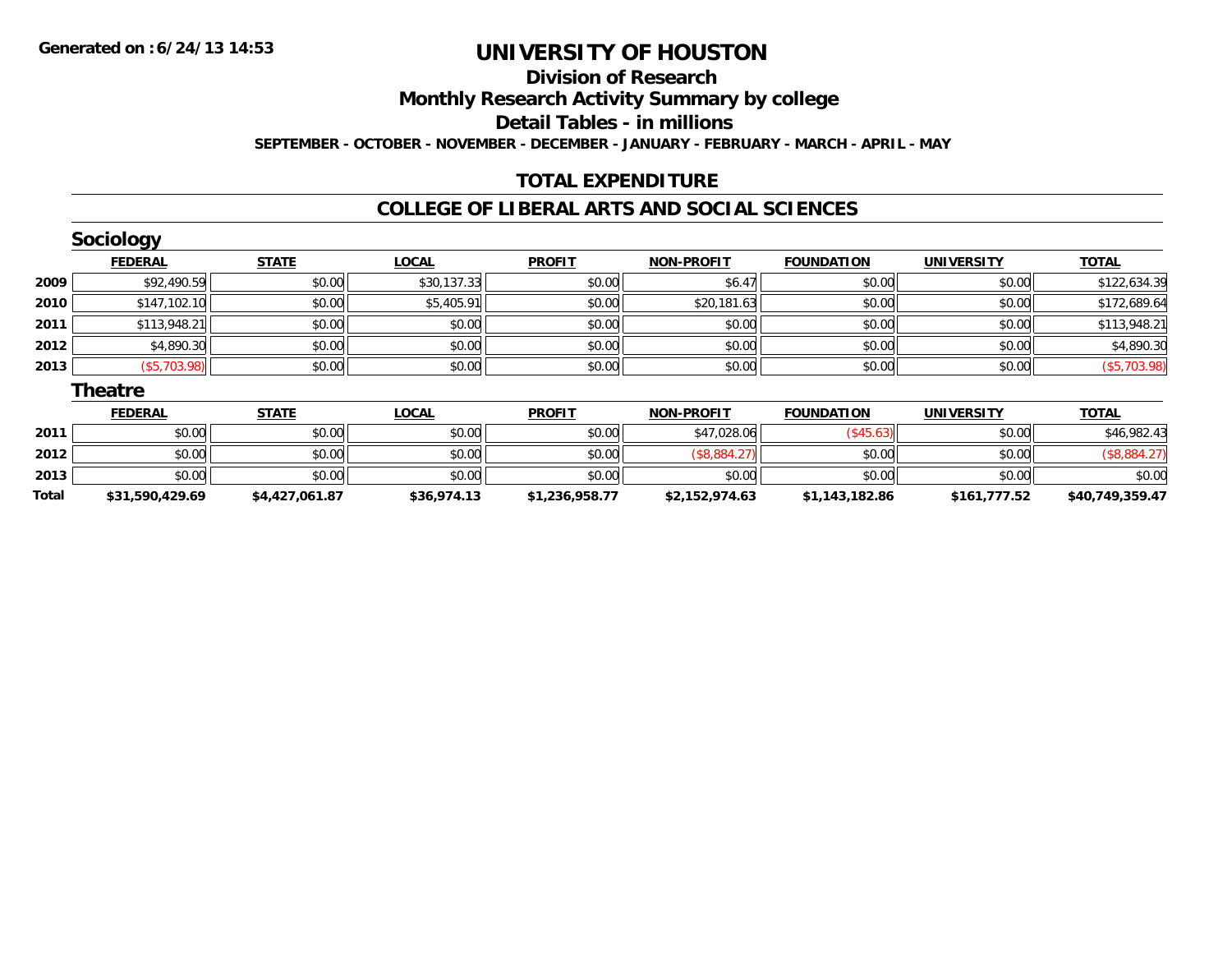# UNIVERSITY OF HOUSTON

## Division of Research

## Monthly Research Activity Summary by college

## Detail Tables - in millions

**SEPTEMBER - OCTOBER - NOVEMBER - DECEMBER - JANUARY - FEBRUARY - MARCH - APRIL - MAY**

## TOTAL EXPENDITURE

## COLLEGE OF LIBERAL ARTS AND SOCIAL SCIENCES

### Sociology

| | FEDERAL | STATE | LOCAL | PROFIT | NON-PROFIT | FOUNDATION | UNIVERSITY | TOTAL |
|---|---|---|---|---|---|---|---|---|
| 2009 | $92,490.59 | $0.00 | $30,137.33 | $0.00 | $6.47 | $0.00 | $0.00 | $122,634.39 |
| 2010 | $147,102.10 | $0.00 | $5,405.91 | $0.00 | $20,181.63 | $0.00 | $0.00 | $172,689.64 |
| 2011 | $113,948.21 | $0.00 | $0.00 | $0.00 | $0.00 | $0.00 | $0.00 | $113,948.21 |
| 2012 | $4,890.30 | $0.00 | $0.00 | $0.00 | $0.00 | $0.00 | $0.00 | $4,890.30 |
| 2013 | ($5,703.98) | $0.00 | $0.00 | $0.00 | $0.00 | $0.00 | $0.00 | ($5,703.98) |

### Theatre

| | FEDERAL | STATE | LOCAL | PROFIT | NON-PROFIT | FOUNDATION | UNIVERSITY | TOTAL |
|---|---|---|---|---|---|---|---|---|
| 2011 | $0.00 | $0.00 | $0.00 | $0.00 | $47,028.06 | ($45.63) | $0.00 | $46,982.43 |
| 2012 | $0.00 | $0.00 | $0.00 | $0.00 | ($8,884.27) | $0.00 | $0.00 | ($8,884.27) |
| 2013 | $0.00 | $0.00 | $0.00 | $0.00 | $0.00 | $0.00 | $0.00 | $0.00 |
| **Total** | **$31,590,429.69** | **$4,427,061.87** | **$36,974.13** | **$1,236,958.77** | **$2,152,974.63** | **$1,143,182.86** | **$161,777.52** | **$40,749,359.47** |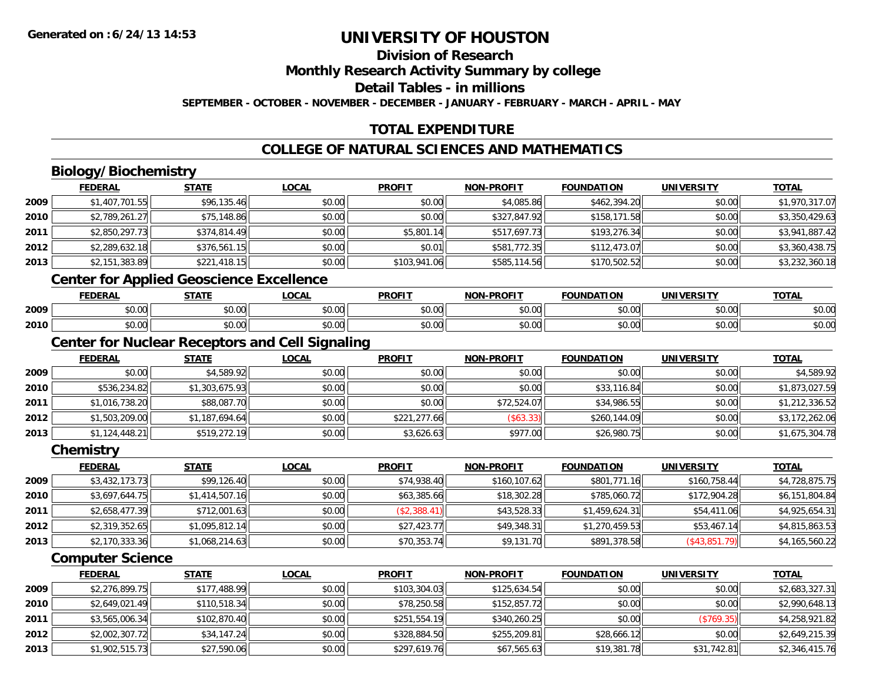# UNIVERSITY OF HOUSTON

## Division of Research

## Monthly Research Activity Summary by college

## Detail Tables - in millions

**SEPTEMBER - OCTOBER - NOVEMBER - DECEMBER - JANUARY - FEBRUARY - MARCH - APRIL - MAY**

## TOTAL EXPENDITURE

## COLLEGE OF NATURAL SCIENCES AND MATHEMATICS

### Biology/Biochemistry

| | FEDERAL | STATE | LOCAL | PROFIT | NON-PROFIT | FOUNDATION | UNIVERSITY | TOTAL |
|---|---|---|---|---|---|---|---|---|
| 2009 | $1,407,701.55 | $96,135.46 | $0.00 | $0.00 | $4,085.86 | $462,394.20 | $0.00 | $1,970,317.07 |
| 2010 | $2,789,261.27 | $75,148.86 | $0.00 | $0.00 | $327,847.92 | $158,171.58 | $0.00 | $3,350,429.63 |
| 2011 | $2,850,297.73 | $374,814.49 | $0.00 | $5,801.14 | $517,697.73 | $193,276.34 | $0.00 | $3,941,887.42 |
| 2012 | $2,289,632.18 | $376,561.15 | $0.00 | $0.01 | $581,772.35 | $112,473.07 | $0.00 | $3,360,438.75 |
| 2013 | $2,151,383.89 | $221,418.15 | $0.00 | $103,941.06 | $585,114.56 | $170,502.52 | $0.00 | $3,232,360.18 |

### Center for Applied Geoscience Excellence

| | FEDERAL | STATE | LOCAL | PROFIT | NON-PROFIT | FOUNDATION | UNIVERSITY | TOTAL |
|---|---|---|---|---|---|---|---|---|
| 2009 | $0.00 | $0.00 | $0.00 | $0.00 | $0.00 | $0.00 | $0.00 | $0.00 |
| 2010 | $0.00 | $0.00 | $0.00 | $0.00 | $0.00 | $0.00 | $0.00 | $0.00 |

### Center for Nuclear Receptors and Cell Signaling

| | FEDERAL | STATE | LOCAL | PROFIT | NON-PROFIT | FOUNDATION | UNIVERSITY | TOTAL |
|---|---|---|---|---|---|---|---|---|
| 2009 | $0.00 | $4,589.92 | $0.00 | $0.00 | $0.00 | $0.00 | $0.00 | $4,589.92 |
| 2010 | $536,234.82 | $1,303,675.93 | $0.00 | $0.00 | $0.00 | $33,116.84 | $0.00 | $1,873,027.59 |
| 2011 | $1,016,738.20 | $88,087.70 | $0.00 | $0.00 | $72,524.07 | $34,986.55 | $0.00 | $1,212,336.52 |
| 2012 | $1,503,209.00 | $1,187,694.64 | $0.00 | $221,277.66 | ($63.33) | $260,144.09 | $0.00 | $3,172,262.06 |
| 2013 | $1,124,448.21 | $519,272.19 | $0.00 | $3,626.63 | $977.00 | $26,980.75 | $0.00 | $1,675,304.78 |

### Chemistry

| | FEDERAL | STATE | LOCAL | PROFIT | NON-PROFIT | FOUNDATION | UNIVERSITY | TOTAL |
|---|---|---|---|---|---|---|---|---|
| 2009 | $3,432,173.73 | $99,126.40 | $0.00 | $74,938.40 | $160,107.62 | $801,771.16 | $160,758.44 | $4,728,875.75 |
| 2010 | $3,697,644.75 | $1,414,507.16 | $0.00 | $63,385.66 | $18,302.28 | $785,060.72 | $172,904.28 | $6,151,804.84 |
| 2011 | $2,658,477.39 | $712,001.63 | $0.00 | ($2,388.41) | $43,528.33 | $1,459,624.31 | $54,411.06 | $4,925,654.31 |
| 2012 | $2,319,352.65 | $1,095,812.14 | $0.00 | $27,423.77 | $49,348.31 | $1,270,459.53 | $53,467.14 | $4,815,863.53 |
| 2013 | $2,170,333.36 | $1,068,214.63 | $0.00 | $70,353.74 | $9,131.70 | $891,378.58 | ($43,851.79) | $4,165,560.22 |

### Computer Science

| | FEDERAL | STATE | LOCAL | PROFIT | NON-PROFIT | FOUNDATION | UNIVERSITY | TOTAL |
|---|---|---|---|---|---|---|---|---|
| 2009 | $2,276,899.75 | $177,488.99 | $0.00 | $103,304.03 | $125,634.54 | $0.00 | $0.00 | $2,683,327.31 |
| 2010 | $2,649,021.49 | $110,518.34 | $0.00 | $78,250.58 | $152,857.72 | $0.00 | $0.00 | $2,990,648.13 |
| 2011 | $3,565,006.34 | $102,870.40 | $0.00 | $251,554.19 | $340,260.25 | $0.00 | ($769.35) | $4,258,921.82 |
| 2012 | $2,002,307.72 | $34,147.24 | $0.00 | $328,884.50 | $255,209.81 | $28,666.12 | $0.00 | $2,649,215.39 |
| 2013 | $1,902,515.73 | $27,590.06 | $0.00 | $297,619.76 | $67,565.63 | $19,381.78 | $31,742.81 | $2,346,415.76 |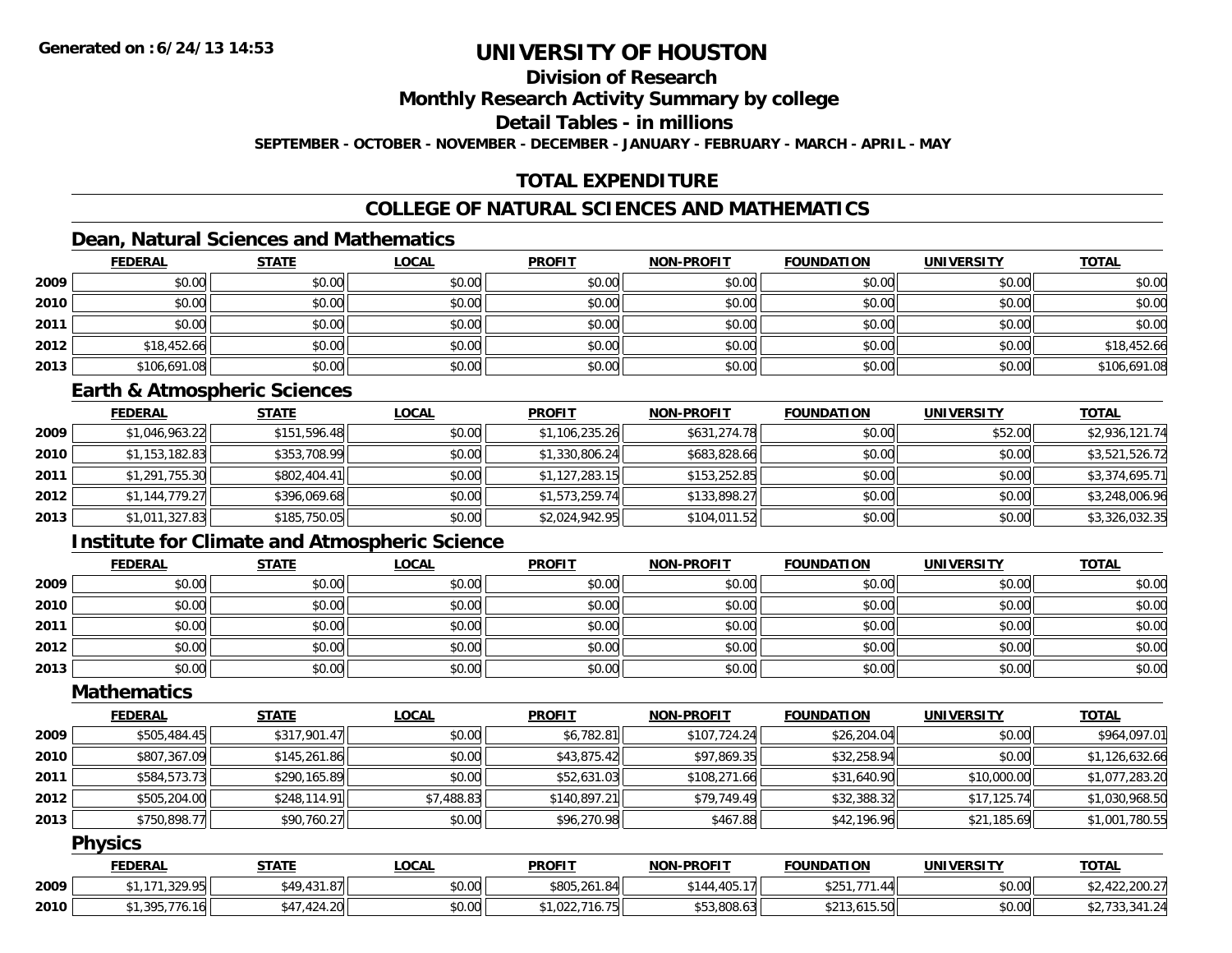# UNIVERSITY OF HOUSTON

## Division of Research

## Monthly Research Activity Summary by college

## Detail Tables - in millions

**SEPTEMBER - OCTOBER - NOVEMBER - DECEMBER - JANUARY - FEBRUARY - MARCH - APRIL - MAY**

## TOTAL EXPENDITURE

## COLLEGE OF NATURAL SCIENCES AND MATHEMATICS

### Dean, Natural Sciences and Mathematics

| | FEDERAL | STATE | LOCAL | PROFIT | NON-PROFIT | FOUNDATION | UNIVERSITY | TOTAL |
|---|---|---|---|---|---|---|---|---|
| 2009 | $0.00 | $0.00 | $0.00 | $0.00 | $0.00 | $0.00 | $0.00 | $0.00 |
| 2010 | $0.00 | $0.00 | $0.00 | $0.00 | $0.00 | $0.00 | $0.00 | $0.00 |
| 2011 | $0.00 | $0.00 | $0.00 | $0.00 | $0.00 | $0.00 | $0.00 | $0.00 |
| 2012 | $18,452.66 | $0.00 | $0.00 | $0.00 | $0.00 | $0.00 | $0.00 | $18,452.66 |
| 2013 | $106,691.08 | $0.00 | $0.00 | $0.00 | $0.00 | $0.00 | $0.00 | $106,691.08 |

### Earth & Atmospheric Sciences

| | FEDERAL | STATE | LOCAL | PROFIT | NON-PROFIT | FOUNDATION | UNIVERSITY | TOTAL |
|---|---|---|---|---|---|---|---|---|
| 2009 | $1,046,963.22 | $151,596.48 | $0.00 | $1,106,235.26 | $631,274.78 | $0.00 | $52.00 | $2,936,121.74 |
| 2010 | $1,153,182.83 | $353,708.99 | $0.00 | $1,330,806.24 | $683,828.66 | $0.00 | $0.00 | $3,521,526.72 |
| 2011 | $1,291,755.30 | $802,404.41 | $0.00 | $1,127,283.15 | $153,252.85 | $0.00 | $0.00 | $3,374,695.71 |
| 2012 | $1,144,779.27 | $396,069.68 | $0.00 | $1,573,259.74 | $133,898.27 | $0.00 | $0.00 | $3,248,006.96 |
| 2013 | $1,011,327.83 | $185,750.05 | $0.00 | $2,024,942.95 | $104,011.52 | $0.00 | $0.00 | $3,326,032.35 |

### Institute for Climate and Atmospheric Science

| | FEDERAL | STATE | LOCAL | PROFIT | NON-PROFIT | FOUNDATION | UNIVERSITY | TOTAL |
|---|---|---|---|---|---|---|---|---|
| 2009 | $0.00 | $0.00 | $0.00 | $0.00 | $0.00 | $0.00 | $0.00 | $0.00 |
| 2010 | $0.00 | $0.00 | $0.00 | $0.00 | $0.00 | $0.00 | $0.00 | $0.00 |
| 2011 | $0.00 | $0.00 | $0.00 | $0.00 | $0.00 | $0.00 | $0.00 | $0.00 |
| 2012 | $0.00 | $0.00 | $0.00 | $0.00 | $0.00 | $0.00 | $0.00 | $0.00 |
| 2013 | $0.00 | $0.00 | $0.00 | $0.00 | $0.00 | $0.00 | $0.00 | $0.00 |

### Mathematics

| | FEDERAL | STATE | LOCAL | PROFIT | NON-PROFIT | FOUNDATION | UNIVERSITY | TOTAL |
|---|---|---|---|---|---|---|---|---|
| 2009 | $505,484.45 | $317,901.47 | $0.00 | $6,782.81 | $107,724.24 | $26,204.04 | $0.00 | $964,097.01 |
| 2010 | $807,367.09 | $145,261.86 | $0.00 | $43,875.42 | $97,869.35 | $32,258.94 | $0.00 | $1,126,632.66 |
| 2011 | $584,573.73 | $290,165.89 | $0.00 | $52,631.03 | $108,271.66 | $31,640.90 | $10,000.00 | $1,077,283.20 |
| 2012 | $505,204.00 | $248,114.91 | $7,488.83 | $140,897.21 | $79,749.49 | $32,388.32 | $17,125.74 | $1,030,968.50 |
| 2013 | $750,898.77 | $90,760.27 | $0.00 | $96,270.98 | $467.88 | $42,196.96 | $21,185.69 | $1,001,780.55 |

### Physics

| | FEDERAL | STATE | LOCAL | PROFIT | NON-PROFIT | FOUNDATION | UNIVERSITY | TOTAL |
|---|---|---|---|---|---|---|---|---|
| 2009 | $1,171,329.95 | $49,431.87 | $0.00 | $805,261.84 | $144,405.17 | $251,771.44 | $0.00 | $2,422,200.27 |
| 2010 | $1,395,776.16 | $47,424.20 | $0.00 | $1,022,716.75 | $53,808.63 | $213,615.50 | $0.00 | $2,733,341.24 |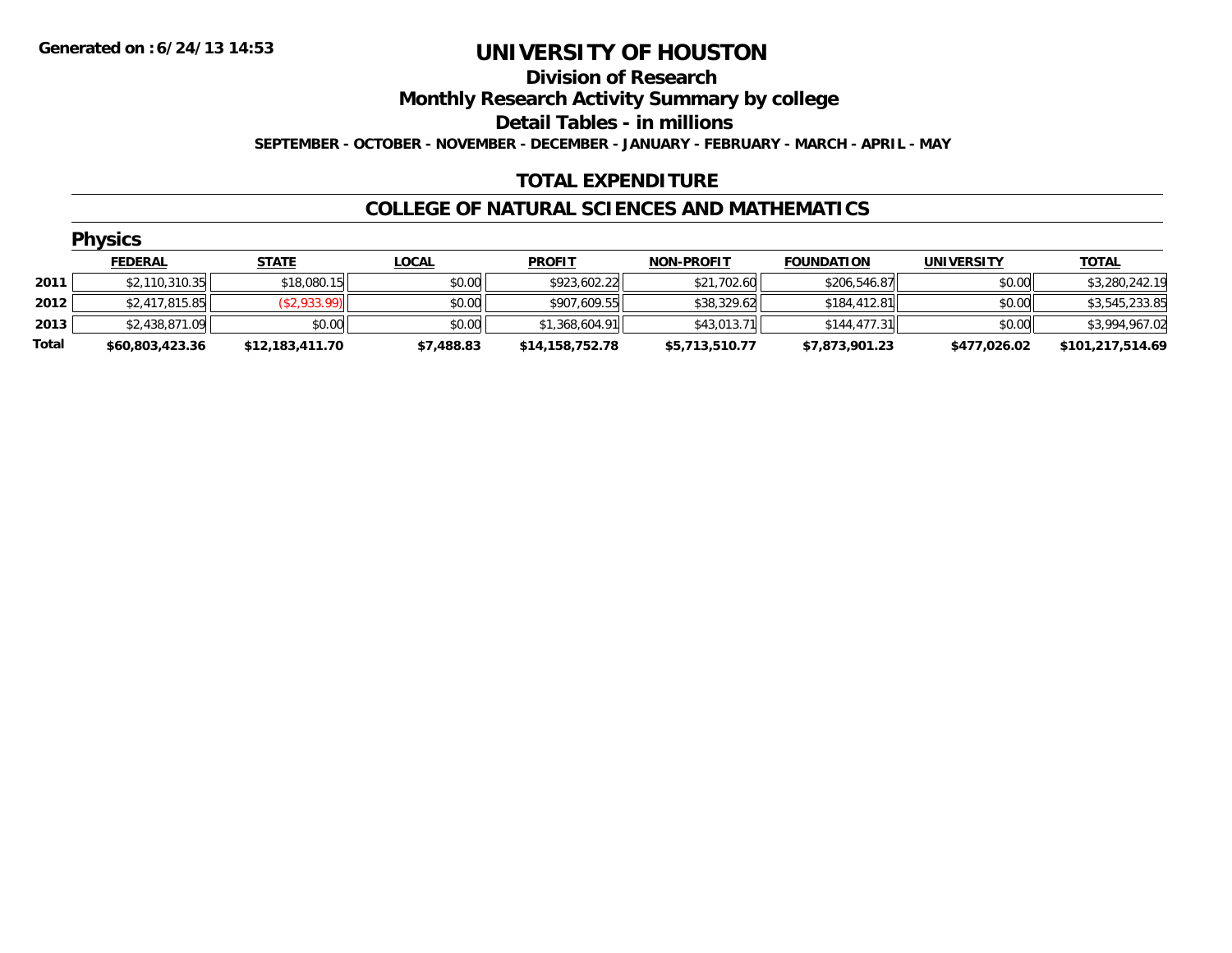**Generated on :6/24/13 14:53**

# UNIVERSITY OF HOUSTON

## Division of Research

## Monthly Research Activity Summary by college

## Detail Tables - in millions

**SEPTEMBER - OCTOBER - NOVEMBER - DECEMBER - JANUARY - FEBRUARY - MARCH - APRIL - MAY**

## TOTAL EXPENDITURE

## COLLEGE OF NATURAL SCIENCES AND MATHEMATICS

### Physics

| | FEDERAL | STATE | LOCAL | PROFIT | NON-PROFIT | FOUNDATION | UNIVERSITY | TOTAL |
|---|---|---|---|---|---|---|---|---|
| 2011 | $2,110,310.35 | $18,080.15 | $0.00 | $923,602.22 | $21,702.60 | $206,546.87 | $0.00 | $3,280,242.19 |
| 2012 | $2,417,815.85 | ($2,933.99) | $0.00 | $907,609.55 | $38,329.62 | $184,412.81 | $0.00 | $3,545,233.85 |
| 2013 | $2,438,871.09 | $0.00 | $0.00 | $1,368,604.91 | $43,013.71 | $144,477.31 | $0.00 | $3,994,967.02 |
| **Total** | **$60,803,423.36** | **$12,183,411.70** | **$7,488.83** | **$14,158,752.78** | **$5,713,510.77** | **$7,873,901.23** | **$477,026.02** | **$101,217,514.69** |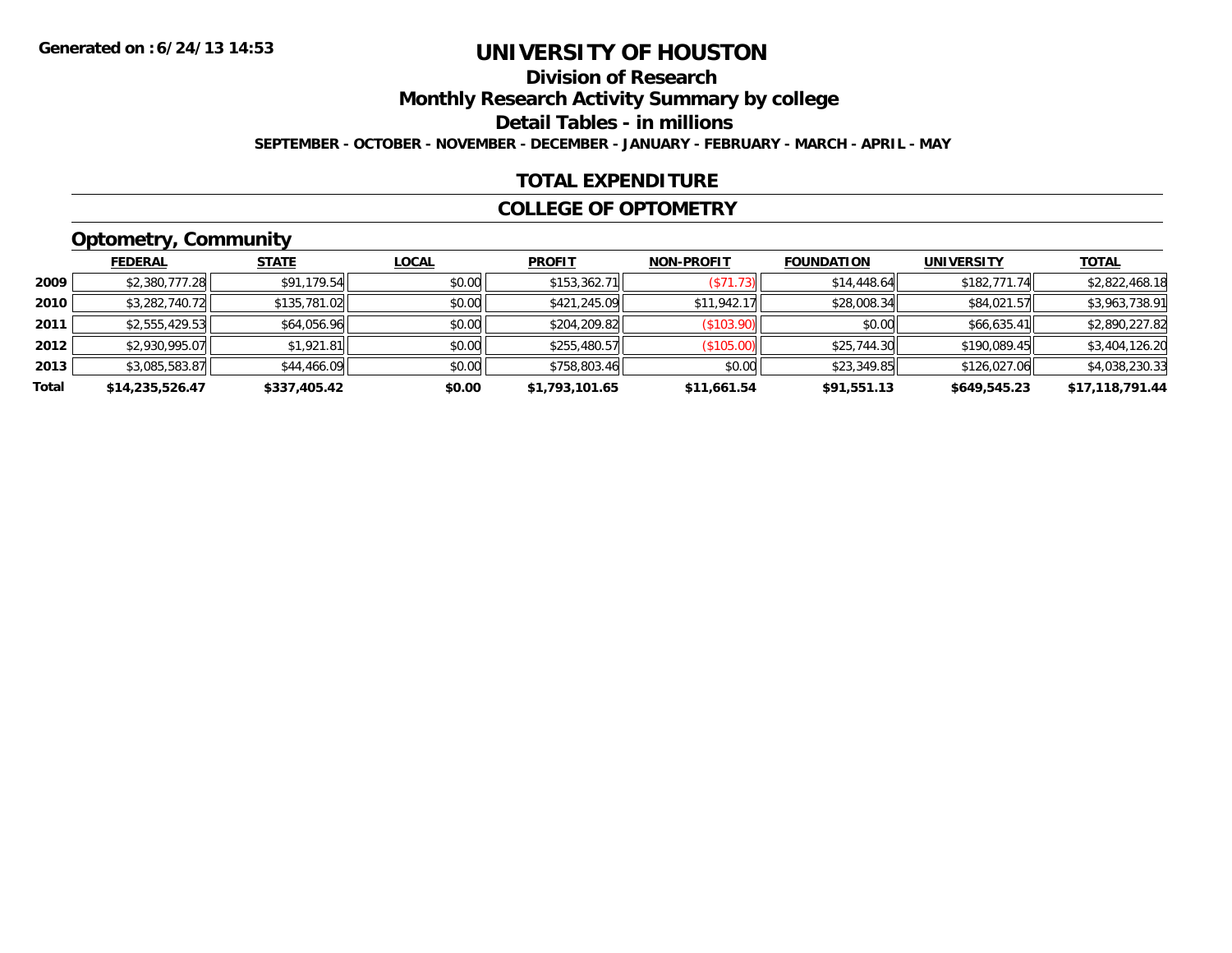# UNIVERSITY OF HOUSTON

## Division of Research

## Monthly Research Activity Summary by college

## Detail Tables - in millions

**SEPTEMBER - OCTOBER - NOVEMBER - DECEMBER - JANUARY - FEBRUARY - MARCH - APRIL - MAY**

## TOTAL EXPENDITURE

## COLLEGE OF OPTOMETRY

### Optometry, Community

| | FEDERAL | STATE | LOCAL | PROFIT | NON-PROFIT | FOUNDATION | UNIVERSITY | TOTAL |
|---|---|---|---|---|---|---|---|---|
| 2009 | $2,380,777.28 | $91,179.54 | $0.00 | $153,362.71 | ($71.73) | $14,448.64 | $182,771.74 | $2,822,468.18 |
| 2010 | $3,282,740.72 | $135,781.02 | $0.00 | $421,245.09 | $11,942.17 | $28,008.34 | $84,021.57 | $3,963,738.91 |
| 2011 | $2,555,429.53 | $64,056.96 | $0.00 | $204,209.82 | ($103.90) | $0.00 | $66,635.41 | $2,890,227.82 |
| 2012 | $2,930,995.07 | $1,921.81 | $0.00 | $255,480.57 | ($105.00) | $25,744.30 | $190,089.45 | $3,404,126.20 |
| 2013 | $3,085,583.87 | $44,466.09 | $0.00 | $758,803.46 | $0.00 | $23,349.85 | $126,027.06 | $4,038,230.33 |
| **Total** | **$14,235,526.47** | **$337,405.42** | **$0.00** | **$1,793,101.65** | **$11,661.54** | **$91,551.13** | **$649,545.23** | **$17,118,791.44** |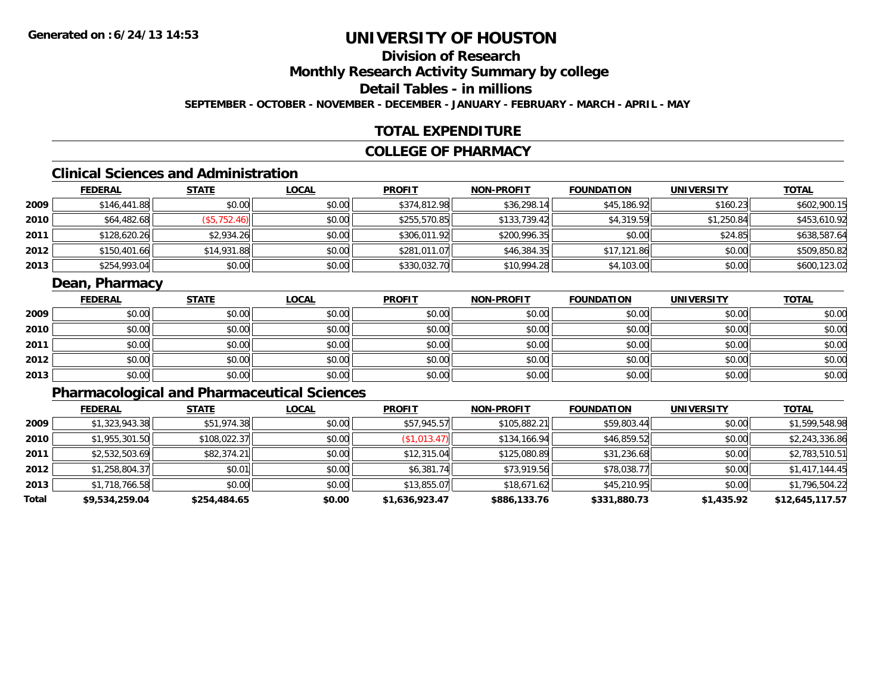Generated on :6/24/13 14:53

# UNIVERSITY OF HOUSTON

## Division of Research

## Monthly Research Activity Summary by college

## Detail Tables - in millions

SEPTEMBER - OCTOBER - NOVEMBER - DECEMBER - JANUARY - FEBRUARY - MARCH - APRIL - MAY

## TOTAL EXPENDITURE

## COLLEGE OF PHARMACY

### Clinical Sciences and Administration

| | FEDERAL | STATE | LOCAL | PROFIT | NON-PROFIT | FOUNDATION | UNIVERSITY | TOTAL |
|---|---|---|---|---|---|---|---|---|
| 2009 | $146,441.88 | $0.00 | $0.00 | $374,812.98 | $36,298.14 | $45,186.92 | $160.23 | $602,900.15 |
| 2010 | $64,482.68 | ($5,752.46) | $0.00 | $255,570.85 | $133,739.42 | $4,319.59 | $1,250.84 | $453,610.92 |
| 2011 | $128,620.26 | $2,934.26 | $0.00 | $306,011.92 | $200,996.35 | $0.00 | $24.85 | $638,587.64 |
| 2012 | $150,401.66 | $14,931.88 | $0.00 | $281,011.07 | $46,384.35 | $17,121.86 | $0.00 | $509,850.82 |
| 2013 | $254,993.04 | $0.00 | $0.00 | $330,032.70 | $10,994.28 | $4,103.00 | $0.00 | $600,123.02 |

### Dean, Pharmacy

| | FEDERAL | STATE | LOCAL | PROFIT | NON-PROFIT | FOUNDATION | UNIVERSITY | TOTAL |
|---|---|---|---|---|---|---|---|---|
| 2009 | $0.00 | $0.00 | $0.00 | $0.00 | $0.00 | $0.00 | $0.00 | $0.00 |
| 2010 | $0.00 | $0.00 | $0.00 | $0.00 | $0.00 | $0.00 | $0.00 | $0.00 |
| 2011 | $0.00 | $0.00 | $0.00 | $0.00 | $0.00 | $0.00 | $0.00 | $0.00 |
| 2012 | $0.00 | $0.00 | $0.00 | $0.00 | $0.00 | $0.00 | $0.00 | $0.00 |
| 2013 | $0.00 | $0.00 | $0.00 | $0.00 | $0.00 | $0.00 | $0.00 | $0.00 |

### Pharmacological and Pharmaceutical Sciences

| | FEDERAL | STATE | LOCAL | PROFIT | NON-PROFIT | FOUNDATION | UNIVERSITY | TOTAL |
|---|---|---|---|---|---|---|---|---|
| 2009 | $1,323,943.38 | $51,974.38 | $0.00 | $57,945.57 | $105,882.21 | $59,803.44 | $0.00 | $1,599,548.98 |
| 2010 | $1,955,301.50 | $108,022.37 | $0.00 | ($1,013.47) | $134,166.94 | $46,859.52 | $0.00 | $2,243,336.86 |
| 2011 | $2,532,503.69 | $82,374.21 | $0.00 | $12,315.04 | $125,080.89 | $31,236.68 | $0.00 | $2,783,510.51 |
| 2012 | $1,258,804.37 | $0.01 | $0.00 | $6,381.74 | $73,919.56 | $78,038.77 | $0.00 | $1,417,144.45 |
| 2013 | $1,718,766.58 | $0.00 | $0.00 | $13,855.07 | $18,671.62 | $45,210.95 | $0.00 | $1,796,504.22 |
| **Total** | **$9,534,259.04** | **$254,484.65** | **$0.00** | **$1,636,923.47** | **$886,133.76** | **$331,880.73** | **$1,435.92** | **$12,645,117.57** |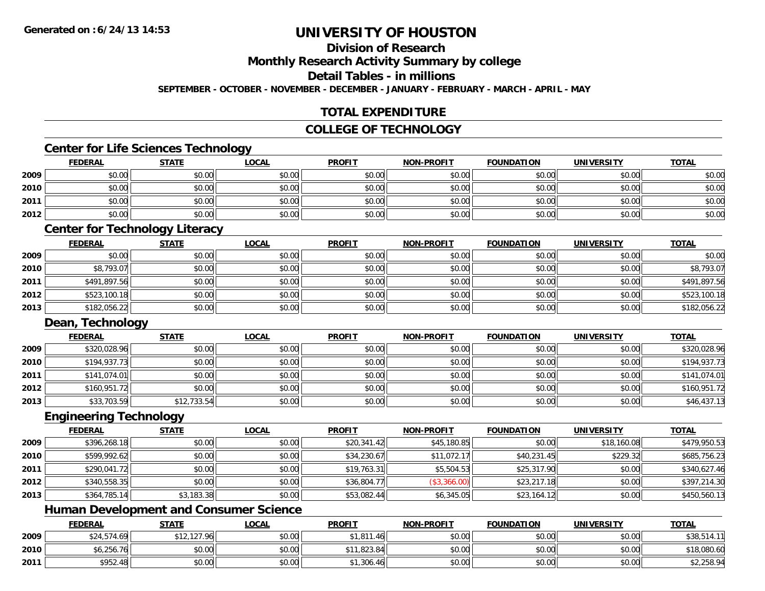Generated on :6/24/13 14:53

# UNIVERSITY OF HOUSTON

## Division of Research

## Monthly Research Activity Summary by college

## Detail Tables - in millions

**SEPTEMBER - OCTOBER - NOVEMBER - DECEMBER - JANUARY - FEBRUARY - MARCH - APRIL - MAY**

## TOTAL EXPENDITURE

## COLLEGE OF TECHNOLOGY

### Center for Life Sciences Technology

| | FEDERAL | STATE | LOCAL | PROFIT | NON-PROFIT | FOUNDATION | UNIVERSITY | TOTAL |
|---|---|---|---|---|---|---|---|---|
| 2009 | $0.00 | $0.00 | $0.00 | $0.00 | $0.00 | $0.00 | $0.00 | $0.00 |
| 2010 | $0.00 | $0.00 | $0.00 | $0.00 | $0.00 | $0.00 | $0.00 | $0.00 |
| 2011 | $0.00 | $0.00 | $0.00 | $0.00 | $0.00 | $0.00 | $0.00 | $0.00 |
| 2012 | $0.00 | $0.00 | $0.00 | $0.00 | $0.00 | $0.00 | $0.00 | $0.00 |

### Center for Technology Literacy

| | FEDERAL | STATE | LOCAL | PROFIT | NON-PROFIT | FOUNDATION | UNIVERSITY | TOTAL |
|---|---|---|---|---|---|---|---|---|
| 2009 | $0.00 | $0.00 | $0.00 | $0.00 | $0.00 | $0.00 | $0.00 | $0.00 |
| 2010 | $8,793.07 | $0.00 | $0.00 | $0.00 | $0.00 | $0.00 | $0.00 | $8,793.07 |
| 2011 | $491,897.56 | $0.00 | $0.00 | $0.00 | $0.00 | $0.00 | $0.00 | $491,897.56 |
| 2012 | $523,100.18 | $0.00 | $0.00 | $0.00 | $0.00 | $0.00 | $0.00 | $523,100.18 |
| 2013 | $182,056.22 | $0.00 | $0.00 | $0.00 | $0.00 | $0.00 | $0.00 | $182,056.22 |

### Dean, Technology

| | FEDERAL | STATE | LOCAL | PROFIT | NON-PROFIT | FOUNDATION | UNIVERSITY | TOTAL |
|---|---|---|---|---|---|---|---|---|
| 2009 | $320,028.96 | $0.00 | $0.00 | $0.00 | $0.00 | $0.00 | $0.00 | $320,028.96 |
| 2010 | $194,937.73 | $0.00 | $0.00 | $0.00 | $0.00 | $0.00 | $0.00 | $194,937.73 |
| 2011 | $141,074.01 | $0.00 | $0.00 | $0.00 | $0.00 | $0.00 | $0.00 | $141,074.01 |
| 2012 | $160,951.72 | $0.00 | $0.00 | $0.00 | $0.00 | $0.00 | $0.00 | $160,951.72 |
| 2013 | $33,703.59 | $12,733.54 | $0.00 | $0.00 | $0.00 | $0.00 | $0.00 | $46,437.13 |

### Engineering Technology

| | FEDERAL | STATE | LOCAL | PROFIT | NON-PROFIT | FOUNDATION | UNIVERSITY | TOTAL |
|---|---|---|---|---|---|---|---|---|
| 2009 | $396,268.18 | $0.00 | $0.00 | $20,341.42 | $45,180.85 | $0.00 | $18,160.08 | $479,950.53 |
| 2010 | $599,992.62 | $0.00 | $0.00 | $34,230.67 | $11,072.17 | $40,231.45 | $229.32 | $685,756.23 |
| 2011 | $290,041.72 | $0.00 | $0.00 | $19,763.31 | $5,504.53 | $25,317.90 | $0.00 | $340,627.46 |
| 2012 | $340,558.35 | $0.00 | $0.00 | $36,804.77 | ($3,366.00) | $23,217.18 | $0.00 | $397,214.30 |
| 2013 | $364,785.14 | $3,183.38 | $0.00 | $53,082.44 | $6,345.05 | $23,164.12 | $0.00 | $450,560.13 |

### Human Development and Consumer Science

| | FEDERAL | STATE | LOCAL | PROFIT | NON-PROFIT | FOUNDATION | UNIVERSITY | TOTAL |
|---|---|---|---|---|---|---|---|---|
| 2009 | $24,574.69 | $12,127.96 | $0.00 | $1,811.46 | $0.00 | $0.00 | $0.00 | $38,514.11 |
| 2010 | $6,256.76 | $0.00 | $0.00 | $11,823.84 | $0.00 | $0.00 | $0.00 | $18,080.60 |
| 2011 | $952.48 | $0.00 | $0.00 | $1,306.46 | $0.00 | $0.00 | $0.00 | $2,258.94 |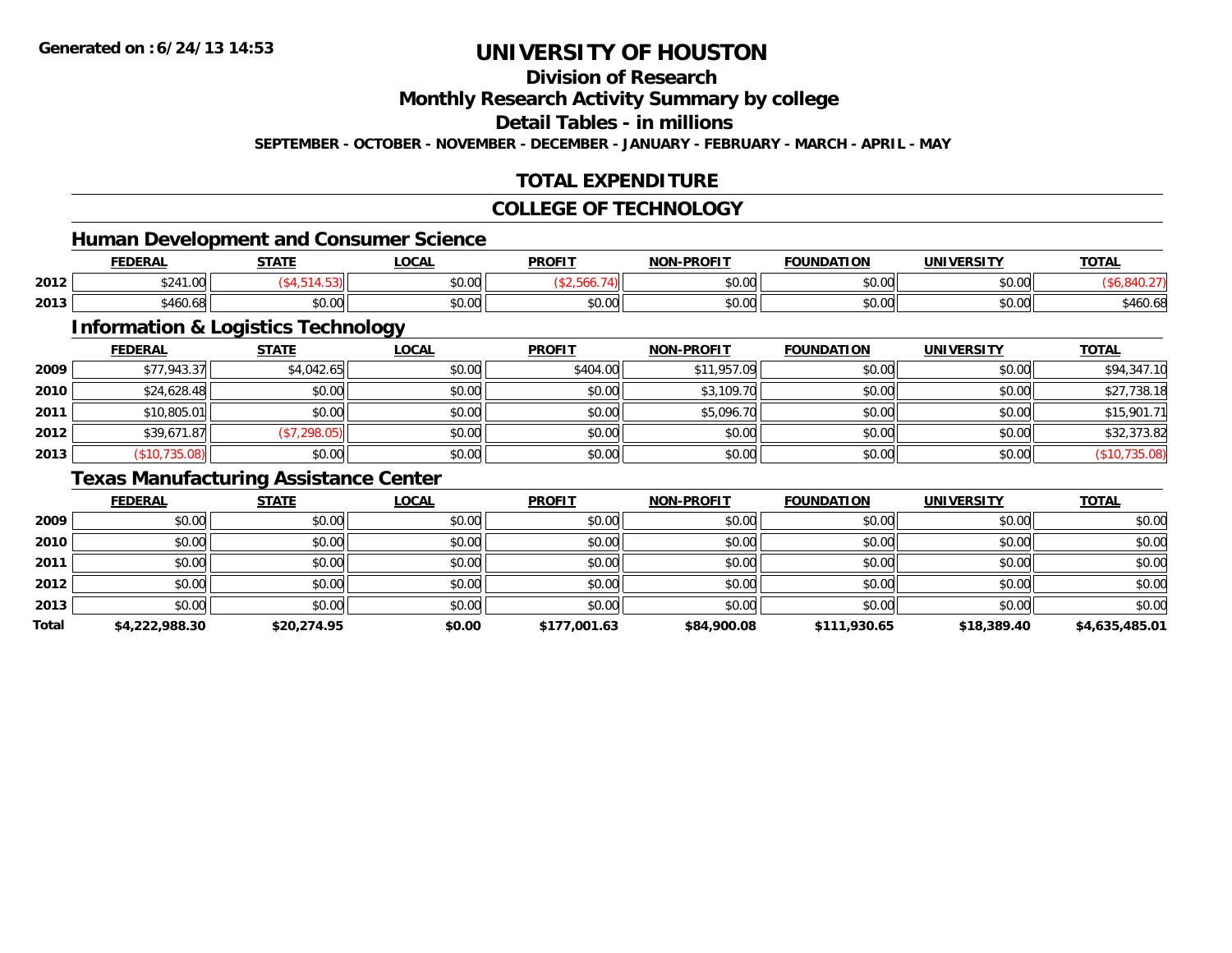# UNIVERSITY OF HOUSTON

## Division of Research

## Monthly Research Activity Summary by college

## Detail Tables - in millions

**SEPTEMBER - OCTOBER - NOVEMBER - DECEMBER - JANUARY - FEBRUARY - MARCH - APRIL - MAY**

## TOTAL EXPENDITURE

## COLLEGE OF TECHNOLOGY

### Human Development and Consumer Science

| | FEDERAL | STATE | LOCAL | PROFIT | NON-PROFIT | FOUNDATION | UNIVERSITY | TOTAL |
|---|---|---|---|---|---|---|---|---|
| 2012 | $241.00 | ($4,514.53) | $0.00 | ($2,566.74) | $0.00 | $0.00 | $0.00 | ($6,840.27) |
| 2013 | $460.68 | $0.00 | $0.00 | $0.00 | $0.00 | $0.00 | $0.00 | $460.68 |

### Information & Logistics Technology

| | FEDERAL | STATE | LOCAL | PROFIT | NON-PROFIT | FOUNDATION | UNIVERSITY | TOTAL |
|---|---|---|---|---|---|---|---|---|
| 2009 | $77,943.37 | $4,042.65 | $0.00 | $404.00 | $11,957.09 | $0.00 | $0.00 | $94,347.10 |
| 2010 | $24,628.48 | $0.00 | $0.00 | $0.00 | $3,109.70 | $0.00 | $0.00 | $27,738.18 |
| 2011 | $10,805.01 | $0.00 | $0.00 | $0.00 | $5,096.70 | $0.00 | $0.00 | $15,901.71 |
| 2012 | $39,671.87 | ($7,298.05) | $0.00 | $0.00 | $0.00 | $0.00 | $0.00 | $32,373.82 |
| 2013 | ($10,735.08) | $0.00 | $0.00 | $0.00 | $0.00 | $0.00 | $0.00 | ($10,735.08) |

### Texas Manufacturing Assistance Center

| | FEDERAL | STATE | LOCAL | PROFIT | NON-PROFIT | FOUNDATION | UNIVERSITY | TOTAL |
|---|---|---|---|---|---|---|---|---|
| 2009 | $0.00 | $0.00 | $0.00 | $0.00 | $0.00 | $0.00 | $0.00 | $0.00 |
| 2010 | $0.00 | $0.00 | $0.00 | $0.00 | $0.00 | $0.00 | $0.00 | $0.00 |
| 2011 | $0.00 | $0.00 | $0.00 | $0.00 | $0.00 | $0.00 | $0.00 | $0.00 |
| 2012 | $0.00 | $0.00 | $0.00 | $0.00 | $0.00 | $0.00 | $0.00 | $0.00 |
| 2013 | $0.00 | $0.00 | $0.00 | $0.00 | $0.00 | $0.00 | $0.00 | $0.00 |
| **Total** | **$4,222,988.30** | **$20,274.95** | **$0.00** | **$177,001.63** | **$84,900.08** | **$111,930.65** | **$18,389.40** | **$4,635,485.01** |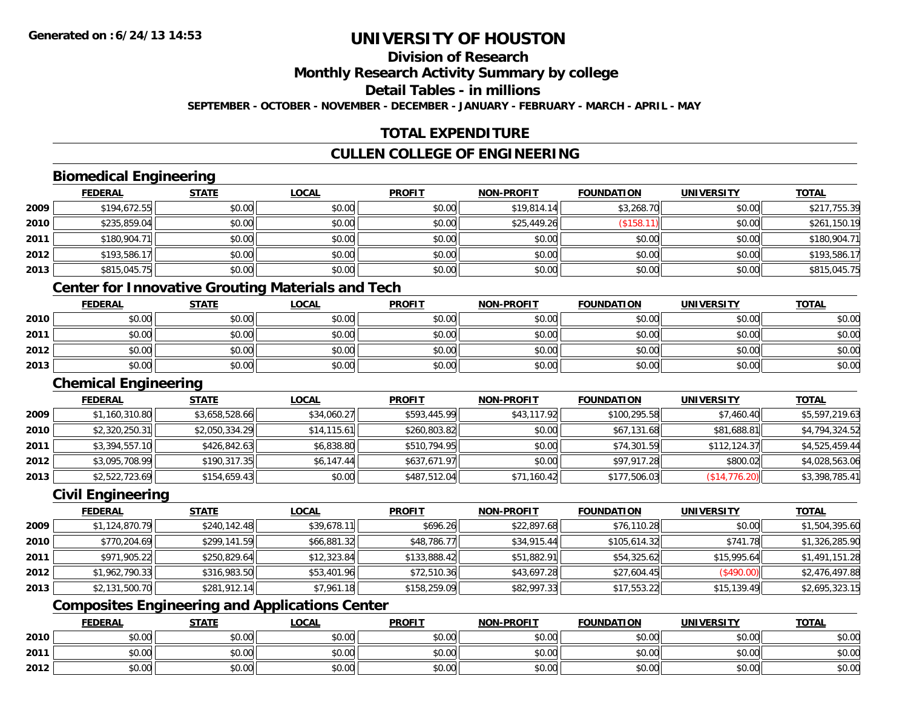# UNIVERSITY OF HOUSTON

## Division of Research

## Monthly Research Activity Summary by college

## Detail Tables - in millions

**SEPTEMBER - OCTOBER - NOVEMBER - DECEMBER - JANUARY - FEBRUARY - MARCH - APRIL - MAY**

## TOTAL EXPENDITURE

## CULLEN COLLEGE OF ENGINEERING

### Biomedical Engineering

| | FEDERAL | STATE | LOCAL | PROFIT | NON-PROFIT | FOUNDATION | UNIVERSITY | TOTAL |
|---|---|---|---|---|---|---|---|---|
| 2009 | $194,672.55 | $0.00 | $0.00 | $0.00 | $19,814.14 | $3,268.70 | $0.00 | $217,755.39 |
| 2010 | $235,859.04 | $0.00 | $0.00 | $0.00 | $25,449.26 | ($158.11) | $0.00 | $261,150.19 |
| 2011 | $180,904.71 | $0.00 | $0.00 | $0.00 | $0.00 | $0.00 | $0.00 | $180,904.71 |
| 2012 | $193,586.17 | $0.00 | $0.00 | $0.00 | $0.00 | $0.00 | $0.00 | $193,586.17 |
| 2013 | $815,045.75 | $0.00 | $0.00 | $0.00 | $0.00 | $0.00 | $0.00 | $815,045.75 |

### Center for Innovative Grouting Materials and Tech

| | FEDERAL | STATE | LOCAL | PROFIT | NON-PROFIT | FOUNDATION | UNIVERSITY | TOTAL |
|---|---|---|---|---|---|---|---|---|
| 2010 | $0.00 | $0.00 | $0.00 | $0.00 | $0.00 | $0.00 | $0.00 | $0.00 |
| 2011 | $0.00 | $0.00 | $0.00 | $0.00 | $0.00 | $0.00 | $0.00 | $0.00 |
| 2012 | $0.00 | $0.00 | $0.00 | $0.00 | $0.00 | $0.00 | $0.00 | $0.00 |
| 2013 | $0.00 | $0.00 | $0.00 | $0.00 | $0.00 | $0.00 | $0.00 | $0.00 |

### Chemical Engineering

| | FEDERAL | STATE | LOCAL | PROFIT | NON-PROFIT | FOUNDATION | UNIVERSITY | TOTAL |
|---|---|---|---|---|---|---|---|---|
| 2009 | $1,160,310.80 | $3,658,528.66 | $34,060.27 | $593,445.99 | $43,117.92 | $100,295.58 | $7,460.40 | $5,597,219.63 |
| 2010 | $2,320,250.31 | $2,050,334.29 | $14,115.61 | $260,803.82 | $0.00 | $67,131.68 | $81,688.81 | $4,794,324.52 |
| 2011 | $3,394,557.10 | $426,842.63 | $6,838.80 | $510,794.95 | $0.00 | $74,301.59 | $112,124.37 | $4,525,459.44 |
| 2012 | $3,095,708.99 | $190,317.35 | $6,147.44 | $637,671.97 | $0.00 | $97,917.28 | $800.02 | $4,028,563.06 |
| 2013 | $2,522,723.69 | $154,659.43 | $0.00 | $487,512.04 | $71,160.42 | $177,506.03 | ($14,776.20) | $3,398,785.41 |

### Civil Engineering

| | FEDERAL | STATE | LOCAL | PROFIT | NON-PROFIT | FOUNDATION | UNIVERSITY | TOTAL |
|---|---|---|---|---|---|---|---|---|
| 2009 | $1,124,870.79 | $240,142.48 | $39,678.11 | $696.26 | $22,897.68 | $76,110.28 | $0.00 | $1,504,395.60 |
| 2010 | $770,204.69 | $299,141.59 | $66,881.32 | $48,786.77 | $34,915.44 | $105,614.32 | $741.78 | $1,326,285.90 |
| 2011 | $971,905.22 | $250,829.64 | $12,323.84 | $133,888.42 | $51,882.91 | $54,325.62 | $15,995.64 | $1,491,151.28 |
| 2012 | $1,962,790.33 | $316,983.50 | $53,401.96 | $72,510.36 | $43,697.28 | $27,604.45 | ($490.00) | $2,476,497.88 |
| 2013 | $2,131,500.70 | $281,912.14 | $7,961.18 | $158,259.09 | $82,997.33 | $17,553.22 | $15,139.49 | $2,695,323.15 |

### Composites Engineering and Applications Center

| | FEDERAL | STATE | LOCAL | PROFIT | NON-PROFIT | FOUNDATION | UNIVERSITY | TOTAL |
|---|---|---|---|---|---|---|---|---|
| 2010 | $0.00 | $0.00 | $0.00 | $0.00 | $0.00 | $0.00 | $0.00 | $0.00 |
| 2011 | $0.00 | $0.00 | $0.00 | $0.00 | $0.00 | $0.00 | $0.00 | $0.00 |
| 2012 | $0.00 | $0.00 | $0.00 | $0.00 | $0.00 | $0.00 | $0.00 | $0.00 |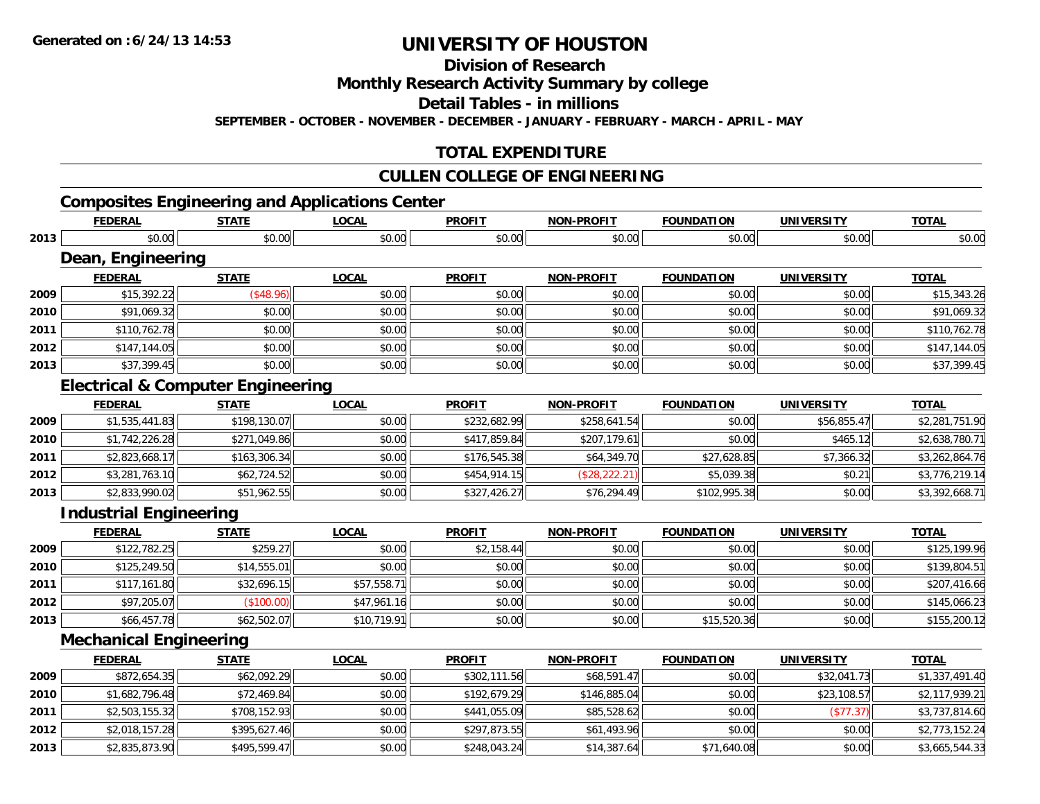Generated on :6/24/13 14:53

# UNIVERSITY OF HOUSTON

## Division of Research

## Monthly Research Activity Summary by college

## Detail Tables - in millions

**SEPTEMBER - OCTOBER - NOVEMBER - DECEMBER - JANUARY - FEBRUARY - MARCH - APRIL - MAY**

## TOTAL EXPENDITURE

## CULLEN COLLEGE OF ENGINEERING

### Composites Engineering and Applications Center

| | FEDERAL | STATE | LOCAL | PROFIT | NON-PROFIT | FOUNDATION | UNIVERSITY | TOTAL |
|---|---|---|---|---|---|---|---|---|
| 2013 | $0.00 | $0.00 | $0.00 | $0.00 | $0.00 | $0.00 | $0.00 | $0.00 |

### Dean, Engineering

| | FEDERAL | STATE | LOCAL | PROFIT | NON-PROFIT | FOUNDATION | UNIVERSITY | TOTAL |
|---|---|---|---|---|---|---|---|---|
| 2009 | $15,392.22 | ($48.96) | $0.00 | $0.00 | $0.00 | $0.00 | $0.00 | $15,343.26 |
| 2010 | $91,069.32 | $0.00 | $0.00 | $0.00 | $0.00 | $0.00 | $0.00 | $91,069.32 |
| 2011 | $110,762.78 | $0.00 | $0.00 | $0.00 | $0.00 | $0.00 | $0.00 | $110,762.78 |
| 2012 | $147,144.05 | $0.00 | $0.00 | $0.00 | $0.00 | $0.00 | $0.00 | $147,144.05 |
| 2013 | $37,399.45 | $0.00 | $0.00 | $0.00 | $0.00 | $0.00 | $0.00 | $37,399.45 |

### Electrical & Computer Engineering

| | FEDERAL | STATE | LOCAL | PROFIT | NON-PROFIT | FOUNDATION | UNIVERSITY | TOTAL |
|---|---|---|---|---|---|---|---|---|
| 2009 | $1,535,441.83 | $198,130.07 | $0.00 | $232,682.99 | $258,641.54 | $0.00 | $56,855.47 | $2,281,751.90 |
| 2010 | $1,742,226.28 | $271,049.86 | $0.00 | $417,859.84 | $207,179.61 | $0.00 | $465.12 | $2,638,780.71 |
| 2011 | $2,823,668.17 | $163,306.34 | $0.00 | $176,545.38 | $64,349.70 | $27,628.85 | $7,366.32 | $3,262,864.76 |
| 2012 | $3,281,763.10 | $62,724.52 | $0.00 | $454,914.15 | ($28,222.21) | $5,039.38 | $0.21 | $3,776,219.14 |
| 2013 | $2,833,990.02 | $51,962.55 | $0.00 | $327,426.27 | $76,294.49 | $102,995.38 | $0.00 | $3,392,668.71 |

### Industrial Engineering

| | FEDERAL | STATE | LOCAL | PROFIT | NON-PROFIT | FOUNDATION | UNIVERSITY | TOTAL |
|---|---|---|---|---|---|---|---|---|
| 2009 | $122,782.25 | $259.27 | $0.00 | $2,158.44 | $0.00 | $0.00 | $0.00 | $125,199.96 |
| 2010 | $125,249.50 | $14,555.01 | $0.00 | $0.00 | $0.00 | $0.00 | $0.00 | $139,804.51 |
| 2011 | $117,161.80 | $32,696.15 | $57,558.71 | $0.00 | $0.00 | $0.00 | $0.00 | $207,416.66 |
| 2012 | $97,205.07 | ($100.00) | $47,961.16 | $0.00 | $0.00 | $0.00 | $0.00 | $145,066.23 |
| 2013 | $66,457.78 | $62,502.07 | $10,719.91 | $0.00 | $0.00 | $15,520.36 | $0.00 | $155,200.12 |

### Mechanical Engineering

| | FEDERAL | STATE | LOCAL | PROFIT | NON-PROFIT | FOUNDATION | UNIVERSITY | TOTAL |
|---|---|---|---|---|---|---|---|---|
| 2009 | $872,654.35 | $62,092.29 | $0.00 | $302,111.56 | $68,591.47 | $0.00 | $32,041.73 | $1,337,491.40 |
| 2010 | $1,682,796.48 | $72,469.84 | $0.00 | $192,679.29 | $146,885.04 | $0.00 | $23,108.57 | $2,117,939.21 |
| 2011 | $2,503,155.32 | $708,152.93 | $0.00 | $441,055.09 | $85,528.62 | $0.00 | ($77.37) | $3,737,814.60 |
| 2012 | $2,018,157.28 | $395,627.46 | $0.00 | $297,873.55 | $61,493.96 | $0.00 | $0.00 | $2,773,152.24 |
| 2013 | $2,835,873.90 | $495,599.47 | $0.00 | $248,043.24 | $14,387.64 | $71,640.08 | $0.00 | $3,665,544.33 |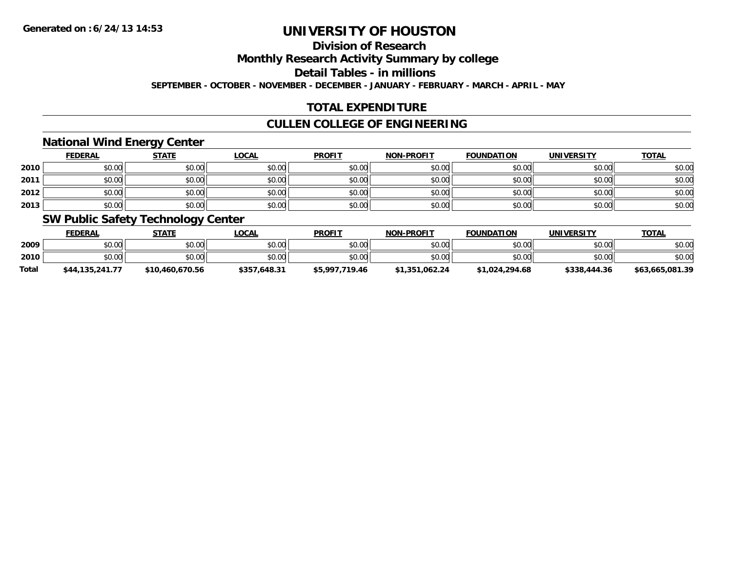# UNIVERSITY OF HOUSTON

## Division of Research

## Monthly Research Activity Summary by college

## Detail Tables - in millions

**SEPTEMBER - OCTOBER - NOVEMBER - DECEMBER - JANUARY - FEBRUARY - MARCH - APRIL - MAY**

## TOTAL EXPENDITURE

## CULLEN COLLEGE OF ENGINEERING

### National Wind Energy Center

| | FEDERAL | STATE | LOCAL | PROFIT | NON-PROFIT | FOUNDATION | UNIVERSITY | TOTAL |
|---|---|---|---|---|---|---|---|---|
| 2010 | $0.00 | $0.00 | $0.00 | $0.00 | $0.00 | $0.00 | $0.00 | $0.00 |
| 2011 | $0.00 | $0.00 | $0.00 | $0.00 | $0.00 | $0.00 | $0.00 | $0.00 |
| 2012 | $0.00 | $0.00 | $0.00 | $0.00 | $0.00 | $0.00 | $0.00 | $0.00 |
| 2013 | $0.00 | $0.00 | $0.00 | $0.00 | $0.00 | $0.00 | $0.00 | $0.00 |

### SW Public Safety Technology Center

| | FEDERAL | STATE | LOCAL | PROFIT | NON-PROFIT | FOUNDATION | UNIVERSITY | TOTAL |
|---|---|---|---|---|---|---|---|---|
| 2009 | $0.00 | $0.00 | $0.00 | $0.00 | $0.00 | $0.00 | $0.00 | $0.00 |
| 2010 | $0.00 | $0.00 | $0.00 | $0.00 | $0.00 | $0.00 | $0.00 | $0.00 |
| **Total** | **$44,135,241.77** | **$10,460,670.56** | **$357,648.31** | **$5,997,719.46** | **$1,351,062.24** | **$1,024,294.68** | **$338,444.36** | **$63,665,081.39** |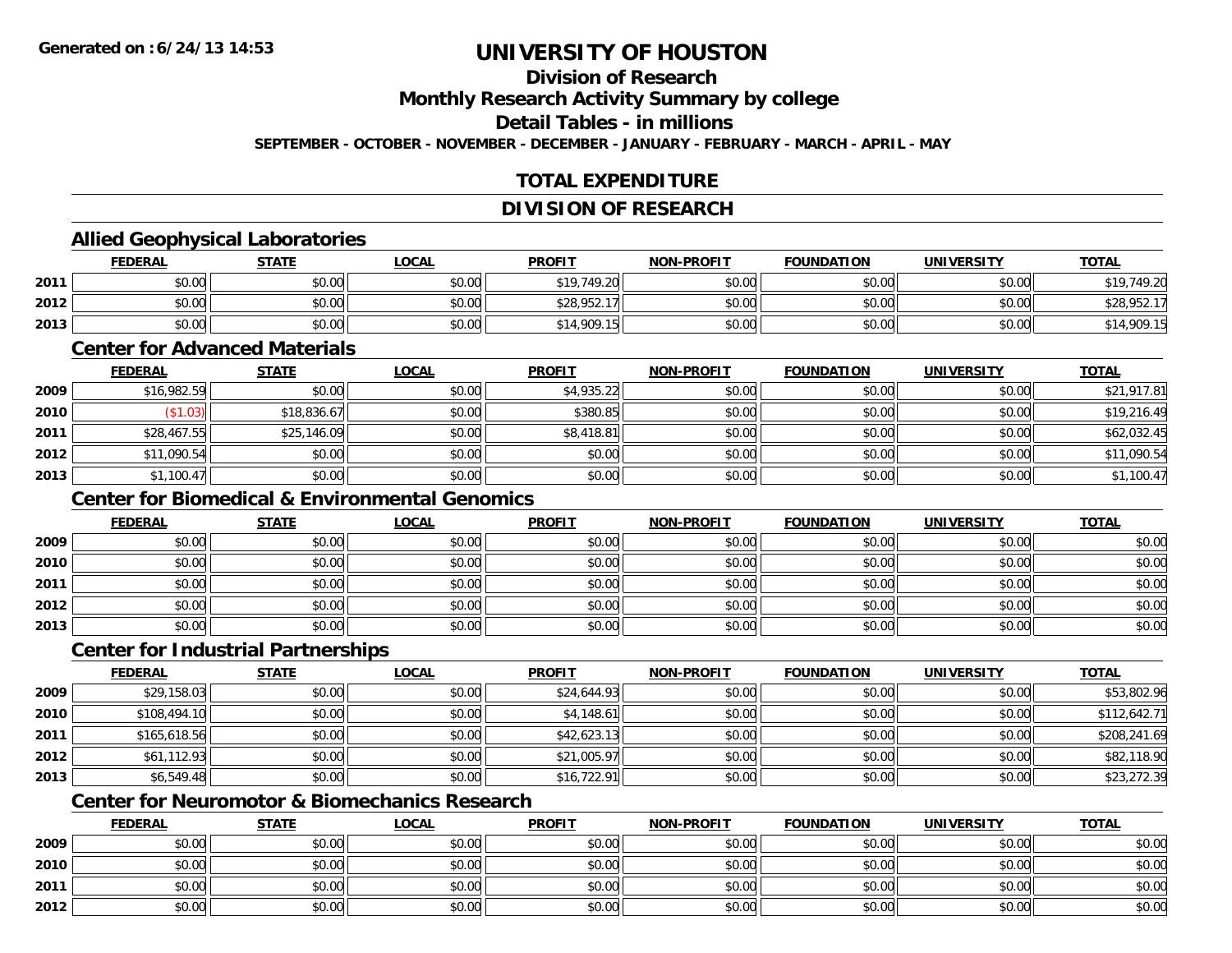**Generated on :6/24/13 14:53**

# UNIVERSITY OF HOUSTON

## Division of Research

## Monthly Research Activity Summary by college

## Detail Tables - in millions

**SEPTEMBER - OCTOBER - NOVEMBER - DECEMBER - JANUARY - FEBRUARY - MARCH - APRIL - MAY**

## TOTAL EXPENDITURE

## DIVISION OF RESEARCH

### Allied Geophysical Laboratories

| | FEDERAL | STATE | LOCAL | PROFIT | NON-PROFIT | FOUNDATION | UNIVERSITY | TOTAL |
|---|---|---|---|---|---|---|---|---|
| 2011 | $0.00 | $0.00 | $0.00 | $19,749.20 | $0.00 | $0.00 | $0.00 | $19,749.20 |
| 2012 | $0.00 | $0.00 | $0.00 | $28,952.17 | $0.00 | $0.00 | $0.00 | $28,952.17 |
| 2013 | $0.00 | $0.00 | $0.00 | $14,909.15 | $0.00 | $0.00 | $0.00 | $14,909.15 |

### Center for Advanced Materials

| | FEDERAL | STATE | LOCAL | PROFIT | NON-PROFIT | FOUNDATION | UNIVERSITY | TOTAL |
|---|---|---|---|---|---|---|---|---|
| 2009 | $16,982.59 | $0.00 | $0.00 | $4,935.22 | $0.00 | $0.00 | $0.00 | $21,917.81 |
| 2010 | ($1.03) | $18,836.67 | $0.00 | $380.85 | $0.00 | $0.00 | $0.00 | $19,216.49 |
| 2011 | $28,467.55 | $25,146.09 | $0.00 | $8,418.81 | $0.00 | $0.00 | $0.00 | $62,032.45 |
| 2012 | $11,090.54 | $0.00 | $0.00 | $0.00 | $0.00 | $0.00 | $0.00 | $11,090.54 |
| 2013 | $1,100.47 | $0.00 | $0.00 | $0.00 | $0.00 | $0.00 | $0.00 | $1,100.47 |

### Center for Biomedical & Environmental Genomics

| | FEDERAL | STATE | LOCAL | PROFIT | NON-PROFIT | FOUNDATION | UNIVERSITY | TOTAL |
|---|---|---|---|---|---|---|---|---|
| 2009 | $0.00 | $0.00 | $0.00 | $0.00 | $0.00 | $0.00 | $0.00 | $0.00 |
| 2010 | $0.00 | $0.00 | $0.00 | $0.00 | $0.00 | $0.00 | $0.00 | $0.00 |
| 2011 | $0.00 | $0.00 | $0.00 | $0.00 | $0.00 | $0.00 | $0.00 | $0.00 |
| 2012 | $0.00 | $0.00 | $0.00 | $0.00 | $0.00 | $0.00 | $0.00 | $0.00 |
| 2013 | $0.00 | $0.00 | $0.00 | $0.00 | $0.00 | $0.00 | $0.00 | $0.00 |

### Center for Industrial Partnerships

| | FEDERAL | STATE | LOCAL | PROFIT | NON-PROFIT | FOUNDATION | UNIVERSITY | TOTAL |
|---|---|---|---|---|---|---|---|---|
| 2009 | $29,158.03 | $0.00 | $0.00 | $24,644.93 | $0.00 | $0.00 | $0.00 | $53,802.96 |
| 2010 | $108,494.10 | $0.00 | $0.00 | $4,148.61 | $0.00 | $0.00 | $0.00 | $112,642.71 |
| 2011 | $165,618.56 | $0.00 | $0.00 | $42,623.13 | $0.00 | $0.00 | $0.00 | $208,241.69 |
| 2012 | $61,112.93 | $0.00 | $0.00 | $21,005.97 | $0.00 | $0.00 | $0.00 | $82,118.90 |
| 2013 | $6,549.48 | $0.00 | $0.00 | $16,722.91 | $0.00 | $0.00 | $0.00 | $23,272.39 |

### Center for Neuromotor & Biomechanics Research

| | FEDERAL | STATE | LOCAL | PROFIT | NON-PROFIT | FOUNDATION | UNIVERSITY | TOTAL |
|---|---|---|---|---|---|---|---|---|
| 2009 | $0.00 | $0.00 | $0.00 | $0.00 | $0.00 | $0.00 | $0.00 | $0.00 |
| 2010 | $0.00 | $0.00 | $0.00 | $0.00 | $0.00 | $0.00 | $0.00 | $0.00 |
| 2011 | $0.00 | $0.00 | $0.00 | $0.00 | $0.00 | $0.00 | $0.00 | $0.00 |
| 2012 | $0.00 | $0.00 | $0.00 | $0.00 | $0.00 | $0.00 | $0.00 | $0.00 |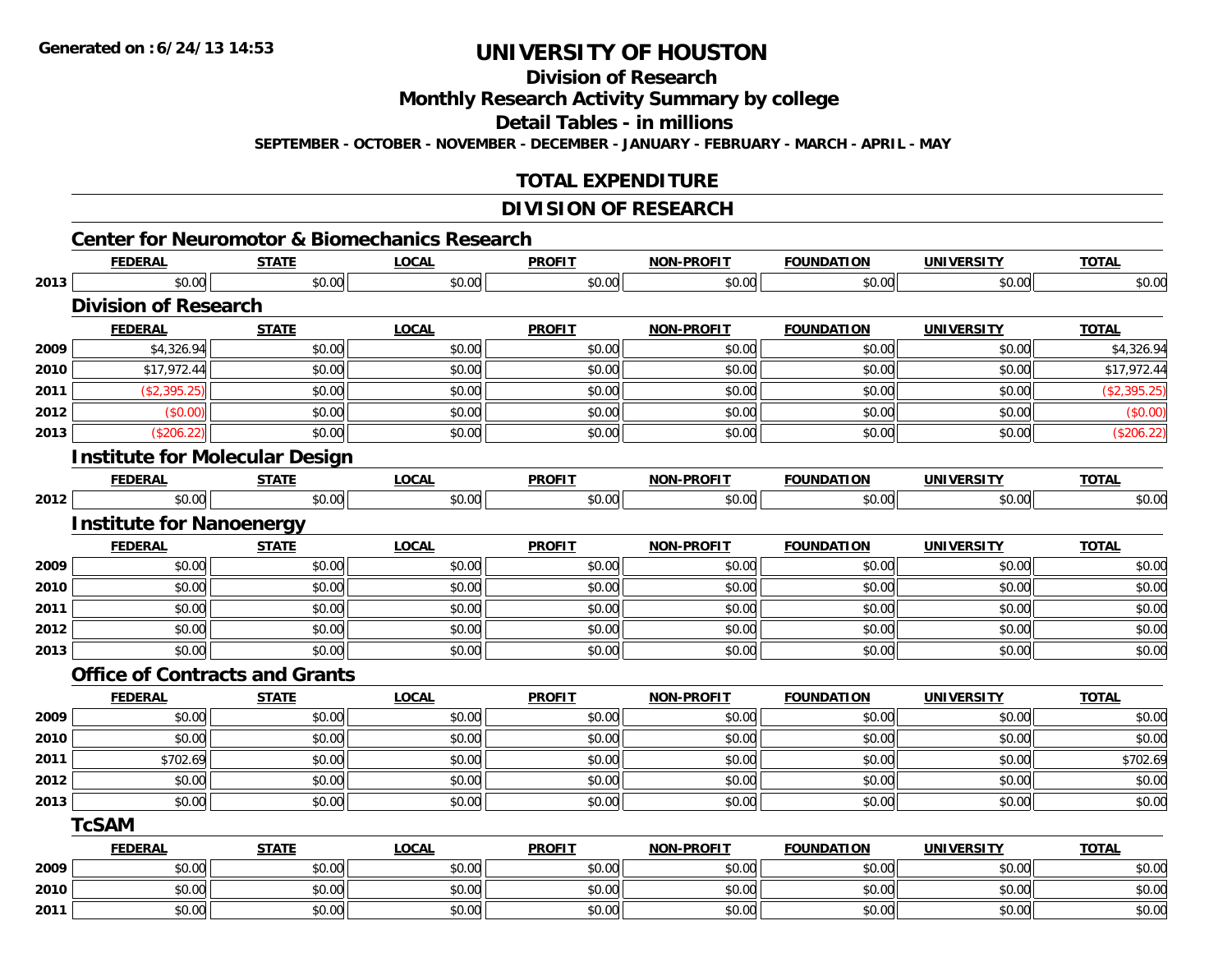Generated on :6/24/13 14:53

# UNIVERSITY OF HOUSTON

## Division of Research

## Monthly Research Activity Summary by college

## Detail Tables - in millions

SEPTEMBER - OCTOBER - NOVEMBER - DECEMBER - JANUARY - FEBRUARY - MARCH - APRIL - MAY

## TOTAL EXPENDITURE

## DIVISION OF RESEARCH

### Center for Neuromotor & Biomechanics Research

| | FEDERAL | STATE | LOCAL | PROFIT | NON-PROFIT | FOUNDATION | UNIVERSITY | TOTAL |
|---|---|---|---|---|---|---|---|---|
| 2013 | $0.00 | $0.00 | $0.00 | $0.00 | $0.00 | $0.00 | $0.00 | $0.00 |

### Division of Research

| | FEDERAL | STATE | LOCAL | PROFIT | NON-PROFIT | FOUNDATION | UNIVERSITY | TOTAL |
|---|---|---|---|---|---|---|---|---|
| 2009 | $4,326.94 | $0.00 | $0.00 | $0.00 | $0.00 | $0.00 | $0.00 | $4,326.94 |
| 2010 | $17,972.44 | $0.00 | $0.00 | $0.00 | $0.00 | $0.00 | $0.00 | $17,972.44 |
| 2011 | ($2,395.25) | $0.00 | $0.00 | $0.00 | $0.00 | $0.00 | $0.00 | ($2,395.25) |
| 2012 | ($0.00) | $0.00 | $0.00 | $0.00 | $0.00 | $0.00 | $0.00 | ($0.00) |
| 2013 | ($206.22) | $0.00 | $0.00 | $0.00 | $0.00 | $0.00 | $0.00 | ($206.22) |

### Institute for Molecular Design

| | FEDERAL | STATE | LOCAL | PROFIT | NON-PROFIT | FOUNDATION | UNIVERSITY | TOTAL |
|---|---|---|---|---|---|---|---|---|
| 2012 | $0.00 | $0.00 | $0.00 | $0.00 | $0.00 | $0.00 | $0.00 | $0.00 |

### Institute for Nanoenergy

| | FEDERAL | STATE | LOCAL | PROFIT | NON-PROFIT | FOUNDATION | UNIVERSITY | TOTAL |
|---|---|---|---|---|---|---|---|---|
| 2009 | $0.00 | $0.00 | $0.00 | $0.00 | $0.00 | $0.00 | $0.00 | $0.00 |
| 2010 | $0.00 | $0.00 | $0.00 | $0.00 | $0.00 | $0.00 | $0.00 | $0.00 |
| 2011 | $0.00 | $0.00 | $0.00 | $0.00 | $0.00 | $0.00 | $0.00 | $0.00 |
| 2012 | $0.00 | $0.00 | $0.00 | $0.00 | $0.00 | $0.00 | $0.00 | $0.00 |
| 2013 | $0.00 | $0.00 | $0.00 | $0.00 | $0.00 | $0.00 | $0.00 | $0.00 |

### Office of Contracts and Grants

| | FEDERAL | STATE | LOCAL | PROFIT | NON-PROFIT | FOUNDATION | UNIVERSITY | TOTAL |
|---|---|---|---|---|---|---|---|---|
| 2009 | $0.00 | $0.00 | $0.00 | $0.00 | $0.00 | $0.00 | $0.00 | $0.00 |
| 2010 | $0.00 | $0.00 | $0.00 | $0.00 | $0.00 | $0.00 | $0.00 | $0.00 |
| 2011 | $702.69 | $0.00 | $0.00 | $0.00 | $0.00 | $0.00 | $0.00 | $702.69 |
| 2012 | $0.00 | $0.00 | $0.00 | $0.00 | $0.00 | $0.00 | $0.00 | $0.00 |
| 2013 | $0.00 | $0.00 | $0.00 | $0.00 | $0.00 | $0.00 | $0.00 | $0.00 |

### TcSAM

| | FEDERAL | STATE | LOCAL | PROFIT | NON-PROFIT | FOUNDATION | UNIVERSITY | TOTAL |
|---|---|---|---|---|---|---|---|---|
| 2009 | $0.00 | $0.00 | $0.00 | $0.00 | $0.00 | $0.00 | $0.00 | $0.00 |
| 2010 | $0.00 | $0.00 | $0.00 | $0.00 | $0.00 | $0.00 | $0.00 | $0.00 |
| 2011 | $0.00 | $0.00 | $0.00 | $0.00 | $0.00 | $0.00 | $0.00 | $0.00 |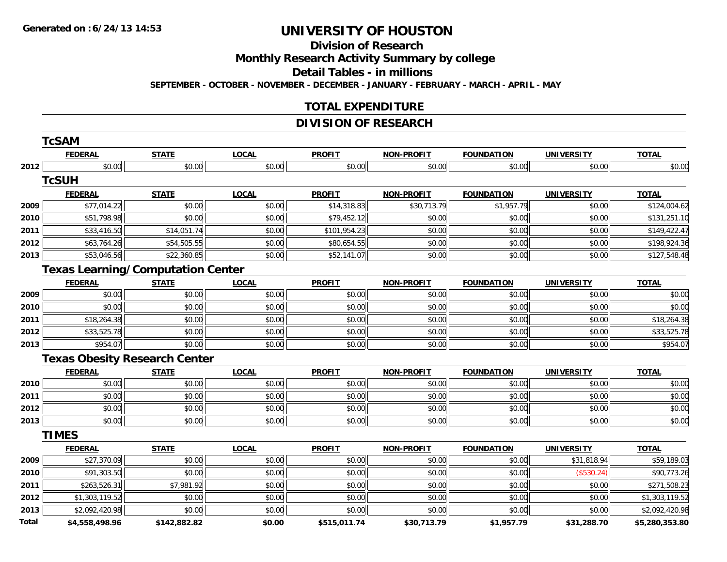**Generated on :6/24/13 14:53**

# UNIVERSITY OF HOUSTON

## Division of Research

## Monthly Research Activity Summary by college

## Detail Tables - in millions

**SEPTEMBER - OCTOBER - NOVEMBER - DECEMBER - JANUARY - FEBRUARY - MARCH - APRIL - MAY**

## TOTAL EXPENDITURE

## DIVISION OF RESEARCH

### TcSAM

| | FEDERAL | STATE | LOCAL | PROFIT | NON-PROFIT | FOUNDATION | UNIVERSITY | TOTAL |
|---|---|---|---|---|---|---|---|---|
| 2012 | $0.00 | $0.00 | $0.00 | $0.00 | $0.00 | $0.00 | $0.00 | $0.00 |

### TcSUH

| | FEDERAL | STATE | LOCAL | PROFIT | NON-PROFIT | FOUNDATION | UNIVERSITY | TOTAL |
|---|---|---|---|---|---|---|---|---|
| 2009 | $77,014.22 | $0.00 | $0.00 | $14,318.83 | $30,713.79 | $1,957.79 | $0.00 | $124,004.62 |
| 2010 | $51,798.98 | $0.00 | $0.00 | $79,452.12 | $0.00 | $0.00 | $0.00 | $131,251.10 |
| 2011 | $33,416.50 | $14,051.74 | $0.00 | $101,954.23 | $0.00 | $0.00 | $0.00 | $149,422.47 |
| 2012 | $63,764.26 | $54,505.55 | $0.00 | $80,654.55 | $0.00 | $0.00 | $0.00 | $198,924.36 |
| 2013 | $53,046.56 | $22,360.85 | $0.00 | $52,141.07 | $0.00 | $0.00 | $0.00 | $127,548.48 |

### Texas Learning/Computation Center

| | FEDERAL | STATE | LOCAL | PROFIT | NON-PROFIT | FOUNDATION | UNIVERSITY | TOTAL |
|---|---|---|---|---|---|---|---|---|
| 2009 | $0.00 | $0.00 | $0.00 | $0.00 | $0.00 | $0.00 | $0.00 | $0.00 |
| 2010 | $0.00 | $0.00 | $0.00 | $0.00 | $0.00 | $0.00 | $0.00 | $0.00 |
| 2011 | $18,264.38 | $0.00 | $0.00 | $0.00 | $0.00 | $0.00 | $0.00 | $18,264.38 |
| 2012 | $33,525.78 | $0.00 | $0.00 | $0.00 | $0.00 | $0.00 | $0.00 | $33,525.78 |
| 2013 | $954.07 | $0.00 | $0.00 | $0.00 | $0.00 | $0.00 | $0.00 | $954.07 |

### Texas Obesity Research Center

| | FEDERAL | STATE | LOCAL | PROFIT | NON-PROFIT | FOUNDATION | UNIVERSITY | TOTAL |
|---|---|---|---|---|---|---|---|---|
| 2010 | $0.00 | $0.00 | $0.00 | $0.00 | $0.00 | $0.00 | $0.00 | $0.00 |
| 2011 | $0.00 | $0.00 | $0.00 | $0.00 | $0.00 | $0.00 | $0.00 | $0.00 |
| 2012 | $0.00 | $0.00 | $0.00 | $0.00 | $0.00 | $0.00 | $0.00 | $0.00 |
| 2013 | $0.00 | $0.00 | $0.00 | $0.00 | $0.00 | $0.00 | $0.00 | $0.00 |

### TIMES

| | FEDERAL | STATE | LOCAL | PROFIT | NON-PROFIT | FOUNDATION | UNIVERSITY | TOTAL |
|---|---|---|---|---|---|---|---|---|
| 2009 | $27,370.09 | $0.00 | $0.00 | $0.00 | $0.00 | $0.00 | $31,818.94 | $59,189.03 |
| 2010 | $91,303.50 | $0.00 | $0.00 | $0.00 | $0.00 | $0.00 | ($530.24) | $90,773.26 |
| 2011 | $263,526.31 | $7,981.92 | $0.00 | $0.00 | $0.00 | $0.00 | $0.00 | $271,508.23 |
| 2012 | $1,303,119.52 | $0.00 | $0.00 | $0.00 | $0.00 | $0.00 | $0.00 | $1,303,119.52 |
| 2013 | $2,092,420.98 | $0.00 | $0.00 | $0.00 | $0.00 | $0.00 | $0.00 | $2,092,420.98 |
| **Total** | **$4,558,498.96** | **$142,882.82** | **$0.00** | **$515,011.74** | **$30,713.79** | **$1,957.79** | **$31,288.70** | **$5,280,353.80** |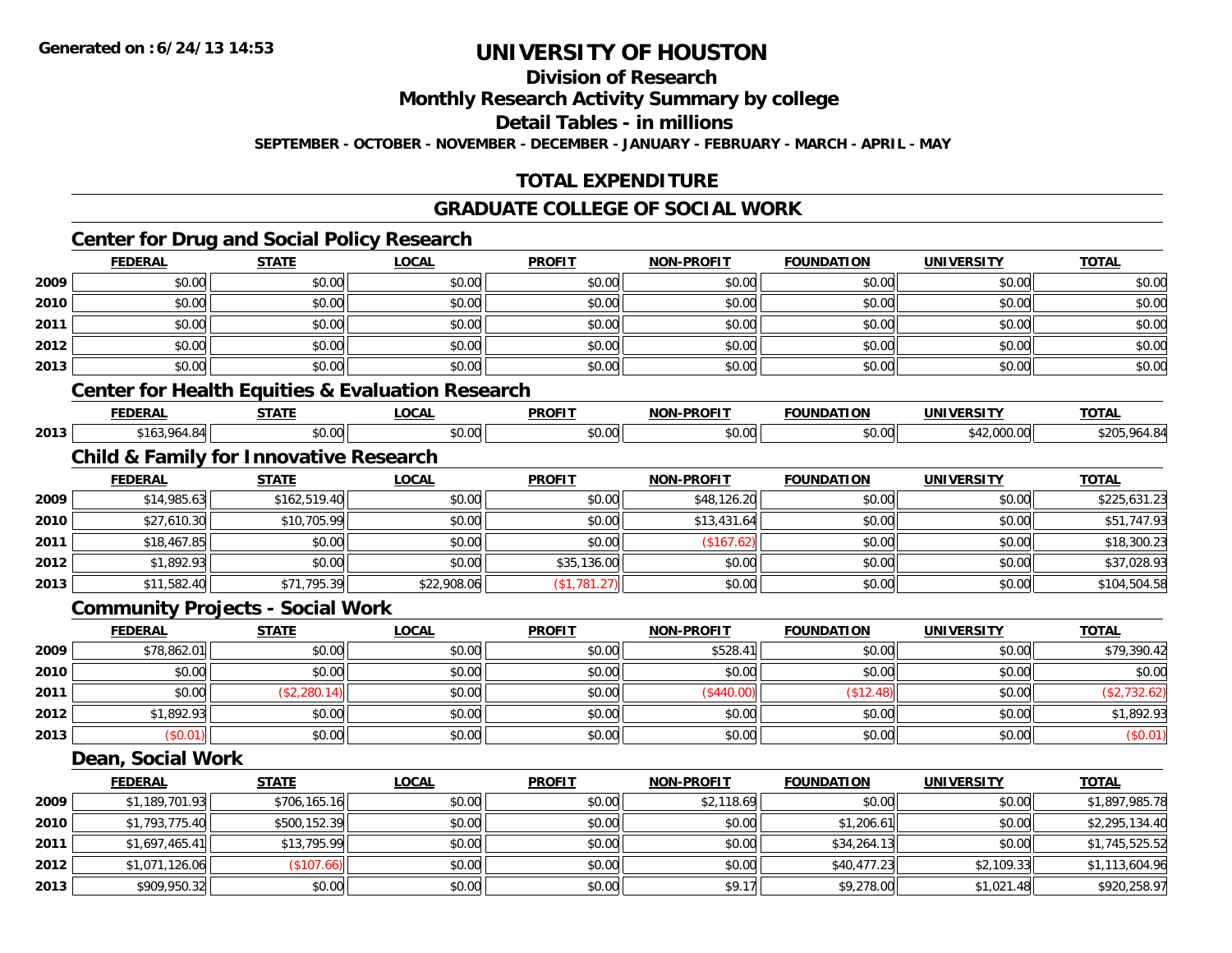**Generated on :6/24/13 14:53**

# UNIVERSITY OF HOUSTON

## Division of Research

## Monthly Research Activity Summary by college

## Detail Tables - in millions

**SEPTEMBER - OCTOBER - NOVEMBER - DECEMBER - JANUARY - FEBRUARY - MARCH - APRIL - MAY**

## TOTAL EXPENDITURE

## GRADUATE COLLEGE OF SOCIAL WORK

### Center for Drug and Social Policy Research

| | FEDERAL | STATE | LOCAL | PROFIT | NON-PROFIT | FOUNDATION | UNIVERSITY | TOTAL |
|---|---|---|---|---|---|---|---|---|
| 2009 | $0.00 | $0.00 | $0.00 | $0.00 | $0.00 | $0.00 | $0.00 | $0.00 |
| 2010 | $0.00 | $0.00 | $0.00 | $0.00 | $0.00 | $0.00 | $0.00 | $0.00 |
| 2011 | $0.00 | $0.00 | $0.00 | $0.00 | $0.00 | $0.00 | $0.00 | $0.00 |
| 2012 | $0.00 | $0.00 | $0.00 | $0.00 | $0.00 | $0.00 | $0.00 | $0.00 |
| 2013 | $0.00 | $0.00 | $0.00 | $0.00 | $0.00 | $0.00 | $0.00 | $0.00 |

### Center for Health Equities & Evaluation Research

| | FEDERAL | STATE | LOCAL | PROFIT | NON-PROFIT | FOUNDATION | UNIVERSITY | TOTAL |
|---|---|---|---|---|---|---|---|---|
| 2013 | $163,964.84 | $0.00 | $0.00 | $0.00 | $0.00 | $0.00 | $42,000.00 | $205,964.84 |

### Child & Family for Innovative Research

| | FEDERAL | STATE | LOCAL | PROFIT | NON-PROFIT | FOUNDATION | UNIVERSITY | TOTAL |
|---|---|---|---|---|---|---|---|---|
| 2009 | $14,985.63 | $162,519.40 | $0.00 | $0.00 | $48,126.20 | $0.00 | $0.00 | $225,631.23 |
| 2010 | $27,610.30 | $10,705.99 | $0.00 | $0.00 | $13,431.64 | $0.00 | $0.00 | $51,747.93 |
| 2011 | $18,467.85 | $0.00 | $0.00 | $0.00 | ($167.62) | $0.00 | $0.00 | $18,300.23 |
| 2012 | $1,892.93 | $0.00 | $0.00 | $35,136.00 | $0.00 | $0.00 | $0.00 | $37,028.93 |
| 2013 | $11,582.40 | $71,795.39 | $22,908.06 | ($1,781.27) | $0.00 | $0.00 | $0.00 | $104,504.58 |

### Community Projects - Social Work

| | FEDERAL | STATE | LOCAL | PROFIT | NON-PROFIT | FOUNDATION | UNIVERSITY | TOTAL |
|---|---|---|---|---|---|---|---|---|
| 2009 | $78,862.01 | $0.00 | $0.00 | $0.00 | $528.41 | $0.00 | $0.00 | $79,390.42 |
| 2010 | $0.00 | $0.00 | $0.00 | $0.00 | $0.00 | $0.00 | $0.00 | $0.00 |
| 2011 | $0.00 | ($2,280.14) | $0.00 | $0.00 | ($440.00) | ($12.48) | $0.00 | ($2,732.62) |
| 2012 | $1,892.93 | $0.00 | $0.00 | $0.00 | $0.00 | $0.00 | $0.00 | $1,892.93 |
| 2013 | ($0.01) | $0.00 | $0.00 | $0.00 | $0.00 | $0.00 | $0.00 | ($0.01) |

### Dean, Social Work

| | FEDERAL | STATE | LOCAL | PROFIT | NON-PROFIT | FOUNDATION | UNIVERSITY | TOTAL |
|---|---|---|---|---|---|---|---|---|
| 2009 | $1,189,701.93 | $706,165.16 | $0.00 | $0.00 | $2,118.69 | $0.00 | $0.00 | $1,897,985.78 |
| 2010 | $1,793,775.40 | $500,152.39 | $0.00 | $0.00 | $0.00 | $1,206.61 | $0.00 | $2,295,134.40 |
| 2011 | $1,697,465.41 | $13,795.99 | $0.00 | $0.00 | $0.00 | $34,264.13 | $0.00 | $1,745,525.52 |
| 2012 | $1,071,126.06 | ($107.66) | $0.00 | $0.00 | $0.00 | $40,477.23 | $2,109.33 | $1,113,604.96 |
| 2013 | $909,950.32 | $0.00 | $0.00 | $0.00 | $9.17 | $9,278.00 | $1,021.48 | $920,258.97 |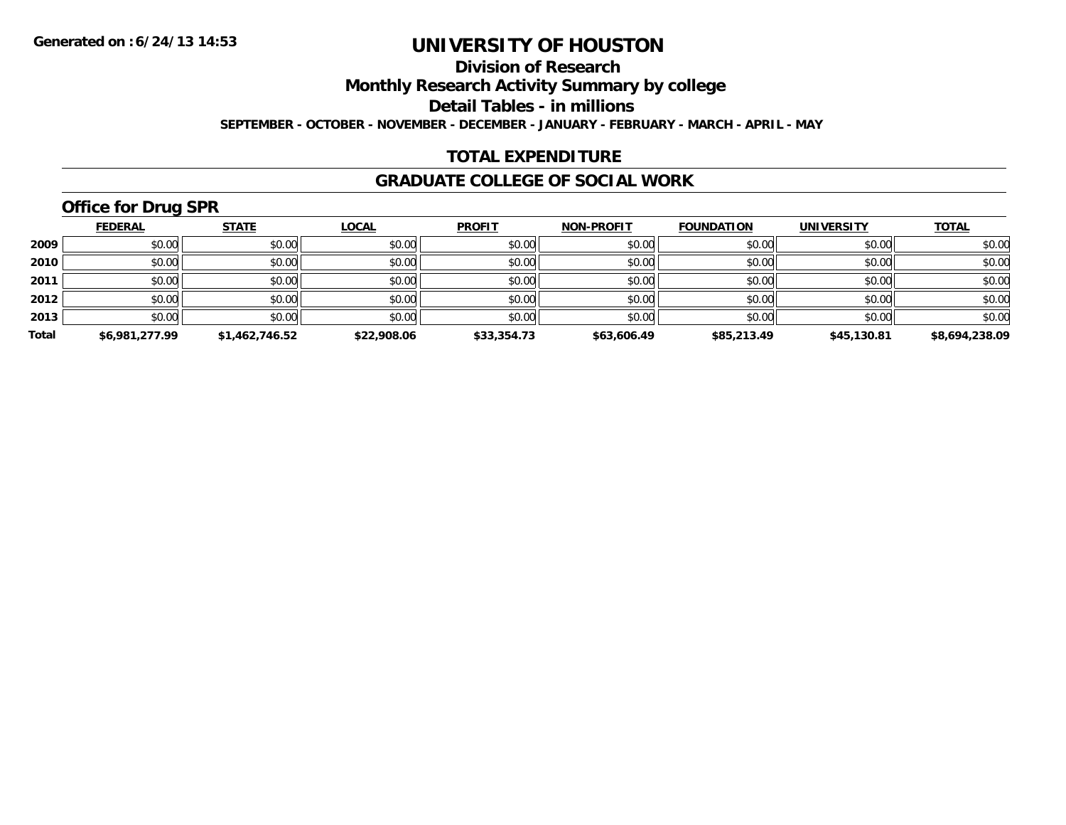**Generated on :6/24/13 14:53**

# UNIVERSITY OF HOUSTON

## Division of Research

## Monthly Research Activity Summary by college

## Detail Tables - in millions

**SEPTEMBER - OCTOBER - NOVEMBER - DECEMBER - JANUARY - FEBRUARY - MARCH - APRIL - MAY**

## TOTAL EXPENDITURE

## GRADUATE COLLEGE OF SOCIAL WORK

### Office for Drug SPR

| | FEDERAL | STATE | LOCAL | PROFIT | NON-PROFIT | FOUNDATION | UNIVERSITY | TOTAL |
|---|---|---|---|---|---|---|---|---|
| 2009 | $0.00 | $0.00 | $0.00 | $0.00 | $0.00 | $0.00 | $0.00 | $0.00 |
| 2010 | $0.00 | $0.00 | $0.00 | $0.00 | $0.00 | $0.00 | $0.00 | $0.00 |
| 2011 | $0.00 | $0.00 | $0.00 | $0.00 | $0.00 | $0.00 | $0.00 | $0.00 |
| 2012 | $0.00 | $0.00 | $0.00 | $0.00 | $0.00 | $0.00 | $0.00 | $0.00 |
| 2013 | $0.00 | $0.00 | $0.00 | $0.00 | $0.00 | $0.00 | $0.00 | $0.00 |
| **Total** | **$6,981,277.99** | **$1,462,746.52** | **$22,908.06** | **$33,354.73** | **$63,606.49** | **$85,213.49** | **$45,130.81** | **$8,694,238.09** |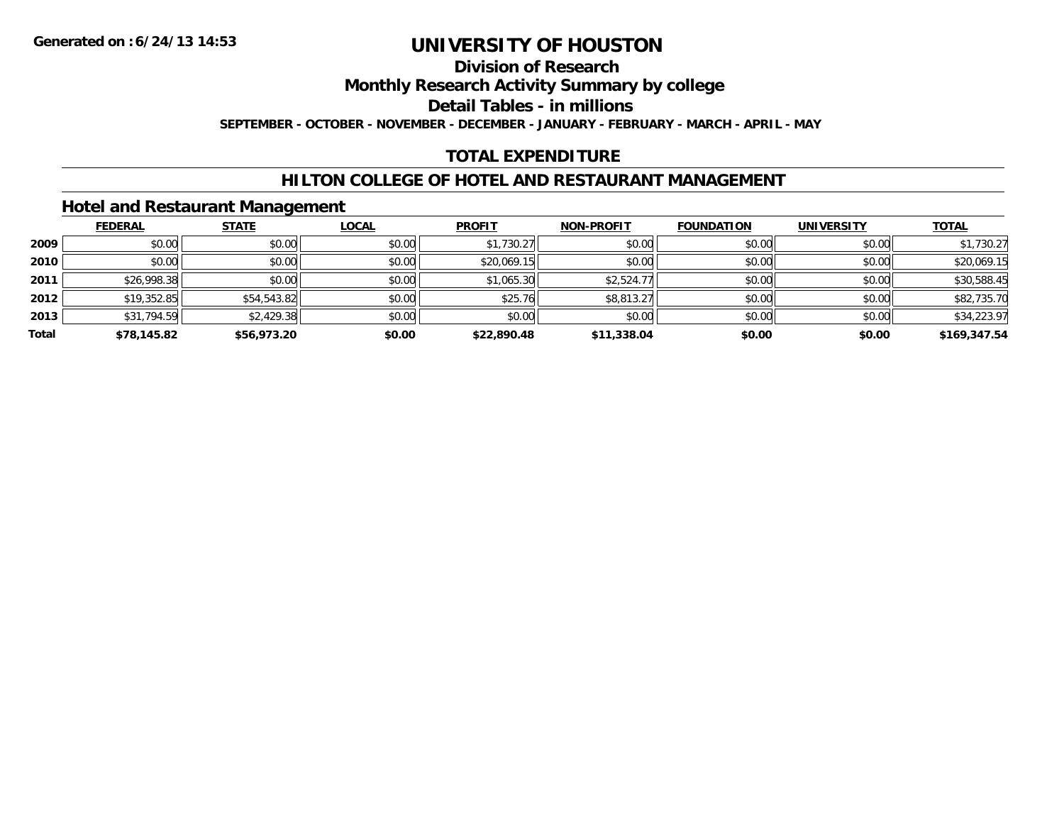# UNIVERSITY OF HOUSTON

## Division of Research

## Monthly Research Activity Summary by college

## Detail Tables - in millions

**SEPTEMBER - OCTOBER - NOVEMBER - DECEMBER - JANUARY - FEBRUARY - MARCH - APRIL - MAY**

## TOTAL EXPENDITURE

## HILTON COLLEGE OF HOTEL AND RESTAURANT MANAGEMENT

### Hotel and Restaurant Management

| | FEDERAL | STATE | LOCAL | PROFIT | NON-PROFIT | FOUNDATION | UNIVERSITY | TOTAL |
|---|---|---|---|---|---|---|---|---|
| 2009 | $0.00 | $0.00 | $0.00 | $1,730.27 | $0.00 | $0.00 | $0.00 | $1,730.27 |
| 2010 | $0.00 | $0.00 | $0.00 | $20,069.15 | $0.00 | $0.00 | $0.00 | $20,069.15 |
| 2011 | $26,998.38 | $0.00 | $0.00 | $1,065.30 | $2,524.77 | $0.00 | $0.00 | $30,588.45 |
| 2012 | $19,352.85 | $54,543.82 | $0.00 | $25.76 | $8,813.27 | $0.00 | $0.00 | $82,735.70 |
| 2013 | $31,794.59 | $2,429.38 | $0.00 | $0.00 | $0.00 | $0.00 | $0.00 | $34,223.97 |
| **Total** | **$78,145.82** | **$56,973.20** | **$0.00** | **$22,890.48** | **$11,338.04** | **$0.00** | **$0.00** | **$169,347.54** |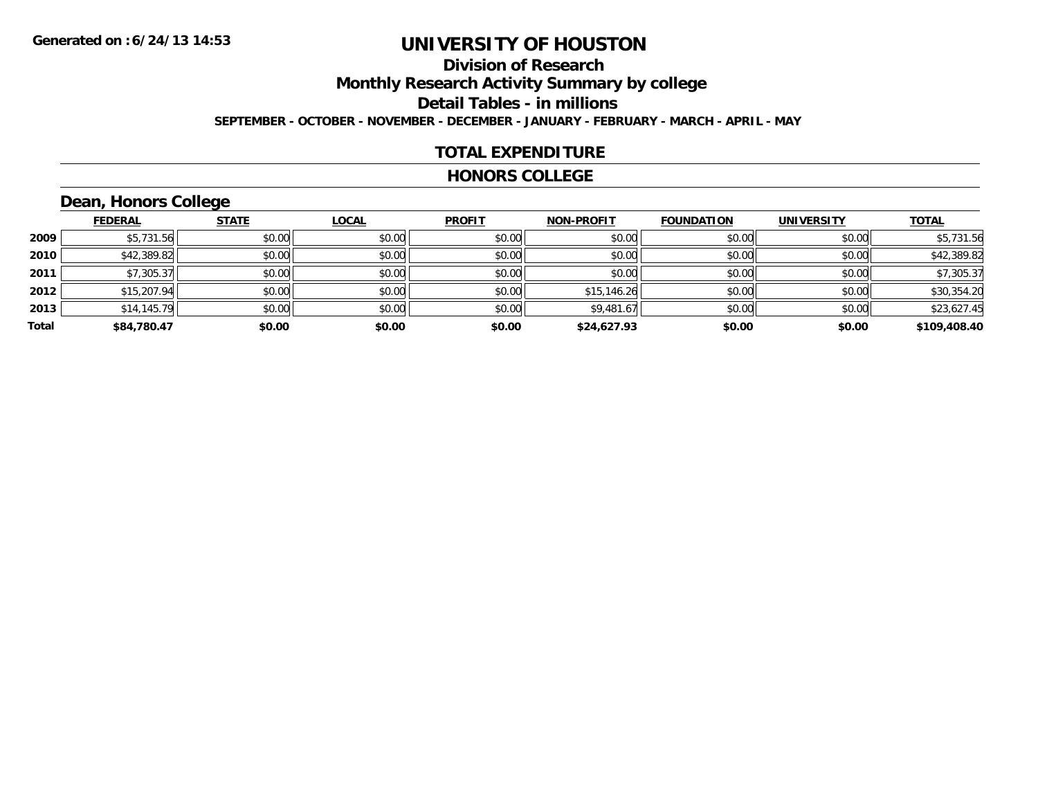# UNIVERSITY OF HOUSTON

## Division of Research

## Monthly Research Activity Summary by college

## Detail Tables - in millions

**SEPTEMBER - OCTOBER - NOVEMBER - DECEMBER - JANUARY - FEBRUARY - MARCH - APRIL - MAY**

## TOTAL EXPENDITURE

## HONORS COLLEGE

### Dean, Honors College

| | FEDERAL | STATE | LOCAL | PROFIT | NON-PROFIT | FOUNDATION | UNIVERSITY | TOTAL |
|---|---|---|---|---|---|---|---|---|
| 2009 | $5,731.56 | $0.00 | $0.00 | $0.00 | $0.00 | $0.00 | $0.00 | $5,731.56 |
| 2010 | $42,389.82 | $0.00 | $0.00 | $0.00 | $0.00 | $0.00 | $0.00 | $42,389.82 |
| 2011 | $7,305.37 | $0.00 | $0.00 | $0.00 | $0.00 | $0.00 | $0.00 | $7,305.37 |
| 2012 | $15,207.94 | $0.00 | $0.00 | $0.00 | $15,146.26 | $0.00 | $0.00 | $30,354.20 |
| 2013 | $14,145.79 | $0.00 | $0.00 | $0.00 | $9,481.67 | $0.00 | $0.00 | $23,627.45 |
| **Total** | **$84,780.47** | **$0.00** | **$0.00** | **$0.00** | **$24,627.93** | **$0.00** | **$0.00** | **$109,408.40** |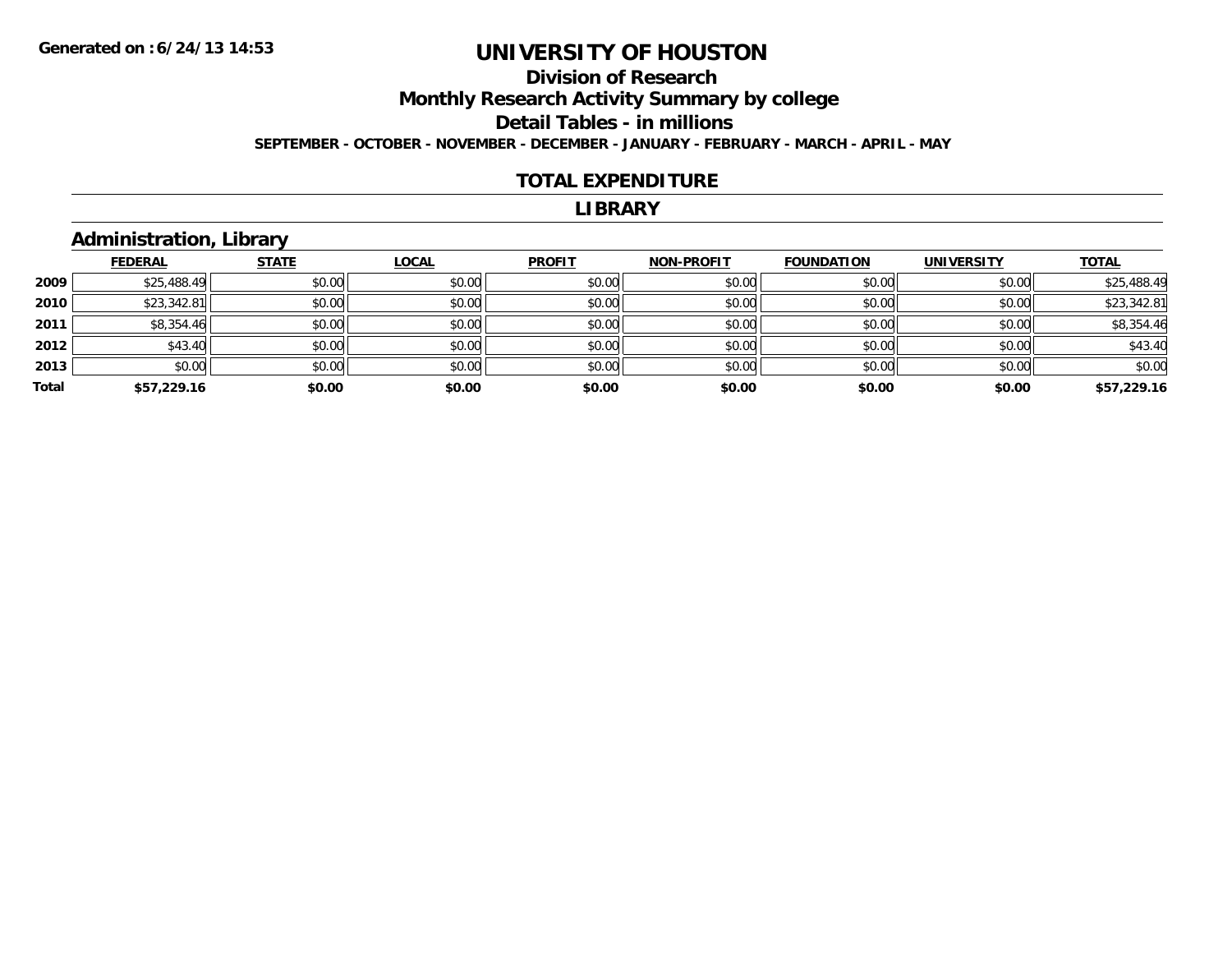Generated on :6/24/13 14:53

# UNIVERSITY OF HOUSTON

## Division of Research

## Monthly Research Activity Summary by college

## Detail Tables - in millions

**SEPTEMBER - OCTOBER - NOVEMBER - DECEMBER - JANUARY - FEBRUARY - MARCH - APRIL - MAY**

## TOTAL EXPENDITURE

## LIBRARY

### Administration, Library

| | FEDERAL | STATE | LOCAL | PROFIT | NON-PROFIT | FOUNDATION | UNIVERSITY | TOTAL |
|---|---|---|---|---|---|---|---|---|
| 2009 | $25,488.49 | $0.00 | $0.00 | $0.00 | $0.00 | $0.00 | $0.00 | $25,488.49 |
| 2010 | $23,342.81 | $0.00 | $0.00 | $0.00 | $0.00 | $0.00 | $0.00 | $23,342.81 |
| 2011 | $8,354.46 | $0.00 | $0.00 | $0.00 | $0.00 | $0.00 | $0.00 | $8,354.46 |
| 2012 | $43.40 | $0.00 | $0.00 | $0.00 | $0.00 | $0.00 | $0.00 | $43.40 |
| 2013 | $0.00 | $0.00 | $0.00 | $0.00 | $0.00 | $0.00 | $0.00 | $0.00 |
| **Total** | **$57,229.16** | **$0.00** | **$0.00** | **$0.00** | **$0.00** | **$0.00** | **$0.00** | **$57,229.16** |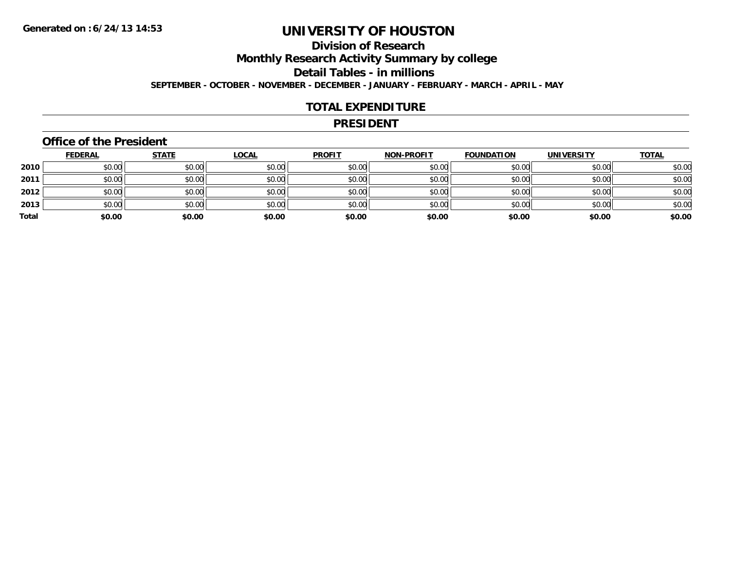Generated on :6/24/13 14:53

# UNIVERSITY OF HOUSTON

## Division of Research

## Monthly Research Activity Summary by college

## Detail Tables - in millions

**SEPTEMBER - OCTOBER - NOVEMBER - DECEMBER - JANUARY - FEBRUARY - MARCH - APRIL - MAY**

## TOTAL EXPENDITURE

## PRESIDENT

### Office of the President

| | FEDERAL | STATE | LOCAL | PROFIT | NON-PROFIT | FOUNDATION | UNIVERSITY | TOTAL |
|---|---|---|---|---|---|---|---|---|
| 2010 | $0.00 | $0.00 | $0.00 | $0.00 | $0.00 | $0.00 | $0.00 | $0.00 |
| 2011 | $0.00 | $0.00 | $0.00 | $0.00 | $0.00 | $0.00 | $0.00 | $0.00 |
| 2012 | $0.00 | $0.00 | $0.00 | $0.00 | $0.00 | $0.00 | $0.00 | $0.00 |
| 2013 | $0.00 | $0.00 | $0.00 | $0.00 | $0.00 | $0.00 | $0.00 | $0.00 |
| **Total** | **$0.00** | **$0.00** | **$0.00** | **$0.00** | **$0.00** | **$0.00** | **$0.00** | **$0.00** |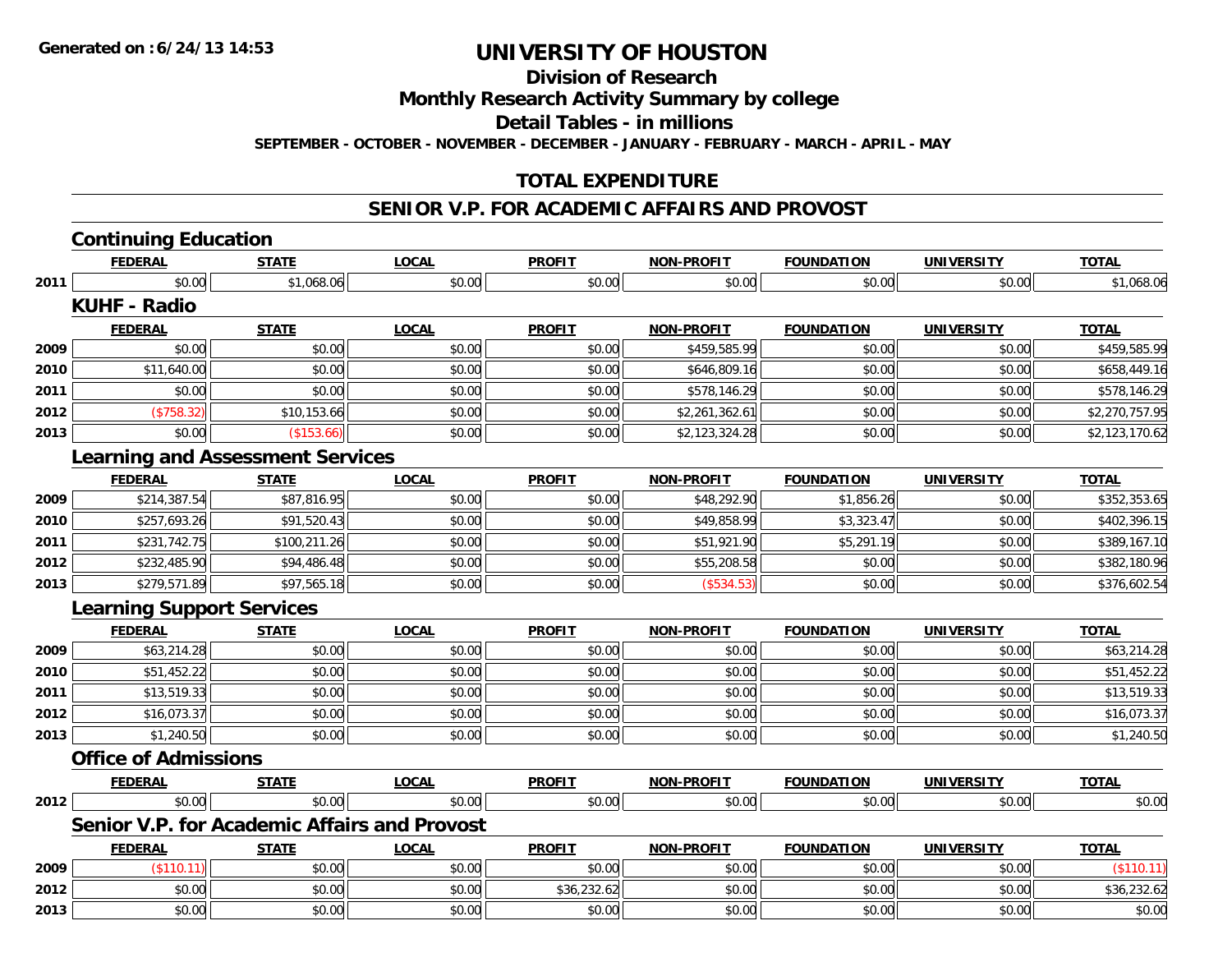**Generated on :6/24/13 14:53**

# UNIVERSITY OF HOUSTON

## Division of Research

## Monthly Research Activity Summary by college

## Detail Tables - in millions

**SEPTEMBER - OCTOBER - NOVEMBER - DECEMBER - JANUARY - FEBRUARY - MARCH - APRIL - MAY**

## TOTAL EXPENDITURE

## SENIOR V.P. FOR ACADEMIC AFFAIRS AND PROVOST

### Continuing Education

| | FEDERAL | STATE | LOCAL | PROFIT | NON-PROFIT | FOUNDATION | UNIVERSITY | TOTAL |
|---|---|---|---|---|---|---|---|---|
| 2011 | $0.00 | $1,068.06 | $0.00 | $0.00 | $0.00 | $0.00 | $0.00 | $1,068.06 |

### KUHF - Radio

| | FEDERAL | STATE | LOCAL | PROFIT | NON-PROFIT | FOUNDATION | UNIVERSITY | TOTAL |
|---|---|---|---|---|---|---|---|---|
| 2009 | $0.00 | $0.00 | $0.00 | $0.00 | $459,585.99 | $0.00 | $0.00 | $459,585.99 |
| 2010 | $11,640.00 | $0.00 | $0.00 | $0.00 | $646,809.16 | $0.00 | $0.00 | $658,449.16 |
| 2011 | $0.00 | $0.00 | $0.00 | $0.00 | $578,146.29 | $0.00 | $0.00 | $578,146.29 |
| 2012 | ($758.32) | $10,153.66 | $0.00 | $0.00 | $2,261,362.61 | $0.00 | $0.00 | $2,270,757.95 |
| 2013 | $0.00 | ($153.66) | $0.00 | $0.00 | $2,123,324.28 | $0.00 | $0.00 | $2,123,170.62 |

### Learning and Assessment Services

| | FEDERAL | STATE | LOCAL | PROFIT | NON-PROFIT | FOUNDATION | UNIVERSITY | TOTAL |
|---|---|---|---|---|---|---|---|---|
| 2009 | $214,387.54 | $87,816.95 | $0.00 | $0.00 | $48,292.90 | $1,856.26 | $0.00 | $352,353.65 |
| 2010 | $257,693.26 | $91,520.43 | $0.00 | $0.00 | $49,858.99 | $3,323.47 | $0.00 | $402,396.15 |
| 2011 | $231,742.75 | $100,211.26 | $0.00 | $0.00 | $51,921.90 | $5,291.19 | $0.00 | $389,167.10 |
| 2012 | $232,485.90 | $94,486.48 | $0.00 | $0.00 | $55,208.58 | $0.00 | $0.00 | $382,180.96 |
| 2013 | $279,571.89 | $97,565.18 | $0.00 | $0.00 | ($534.53) | $0.00 | $0.00 | $376,602.54 |

### Learning Support Services

| | FEDERAL | STATE | LOCAL | PROFIT | NON-PROFIT | FOUNDATION | UNIVERSITY | TOTAL |
|---|---|---|---|---|---|---|---|---|
| 2009 | $63,214.28 | $0.00 | $0.00 | $0.00 | $0.00 | $0.00 | $0.00 | $63,214.28 |
| 2010 | $51,452.22 | $0.00 | $0.00 | $0.00 | $0.00 | $0.00 | $0.00 | $51,452.22 |
| 2011 | $13,519.33 | $0.00 | $0.00 | $0.00 | $0.00 | $0.00 | $0.00 | $13,519.33 |
| 2012 | $16,073.37 | $0.00 | $0.00 | $0.00 | $0.00 | $0.00 | $0.00 | $16,073.37 |
| 2013 | $1,240.50 | $0.00 | $0.00 | $0.00 | $0.00 | $0.00 | $0.00 | $1,240.50 |

### Office of Admissions

| | FEDERAL | STATE | LOCAL | PROFIT | NON-PROFIT | FOUNDATION | UNIVERSITY | TOTAL |
|---|---|---|---|---|---|---|---|---|
| 2012 | $0.00 | $0.00 | $0.00 | $0.00 | $0.00 | $0.00 | $0.00 | $0.00 |

### Senior V.P. for Academic Affairs and Provost

| | FEDERAL | STATE | LOCAL | PROFIT | NON-PROFIT | FOUNDATION | UNIVERSITY | TOTAL |
|---|---|---|---|---|---|---|---|---|
| 2009 | ($110.11) | $0.00 | $0.00 | $0.00 | $0.00 | $0.00 | $0.00 | ($110.11) |
| 2012 | $0.00 | $0.00 | $0.00 | $36,232.62 | $0.00 | $0.00 | $0.00 | $36,232.62 |
| 2013 | $0.00 | $0.00 | $0.00 | $0.00 | $0.00 | $0.00 | $0.00 | $0.00 |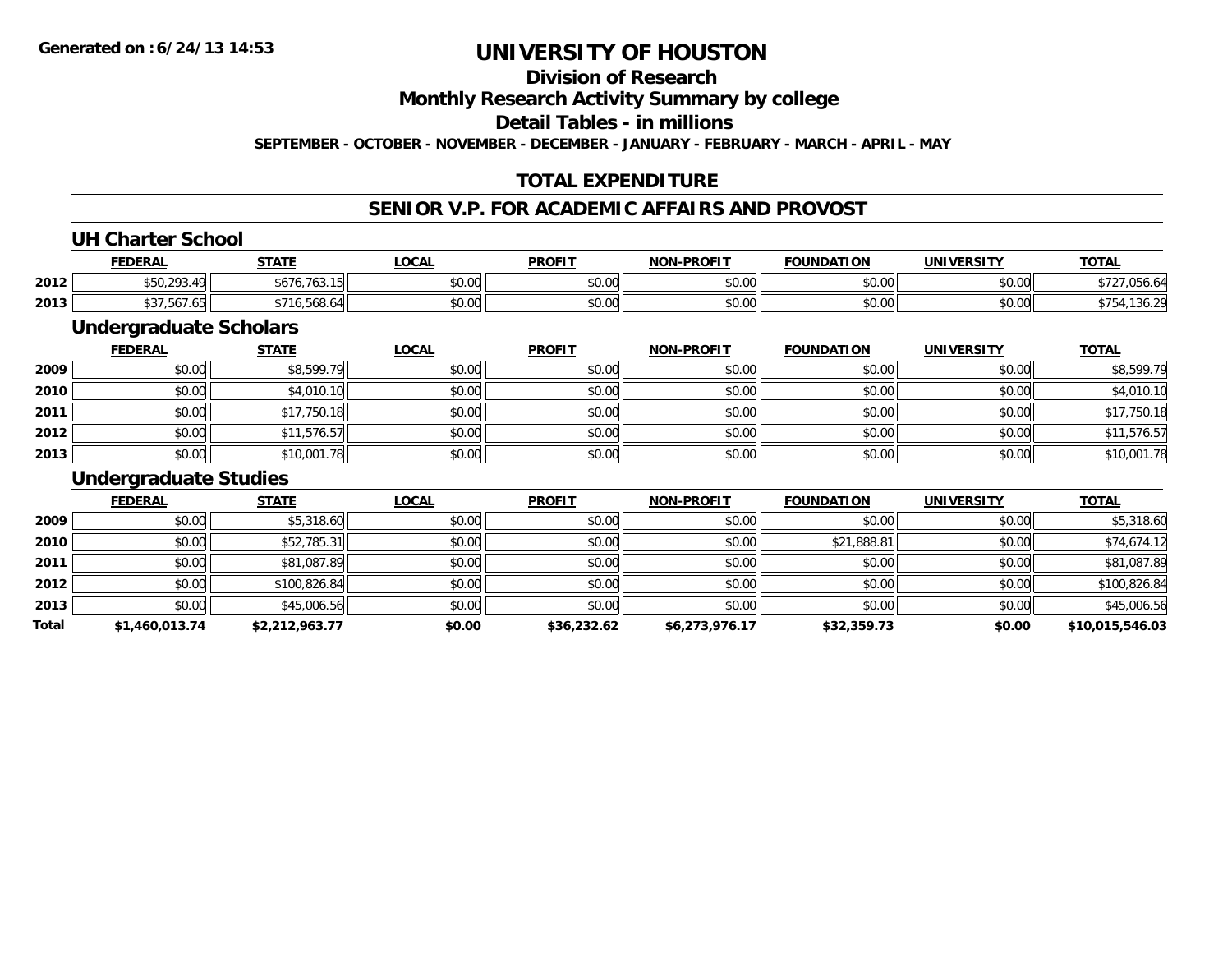**Generated on :6/24/13 14:53**

# UNIVERSITY OF HOUSTON

## Division of Research

## Monthly Research Activity Summary by college

## Detail Tables - in millions

**SEPTEMBER - OCTOBER - NOVEMBER - DECEMBER - JANUARY - FEBRUARY - MARCH - APRIL - MAY**

## TOTAL EXPENDITURE

## SENIOR V.P. FOR ACADEMIC AFFAIRS AND PROVOST

### UH Charter School

| | FEDERAL | STATE | LOCAL | PROFIT | NON-PROFIT | FOUNDATION | UNIVERSITY | TOTAL |
|---|---|---|---|---|---|---|---|---|
| 2012 | $50,293.49 | $676,763.15 | $0.00 | $0.00 | $0.00 | $0.00 | $0.00 | $727,056.64 |
| 2013 | $37,567.65 | $716,568.64 | $0.00 | $0.00 | $0.00 | $0.00 | $0.00 | $754,136.29 |

### Undergraduate Scholars

| | FEDERAL | STATE | LOCAL | PROFIT | NON-PROFIT | FOUNDATION | UNIVERSITY | TOTAL |
|---|---|---|---|---|---|---|---|---|
| 2009 | $0.00 | $8,599.79 | $0.00 | $0.00 | $0.00 | $0.00 | $0.00 | $8,599.79 |
| 2010 | $0.00 | $4,010.10 | $0.00 | $0.00 | $0.00 | $0.00 | $0.00 | $4,010.10 |
| 2011 | $0.00 | $17,750.18 | $0.00 | $0.00 | $0.00 | $0.00 | $0.00 | $17,750.18 |
| 2012 | $0.00 | $11,576.57 | $0.00 | $0.00 | $0.00 | $0.00 | $0.00 | $11,576.57 |
| 2013 | $0.00 | $10,001.78 | $0.00 | $0.00 | $0.00 | $0.00 | $0.00 | $10,001.78 |

### Undergraduate Studies

| | FEDERAL | STATE | LOCAL | PROFIT | NON-PROFIT | FOUNDATION | UNIVERSITY | TOTAL |
|---|---|---|---|---|---|---|---|---|
| 2009 | $0.00 | $5,318.60 | $0.00 | $0.00 | $0.00 | $0.00 | $0.00 | $5,318.60 |
| 2010 | $0.00 | $52,785.31 | $0.00 | $0.00 | $0.00 | $21,888.81 | $0.00 | $74,674.12 |
| 2011 | $0.00 | $81,087.89 | $0.00 | $0.00 | $0.00 | $0.00 | $0.00 | $81,087.89 |
| 2012 | $0.00 | $100,826.84 | $0.00 | $0.00 | $0.00 | $0.00 | $0.00 | $100,826.84 |
| 2013 | $0.00 | $45,006.56 | $0.00 | $0.00 | $0.00 | $0.00 | $0.00 | $45,006.56 |
| **Total** | **$1,460,013.74** | **$2,212,963.77** | **$0.00** | **$36,232.62** | **$6,273,976.17** | **$32,359.73** | **$0.00** | **$10,015,546.03** |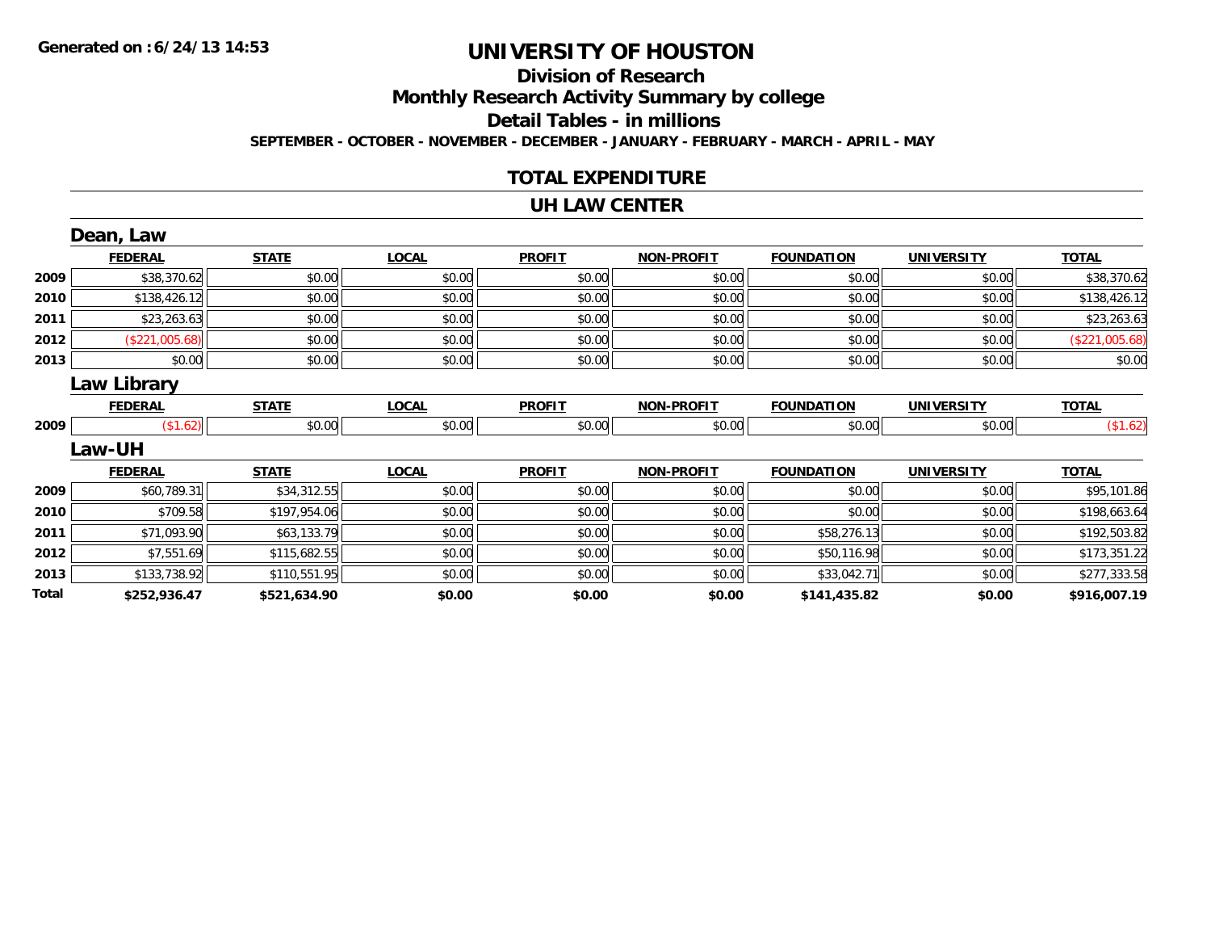Generated on :6/24/13 14:53

# UNIVERSITY OF HOUSTON

## Division of Research

## Monthly Research Activity Summary by college

## Detail Tables - in millions

SEPTEMBER - OCTOBER - NOVEMBER - DECEMBER - JANUARY - FEBRUARY - MARCH - APRIL - MAY

## TOTAL EXPENDITURE

## UH LAW CENTER

### Dean, Law

| | FEDERAL | STATE | LOCAL | PROFIT | NON-PROFIT | FOUNDATION | UNIVERSITY | TOTAL |
|---|---|---|---|---|---|---|---|---|
| 2009 | $38,370.62 | $0.00 | $0.00 | $0.00 | $0.00 | $0.00 | $0.00 | $38,370.62 |
| 2010 | $138,426.12 | $0.00 | $0.00 | $0.00 | $0.00 | $0.00 | $0.00 | $138,426.12 |
| 2011 | $23,263.63 | $0.00 | $0.00 | $0.00 | $0.00 | $0.00 | $0.00 | $23,263.63 |
| 2012 | ($221,005.68) | $0.00 | $0.00 | $0.00 | $0.00 | $0.00 | $0.00 | ($221,005.68) |
| 2013 | $0.00 | $0.00 | $0.00 | $0.00 | $0.00 | $0.00 | $0.00 | $0.00 |

### Law Library

| | FEDERAL | STATE | LOCAL | PROFIT | NON-PROFIT | FOUNDATION | UNIVERSITY | TOTAL |
|---|---|---|---|---|---|---|---|---|
| 2009 | ($1.62) | $0.00 | $0.00 | $0.00 | $0.00 | $0.00 | $0.00 | ($1.62) |

### Law-UH

| | FEDERAL | STATE | LOCAL | PROFIT | NON-PROFIT | FOUNDATION | UNIVERSITY | TOTAL |
|---|---|---|---|---|---|---|---|---|
| 2009 | $60,789.31 | $34,312.55 | $0.00 | $0.00 | $0.00 | $0.00 | $0.00 | $95,101.86 |
| 2010 | $709.58 | $197,954.06 | $0.00 | $0.00 | $0.00 | $0.00 | $0.00 | $198,663.64 |
| 2011 | $71,093.90 | $63,133.79 | $0.00 | $0.00 | $0.00 | $58,276.13 | $0.00 | $192,503.82 |
| 2012 | $7,551.69 | $115,682.55 | $0.00 | $0.00 | $0.00 | $50,116.98 | $0.00 | $173,351.22 |
| 2013 | $133,738.92 | $110,551.95 | $0.00 | $0.00 | $0.00 | $33,042.71 | $0.00 | $277,333.58 |
| **Total** | **$252,936.47** | **$521,634.90** | **$0.00** | **$0.00** | **$0.00** | **$141,435.82** | **$0.00** | **$916,007.19** |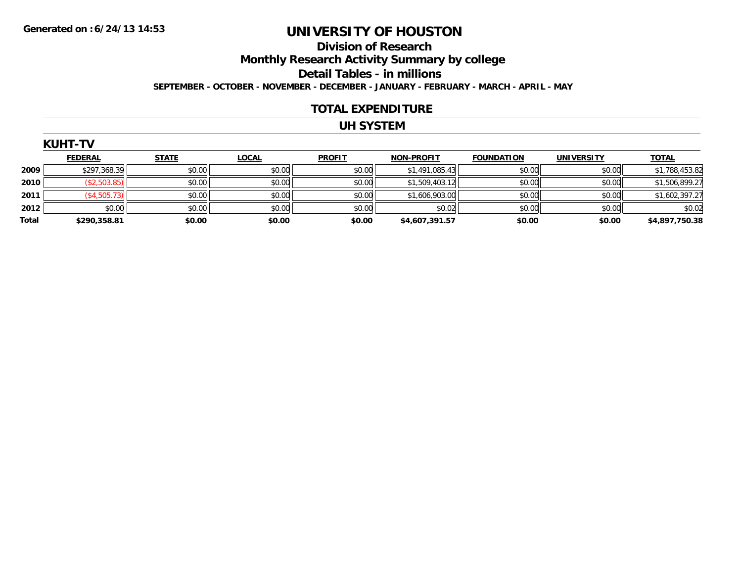Generated on :6/24/13 14:53

# UNIVERSITY OF HOUSTON

## Division of Research

## Monthly Research Activity Summary by college

## Detail Tables - in millions

**SEPTEMBER - OCTOBER - NOVEMBER - DECEMBER - JANUARY - FEBRUARY - MARCH - APRIL - MAY**

## TOTAL EXPENDITURE

## UH SYSTEM

### KUHT-TV

| | FEDERAL | STATE | LOCAL | PROFIT | NON-PROFIT | FOUNDATION | UNIVERSITY | TOTAL |
|---|---|---|---|---|---|---|---|---|
| 2009 | $297,368.39 | $0.00 | $0.00 | $0.00 | $1,491,085.43 | $0.00 | $0.00 | $1,788,453.82 |
| 2010 | ($2,503.85) | $0.00 | $0.00 | $0.00 | $1,509,403.12 | $0.00 | $0.00 | $1,506,899.27 |
| 2011 | ($4,505.73) | $0.00 | $0.00 | $0.00 | $1,606,903.00 | $0.00 | $0.00 | $1,602,397.27 |
| 2012 | $0.00 | $0.00 | $0.00 | $0.00 | $0.02 | $0.00 | $0.00 | $0.02 |
| **Total** | **$290,358.81** | **$0.00** | **$0.00** | **$0.00** | **$4,607,391.57** | **$0.00** | **$0.00** | **$4,897,750.38** |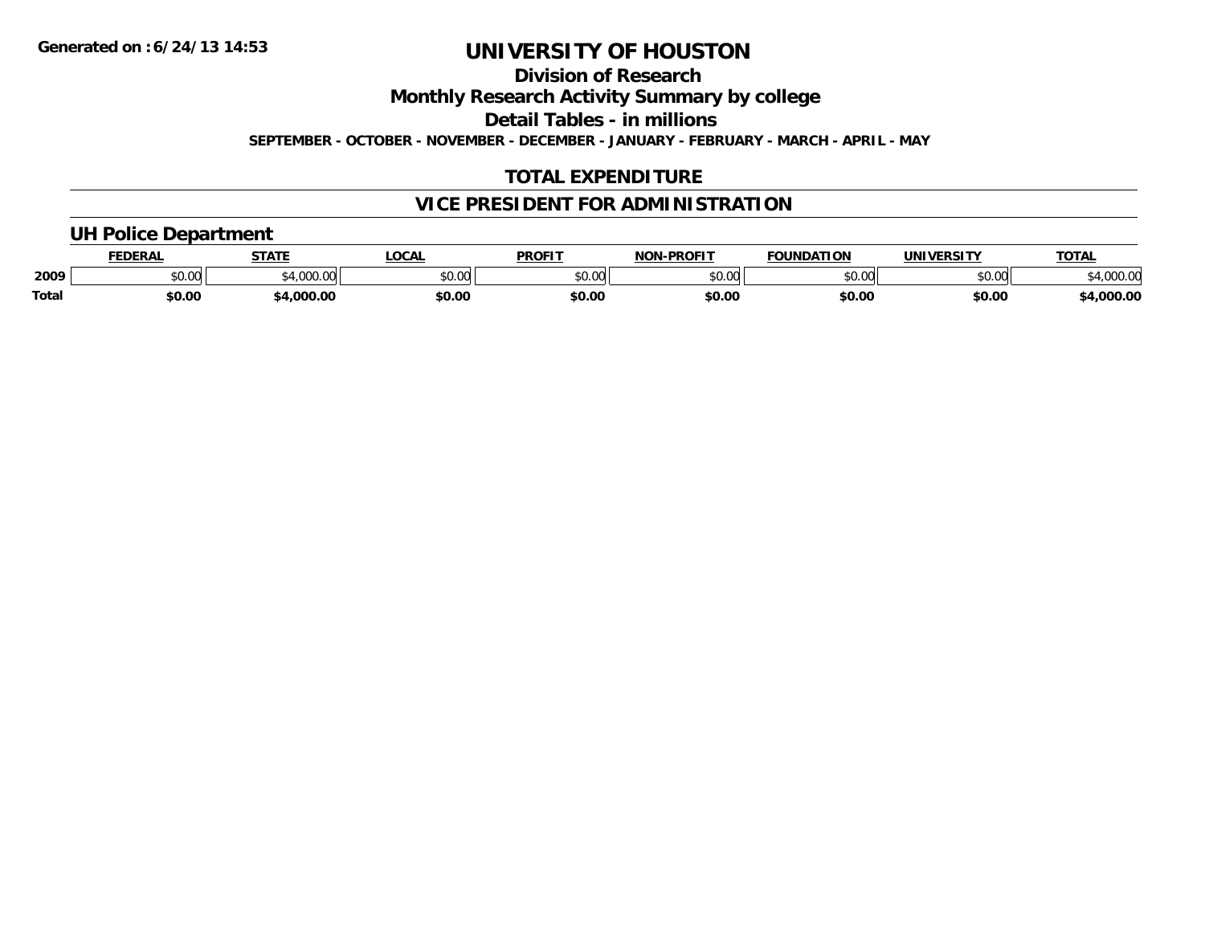# UNIVERSITY OF HOUSTON

## Division of Research

## Monthly Research Activity Summary by college

## Detail Tables - in millions

**SEPTEMBER - OCTOBER - NOVEMBER - DECEMBER - JANUARY - FEBRUARY - MARCH - APRIL - MAY**

## TOTAL EXPENDITURE

## VICE PRESIDENT FOR ADMINISTRATION

### UH Police Department

| | FEDERAL | STATE | LOCAL | PROFIT | NON-PROFIT | FOUNDATION | UNIVERSITY | TOTAL |
|---|---|---|---|---|---|---|---|---|
| 2009 | $0.00 | $4,000.00 | $0.00 | $0.00 | $0.00 | $0.00 | $0.00 | $4,000.00 |
| **Total** | **$0.00** | **$4,000.00** | **$0.00** | **$0.00** | **$0.00** | **$0.00** | **$0.00** | **$4,000.00** |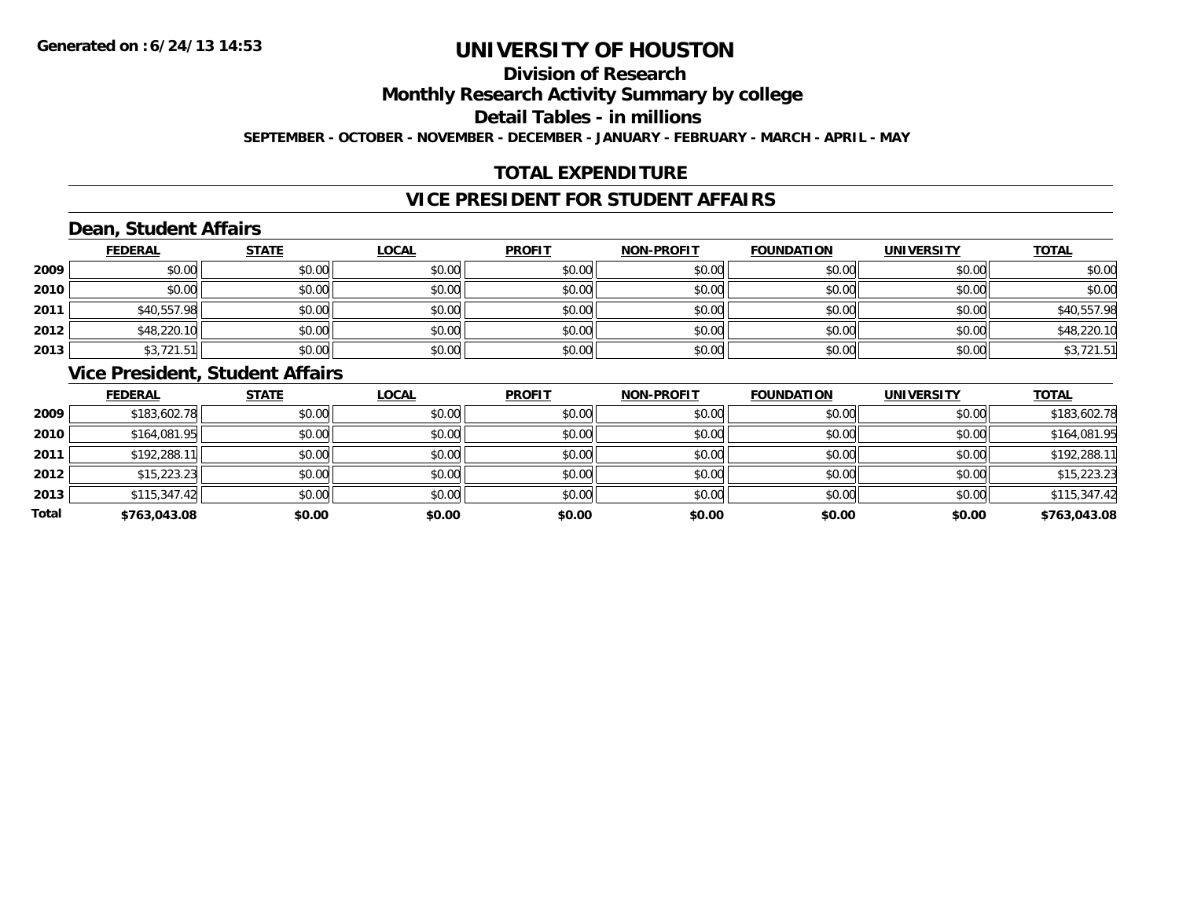Generated on :6/24/13 14:53

# UNIVERSITY OF HOUSTON

## Division of Research

## Monthly Research Activity Summary by college

## Detail Tables - in millions

**SEPTEMBER - OCTOBER - NOVEMBER - DECEMBER - JANUARY - FEBRUARY - MARCH - APRIL - MAY**

## TOTAL EXPENDITURE

## VICE PRESIDENT FOR STUDENT AFFAIRS

### Dean, Student Affairs

| | FEDERAL | STATE | LOCAL | PROFIT | NON-PROFIT | FOUNDATION | UNIVERSITY | TOTAL |
|---|---|---|---|---|---|---|---|---|
| 2009 | $0.00 | $0.00 | $0.00 | $0.00 | $0.00 | $0.00 | $0.00 | $0.00 |
| 2010 | $0.00 | $0.00 | $0.00 | $0.00 | $0.00 | $0.00 | $0.00 | $0.00 |
| 2011 | $40,557.98 | $0.00 | $0.00 | $0.00 | $0.00 | $0.00 | $0.00 | $40,557.98 |
| 2012 | $48,220.10 | $0.00 | $0.00 | $0.00 | $0.00 | $0.00 | $0.00 | $48,220.10 |
| 2013 | $3,721.51 | $0.00 | $0.00 | $0.00 | $0.00 | $0.00 | $0.00 | $3,721.51 |

### Vice President, Student Affairs

| | FEDERAL | STATE | LOCAL | PROFIT | NON-PROFIT | FOUNDATION | UNIVERSITY | TOTAL |
|---|---|---|---|---|---|---|---|---|
| 2009 | $183,602.78 | $0.00 | $0.00 | $0.00 | $0.00 | $0.00 | $0.00 | $183,602.78 |
| 2010 | $164,081.95 | $0.00 | $0.00 | $0.00 | $0.00 | $0.00 | $0.00 | $164,081.95 |
| 2011 | $192,288.11 | $0.00 | $0.00 | $0.00 | $0.00 | $0.00 | $0.00 | $192,288.11 |
| 2012 | $15,223.23 | $0.00 | $0.00 | $0.00 | $0.00 | $0.00 | $0.00 | $15,223.23 |
| 2013 | $115,347.42 | $0.00 | $0.00 | $0.00 | $0.00 | $0.00 | $0.00 | $115,347.42 |
| **Total** | **$763,043.08** | **$0.00** | **$0.00** | **$0.00** | **$0.00** | **$0.00** | **$0.00** | **$763,043.08** |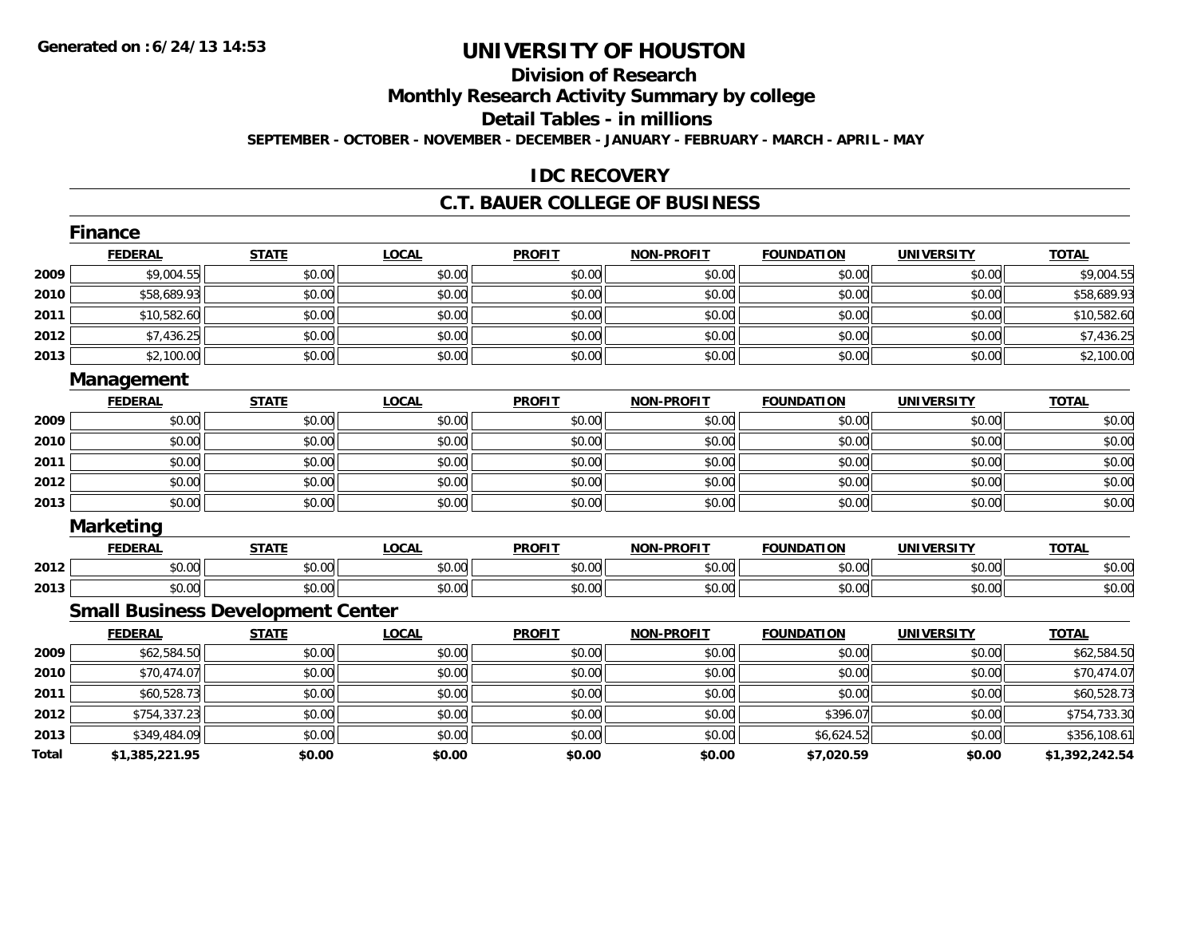# UNIVERSITY OF HOUSTON

## Division of Research

## Monthly Research Activity Summary by college

## Detail Tables - in millions

**SEPTEMBER - OCTOBER - NOVEMBER - DECEMBER - JANUARY - FEBRUARY - MARCH - APRIL - MAY**

## IDC RECOVERY

## C.T. BAUER COLLEGE OF BUSINESS

### Finance

| | FEDERAL | STATE | LOCAL | PROFIT | NON-PROFIT | FOUNDATION | UNIVERSITY | TOTAL |
|---|---|---|---|---|---|---|---|---|
| 2009 | $9,004.55 | $0.00 | $0.00 | $0.00 | $0.00 | $0.00 | $0.00 | $9,004.55 |
| 2010 | $58,689.93 | $0.00 | $0.00 | $0.00 | $0.00 | $0.00 | $0.00 | $58,689.93 |
| 2011 | $10,582.60 | $0.00 | $0.00 | $0.00 | $0.00 | $0.00 | $0.00 | $10,582.60 |
| 2012 | $7,436.25 | $0.00 | $0.00 | $0.00 | $0.00 | $0.00 | $0.00 | $7,436.25 |
| 2013 | $2,100.00 | $0.00 | $0.00 | $0.00 | $0.00 | $0.00 | $0.00 | $2,100.00 |

### Management

| | FEDERAL | STATE | LOCAL | PROFIT | NON-PROFIT | FOUNDATION | UNIVERSITY | TOTAL |
|---|---|---|---|---|---|---|---|---|
| 2009 | $0.00 | $0.00 | $0.00 | $0.00 | $0.00 | $0.00 | $0.00 | $0.00 |
| 2010 | $0.00 | $0.00 | $0.00 | $0.00 | $0.00 | $0.00 | $0.00 | $0.00 |
| 2011 | $0.00 | $0.00 | $0.00 | $0.00 | $0.00 | $0.00 | $0.00 | $0.00 |
| 2012 | $0.00 | $0.00 | $0.00 | $0.00 | $0.00 | $0.00 | $0.00 | $0.00 |
| 2013 | $0.00 | $0.00 | $0.00 | $0.00 | $0.00 | $0.00 | $0.00 | $0.00 |

### Marketing

| | FEDERAL | STATE | LOCAL | PROFIT | NON-PROFIT | FOUNDATION | UNIVERSITY | TOTAL |
|---|---|---|---|---|---|---|---|---|
| 2012 | $0.00 | $0.00 | $0.00 | $0.00 | $0.00 | $0.00 | $0.00 | $0.00 |
| 2013 | $0.00 | $0.00 | $0.00 | $0.00 | $0.00 | $0.00 | $0.00 | $0.00 |

### Small Business Development Center

| | FEDERAL | STATE | LOCAL | PROFIT | NON-PROFIT | FOUNDATION | UNIVERSITY | TOTAL |
|---|---|---|---|---|---|---|---|---|
| 2009 | $62,584.50 | $0.00 | $0.00 | $0.00 | $0.00 | $0.00 | $0.00 | $62,584.50 |
| 2010 | $70,474.07 | $0.00 | $0.00 | $0.00 | $0.00 | $0.00 | $0.00 | $70,474.07 |
| 2011 | $60,528.73 | $0.00 | $0.00 | $0.00 | $0.00 | $0.00 | $0.00 | $60,528.73 |
| 2012 | $754,337.23 | $0.00 | $0.00 | $0.00 | $0.00 | $396.07 | $0.00 | $754,733.30 |
| 2013 | $349,484.09 | $0.00 | $0.00 | $0.00 | $0.00 | $6,624.52 | $0.00 | $356,108.61 |
| **Total** | **$1,385,221.95** | **$0.00** | **$0.00** | **$0.00** | **$0.00** | **$7,020.59** | **$0.00** | **$1,392,242.54** |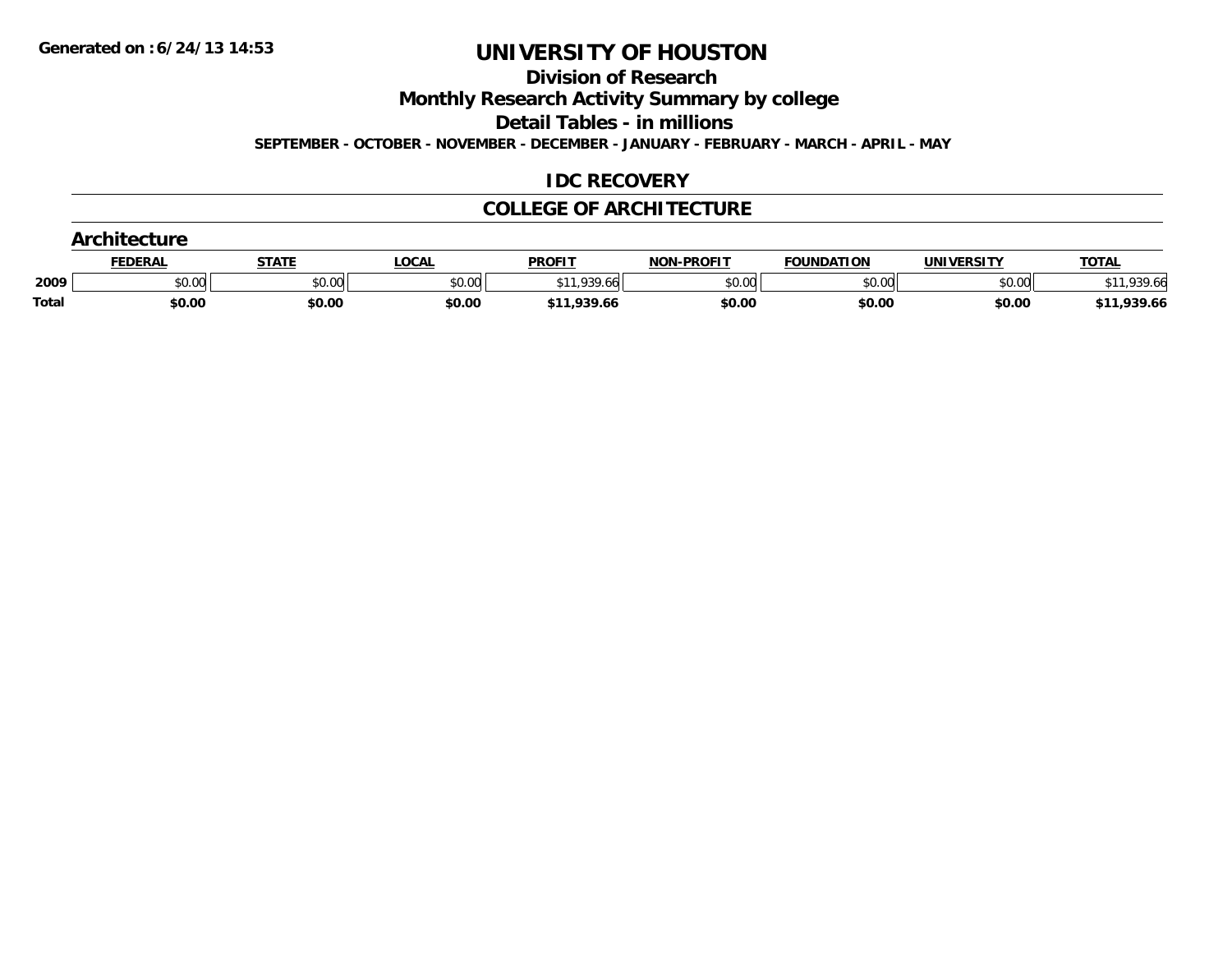# UNIVERSITY OF HOUSTON

## Division of Research

## Monthly Research Activity Summary by college

## Detail Tables - in millions

**SEPTEMBER - OCTOBER - NOVEMBER - DECEMBER - JANUARY - FEBRUARY - MARCH - APRIL - MAY**

## IDC RECOVERY

## COLLEGE OF ARCHITECTURE

### Architecture

| | FEDERAL | STATE | LOCAL | PROFIT | NON-PROFIT | FOUNDATION | UNIVERSITY | TOTAL |
|---|---|---|---|---|---|---|---|---|
| 2009 | $0.00 | $0.00 | $0.00 | $11,939.66 | $0.00 | $0.00 | $0.00 | $11,939.66 |
| **Total** | **$0.00** | **$0.00** | **$0.00** | **$11,939.66** | **$0.00** | **$0.00** | **$0.00** | **$11,939.66** |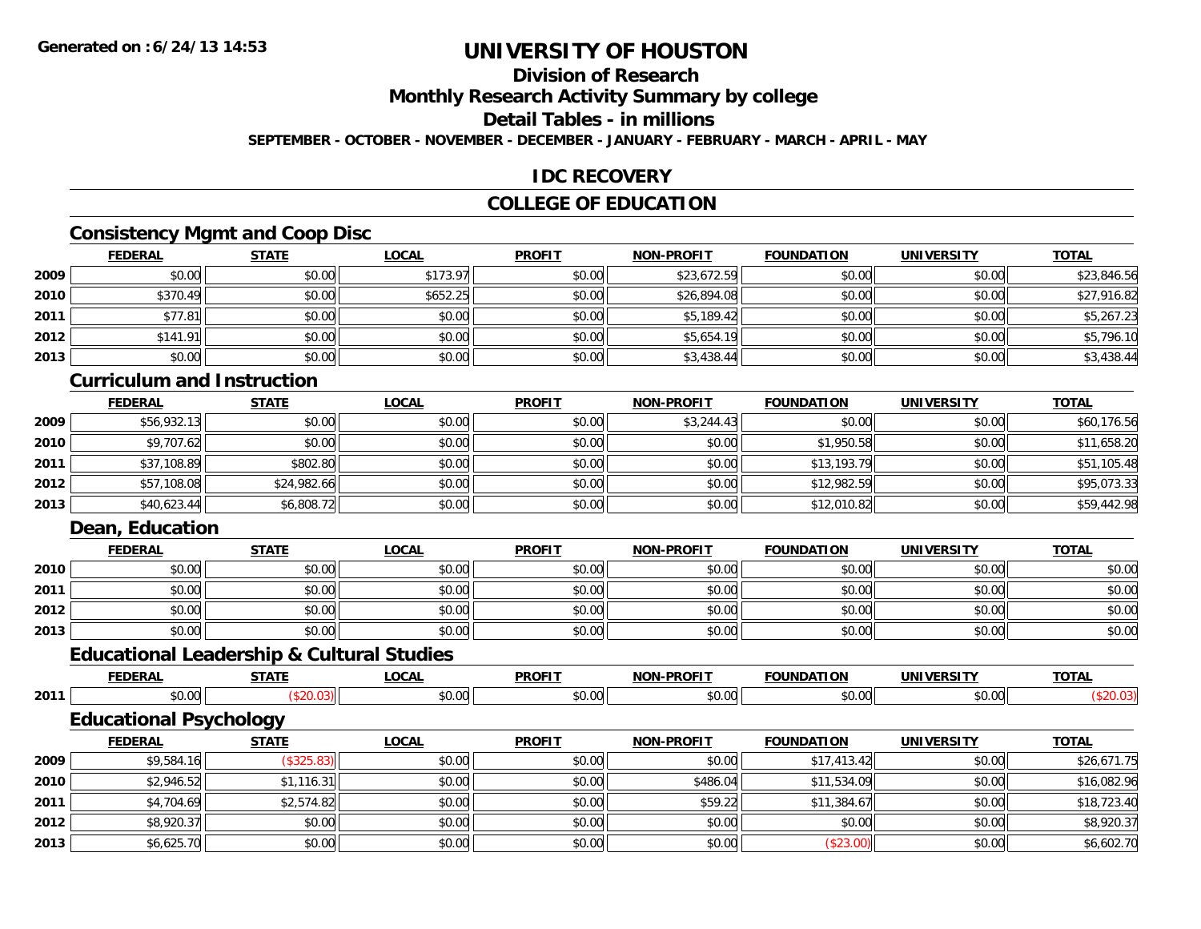# UNIVERSITY OF HOUSTON

## Division of Research

## Monthly Research Activity Summary by college

## Detail Tables - in millions

**SEPTEMBER - OCTOBER - NOVEMBER - DECEMBER - JANUARY - FEBRUARY - MARCH - APRIL - MAY**

## IDC RECOVERY

## COLLEGE OF EDUCATION

### Consistency Mgmt and Coop Disc

| | FEDERAL | STATE | LOCAL | PROFIT | NON-PROFIT | FOUNDATION | UNIVERSITY | TOTAL |
|---|---|---|---|---|---|---|---|---|
| 2009 | $0.00 | $0.00 | $173.97 | $0.00 | $23,672.59 | $0.00 | $0.00 | $23,846.56 |
| 2010 | $370.49 | $0.00 | $652.25 | $0.00 | $26,894.08 | $0.00 | $0.00 | $27,916.82 |
| 2011 | $77.81 | $0.00 | $0.00 | $0.00 | $5,189.42 | $0.00 | $0.00 | $5,267.23 |
| 2012 | $141.91 | $0.00 | $0.00 | $0.00 | $5,654.19 | $0.00 | $0.00 | $5,796.10 |
| 2013 | $0.00 | $0.00 | $0.00 | $0.00 | $3,438.44 | $0.00 | $0.00 | $3,438.44 |

### Curriculum and Instruction

| | FEDERAL | STATE | LOCAL | PROFIT | NON-PROFIT | FOUNDATION | UNIVERSITY | TOTAL |
|---|---|---|---|---|---|---|---|---|
| 2009 | $56,932.13 | $0.00 | $0.00 | $0.00 | $3,244.43 | $0.00 | $0.00 | $60,176.56 |
| 2010 | $9,707.62 | $0.00 | $0.00 | $0.00 | $0.00 | $1,950.58 | $0.00 | $11,658.20 |
| 2011 | $37,108.89 | $802.80 | $0.00 | $0.00 | $0.00 | $13,193.79 | $0.00 | $51,105.48 |
| 2012 | $57,108.08 | $24,982.66 | $0.00 | $0.00 | $0.00 | $12,982.59 | $0.00 | $95,073.33 |
| 2013 | $40,623.44 | $6,808.72 | $0.00 | $0.00 | $0.00 | $12,010.82 | $0.00 | $59,442.98 |

### Dean, Education

| | FEDERAL | STATE | LOCAL | PROFIT | NON-PROFIT | FOUNDATION | UNIVERSITY | TOTAL |
|---|---|---|---|---|---|---|---|---|
| 2010 | $0.00 | $0.00 | $0.00 | $0.00 | $0.00 | $0.00 | $0.00 | $0.00 |
| 2011 | $0.00 | $0.00 | $0.00 | $0.00 | $0.00 | $0.00 | $0.00 | $0.00 |
| 2012 | $0.00 | $0.00 | $0.00 | $0.00 | $0.00 | $0.00 | $0.00 | $0.00 |
| 2013 | $0.00 | $0.00 | $0.00 | $0.00 | $0.00 | $0.00 | $0.00 | $0.00 |

### Educational Leadership & Cultural Studies

| | FEDERAL | STATE | LOCAL | PROFIT | NON-PROFIT | FOUNDATION | UNIVERSITY | TOTAL |
|---|---|---|---|---|---|---|---|---|
| 2011 | $0.00 | ($20.03) | $0.00 | $0.00 | $0.00 | $0.00 | $0.00 | ($20.03) |

### Educational Psychology

| | FEDERAL | STATE | LOCAL | PROFIT | NON-PROFIT | FOUNDATION | UNIVERSITY | TOTAL |
|---|---|---|---|---|---|---|---|---|
| 2009 | $9,584.16 | ($325.83) | $0.00 | $0.00 | $0.00 | $17,413.42 | $0.00 | $26,671.75 |
| 2010 | $2,946.52 | $1,116.31 | $0.00 | $0.00 | $486.04 | $11,534.09 | $0.00 | $16,082.96 |
| 2011 | $4,704.69 | $2,574.82 | $0.00 | $0.00 | $59.22 | $11,384.67 | $0.00 | $18,723.40 |
| 2012 | $8,920.37 | $0.00 | $0.00 | $0.00 | $0.00 | $0.00 | $0.00 | $8,920.37 |
| 2013 | $6,625.70 | $0.00 | $0.00 | $0.00 | $0.00 | ($23.00) | $0.00 | $6,602.70 |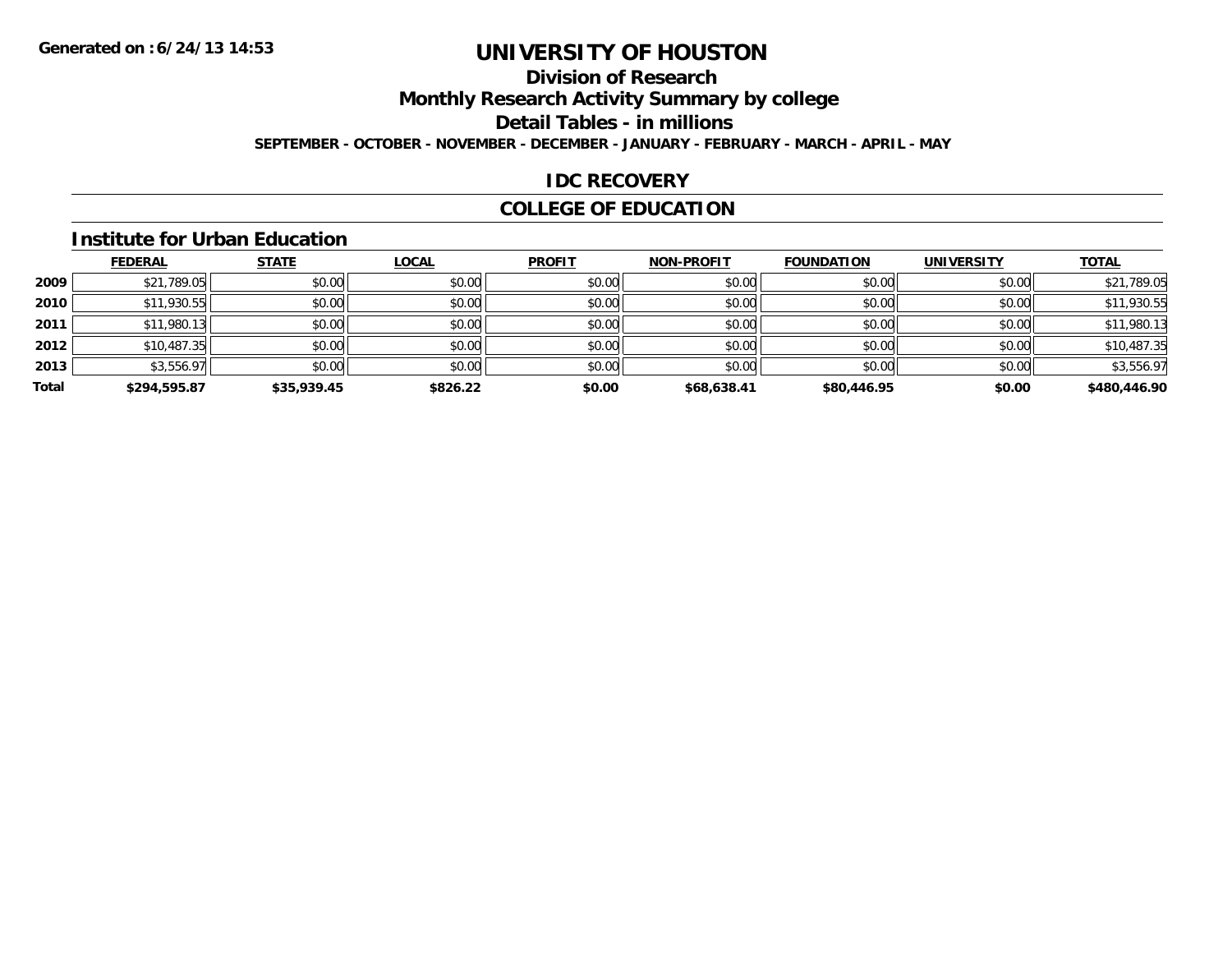# UNIVERSITY OF HOUSTON

## Division of Research

## Monthly Research Activity Summary by college

## Detail Tables - in millions

**SEPTEMBER - OCTOBER - NOVEMBER - DECEMBER - JANUARY - FEBRUARY - MARCH - APRIL - MAY**

## IDC RECOVERY

## COLLEGE OF EDUCATION

### Institute for Urban Education

| | FEDERAL | STATE | LOCAL | PROFIT | NON-PROFIT | FOUNDATION | UNIVERSITY | TOTAL |
|---|---|---|---|---|---|---|---|---|
| **2009** | $21,789.05 | $0.00 | $0.00 | $0.00 | $0.00 | $0.00 | $0.00 | $21,789.05 |
| **2010** | $11,930.55 | $0.00 | $0.00 | $0.00 | $0.00 | $0.00 | $0.00 | $11,930.55 |
| **2011** | $11,980.13 | $0.00 | $0.00 | $0.00 | $0.00 | $0.00 | $0.00 | $11,980.13 |
| **2012** | $10,487.35 | $0.00 | $0.00 | $0.00 | $0.00 | $0.00 | $0.00 | $10,487.35 |
| **2013** | $3,556.97 | $0.00 | $0.00 | $0.00 | $0.00 | $0.00 | $0.00 | $3,556.97 |
| **Total** | **$294,595.87** | **$35,939.45** | **$826.22** | **$0.00** | **$68,638.41** | **$80,446.95** | **$0.00** | **$480,446.90** |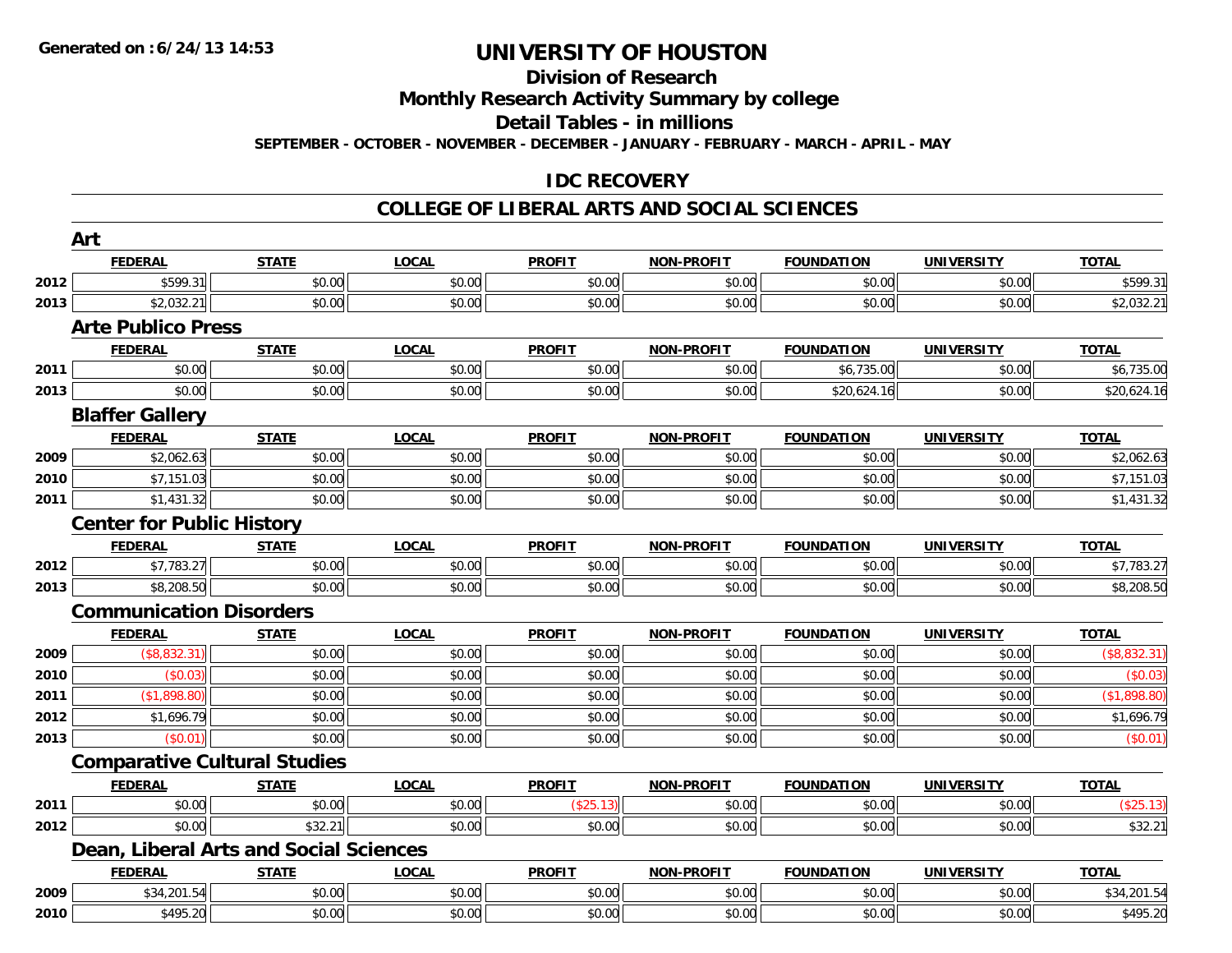# UNIVERSITY OF HOUSTON

## Division of Research

## Monthly Research Activity Summary by college

## Detail Tables - in millions

**SEPTEMBER - OCTOBER - NOVEMBER - DECEMBER - JANUARY - FEBRUARY - MARCH - APRIL - MAY**

**Generated on : 6/24/13 14:53**

## IDC RECOVERY

## COLLEGE OF LIBERAL ARTS AND SOCIAL SCIENCES

### Art

| | FEDERAL | STATE | LOCAL | PROFIT | NON-PROFIT | FOUNDATION | UNIVERSITY | TOTAL |
|---|---|---|---|---|---|---|---|---|
| 2012 | $599.31 | $0.00 | $0.00 | $0.00 | $0.00 | $0.00 | $0.00 | $599.31 |
| 2013 | $2,032.21 | $0.00 | $0.00 | $0.00 | $0.00 | $0.00 | $0.00 | $2,032.21 |

### Arte Publico Press

| | FEDERAL | STATE | LOCAL | PROFIT | NON-PROFIT | FOUNDATION | UNIVERSITY | TOTAL |
|---|---|---|---|---|---|---|---|---|
| 2011 | $0.00 | $0.00 | $0.00 | $0.00 | $0.00 | $6,735.00 | $0.00 | $6,735.00 |
| 2013 | $0.00 | $0.00 | $0.00 | $0.00 | $0.00 | $20,624.16 | $0.00 | $20,624.16 |

### Blaffer Gallery

| | FEDERAL | STATE | LOCAL | PROFIT | NON-PROFIT | FOUNDATION | UNIVERSITY | TOTAL |
|---|---|---|---|---|---|---|---|---|
| 2009 | $2,062.63 | $0.00 | $0.00 | $0.00 | $0.00 | $0.00 | $0.00 | $2,062.63 |
| 2010 | $7,151.03 | $0.00 | $0.00 | $0.00 | $0.00 | $0.00 | $0.00 | $7,151.03 |
| 2011 | $1,431.32 | $0.00 | $0.00 | $0.00 | $0.00 | $0.00 | $0.00 | $1,431.32 |

### Center for Public History

| | FEDERAL | STATE | LOCAL | PROFIT | NON-PROFIT | FOUNDATION | UNIVERSITY | TOTAL |
|---|---|---|---|---|---|---|---|---|
| 2012 | $7,783.27 | $0.00 | $0.00 | $0.00 | $0.00 | $0.00 | $0.00 | $7,783.27 |
| 2013 | $8,208.50 | $0.00 | $0.00 | $0.00 | $0.00 | $0.00 | $0.00 | $8,208.50 |

### Communication Disorders

| | FEDERAL | STATE | LOCAL | PROFIT | NON-PROFIT | FOUNDATION | UNIVERSITY | TOTAL |
|---|---|---|---|---|---|---|---|---|
| 2009 | ($8,832.31) | $0.00 | $0.00 | $0.00 | $0.00 | $0.00 | $0.00 | ($8,832.31) |
| 2010 | ($0.03) | $0.00 | $0.00 | $0.00 | $0.00 | $0.00 | $0.00 | ($0.03) |
| 2011 | ($1,898.80) | $0.00 | $0.00 | $0.00 | $0.00 | $0.00 | $0.00 | ($1,898.80) |
| 2012 | $1,696.79 | $0.00 | $0.00 | $0.00 | $0.00 | $0.00 | $0.00 | $1,696.79 |
| 2013 | ($0.01) | $0.00 | $0.00 | $0.00 | $0.00 | $0.00 | $0.00 | ($0.01) |

### Comparative Cultural Studies

| | FEDERAL | STATE | LOCAL | PROFIT | NON-PROFIT | FOUNDATION | UNIVERSITY | TOTAL |
|---|---|---|---|---|---|---|---|---|
| 2011 | $0.00 | $0.00 | $0.00 | ($25.13) | $0.00 | $0.00 | $0.00 | ($25.13) |
| 2012 | $0.00 | $32.21 | $0.00 | $0.00 | $0.00 | $0.00 | $0.00 | $32.21 |

### Dean, Liberal Arts and Social Sciences

| | FEDERAL | STATE | LOCAL | PROFIT | NON-PROFIT | FOUNDATION | UNIVERSITY | TOTAL |
|---|---|---|---|---|---|---|---|---|
| 2009 | $34,201.54 | $0.00 | $0.00 | $0.00 | $0.00 | $0.00 | $0.00 | $34,201.54 |
| 2010 | $495.20 | $0.00 | $0.00 | $0.00 | $0.00 | $0.00 | $0.00 | $495.20 |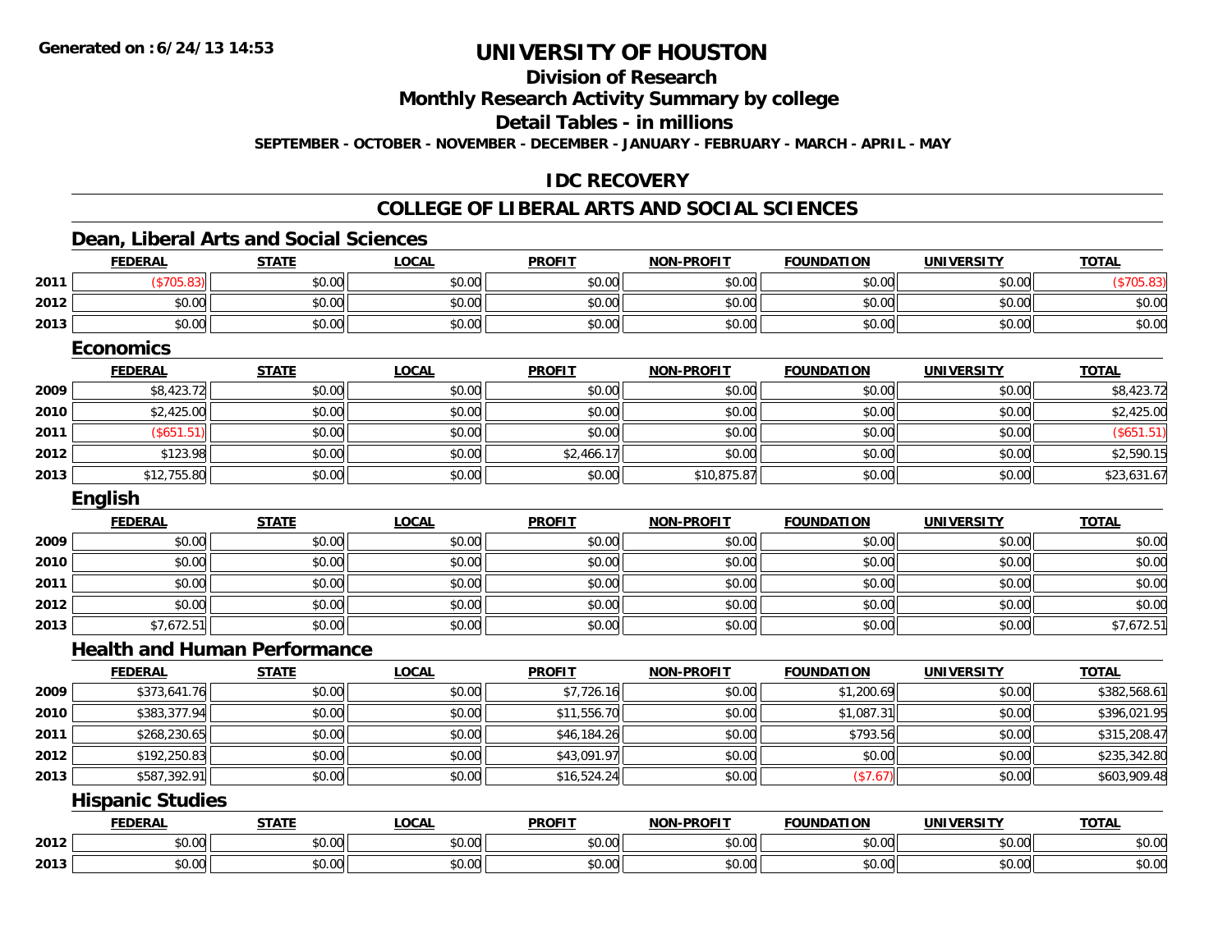# UNIVERSITY OF HOUSTON

## Division of Research

## Monthly Research Activity Summary by college

## Detail Tables - in millions

SEPTEMBER - OCTOBER - NOVEMBER - DECEMBER - JANUARY - FEBRUARY - MARCH - APRIL - MAY

## IDC RECOVERY

## COLLEGE OF LIBERAL ARTS AND SOCIAL SCIENCES

### Dean, Liberal Arts and Social Sciences

| | FEDERAL | STATE | LOCAL | PROFIT | NON-PROFIT | FOUNDATION | UNIVERSITY | TOTAL |
|---|---|---|---|---|---|---|---|---|
| 2011 | ($705.83) | $0.00 | $0.00 | $0.00 | $0.00 | $0.00 | $0.00 | ($705.83) |
| 2012 | $0.00 | $0.00 | $0.00 | $0.00 | $0.00 | $0.00 | $0.00 | $0.00 |
| 2013 | $0.00 | $0.00 | $0.00 | $0.00 | $0.00 | $0.00 | $0.00 | $0.00 |

### Economics

| | FEDERAL | STATE | LOCAL | PROFIT | NON-PROFIT | FOUNDATION | UNIVERSITY | TOTAL |
|---|---|---|---|---|---|---|---|---|
| 2009 | $8,423.72 | $0.00 | $0.00 | $0.00 | $0.00 | $0.00 | $0.00 | $8,423.72 |
| 2010 | $2,425.00 | $0.00 | $0.00 | $0.00 | $0.00 | $0.00 | $0.00 | $2,425.00 |
| 2011 | ($651.51) | $0.00 | $0.00 | $0.00 | $0.00 | $0.00 | $0.00 | ($651.51) |
| 2012 | $123.98 | $0.00 | $0.00 | $2,466.17 | $0.00 | $0.00 | $0.00 | $2,590.15 |
| 2013 | $12,755.80 | $0.00 | $0.00 | $0.00 | $10,875.87 | $0.00 | $0.00 | $23,631.67 |

### English

| | FEDERAL | STATE | LOCAL | PROFIT | NON-PROFIT | FOUNDATION | UNIVERSITY | TOTAL |
|---|---|---|---|---|---|---|---|---|
| 2009 | $0.00 | $0.00 | $0.00 | $0.00 | $0.00 | $0.00 | $0.00 | $0.00 |
| 2010 | $0.00 | $0.00 | $0.00 | $0.00 | $0.00 | $0.00 | $0.00 | $0.00 |
| 2011 | $0.00 | $0.00 | $0.00 | $0.00 | $0.00 | $0.00 | $0.00 | $0.00 |
| 2012 | $0.00 | $0.00 | $0.00 | $0.00 | $0.00 | $0.00 | $0.00 | $0.00 |
| 2013 | $7,672.51 | $0.00 | $0.00 | $0.00 | $0.00 | $0.00 | $0.00 | $7,672.51 |

### Health and Human Performance

| | FEDERAL | STATE | LOCAL | PROFIT | NON-PROFIT | FOUNDATION | UNIVERSITY | TOTAL |
|---|---|---|---|---|---|---|---|---|
| 2009 | $373,641.76 | $0.00 | $0.00 | $7,726.16 | $0.00 | $1,200.69 | $0.00 | $382,568.61 |
| 2010 | $383,377.94 | $0.00 | $0.00 | $11,556.70 | $0.00 | $1,087.31 | $0.00 | $396,021.95 |
| 2011 | $268,230.65 | $0.00 | $0.00 | $46,184.26 | $0.00 | $793.56 | $0.00 | $315,208.47 |
| 2012 | $192,250.83 | $0.00 | $0.00 | $43,091.97 | $0.00 | $0.00 | $0.00 | $235,342.80 |
| 2013 | $587,392.91 | $0.00 | $0.00 | $16,524.24 | $0.00 | ($7.67) | $0.00 | $603,909.48 |

### Hispanic Studies

| | FEDERAL | STATE | LOCAL | PROFIT | NON-PROFIT | FOUNDATION | UNIVERSITY | TOTAL |
|---|---|---|---|---|---|---|---|---|
| 2012 | $0.00 | $0.00 | $0.00 | $0.00 | $0.00 | $0.00 | $0.00 | $0.00 |
| 2013 | $0.00 | $0.00 | $0.00 | $0.00 | $0.00 | $0.00 | $0.00 | $0.00 |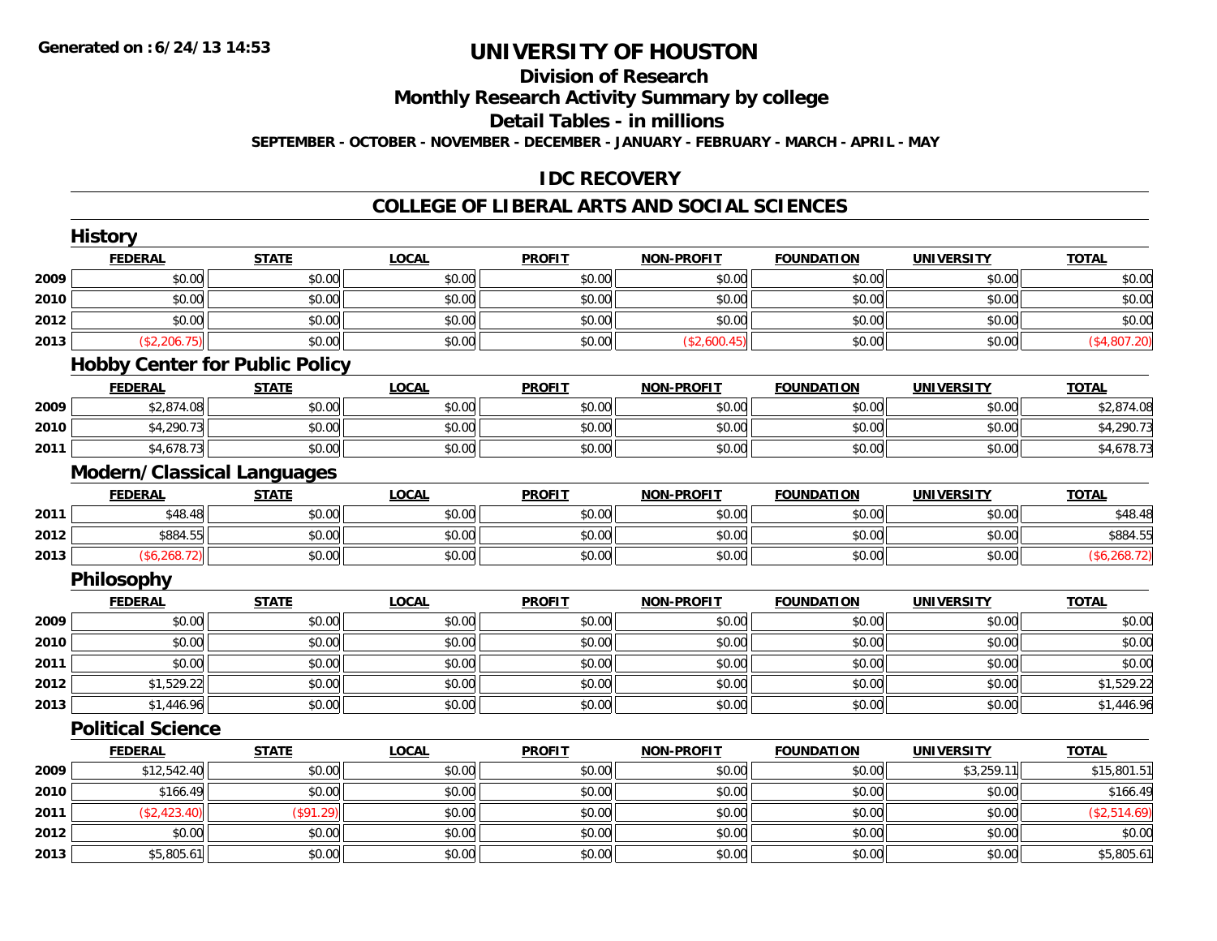# UNIVERSITY OF HOUSTON

## Division of Research

## Monthly Research Activity Summary by college

## Detail Tables - in millions

**SEPTEMBER - OCTOBER - NOVEMBER - DECEMBER - JANUARY - FEBRUARY - MARCH - APRIL - MAY**

## IDC RECOVERY

## COLLEGE OF LIBERAL ARTS AND SOCIAL SCIENCES

### History

| | FEDERAL | STATE | LOCAL | PROFIT | NON-PROFIT | FOUNDATION | UNIVERSITY | TOTAL |
|---|---|---|---|---|---|---|---|---|
| 2009 | $0.00 | $0.00 | $0.00 | $0.00 | $0.00 | $0.00 | $0.00 | $0.00 |
| 2010 | $0.00 | $0.00 | $0.00 | $0.00 | $0.00 | $0.00 | $0.00 | $0.00 |
| 2012 | $0.00 | $0.00 | $0.00 | $0.00 | $0.00 | $0.00 | $0.00 | $0.00 |
| 2013 | ($2,206.75) | $0.00 | $0.00 | $0.00 | ($2,600.45) | $0.00 | $0.00 | ($4,807.20) |

### Hobby Center for Public Policy

| | FEDERAL | STATE | LOCAL | PROFIT | NON-PROFIT | FOUNDATION | UNIVERSITY | TOTAL |
|---|---|---|---|---|---|---|---|---|
| 2009 | $2,874.08 | $0.00 | $0.00 | $0.00 | $0.00 | $0.00 | $0.00 | $2,874.08 |
| 2010 | $4,290.73 | $0.00 | $0.00 | $0.00 | $0.00 | $0.00 | $0.00 | $4,290.73 |
| 2011 | $4,678.73 | $0.00 | $0.00 | $0.00 | $0.00 | $0.00 | $0.00 | $4,678.73 |

### Modern/Classical Languages

| | FEDERAL | STATE | LOCAL | PROFIT | NON-PROFIT | FOUNDATION | UNIVERSITY | TOTAL |
|---|---|---|---|---|---|---|---|---|
| 2011 | $48.48 | $0.00 | $0.00 | $0.00 | $0.00 | $0.00 | $0.00 | $48.48 |
| 2012 | $884.55 | $0.00 | $0.00 | $0.00 | $0.00 | $0.00 | $0.00 | $884.55 |
| 2013 | ($6,268.72) | $0.00 | $0.00 | $0.00 | $0.00 | $0.00 | $0.00 | ($6,268.72) |

### Philosophy

| | FEDERAL | STATE | LOCAL | PROFIT | NON-PROFIT | FOUNDATION | UNIVERSITY | TOTAL |
|---|---|---|---|---|---|---|---|---|
| 2009 | $0.00 | $0.00 | $0.00 | $0.00 | $0.00 | $0.00 | $0.00 | $0.00 |
| 2010 | $0.00 | $0.00 | $0.00 | $0.00 | $0.00 | $0.00 | $0.00 | $0.00 |
| 2011 | $0.00 | $0.00 | $0.00 | $0.00 | $0.00 | $0.00 | $0.00 | $0.00 |
| 2012 | $1,529.22 | $0.00 | $0.00 | $0.00 | $0.00 | $0.00 | $0.00 | $1,529.22 |
| 2013 | $1,446.96 | $0.00 | $0.00 | $0.00 | $0.00 | $0.00 | $0.00 | $1,446.96 |

### Political Science

| | FEDERAL | STATE | LOCAL | PROFIT | NON-PROFIT | FOUNDATION | UNIVERSITY | TOTAL |
|---|---|---|---|---|---|---|---|---|
| 2009 | $12,542.40 | $0.00 | $0.00 | $0.00 | $0.00 | $0.00 | $3,259.11 | $15,801.51 |
| 2010 | $166.49 | $0.00 | $0.00 | $0.00 | $0.00 | $0.00 | $0.00 | $166.49 |
| 2011 | ($2,423.40) | ($91.29) | $0.00 | $0.00 | $0.00 | $0.00 | $0.00 | ($2,514.69) |
| 2012 | $0.00 | $0.00 | $0.00 | $0.00 | $0.00 | $0.00 | $0.00 | $0.00 |
| 2013 | $5,805.61 | $0.00 | $0.00 | $0.00 | $0.00 | $0.00 | $0.00 | $5,805.61 |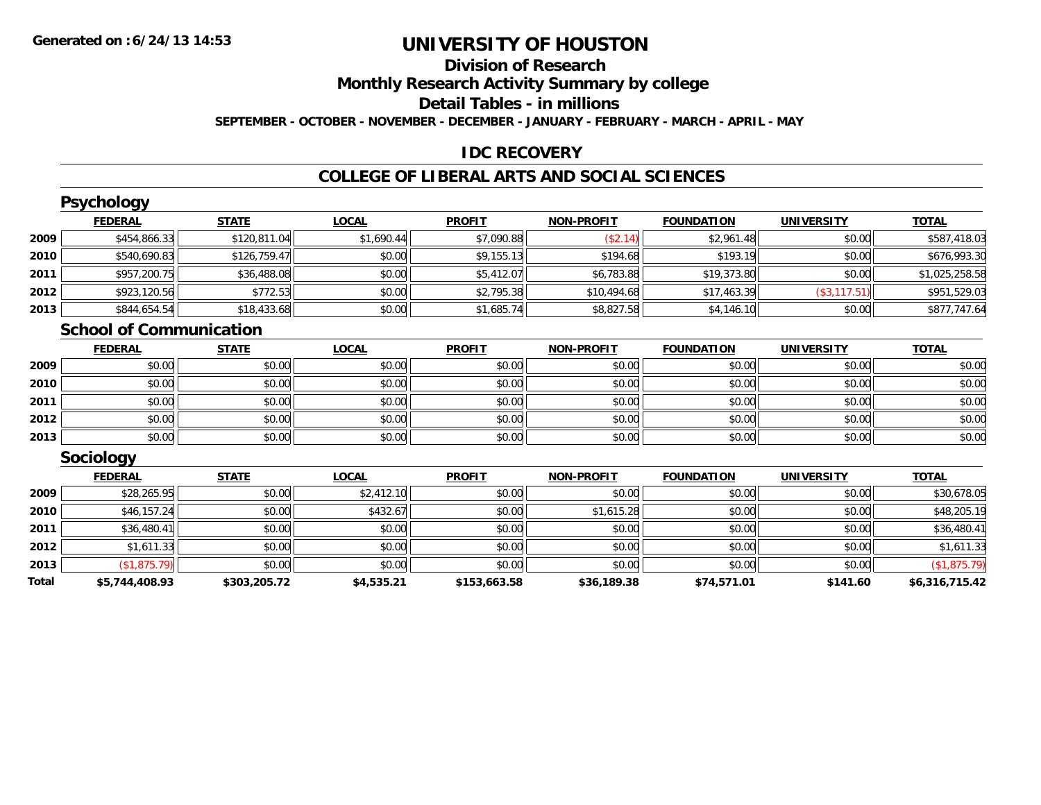**Generated on :6/24/13 14:53**

# UNIVERSITY OF HOUSTON

## Division of Research

## Monthly Research Activity Summary by college

## Detail Tables - in millions

**SEPTEMBER - OCTOBER - NOVEMBER - DECEMBER - JANUARY - FEBRUARY - MARCH - APRIL - MAY**

## IDC RECOVERY

## COLLEGE OF LIBERAL ARTS AND SOCIAL SCIENCES

### Psychology

| | FEDERAL | STATE | LOCAL | PROFIT | NON-PROFIT | FOUNDATION | UNIVERSITY | TOTAL |
|---|---|---|---|---|---|---|---|---|
| 2009 | $454,866.33 | $120,811.04 | $1,690.44 | $7,090.88 | ($2.14) | $2,961.48 | $0.00 | $587,418.03 |
| 2010 | $540,690.83 | $126,759.47 | $0.00 | $9,155.13 | $194.68 | $193.19 | $0.00 | $676,993.30 |
| 2011 | $957,200.75 | $36,488.08 | $0.00 | $5,412.07 | $6,783.88 | $19,373.80 | $0.00 | $1,025,258.58 |
| 2012 | $923,120.56 | $772.53 | $0.00 | $2,795.38 | $10,494.68 | $17,463.39 | ($3,117.51) | $951,529.03 |
| 2013 | $844,654.54 | $18,433.68 | $0.00 | $1,685.74 | $8,827.58 | $4,146.10 | $0.00 | $877,747.64 |

### School of Communication

| | FEDERAL | STATE | LOCAL | PROFIT | NON-PROFIT | FOUNDATION | UNIVERSITY | TOTAL |
|---|---|---|---|---|---|---|---|---|
| 2009 | $0.00 | $0.00 | $0.00 | $0.00 | $0.00 | $0.00 | $0.00 | $0.00 |
| 2010 | $0.00 | $0.00 | $0.00 | $0.00 | $0.00 | $0.00 | $0.00 | $0.00 |
| 2011 | $0.00 | $0.00 | $0.00 | $0.00 | $0.00 | $0.00 | $0.00 | $0.00 |
| 2012 | $0.00 | $0.00 | $0.00 | $0.00 | $0.00 | $0.00 | $0.00 | $0.00 |
| 2013 | $0.00 | $0.00 | $0.00 | $0.00 | $0.00 | $0.00 | $0.00 | $0.00 |

### Sociology

| | FEDERAL | STATE | LOCAL | PROFIT | NON-PROFIT | FOUNDATION | UNIVERSITY | TOTAL |
|---|---|---|---|---|---|---|---|---|
| 2009 | $28,265.95 | $0.00 | $2,412.10 | $0.00 | $0.00 | $0.00 | $0.00 | $30,678.05 |
| 2010 | $46,157.24 | $0.00 | $432.67 | $0.00 | $1,615.28 | $0.00 | $0.00 | $48,205.19 |
| 2011 | $36,480.41 | $0.00 | $0.00 | $0.00 | $0.00 | $0.00 | $0.00 | $36,480.41 |
| 2012 | $1,611.33 | $0.00 | $0.00 | $0.00 | $0.00 | $0.00 | $0.00 | $1,611.33 |
| 2013 | ($1,875.79) | $0.00 | $0.00 | $0.00 | $0.00 | $0.00 | $0.00 | ($1,875.79) |
| **Total** | **$5,744,408.93** | **$303,205.72** | **$4,535.21** | **$153,663.58** | **$36,189.38** | **$74,571.01** | **$141.60** | **$6,316,715.42** |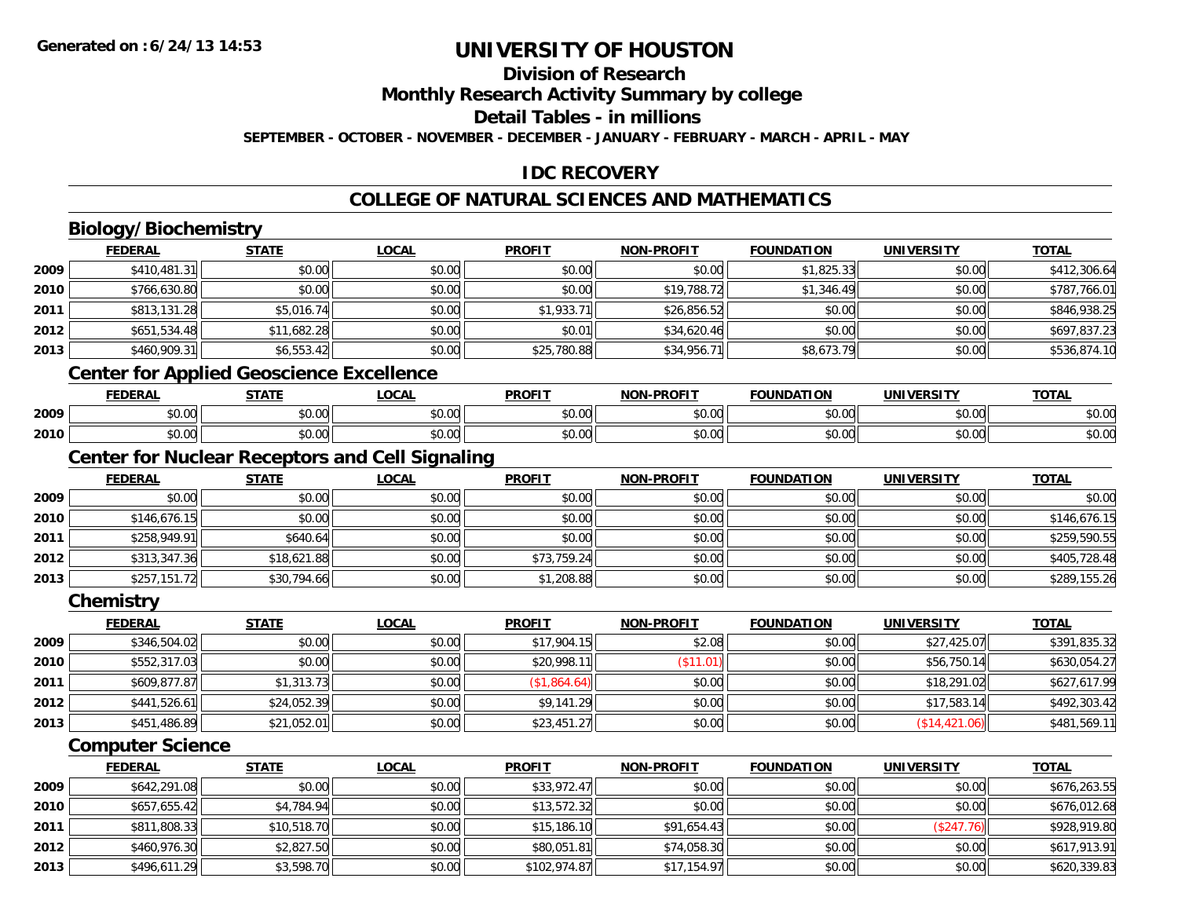# UNIVERSITY OF HOUSTON

## Division of Research

## Monthly Research Activity Summary by college

## Detail Tables - in millions

**SEPTEMBER - OCTOBER - NOVEMBER - DECEMBER - JANUARY - FEBRUARY - MARCH - APRIL - MAY**

## IDC RECOVERY

## COLLEGE OF NATURAL SCIENCES AND MATHEMATICS

### Biology/Biochemistry

| | FEDERAL | STATE | LOCAL | PROFIT | NON-PROFIT | FOUNDATION | UNIVERSITY | TOTAL |
|---|---|---|---|---|---|---|---|---|
| 2009 | $410,481.31 | $0.00 | $0.00 | $0.00 | $0.00 | $1,825.33 | $0.00 | $412,306.64 |
| 2010 | $766,630.80 | $0.00 | $0.00 | $0.00 | $19,788.72 | $1,346.49 | $0.00 | $787,766.01 |
| 2011 | $813,131.28 | $5,016.74 | $0.00 | $1,933.71 | $26,856.52 | $0.00 | $0.00 | $846,938.25 |
| 2012 | $651,534.48 | $11,682.28 | $0.00 | $0.01 | $34,620.46 | $0.00 | $0.00 | $697,837.23 |
| 2013 | $460,909.31 | $6,553.42 | $0.00 | $25,780.88 | $34,956.71 | $8,673.79 | $0.00 | $536,874.10 |

### Center for Applied Geoscience Excellence

| | FEDERAL | STATE | LOCAL | PROFIT | NON-PROFIT | FOUNDATION | UNIVERSITY | TOTAL |
|---|---|---|---|---|---|---|---|---|
| 2009 | $0.00 | $0.00 | $0.00 | $0.00 | $0.00 | $0.00 | $0.00 | $0.00 |
| 2010 | $0.00 | $0.00 | $0.00 | $0.00 | $0.00 | $0.00 | $0.00 | $0.00 |

### Center for Nuclear Receptors and Cell Signaling

| | FEDERAL | STATE | LOCAL | PROFIT | NON-PROFIT | FOUNDATION | UNIVERSITY | TOTAL |
|---|---|---|---|---|---|---|---|---|
| 2009 | $0.00 | $0.00 | $0.00 | $0.00 | $0.00 | $0.00 | $0.00 | $0.00 |
| 2010 | $146,676.15 | $0.00 | $0.00 | $0.00 | $0.00 | $0.00 | $0.00 | $146,676.15 |
| 2011 | $258,949.91 | $640.64 | $0.00 | $0.00 | $0.00 | $0.00 | $0.00 | $259,590.55 |
| 2012 | $313,347.36 | $18,621.88 | $0.00 | $73,759.24 | $0.00 | $0.00 | $0.00 | $405,728.48 |
| 2013 | $257,151.72 | $30,794.66 | $0.00 | $1,208.88 | $0.00 | $0.00 | $0.00 | $289,155.26 |

### Chemistry

| | FEDERAL | STATE | LOCAL | PROFIT | NON-PROFIT | FOUNDATION | UNIVERSITY | TOTAL |
|---|---|---|---|---|---|---|---|---|
| 2009 | $346,504.02 | $0.00 | $0.00 | $17,904.15 | $2.08 | $0.00 | $27,425.07 | $391,835.32 |
| 2010 | $552,317.03 | $0.00 | $0.00 | $20,998.11 | ($11.01) | $0.00 | $56,750.14 | $630,054.27 |
| 2011 | $609,877.87 | $1,313.73 | $0.00 | ($1,864.64) | $0.00 | $0.00 | $18,291.02 | $627,617.99 |
| 2012 | $441,526.61 | $24,052.39 | $0.00 | $9,141.29 | $0.00 | $0.00 | $17,583.14 | $492,303.42 |
| 2013 | $451,486.89 | $21,052.01 | $0.00 | $23,451.27 | $0.00 | $0.00 | ($14,421.06) | $481,569.11 |

### Computer Science

| | FEDERAL | STATE | LOCAL | PROFIT | NON-PROFIT | FOUNDATION | UNIVERSITY | TOTAL |
|---|---|---|---|---|---|---|---|---|
| 2009 | $642,291.08 | $0.00 | $0.00 | $33,972.47 | $0.00 | $0.00 | $0.00 | $676,263.55 |
| 2010 | $657,655.42 | $4,784.94 | $0.00 | $13,572.32 | $0.00 | $0.00 | $0.00 | $676,012.68 |
| 2011 | $811,808.33 | $10,518.70 | $0.00 | $15,186.10 | $91,654.43 | $0.00 | ($247.76) | $928,919.80 |
| 2012 | $460,976.30 | $2,827.50 | $0.00 | $80,051.81 | $74,058.30 | $0.00 | $0.00 | $617,913.91 |
| 2013 | $496,611.29 | $3,598.70 | $0.00 | $102,974.87 | $17,154.97 | $0.00 | $0.00 | $620,339.83 |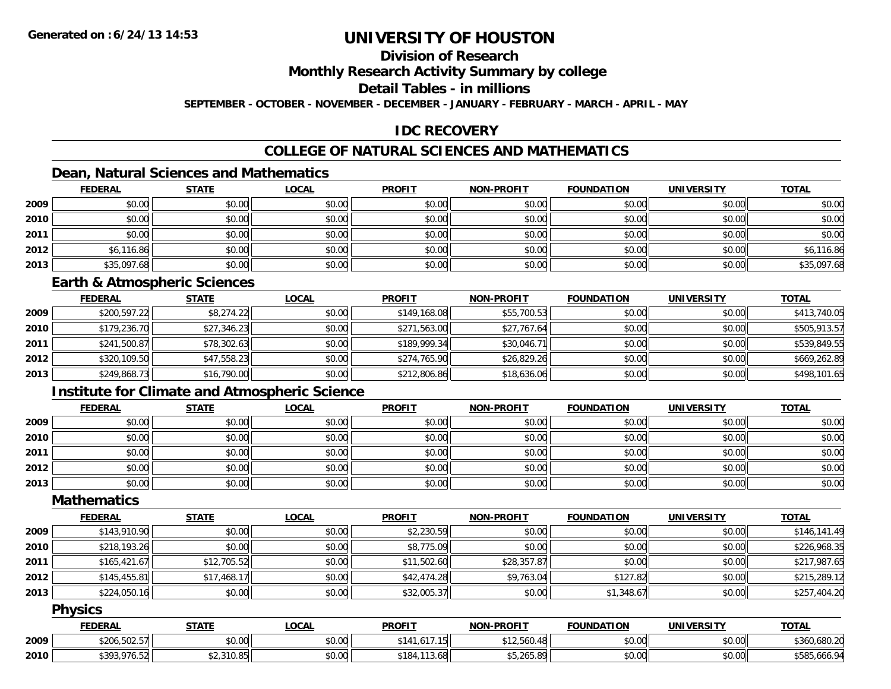# UNIVERSITY OF HOUSTON

## Division of Research

## Monthly Research Activity Summary by college

## Detail Tables - in millions

**SEPTEMBER - OCTOBER - NOVEMBER - DECEMBER - JANUARY - FEBRUARY - MARCH - APRIL - MAY**

**Generated on : 6/24/13 14:53**

## IDC RECOVERY

## COLLEGE OF NATURAL SCIENCES AND MATHEMATICS

### Dean, Natural Sciences and Mathematics

| | FEDERAL | STATE | LOCAL | PROFIT | NON-PROFIT | FOUNDATION | UNIVERSITY | TOTAL |
|---|---|---|---|---|---|---|---|---|
| 2009 | $0.00 | $0.00 | $0.00 | $0.00 | $0.00 | $0.00 | $0.00 | $0.00 |
| 2010 | $0.00 | $0.00 | $0.00 | $0.00 | $0.00 | $0.00 | $0.00 | $0.00 |
| 2011 | $0.00 | $0.00 | $0.00 | $0.00 | $0.00 | $0.00 | $0.00 | $0.00 |
| 2012 | $6,116.86 | $0.00 | $0.00 | $0.00 | $0.00 | $0.00 | $0.00 | $6,116.86 |
| 2013 | $35,097.68 | $0.00 | $0.00 | $0.00 | $0.00 | $0.00 | $0.00 | $35,097.68 |

### Earth & Atmospheric Sciences

| | FEDERAL | STATE | LOCAL | PROFIT | NON-PROFIT | FOUNDATION | UNIVERSITY | TOTAL |
|---|---|---|---|---|---|---|---|---|
| 2009 | $200,597.22 | $8,274.22 | $0.00 | $149,168.08 | $55,700.53 | $0.00 | $0.00 | $413,740.05 |
| 2010 | $179,236.70 | $27,346.23 | $0.00 | $271,563.00 | $27,767.64 | $0.00 | $0.00 | $505,913.57 |
| 2011 | $241,500.87 | $78,302.63 | $0.00 | $189,999.34 | $30,046.71 | $0.00 | $0.00 | $539,849.55 |
| 2012 | $320,109.50 | $47,558.23 | $0.00 | $274,765.90 | $26,829.26 | $0.00 | $0.00 | $669,262.89 |
| 2013 | $249,868.73 | $16,790.00 | $0.00 | $212,806.86 | $18,636.06 | $0.00 | $0.00 | $498,101.65 |

### Institute for Climate and Atmospheric Science

| | FEDERAL | STATE | LOCAL | PROFIT | NON-PROFIT | FOUNDATION | UNIVERSITY | TOTAL |
|---|---|---|---|---|---|---|---|---|
| 2009 | $0.00 | $0.00 | $0.00 | $0.00 | $0.00 | $0.00 | $0.00 | $0.00 |
| 2010 | $0.00 | $0.00 | $0.00 | $0.00 | $0.00 | $0.00 | $0.00 | $0.00 |
| 2011 | $0.00 | $0.00 | $0.00 | $0.00 | $0.00 | $0.00 | $0.00 | $0.00 |
| 2012 | $0.00 | $0.00 | $0.00 | $0.00 | $0.00 | $0.00 | $0.00 | $0.00 |
| 2013 | $0.00 | $0.00 | $0.00 | $0.00 | $0.00 | $0.00 | $0.00 | $0.00 |

### Mathematics

| | FEDERAL | STATE | LOCAL | PROFIT | NON-PROFIT | FOUNDATION | UNIVERSITY | TOTAL |
|---|---|---|---|---|---|---|---|---|
| 2009 | $143,910.90 | $0.00 | $0.00 | $2,230.59 | $0.00 | $0.00 | $0.00 | $146,141.49 |
| 2010 | $218,193.26 | $0.00 | $0.00 | $8,775.09 | $0.00 | $0.00 | $0.00 | $226,968.35 |
| 2011 | $165,421.67 | $12,705.52 | $0.00 | $11,502.60 | $28,357.87 | $0.00 | $0.00 | $217,987.65 |
| 2012 | $145,455.81 | $17,468.17 | $0.00 | $42,474.28 | $9,763.04 | $127.82 | $0.00 | $215,289.12 |
| 2013 | $224,050.16 | $0.00 | $0.00 | $32,005.37 | $0.00 | $1,348.67 | $0.00 | $257,404.20 |

### Physics

| | FEDERAL | STATE | LOCAL | PROFIT | NON-PROFIT | FOUNDATION | UNIVERSITY | TOTAL |
|---|---|---|---|---|---|---|---|---|
| 2009 | $206,502.57 | $0.00 | $0.00 | $141,617.15 | $12,560.48 | $0.00 | $0.00 | $360,680.20 |
| 2010 | $393,976.52 | $2,310.85 | $0.00 | $184,113.68 | $5,265.89 | $0.00 | $0.00 | $585,666.94 |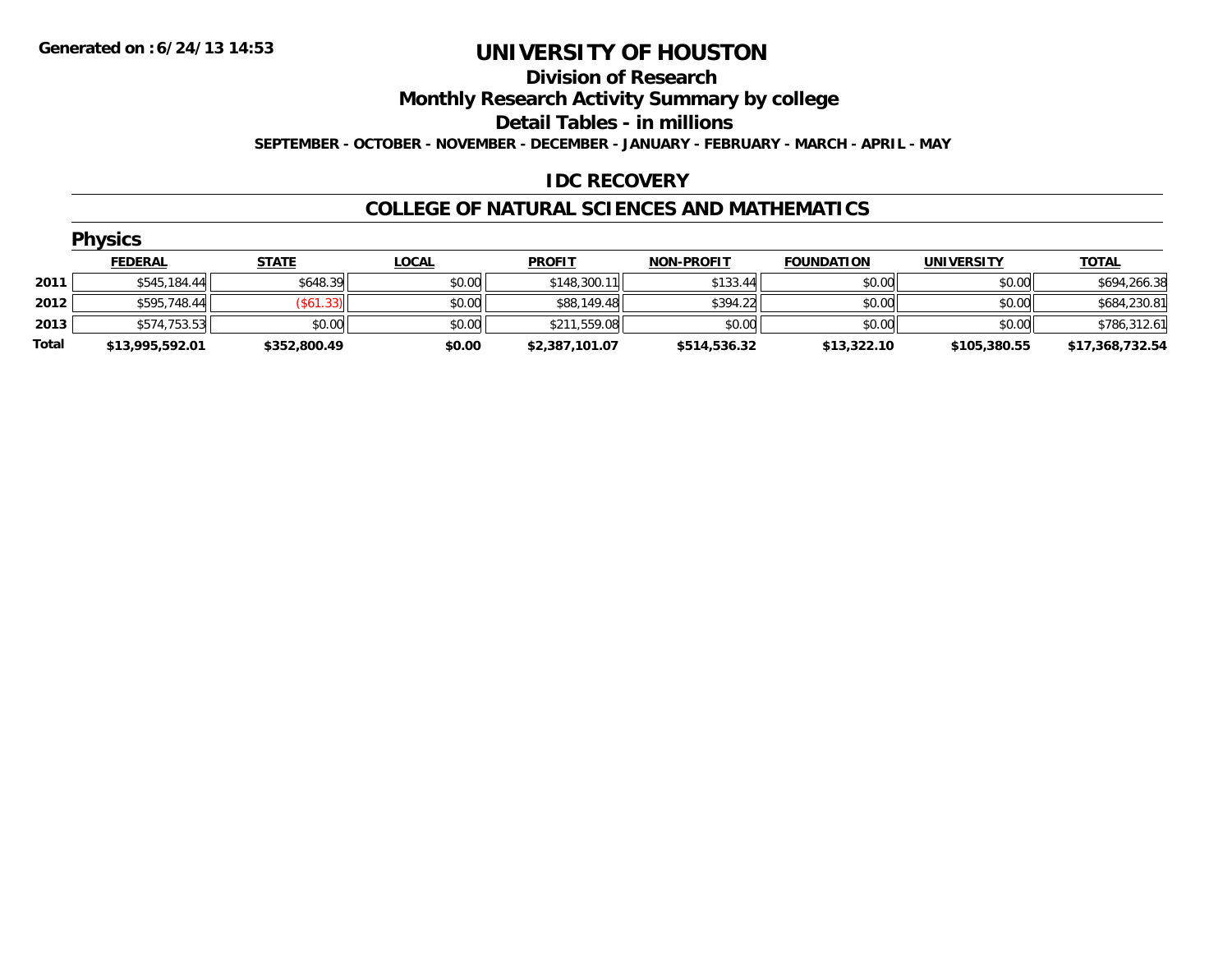# UNIVERSITY OF HOUSTON

## Division of Research

## Monthly Research Activity Summary by college

## Detail Tables - in millions

**SEPTEMBER - OCTOBER - NOVEMBER - DECEMBER - JANUARY - FEBRUARY - MARCH - APRIL - MAY**

### IDC RECOVERY

### COLLEGE OF NATURAL SCIENCES AND MATHEMATICS

#### Physics

| | FEDERAL | STATE | LOCAL | PROFIT | NON-PROFIT | FOUNDATION | UNIVERSITY | TOTAL |
|---|---|---|---|---|---|---|---|---|
| 2011 | $545,184.44 | $648.39 | $0.00 | $148,300.11 | $133.44 | $0.00 | $0.00 | $694,266.38 |
| 2012 | $595,748.44 | ($61.33) | $0.00 | $88,149.48 | $394.22 | $0.00 | $0.00 | $684,230.81 |
| 2013 | $574,753.53 | $0.00 | $0.00 | $211,559.08 | $0.00 | $0.00 | $0.00 | $786,312.61 |
| **Total** | **$13,995,592.01** | **$352,800.49** | **$0.00** | **$2,387,101.07** | **$514,536.32** | **$13,322.10** | **$105,380.55** | **$17,368,732.54** |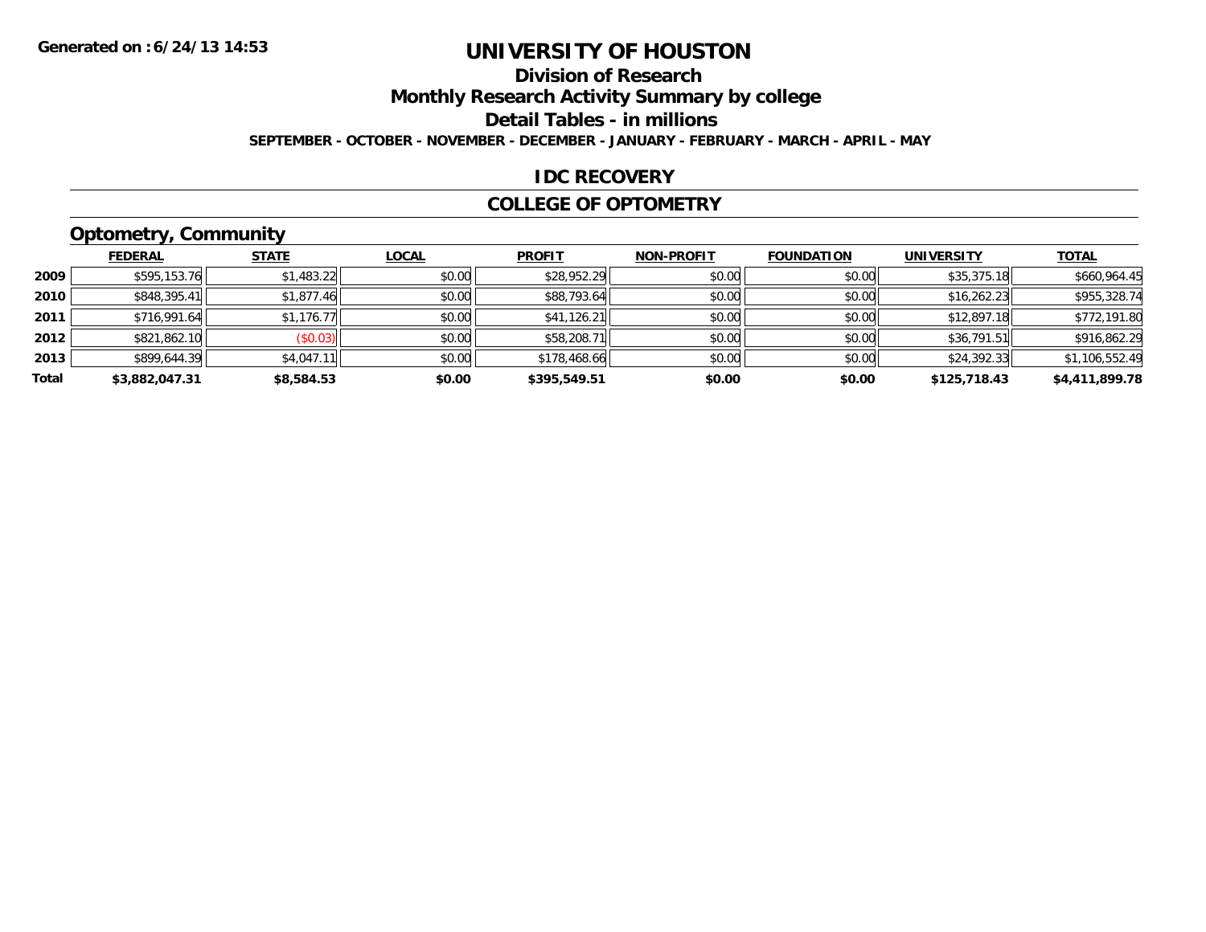# UNIVERSITY OF HOUSTON

## Division of Research

## Monthly Research Activity Summary by college

## Detail Tables - in millions

**SEPTEMBER - OCTOBER - NOVEMBER - DECEMBER - JANUARY - FEBRUARY - MARCH - APRIL - MAY**

### IDC RECOVERY

### COLLEGE OF OPTOMETRY

### Optometry, Community

| | FEDERAL | STATE | LOCAL | PROFIT | NON-PROFIT | FOUNDATION | UNIVERSITY | TOTAL |
|---|---|---|---|---|---|---|---|---|
| 2009 | $595,153.76 | $1,483.22 | $0.00 | $28,952.29 | $0.00 | $0.00 | $35,375.18 | $660,964.45 |
| 2010 | $848,395.41 | $1,877.46 | $0.00 | $88,793.64 | $0.00 | $0.00 | $16,262.23 | $955,328.74 |
| 2011 | $716,991.64 | $1,176.77 | $0.00 | $41,126.21 | $0.00 | $0.00 | $12,897.18 | $772,191.80 |
| 2012 | $821,862.10 | ($0.03) | $0.00 | $58,208.71 | $0.00 | $0.00 | $36,791.51 | $916,862.29 |
| 2013 | $899,644.39 | $4,047.11 | $0.00 | $178,468.66 | $0.00 | $0.00 | $24,392.33 | $1,106,552.49 |
| **Total** | **$3,882,047.31** | **$8,584.53** | **$0.00** | **$395,549.51** | **$0.00** | **$0.00** | **$125,718.43** | **$4,411,899.78** |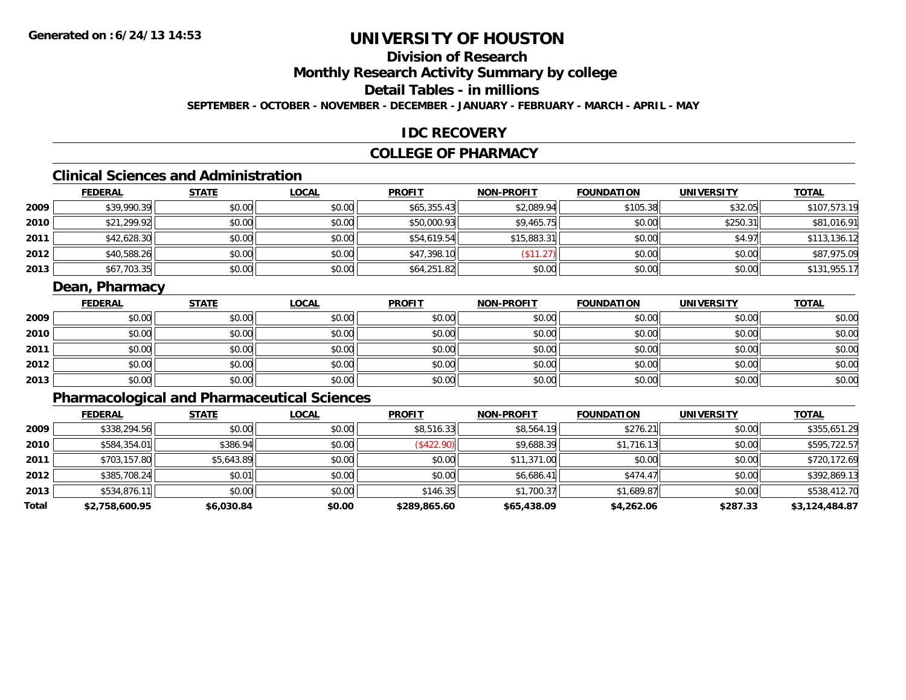**Generated on :6/24/13 14:53**

# UNIVERSITY OF HOUSTON

## Division of Research

## Monthly Research Activity Summary by college

## Detail Tables - in millions

**SEPTEMBER - OCTOBER - NOVEMBER - DECEMBER - JANUARY - FEBRUARY - MARCH - APRIL - MAY**

## IDC RECOVERY

## COLLEGE OF PHARMACY

### Clinical Sciences and Administration

| | FEDERAL | STATE | LOCAL | PROFIT | NON-PROFIT | FOUNDATION | UNIVERSITY | TOTAL |
|---|---|---|---|---|---|---|---|---|
| 2009 | $39,990.39 | $0.00 | $0.00 | $65,355.43 | $2,089.94 | $105.38 | $32.05 | $107,573.19 |
| 2010 | $21,299.92 | $0.00 | $0.00 | $50,000.93 | $9,465.75 | $0.00 | $250.31 | $81,016.91 |
| 2011 | $42,628.30 | $0.00 | $0.00 | $54,619.54 | $15,883.31 | $0.00 | $4.97 | $113,136.12 |
| 2012 | $40,588.26 | $0.00 | $0.00 | $47,398.10 | ($11.27) | $0.00 | $0.00 | $87,975.09 |
| 2013 | $67,703.35 | $0.00 | $0.00 | $64,251.82 | $0.00 | $0.00 | $0.00 | $131,955.17 |

### Dean, Pharmacy

| | FEDERAL | STATE | LOCAL | PROFIT | NON-PROFIT | FOUNDATION | UNIVERSITY | TOTAL |
|---|---|---|---|---|---|---|---|---|
| 2009 | $0.00 | $0.00 | $0.00 | $0.00 | $0.00 | $0.00 | $0.00 | $0.00 |
| 2010 | $0.00 | $0.00 | $0.00 | $0.00 | $0.00 | $0.00 | $0.00 | $0.00 |
| 2011 | $0.00 | $0.00 | $0.00 | $0.00 | $0.00 | $0.00 | $0.00 | $0.00 |
| 2012 | $0.00 | $0.00 | $0.00 | $0.00 | $0.00 | $0.00 | $0.00 | $0.00 |
| 2013 | $0.00 | $0.00 | $0.00 | $0.00 | $0.00 | $0.00 | $0.00 | $0.00 |

### Pharmacological and Pharmaceutical Sciences

| | FEDERAL | STATE | LOCAL | PROFIT | NON-PROFIT | FOUNDATION | UNIVERSITY | TOTAL |
|---|---|---|---|---|---|---|---|---|
| 2009 | $338,294.56 | $0.00 | $0.00 | $8,516.33 | $8,564.19 | $276.21 | $0.00 | $355,651.29 |
| 2010 | $584,354.01 | $386.94 | $0.00 | ($422.90) | $9,688.39 | $1,716.13 | $0.00 | $595,722.57 |
| 2011 | $703,157.80 | $5,643.89 | $0.00 | $0.00 | $11,371.00 | $0.00 | $0.00 | $720,172.69 |
| 2012 | $385,708.24 | $0.01 | $0.00 | $0.00 | $6,686.41 | $474.47 | $0.00 | $392,869.13 |
| 2013 | $534,876.11 | $0.00 | $0.00 | $146.35 | $1,700.37 | $1,689.87 | $0.00 | $538,412.70 |
| **Total** | **$2,758,600.95** | **$6,030.84** | **$0.00** | **$289,865.60** | **$65,438.09** | **$4,262.06** | **$287.33** | **$3,124,484.87** |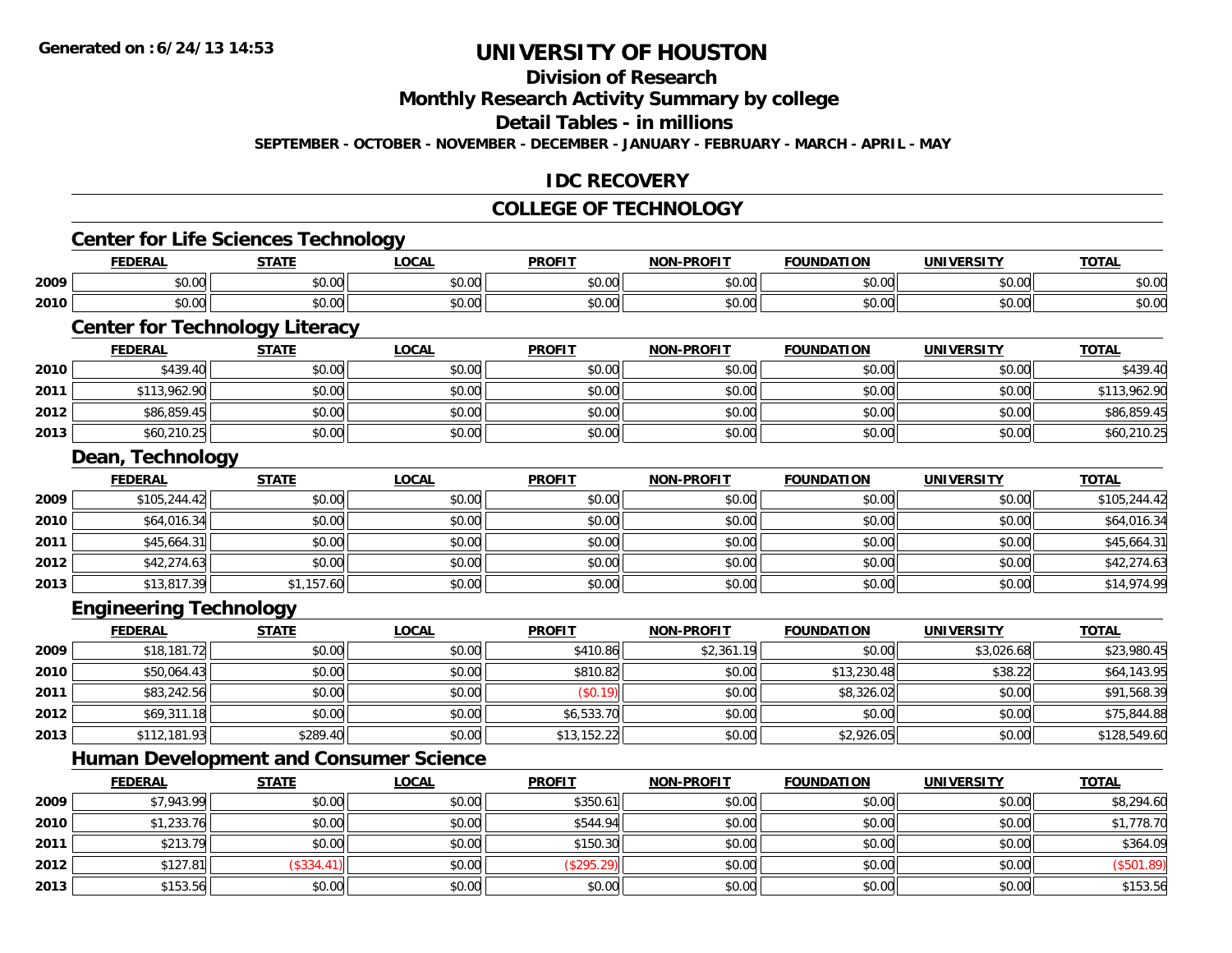# UNIVERSITY OF HOUSTON

## Division of Research

## Monthly Research Activity Summary by college

## Detail Tables - in millions

**SEPTEMBER - OCTOBER - NOVEMBER - DECEMBER - JANUARY - FEBRUARY - MARCH - APRIL - MAY**

## IDC RECOVERY

## COLLEGE OF TECHNOLOGY

### Center for Life Sciences Technology

| | FEDERAL | STATE | LOCAL | PROFIT | NON-PROFIT | FOUNDATION | UNIVERSITY | TOTAL |
|---|---|---|---|---|---|---|---|---|
| 2009 | $0.00 | $0.00 | $0.00 | $0.00 | $0.00 | $0.00 | $0.00 | $0.00 |
| 2010 | $0.00 | $0.00 | $0.00 | $0.00 | $0.00 | $0.00 | $0.00 | $0.00 |

### Center for Technology Literacy

| | FEDERAL | STATE | LOCAL | PROFIT | NON-PROFIT | FOUNDATION | UNIVERSITY | TOTAL |
|---|---|---|---|---|---|---|---|---|
| 2010 | $439.40 | $0.00 | $0.00 | $0.00 | $0.00 | $0.00 | $0.00 | $439.40 |
| 2011 | $113,962.90 | $0.00 | $0.00 | $0.00 | $0.00 | $0.00 | $0.00 | $113,962.90 |
| 2012 | $86,859.45 | $0.00 | $0.00 | $0.00 | $0.00 | $0.00 | $0.00 | $86,859.45 |
| 2013 | $60,210.25 | $0.00 | $0.00 | $0.00 | $0.00 | $0.00 | $0.00 | $60,210.25 |

### Dean, Technology

| | FEDERAL | STATE | LOCAL | PROFIT | NON-PROFIT | FOUNDATION | UNIVERSITY | TOTAL |
|---|---|---|---|---|---|---|---|---|
| 2009 | $105,244.42 | $0.00 | $0.00 | $0.00 | $0.00 | $0.00 | $0.00 | $105,244.42 |
| 2010 | $64,016.34 | $0.00 | $0.00 | $0.00 | $0.00 | $0.00 | $0.00 | $64,016.34 |
| 2011 | $45,664.31 | $0.00 | $0.00 | $0.00 | $0.00 | $0.00 | $0.00 | $45,664.31 |
| 2012 | $42,274.63 | $0.00 | $0.00 | $0.00 | $0.00 | $0.00 | $0.00 | $42,274.63 |
| 2013 | $13,817.39 | $1,157.60 | $0.00 | $0.00 | $0.00 | $0.00 | $0.00 | $14,974.99 |

### Engineering Technology

| | FEDERAL | STATE | LOCAL | PROFIT | NON-PROFIT | FOUNDATION | UNIVERSITY | TOTAL |
|---|---|---|---|---|---|---|---|---|
| 2009 | $18,181.72 | $0.00 | $0.00 | $410.86 | $2,361.19 | $0.00 | $3,026.68 | $23,980.45 |
| 2010 | $50,064.43 | $0.00 | $0.00 | $810.82 | $0.00 | $13,230.48 | $38.22 | $64,143.95 |
| 2011 | $83,242.56 | $0.00 | $0.00 | ($0.19) | $0.00 | $8,326.02 | $0.00 | $91,568.39 |
| 2012 | $69,311.18 | $0.00 | $0.00 | $6,533.70 | $0.00 | $0.00 | $0.00 | $75,844.88 |
| 2013 | $112,181.93 | $289.40 | $0.00 | $13,152.22 | $0.00 | $2,926.05 | $0.00 | $128,549.60 |

### Human Development and Consumer Science

| | FEDERAL | STATE | LOCAL | PROFIT | NON-PROFIT | FOUNDATION | UNIVERSITY | TOTAL |
|---|---|---|---|---|---|---|---|---|
| 2009 | $7,943.99 | $0.00 | $0.00 | $350.61 | $0.00 | $0.00 | $0.00 | $8,294.60 |
| 2010 | $1,233.76 | $0.00 | $0.00 | $544.94 | $0.00 | $0.00 | $0.00 | $1,778.70 |
| 2011 | $213.79 | $0.00 | $0.00 | $150.30 | $0.00 | $0.00 | $0.00 | $364.09 |
| 2012 | $127.81 | ($334.41) | $0.00 | ($295.29) | $0.00 | $0.00 | $0.00 | ($501.89) |
| 2013 | $153.56 | $0.00 | $0.00 | $0.00 | $0.00 | $0.00 | $0.00 | $153.56 |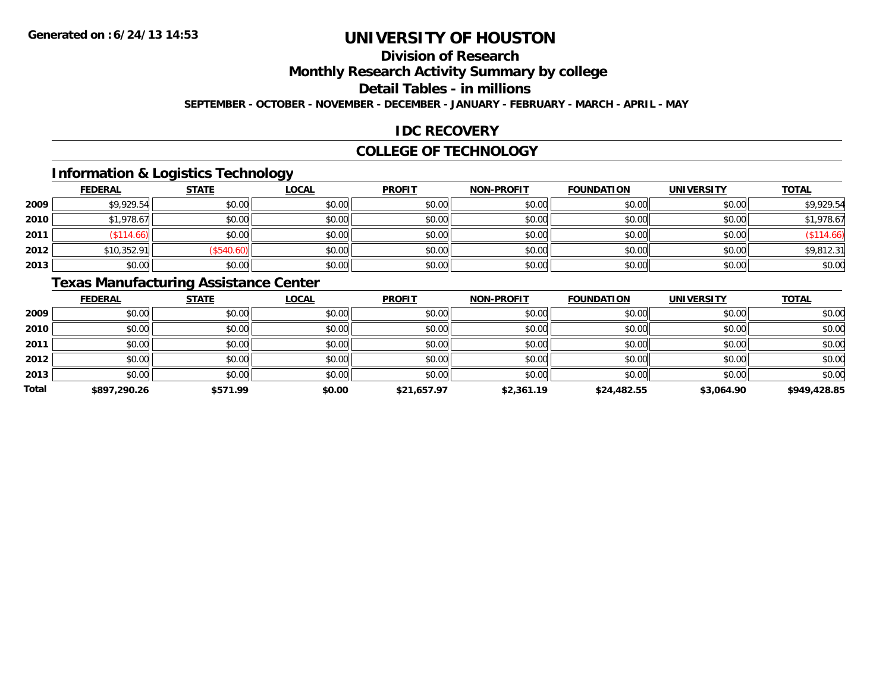**Generated on :6/24/13 14:53**

# UNIVERSITY OF HOUSTON

## Division of Research

## Monthly Research Activity Summary by college

## Detail Tables - in millions

**SEPTEMBER - OCTOBER - NOVEMBER - DECEMBER - JANUARY - FEBRUARY - MARCH - APRIL - MAY**

## IDC RECOVERY

## COLLEGE OF TECHNOLOGY

### Information & Logistics Technology

| | FEDERAL | STATE | LOCAL | PROFIT | NON-PROFIT | FOUNDATION | UNIVERSITY | TOTAL |
|---|---|---|---|---|---|---|---|---|
| 2009 | $9,929.54 | $0.00 | $0.00 | $0.00 | $0.00 | $0.00 | $0.00 | $9,929.54 |
| 2010 | $1,978.67 | $0.00 | $0.00 | $0.00 | $0.00 | $0.00 | $0.00 | $1,978.67 |
| 2011 | ($114.66) | $0.00 | $0.00 | $0.00 | $0.00 | $0.00 | $0.00 | ($114.66) |
| 2012 | $10,352.91 | ($540.60) | $0.00 | $0.00 | $0.00 | $0.00 | $0.00 | $9,812.31 |
| 2013 | $0.00 | $0.00 | $0.00 | $0.00 | $0.00 | $0.00 | $0.00 | $0.00 |

### Texas Manufacturing Assistance Center

| | FEDERAL | STATE | LOCAL | PROFIT | NON-PROFIT | FOUNDATION | UNIVERSITY | TOTAL |
|---|---|---|---|---|---|---|---|---|
| 2009 | $0.00 | $0.00 | $0.00 | $0.00 | $0.00 | $0.00 | $0.00 | $0.00 |
| 2010 | $0.00 | $0.00 | $0.00 | $0.00 | $0.00 | $0.00 | $0.00 | $0.00 |
| 2011 | $0.00 | $0.00 | $0.00 | $0.00 | $0.00 | $0.00 | $0.00 | $0.00 |
| 2012 | $0.00 | $0.00 | $0.00 | $0.00 | $0.00 | $0.00 | $0.00 | $0.00 |
| 2013 | $0.00 | $0.00 | $0.00 | $0.00 | $0.00 | $0.00 | $0.00 | $0.00 |
| **Total** | **$897,290.26** | **$571.99** | **$0.00** | **$21,657.97** | **$2,361.19** | **$24,482.55** | **$3,064.90** | **$949,428.85** |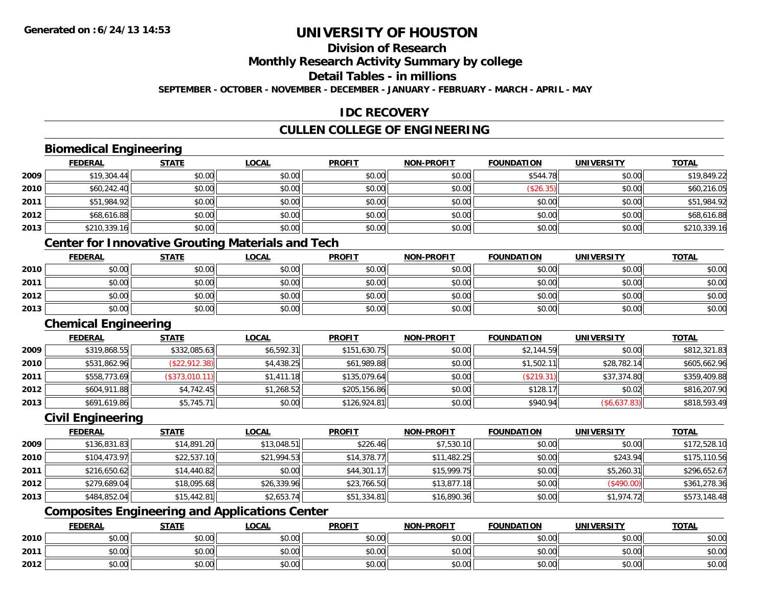# UNIVERSITY OF HOUSTON

## Division of Research

## Monthly Research Activity Summary by college

## Detail Tables - in millions

**SEPTEMBER - OCTOBER - NOVEMBER - DECEMBER - JANUARY - FEBRUARY - MARCH - APRIL - MAY**

## IDC RECOVERY

## CULLEN COLLEGE OF ENGINEERING

### Biomedical Engineering

| | FEDERAL | STATE | LOCAL | PROFIT | NON-PROFIT | FOUNDATION | UNIVERSITY | TOTAL |
|---|---|---|---|---|---|---|---|---|
| 2009 | $19,304.44 | $0.00 | $0.00 | $0.00 | $0.00 | $544.78 | $0.00 | $19,849.22 |
| 2010 | $60,242.40 | $0.00 | $0.00 | $0.00 | $0.00 | ($26.35) | $0.00 | $60,216.05 |
| 2011 | $51,984.92 | $0.00 | $0.00 | $0.00 | $0.00 | $0.00 | $0.00 | $51,984.92 |
| 2012 | $68,616.88 | $0.00 | $0.00 | $0.00 | $0.00 | $0.00 | $0.00 | $68,616.88 |
| 2013 | $210,339.16 | $0.00 | $0.00 | $0.00 | $0.00 | $0.00 | $0.00 | $210,339.16 |

### Center for Innovative Grouting Materials and Tech

| | FEDERAL | STATE | LOCAL | PROFIT | NON-PROFIT | FOUNDATION | UNIVERSITY | TOTAL |
|---|---|---|---|---|---|---|---|---|
| 2010 | $0.00 | $0.00 | $0.00 | $0.00 | $0.00 | $0.00 | $0.00 | $0.00 |
| 2011 | $0.00 | $0.00 | $0.00 | $0.00 | $0.00 | $0.00 | $0.00 | $0.00 |
| 2012 | $0.00 | $0.00 | $0.00 | $0.00 | $0.00 | $0.00 | $0.00 | $0.00 |
| 2013 | $0.00 | $0.00 | $0.00 | $0.00 | $0.00 | $0.00 | $0.00 | $0.00 |

### Chemical Engineering

| | FEDERAL | STATE | LOCAL | PROFIT | NON-PROFIT | FOUNDATION | UNIVERSITY | TOTAL |
|---|---|---|---|---|---|---|---|---|
| 2009 | $319,868.55 | $332,085.63 | $6,592.31 | $151,630.75 | $0.00 | $2,144.59 | $0.00 | $812,321.83 |
| 2010 | $531,862.96 | ($22,912.38) | $4,438.25 | $61,989.88 | $0.00 | $1,502.11 | $28,782.14 | $605,662.96 |
| 2011 | $558,773.69 | ($373,010.11) | $1,411.18 | $135,079.64 | $0.00 | ($219.31) | $37,374.80 | $359,409.88 |
| 2012 | $604,911.88 | $4,742.45 | $1,268.52 | $205,156.86 | $0.00 | $128.17 | $0.02 | $816,207.90 |
| 2013 | $691,619.86 | $5,745.71 | $0.00 | $126,924.81 | $0.00 | $940.94 | ($6,637.83) | $818,593.49 |

### Civil Engineering

| | FEDERAL | STATE | LOCAL | PROFIT | NON-PROFIT | FOUNDATION | UNIVERSITY | TOTAL |
|---|---|---|---|---|---|---|---|---|
| 2009 | $136,831.83 | $14,891.20 | $13,048.51 | $226.46 | $7,530.10 | $0.00 | $0.00 | $172,528.10 |
| 2010 | $104,473.97 | $22,537.10 | $21,994.53 | $14,378.77 | $11,482.25 | $0.00 | $243.94 | $175,110.56 |
| 2011 | $216,650.62 | $14,440.82 | $0.00 | $44,301.17 | $15,999.75 | $0.00 | $5,260.31 | $296,652.67 |
| 2012 | $279,689.04 | $18,095.68 | $26,339.96 | $23,766.50 | $13,877.18 | $0.00 | ($490.00) | $361,278.36 |
| 2013 | $484,852.04 | $15,442.81 | $2,653.74 | $51,334.81 | $16,890.36 | $0.00 | $1,974.72 | $573,148.48 |

### Composites Engineering and Applications Center

| | FEDERAL | STATE | LOCAL | PROFIT | NON-PROFIT | FOUNDATION | UNIVERSITY | TOTAL |
|---|---|---|---|---|---|---|---|---|
| 2010 | $0.00 | $0.00 | $0.00 | $0.00 | $0.00 | $0.00 | $0.00 | $0.00 |
| 2011 | $0.00 | $0.00 | $0.00 | $0.00 | $0.00 | $0.00 | $0.00 | $0.00 |
| 2012 | $0.00 | $0.00 | $0.00 | $0.00 | $0.00 | $0.00 | $0.00 | $0.00 |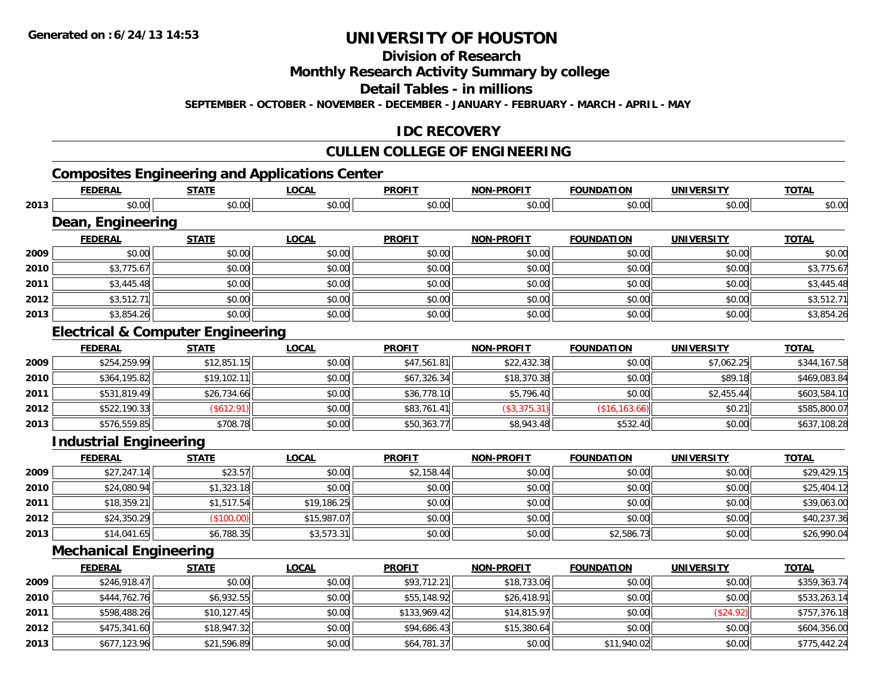# UNIVERSITY OF HOUSTON

## Division of Research

## Monthly Research Activity Summary by college

## Detail Tables - in millions

**SEPTEMBER - OCTOBER - NOVEMBER - DECEMBER - JANUARY - FEBRUARY - MARCH - APRIL - MAY**

## IDC RECOVERY

## CULLEN COLLEGE OF ENGINEERING

### Composites Engineering and Applications Center

| | FEDERAL | STATE | LOCAL | PROFIT | NON-PROFIT | FOUNDATION | UNIVERSITY | TOTAL |
|---|---|---|---|---|---|---|---|---|
| 2013 | $0.00 | $0.00 | $0.00 | $0.00 | $0.00 | $0.00 | $0.00 | $0.00 |

### Dean, Engineering

| | FEDERAL | STATE | LOCAL | PROFIT | NON-PROFIT | FOUNDATION | UNIVERSITY | TOTAL |
|---|---|---|---|---|---|---|---|---|
| 2009 | $0.00 | $0.00 | $0.00 | $0.00 | $0.00 | $0.00 | $0.00 | $0.00 |
| 2010 | $3,775.67 | $0.00 | $0.00 | $0.00 | $0.00 | $0.00 | $0.00 | $3,775.67 |
| 2011 | $3,445.48 | $0.00 | $0.00 | $0.00 | $0.00 | $0.00 | $0.00 | $3,445.48 |
| 2012 | $3,512.71 | $0.00 | $0.00 | $0.00 | $0.00 | $0.00 | $0.00 | $3,512.71 |
| 2013 | $3,854.26 | $0.00 | $0.00 | $0.00 | $0.00 | $0.00 | $0.00 | $3,854.26 |

### Electrical & Computer Engineering

| | FEDERAL | STATE | LOCAL | PROFIT | NON-PROFIT | FOUNDATION | UNIVERSITY | TOTAL |
|---|---|---|---|---|---|---|---|---|
| 2009 | $254,259.99 | $12,851.15 | $0.00 | $47,561.81 | $22,432.38 | $0.00 | $7,062.25 | $344,167.58 |
| 2010 | $364,195.82 | $19,102.11 | $0.00 | $67,326.34 | $18,370.38 | $0.00 | $89.18 | $469,083.84 |
| 2011 | $531,819.49 | $26,734.66 | $0.00 | $36,778.10 | $5,796.40 | $0.00 | $2,455.44 | $603,584.10 |
| 2012 | $522,190.33 | ($612.91) | $0.00 | $83,761.41 | ($3,375.31) | ($16,163.66) | $0.21 | $585,800.07 |
| 2013 | $576,559.85 | $708.78 | $0.00 | $50,363.77 | $8,943.48 | $532.40 | $0.00 | $637,108.28 |

### Industrial Engineering

| | FEDERAL | STATE | LOCAL | PROFIT | NON-PROFIT | FOUNDATION | UNIVERSITY | TOTAL |
|---|---|---|---|---|---|---|---|---|
| 2009 | $27,247.14 | $23.57 | $0.00 | $2,158.44 | $0.00 | $0.00 | $0.00 | $29,429.15 |
| 2010 | $24,080.94 | $1,323.18 | $0.00 | $0.00 | $0.00 | $0.00 | $0.00 | $25,404.12 |
| 2011 | $18,359.21 | $1,517.54 | $19,186.25 | $0.00 | $0.00 | $0.00 | $0.00 | $39,063.00 |
| 2012 | $24,350.29 | ($100.00) | $15,987.07 | $0.00 | $0.00 | $0.00 | $0.00 | $40,237.36 |
| 2013 | $14,041.65 | $6,788.35 | $3,573.31 | $0.00 | $0.00 | $2,586.73 | $0.00 | $26,990.04 |

### Mechanical Engineering

| | FEDERAL | STATE | LOCAL | PROFIT | NON-PROFIT | FOUNDATION | UNIVERSITY | TOTAL |
|---|---|---|---|---|---|---|---|---|
| 2009 | $246,918.47 | $0.00 | $0.00 | $93,712.21 | $18,733.06 | $0.00 | $0.00 | $359,363.74 |
| 2010 | $444,762.76 | $6,932.55 | $0.00 | $55,148.92 | $26,418.91 | $0.00 | $0.00 | $533,263.14 |
| 2011 | $598,488.26 | $10,127.45 | $0.00 | $133,969.42 | $14,815.97 | $0.00 | ($24.92) | $757,376.18 |
| 2012 | $475,341.60 | $18,947.32 | $0.00 | $94,686.43 | $15,380.64 | $0.00 | $0.00 | $604,356.00 |
| 2013 | $677,123.96 | $21,596.89 | $0.00 | $64,781.37 | $0.00 | $11,940.02 | $0.00 | $775,442.24 |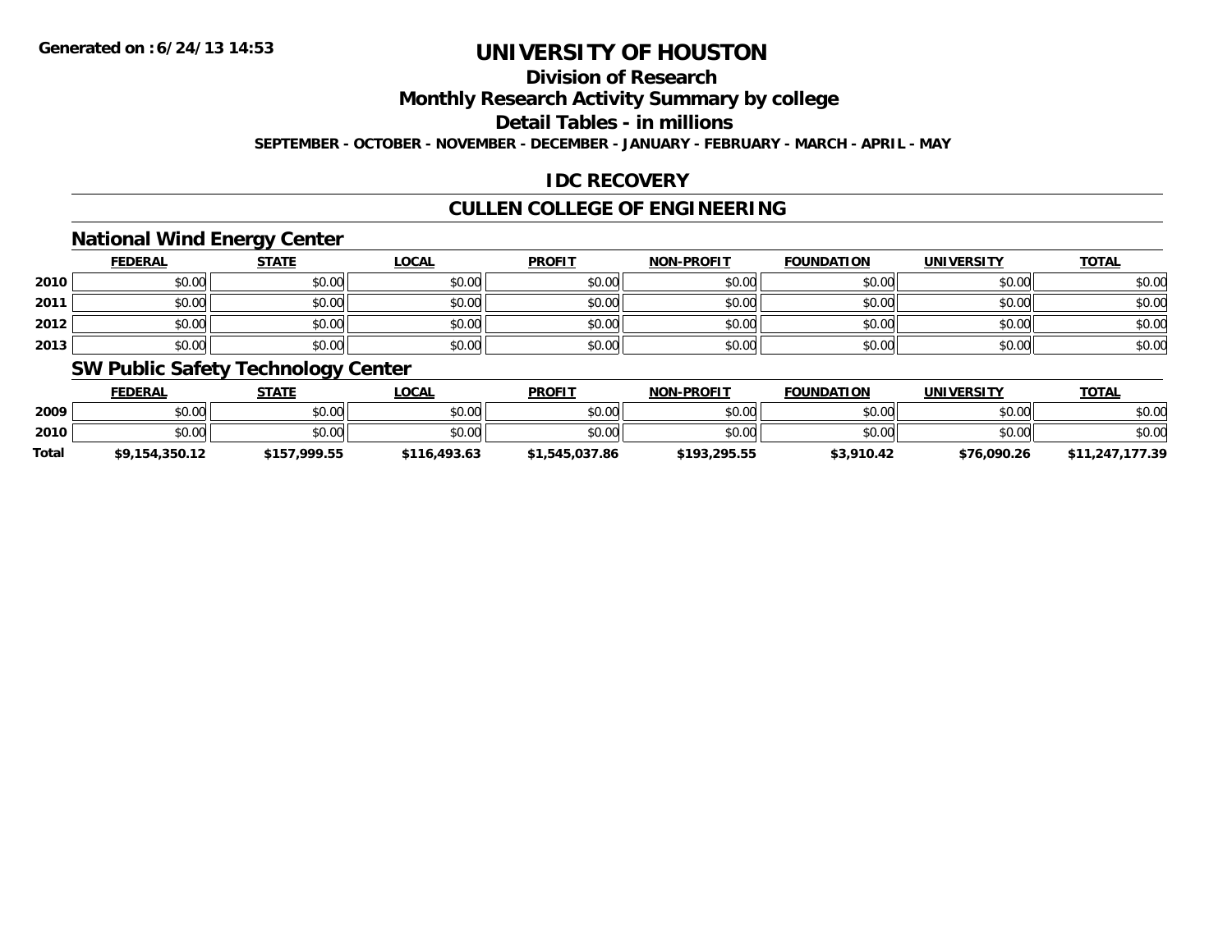# UNIVERSITY OF HOUSTON

## Division of Research

## Monthly Research Activity Summary by college

## Detail Tables - in millions

**SEPTEMBER - OCTOBER - NOVEMBER - DECEMBER - JANUARY - FEBRUARY - MARCH - APRIL - MAY**

## IDC RECOVERY

## CULLEN COLLEGE OF ENGINEERING

### National Wind Energy Center

| | FEDERAL | STATE | LOCAL | PROFIT | NON-PROFIT | FOUNDATION | UNIVERSITY | TOTAL |
|---|---|---|---|---|---|---|---|---|
| 2010 | $0.00 | $0.00 | $0.00 | $0.00 | $0.00 | $0.00 | $0.00 | $0.00 |
| 2011 | $0.00 | $0.00 | $0.00 | $0.00 | $0.00 | $0.00 | $0.00 | $0.00 |
| 2012 | $0.00 | $0.00 | $0.00 | $0.00 | $0.00 | $0.00 | $0.00 | $0.00 |
| 2013 | $0.00 | $0.00 | $0.00 | $0.00 | $0.00 | $0.00 | $0.00 | $0.00 |

### SW Public Safety Technology Center

| | FEDERAL | STATE | LOCAL | PROFIT | NON-PROFIT | FOUNDATION | UNIVERSITY | TOTAL |
|---|---|---|---|---|---|---|---|---|
| 2009 | $0.00 | $0.00 | $0.00 | $0.00 | $0.00 | $0.00 | $0.00 | $0.00 |
| 2010 | $0.00 | $0.00 | $0.00 | $0.00 | $0.00 | $0.00 | $0.00 | $0.00 |
| **Total** | **$9,154,350.12** | **$157,999.55** | **$116,493.63** | **$1,545,037.86** | **$193,295.55** | **$3,910.42** | **$76,090.26** | **$11,247,177.39** |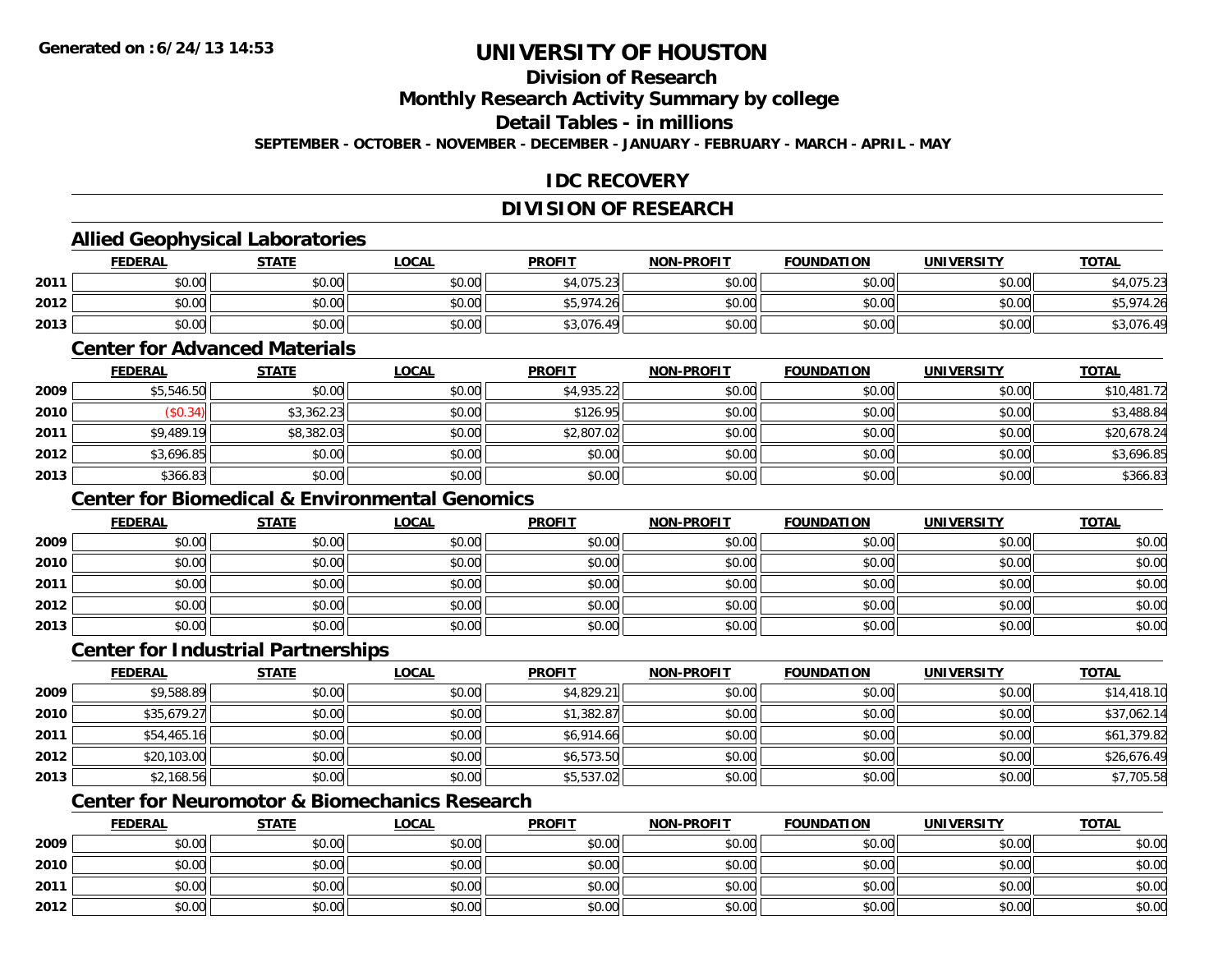# UNIVERSITY OF HOUSTON

## Division of Research

## Monthly Research Activity Summary by college

## Detail Tables - in millions

**SEPTEMBER - OCTOBER - NOVEMBER - DECEMBER - JANUARY - FEBRUARY - MARCH - APRIL - MAY**

## IDC RECOVERY

## DIVISION OF RESEARCH

### Allied Geophysical Laboratories

| | FEDERAL | STATE | LOCAL | PROFIT | NON-PROFIT | FOUNDATION | UNIVERSITY | TOTAL |
|---|---|---|---|---|---|---|---|---|
| 2011 | $0.00 | $0.00 | $0.00 | $4,075.23 | $0.00 | $0.00 | $0.00 | $4,075.23 |
| 2012 | $0.00 | $0.00 | $0.00 | $5,974.26 | $0.00 | $0.00 | $0.00 | $5,974.26 |
| 2013 | $0.00 | $0.00 | $0.00 | $3,076.49 | $0.00 | $0.00 | $0.00 | $3,076.49 |

### Center for Advanced Materials

| | FEDERAL | STATE | LOCAL | PROFIT | NON-PROFIT | FOUNDATION | UNIVERSITY | TOTAL |
|---|---|---|---|---|---|---|---|---|
| 2009 | $5,546.50 | $0.00 | $0.00 | $4,935.22 | $0.00 | $0.00 | $0.00 | $10,481.72 |
| 2010 | ($0.34) | $3,362.23 | $0.00 | $126.95 | $0.00 | $0.00 | $0.00 | $3,488.84 |
| 2011 | $9,489.19 | $8,382.03 | $0.00 | $2,807.02 | $0.00 | $0.00 | $0.00 | $20,678.24 |
| 2012 | $3,696.85 | $0.00 | $0.00 | $0.00 | $0.00 | $0.00 | $0.00 | $3,696.85 |
| 2013 | $366.83 | $0.00 | $0.00 | $0.00 | $0.00 | $0.00 | $0.00 | $366.83 |

### Center for Biomedical & Environmental Genomics

| | FEDERAL | STATE | LOCAL | PROFIT | NON-PROFIT | FOUNDATION | UNIVERSITY | TOTAL |
|---|---|---|---|---|---|---|---|---|
| 2009 | $0.00 | $0.00 | $0.00 | $0.00 | $0.00 | $0.00 | $0.00 | $0.00 |
| 2010 | $0.00 | $0.00 | $0.00 | $0.00 | $0.00 | $0.00 | $0.00 | $0.00 |
| 2011 | $0.00 | $0.00 | $0.00 | $0.00 | $0.00 | $0.00 | $0.00 | $0.00 |
| 2012 | $0.00 | $0.00 | $0.00 | $0.00 | $0.00 | $0.00 | $0.00 | $0.00 |
| 2013 | $0.00 | $0.00 | $0.00 | $0.00 | $0.00 | $0.00 | $0.00 | $0.00 |

### Center for Industrial Partnerships

| | FEDERAL | STATE | LOCAL | PROFIT | NON-PROFIT | FOUNDATION | UNIVERSITY | TOTAL |
|---|---|---|---|---|---|---|---|---|
| 2009 | $9,588.89 | $0.00 | $0.00 | $4,829.21 | $0.00 | $0.00 | $0.00 | $14,418.10 |
| 2010 | $35,679.27 | $0.00 | $0.00 | $1,382.87 | $0.00 | $0.00 | $0.00 | $37,062.14 |
| 2011 | $54,465.16 | $0.00 | $0.00 | $6,914.66 | $0.00 | $0.00 | $0.00 | $61,379.82 |
| 2012 | $20,103.00 | $0.00 | $0.00 | $6,573.50 | $0.00 | $0.00 | $0.00 | $26,676.49 |
| 2013 | $2,168.56 | $0.00 | $0.00 | $5,537.02 | $0.00 | $0.00 | $0.00 | $7,705.58 |

### Center for Neuromotor & Biomechanics Research

| | FEDERAL | STATE | LOCAL | PROFIT | NON-PROFIT | FOUNDATION | UNIVERSITY | TOTAL |
|---|---|---|---|---|---|---|---|---|
| 2009 | $0.00 | $0.00 | $0.00 | $0.00 | $0.00 | $0.00 | $0.00 | $0.00 |
| 2010 | $0.00 | $0.00 | $0.00 | $0.00 | $0.00 | $0.00 | $0.00 | $0.00 |
| 2011 | $0.00 | $0.00 | $0.00 | $0.00 | $0.00 | $0.00 | $0.00 | $0.00 |
| 2012 | $0.00 | $0.00 | $0.00 | $0.00 | $0.00 | $0.00 | $0.00 | $0.00 |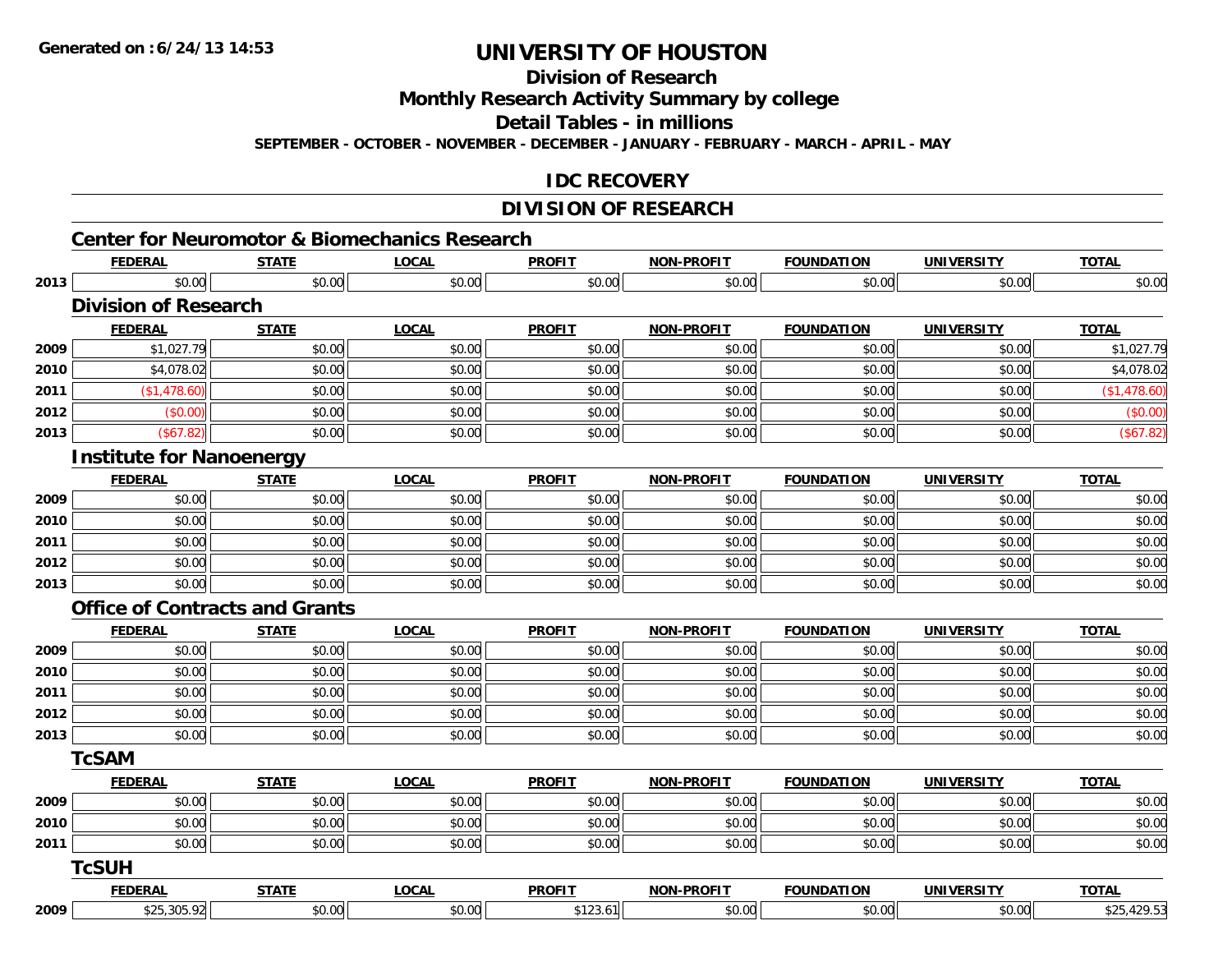**Generated on :6/24/13 14:53**

# UNIVERSITY OF HOUSTON

## Division of Research

## Monthly Research Activity Summary by college

## Detail Tables - in millions

**SEPTEMBER - OCTOBER - NOVEMBER - DECEMBER - JANUARY - FEBRUARY - MARCH - APRIL - MAY**

## IDC RECOVERY

## DIVISION OF RESEARCH

### Center for Neuromotor & Biomechanics Research

| | FEDERAL | STATE | LOCAL | PROFIT | NON-PROFIT | FOUNDATION | UNIVERSITY | TOTAL |
|---|---|---|---|---|---|---|---|---|
| 2013 | $0.00 | $0.00 | $0.00 | $0.00 | $0.00 | $0.00 | $0.00 | $0.00 |

### Division of Research

| | FEDERAL | STATE | LOCAL | PROFIT | NON-PROFIT | FOUNDATION | UNIVERSITY | TOTAL |
|---|---|---|---|---|---|---|---|---|
| 2009 | $1,027.79 | $0.00 | $0.00 | $0.00 | $0.00 | $0.00 | $0.00 | $1,027.79 |
| 2010 | $4,078.02 | $0.00 | $0.00 | $0.00 | $0.00 | $0.00 | $0.00 | $4,078.02 |
| 2011 | ($1,478.60) | $0.00 | $0.00 | $0.00 | $0.00 | $0.00 | $0.00 | ($1,478.60) |
| 2012 | ($0.00) | $0.00 | $0.00 | $0.00 | $0.00 | $0.00 | $0.00 | ($0.00) |
| 2013 | ($67.82) | $0.00 | $0.00 | $0.00 | $0.00 | $0.00 | $0.00 | ($67.82) |

### Institute for Nanoenergy

| | FEDERAL | STATE | LOCAL | PROFIT | NON-PROFIT | FOUNDATION | UNIVERSITY | TOTAL |
|---|---|---|---|---|---|---|---|---|
| 2009 | $0.00 | $0.00 | $0.00 | $0.00 | $0.00 | $0.00 | $0.00 | $0.00 |
| 2010 | $0.00 | $0.00 | $0.00 | $0.00 | $0.00 | $0.00 | $0.00 | $0.00 |
| 2011 | $0.00 | $0.00 | $0.00 | $0.00 | $0.00 | $0.00 | $0.00 | $0.00 |
| 2012 | $0.00 | $0.00 | $0.00 | $0.00 | $0.00 | $0.00 | $0.00 | $0.00 |
| 2013 | $0.00 | $0.00 | $0.00 | $0.00 | $0.00 | $0.00 | $0.00 | $0.00 |

### Office of Contracts and Grants

| | FEDERAL | STATE | LOCAL | PROFIT | NON-PROFIT | FOUNDATION | UNIVERSITY | TOTAL |
|---|---|---|---|---|---|---|---|---|
| 2009 | $0.00 | $0.00 | $0.00 | $0.00 | $0.00 | $0.00 | $0.00 | $0.00 |
| 2010 | $0.00 | $0.00 | $0.00 | $0.00 | $0.00 | $0.00 | $0.00 | $0.00 |
| 2011 | $0.00 | $0.00 | $0.00 | $0.00 | $0.00 | $0.00 | $0.00 | $0.00 |
| 2012 | $0.00 | $0.00 | $0.00 | $0.00 | $0.00 | $0.00 | $0.00 | $0.00 |
| 2013 | $0.00 | $0.00 | $0.00 | $0.00 | $0.00 | $0.00 | $0.00 | $0.00 |

### TcSAM

| | FEDERAL | STATE | LOCAL | PROFIT | NON-PROFIT | FOUNDATION | UNIVERSITY | TOTAL |
|---|---|---|---|---|---|---|---|---|
| 2009 | $0.00 | $0.00 | $0.00 | $0.00 | $0.00 | $0.00 | $0.00 | $0.00 |
| 2010 | $0.00 | $0.00 | $0.00 | $0.00 | $0.00 | $0.00 | $0.00 | $0.00 |
| 2011 | $0.00 | $0.00 | $0.00 | $0.00 | $0.00 | $0.00 | $0.00 | $0.00 |

### TcSUH

| | FEDERAL | STATE | LOCAL | PROFIT | NON-PROFIT | FOUNDATION | UNIVERSITY | TOTAL |
|---|---|---|---|---|---|---|---|---|
| 2009 | $25,305.92 | $0.00 | $0.00 | $123.61 | $0.00 | $0.00 | $0.00 | $25,429.53 |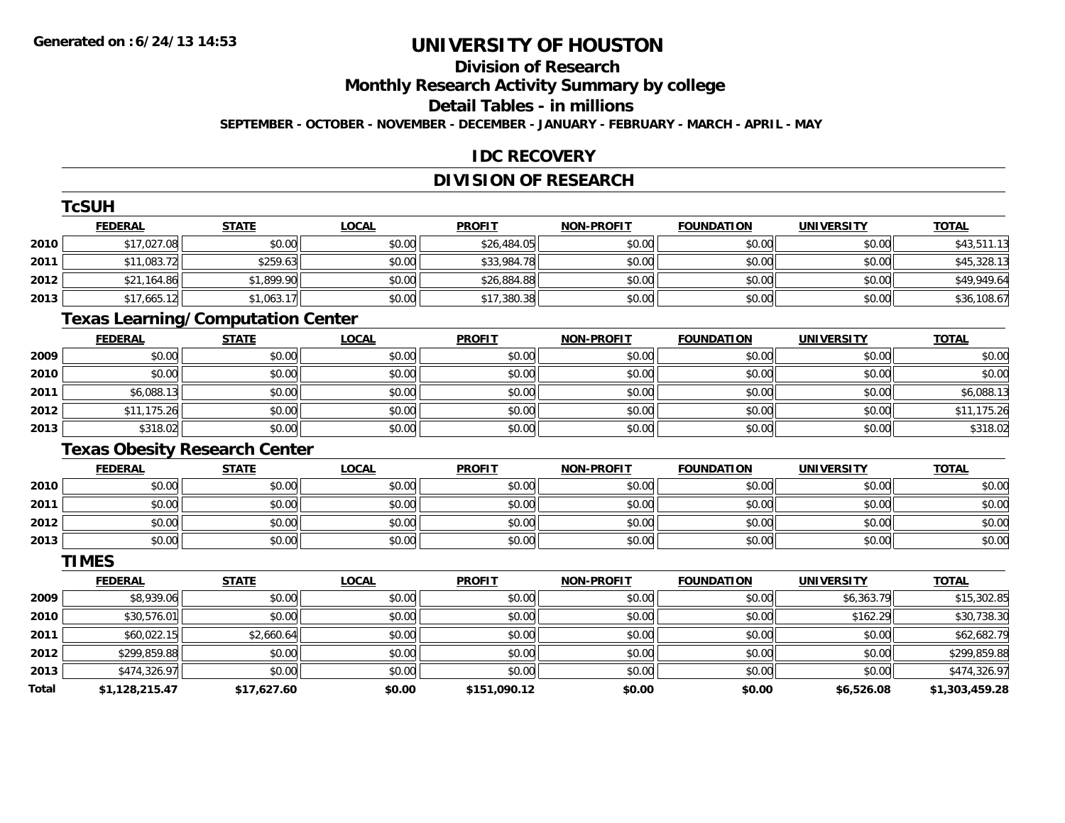**Generated on :6/24/13 14:53**

# UNIVERSITY OF HOUSTON

## Division of Research

## Monthly Research Activity Summary by college

## Detail Tables - in millions

**SEPTEMBER - OCTOBER - NOVEMBER - DECEMBER - JANUARY - FEBRUARY - MARCH - APRIL - MAY**

## IDC RECOVERY

## DIVISION OF RESEARCH

### TcSUH

| | FEDERAL | STATE | LOCAL | PROFIT | NON-PROFIT | FOUNDATION | UNIVERSITY | TOTAL |
|---|---|---|---|---|---|---|---|---|
| 2010 | $17,027.08 | $0.00 | $0.00 | $26,484.05 | $0.00 | $0.00 | $0.00 | $43,511.13 |
| 2011 | $11,083.72 | $259.63 | $0.00 | $33,984.78 | $0.00 | $0.00 | $0.00 | $45,328.13 |
| 2012 | $21,164.86 | $1,899.90 | $0.00 | $26,884.88 | $0.00 | $0.00 | $0.00 | $49,949.64 |
| 2013 | $17,665.12 | $1,063.17 | $0.00 | $17,380.38 | $0.00 | $0.00 | $0.00 | $36,108.67 |

### Texas Learning/Computation Center

| | FEDERAL | STATE | LOCAL | PROFIT | NON-PROFIT | FOUNDATION | UNIVERSITY | TOTAL |
|---|---|---|---|---|---|---|---|---|
| 2009 | $0.00 | $0.00 | $0.00 | $0.00 | $0.00 | $0.00 | $0.00 | $0.00 |
| 2010 | $0.00 | $0.00 | $0.00 | $0.00 | $0.00 | $0.00 | $0.00 | $0.00 |
| 2011 | $6,088.13 | $0.00 | $0.00 | $0.00 | $0.00 | $0.00 | $0.00 | $6,088.13 |
| 2012 | $11,175.26 | $0.00 | $0.00 | $0.00 | $0.00 | $0.00 | $0.00 | $11,175.26 |
| 2013 | $318.02 | $0.00 | $0.00 | $0.00 | $0.00 | $0.00 | $0.00 | $318.02 |

### Texas Obesity Research Center

| | FEDERAL | STATE | LOCAL | PROFIT | NON-PROFIT | FOUNDATION | UNIVERSITY | TOTAL |
|---|---|---|---|---|---|---|---|---|
| 2010 | $0.00 | $0.00 | $0.00 | $0.00 | $0.00 | $0.00 | $0.00 | $0.00 |
| 2011 | $0.00 | $0.00 | $0.00 | $0.00 | $0.00 | $0.00 | $0.00 | $0.00 |
| 2012 | $0.00 | $0.00 | $0.00 | $0.00 | $0.00 | $0.00 | $0.00 | $0.00 |
| 2013 | $0.00 | $0.00 | $0.00 | $0.00 | $0.00 | $0.00 | $0.00 | $0.00 |

### TIMES

| | FEDERAL | STATE | LOCAL | PROFIT | NON-PROFIT | FOUNDATION | UNIVERSITY | TOTAL |
|---|---|---|---|---|---|---|---|---|
| 2009 | $8,939.06 | $0.00 | $0.00 | $0.00 | $0.00 | $0.00 | $6,363.79 | $15,302.85 |
| 2010 | $30,576.01 | $0.00 | $0.00 | $0.00 | $0.00 | $0.00 | $162.29 | $30,738.30 |
| 2011 | $60,022.15 | $2,660.64 | $0.00 | $0.00 | $0.00 | $0.00 | $0.00 | $62,682.79 |
| 2012 | $299,859.88 | $0.00 | $0.00 | $0.00 | $0.00 | $0.00 | $0.00 | $299,859.88 |
| 2013 | $474,326.97 | $0.00 | $0.00 | $0.00 | $0.00 | $0.00 | $0.00 | $474,326.97 |
| **Total** | **$1,128,215.47** | **$17,627.60** | **$0.00** | **$151,090.12** | **$0.00** | **$0.00** | **$6,526.08** | **$1,303,459.28** |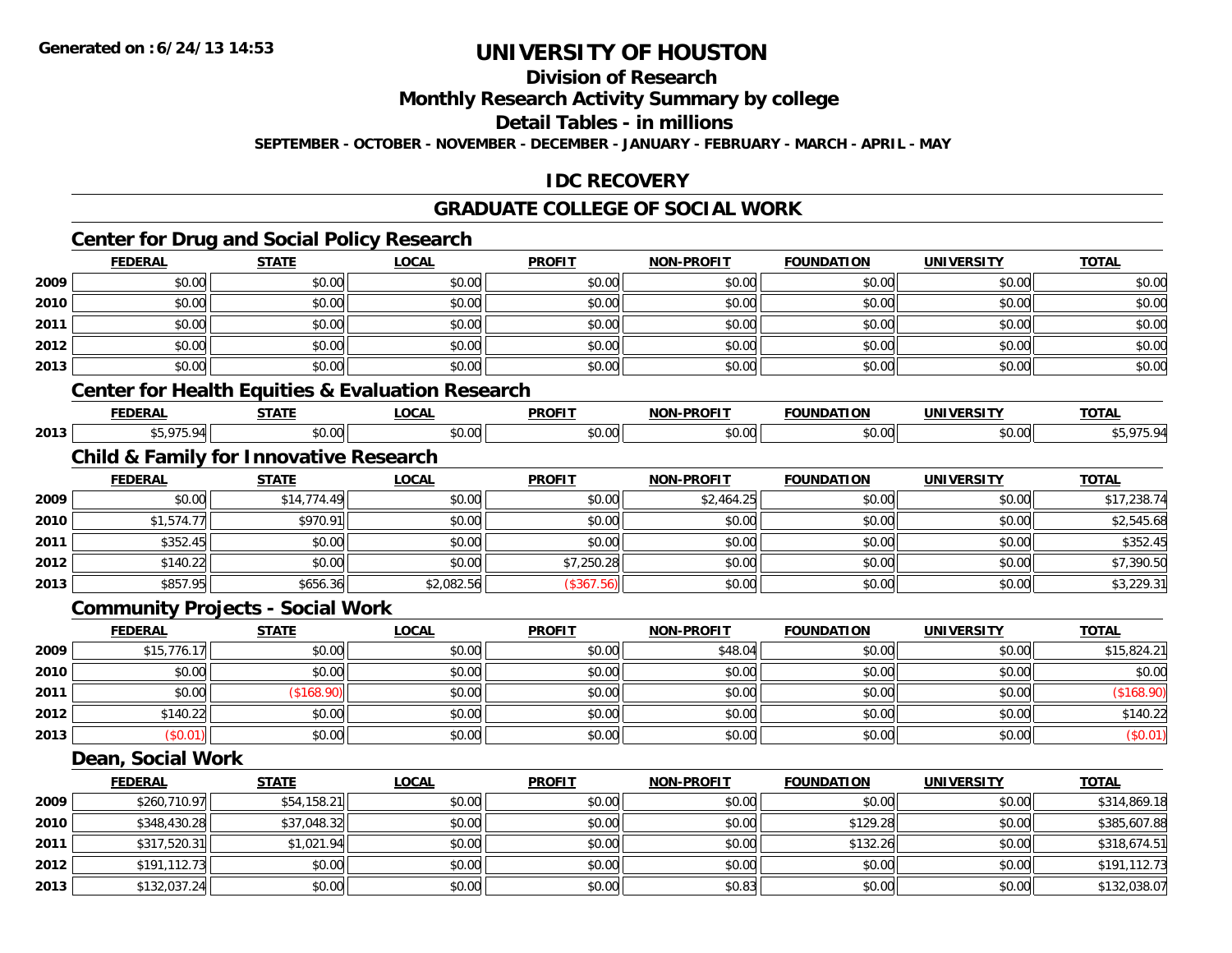# UNIVERSITY OF HOUSTON

## Division of Research

## Monthly Research Activity Summary by college

## Detail Tables - in millions

**SEPTEMBER - OCTOBER - NOVEMBER - DECEMBER - JANUARY - FEBRUARY - MARCH - APRIL - MAY**

## IDC RECOVERY

## GRADUATE COLLEGE OF SOCIAL WORK

### Center for Drug and Social Policy Research

| | FEDERAL | STATE | LOCAL | PROFIT | NON-PROFIT | FOUNDATION | UNIVERSITY | TOTAL |
|---|---|---|---|---|---|---|---|---|
| 2009 | $0.00 | $0.00 | $0.00 | $0.00 | $0.00 | $0.00 | $0.00 | $0.00 |
| 2010 | $0.00 | $0.00 | $0.00 | $0.00 | $0.00 | $0.00 | $0.00 | $0.00 |
| 2011 | $0.00 | $0.00 | $0.00 | $0.00 | $0.00 | $0.00 | $0.00 | $0.00 |
| 2012 | $0.00 | $0.00 | $0.00 | $0.00 | $0.00 | $0.00 | $0.00 | $0.00 |
| 2013 | $0.00 | $0.00 | $0.00 | $0.00 | $0.00 | $0.00 | $0.00 | $0.00 |

### Center for Health Equities & Evaluation Research

| | FEDERAL | STATE | LOCAL | PROFIT | NON-PROFIT | FOUNDATION | UNIVERSITY | TOTAL |
|---|---|---|---|---|---|---|---|---|
| 2013 | $5,975.94 | $0.00 | $0.00 | $0.00 | $0.00 | $0.00 | $0.00 | $5,975.94 |

### Child & Family for Innovative Research

| | FEDERAL | STATE | LOCAL | PROFIT | NON-PROFIT | FOUNDATION | UNIVERSITY | TOTAL |
|---|---|---|---|---|---|---|---|---|
| 2009 | $0.00 | $14,774.49 | $0.00 | $0.00 | $2,464.25 | $0.00 | $0.00 | $17,238.74 |
| 2010 | $1,574.77 | $970.91 | $0.00 | $0.00 | $0.00 | $0.00 | $0.00 | $2,545.68 |
| 2011 | $352.45 | $0.00 | $0.00 | $0.00 | $0.00 | $0.00 | $0.00 | $352.45 |
| 2012 | $140.22 | $0.00 | $0.00 | $7,250.28 | $0.00 | $0.00 | $0.00 | $7,390.50 |
| 2013 | $857.95 | $656.36 | $2,082.56 | ($367.56) | $0.00 | $0.00 | $0.00 | $3,229.31 |

### Community Projects - Social Work

| | FEDERAL | STATE | LOCAL | PROFIT | NON-PROFIT | FOUNDATION | UNIVERSITY | TOTAL |
|---|---|---|---|---|---|---|---|---|
| 2009 | $15,776.17 | $0.00 | $0.00 | $0.00 | $48.04 | $0.00 | $0.00 | $15,824.21 |
| 2010 | $0.00 | $0.00 | $0.00 | $0.00 | $0.00 | $0.00 | $0.00 | $0.00 |
| 2011 | $0.00 | ($168.90) | $0.00 | $0.00 | $0.00 | $0.00 | $0.00 | ($168.90) |
| 2012 | $140.22 | $0.00 | $0.00 | $0.00 | $0.00 | $0.00 | $0.00 | $140.22 |
| 2013 | ($0.01) | $0.00 | $0.00 | $0.00 | $0.00 | $0.00 | $0.00 | ($0.01) |

### Dean, Social Work

| | FEDERAL | STATE | LOCAL | PROFIT | NON-PROFIT | FOUNDATION | UNIVERSITY | TOTAL |
|---|---|---|---|---|---|---|---|---|
| 2009 | $260,710.97 | $54,158.21 | $0.00 | $0.00 | $0.00 | $0.00 | $0.00 | $314,869.18 |
| 2010 | $348,430.28 | $37,048.32 | $0.00 | $0.00 | $0.00 | $129.28 | $0.00 | $385,607.88 |
| 2011 | $317,520.31 | $1,021.94 | $0.00 | $0.00 | $0.00 | $132.26 | $0.00 | $318,674.51 |
| 2012 | $191,112.73 | $0.00 | $0.00 | $0.00 | $0.00 | $0.00 | $0.00 | $191,112.73 |
| 2013 | $132,037.24 | $0.00 | $0.00 | $0.00 | $0.83 | $0.00 | $0.00 | $132,038.07 |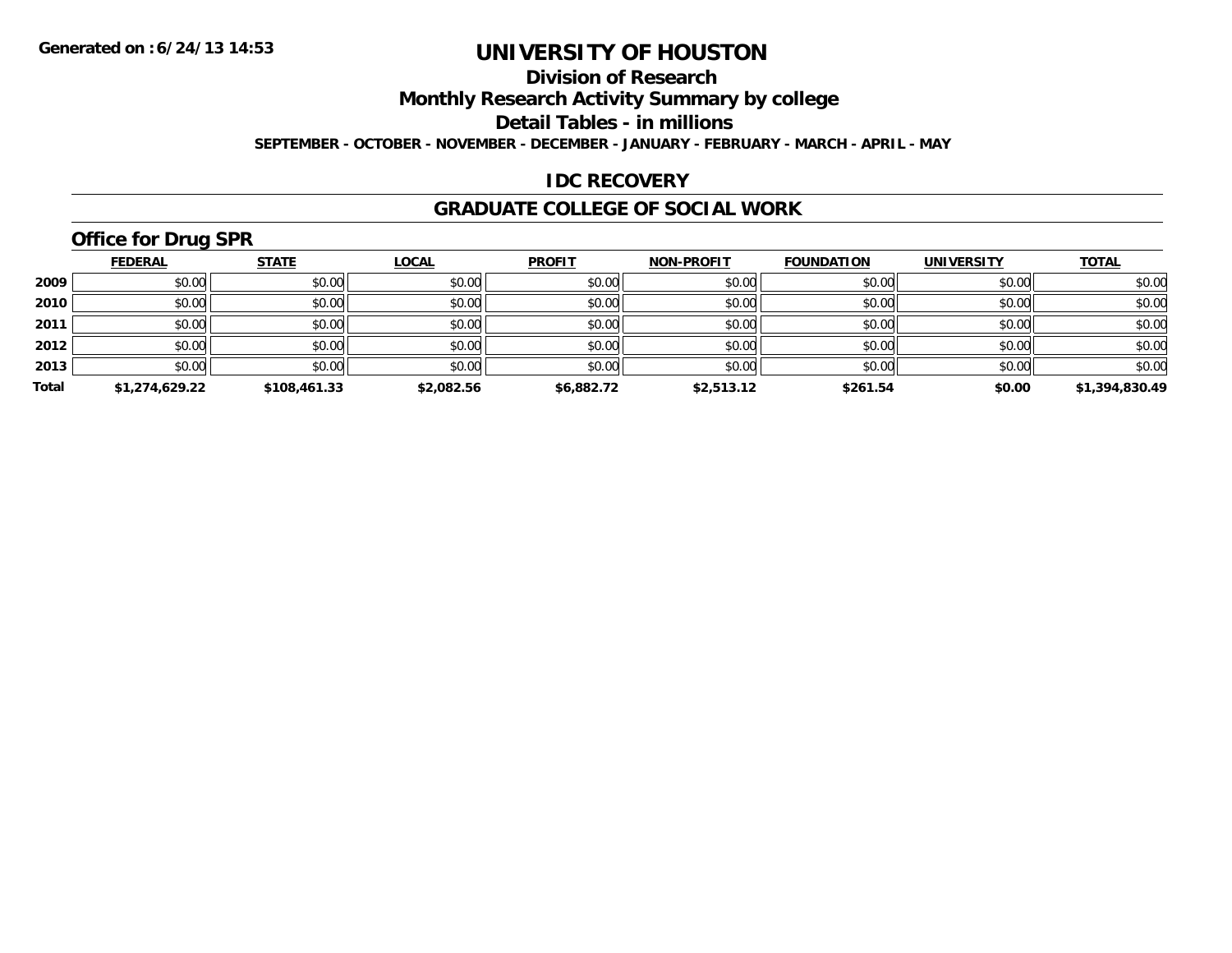Generated on :6/24/13 14:53

# UNIVERSITY OF HOUSTON

## Division of Research

## Monthly Research Activity Summary by college

## Detail Tables - in millions

**SEPTEMBER - OCTOBER - NOVEMBER - DECEMBER - JANUARY - FEBRUARY - MARCH - APRIL - MAY**

## IDC RECOVERY

## GRADUATE COLLEGE OF SOCIAL WORK

### Office for Drug SPR

| | FEDERAL | STATE | LOCAL | PROFIT | NON-PROFIT | FOUNDATION | UNIVERSITY | TOTAL |
|---|---|---|---|---|---|---|---|---|
| 2009 | $0.00 | $0.00 | $0.00 | $0.00 | $0.00 | $0.00 | $0.00 | $0.00 |
| 2010 | $0.00 | $0.00 | $0.00 | $0.00 | $0.00 | $0.00 | $0.00 | $0.00 |
| 2011 | $0.00 | $0.00 | $0.00 | $0.00 | $0.00 | $0.00 | $0.00 | $0.00 |
| 2012 | $0.00 | $0.00 | $0.00 | $0.00 | $0.00 | $0.00 | $0.00 | $0.00 |
| 2013 | $0.00 | $0.00 | $0.00 | $0.00 | $0.00 | $0.00 | $0.00 | $0.00 |
| **Total** | **$1,274,629.22** | **$108,461.33** | **$2,082.56** | **$6,882.72** | **$2,513.12** | **$261.54** | **$0.00** | **$1,394,830.49** |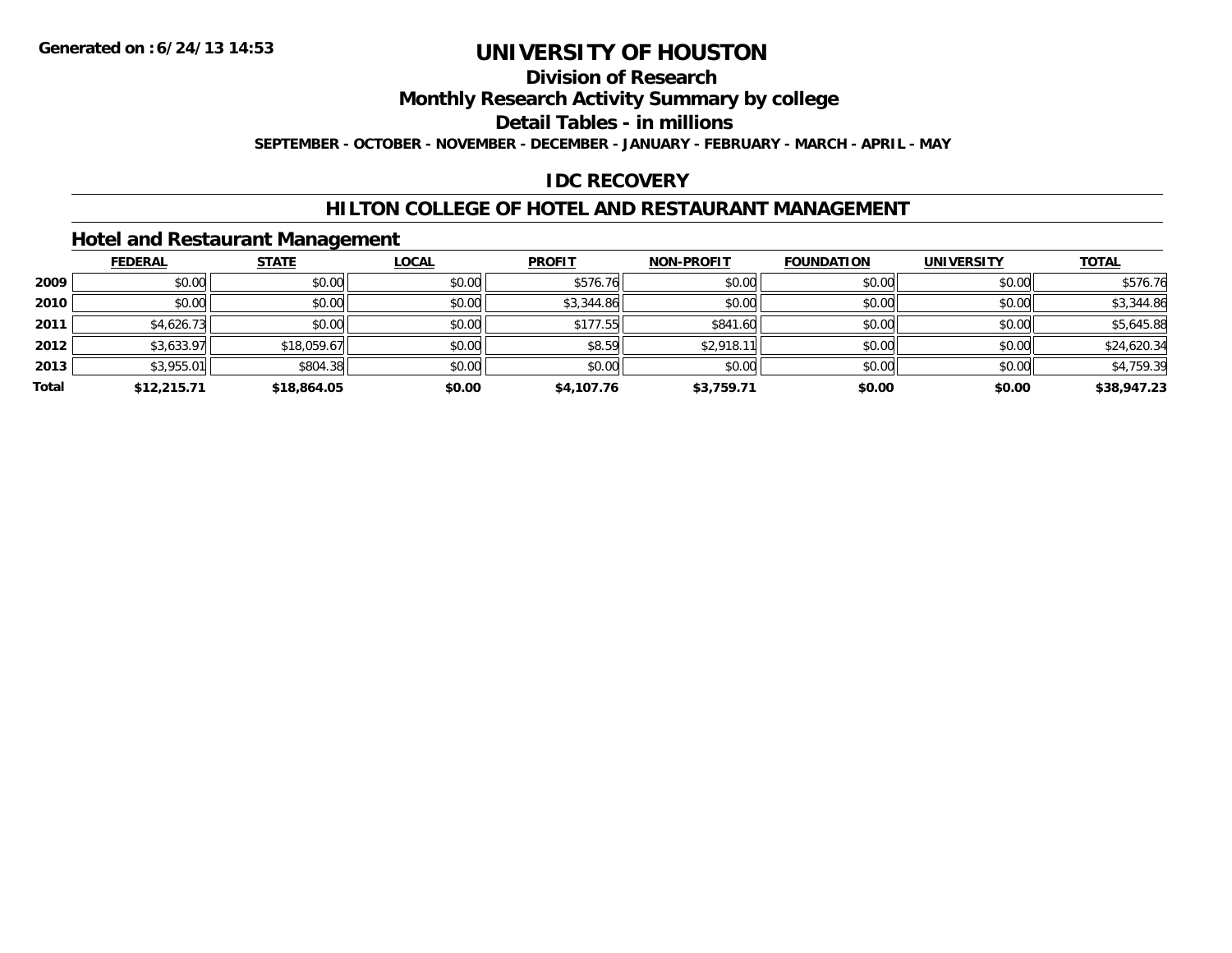# UNIVERSITY OF HOUSTON

## Division of Research

## Monthly Research Activity Summary by college

## Detail Tables - in millions

**SEPTEMBER - OCTOBER - NOVEMBER - DECEMBER - JANUARY - FEBRUARY - MARCH - APRIL - MAY**

## IDC RECOVERY

## HILTON COLLEGE OF HOTEL AND RESTAURANT MANAGEMENT

### Hotel and Restaurant Management

| | FEDERAL | STATE | LOCAL | PROFIT | NON-PROFIT | FOUNDATION | UNIVERSITY | TOTAL |
|---|---|---|---|---|---|---|---|---|
| **2009** | $0.00 | $0.00 | $0.00 | $576.76 | $0.00 | $0.00 | $0.00 | $576.76 |
| **2010** | $0.00 | $0.00 | $0.00 | $3,344.86 | $0.00 | $0.00 | $0.00 | $3,344.86 |
| **2011** | $4,626.73 | $0.00 | $0.00 | $177.55 | $841.60 | $0.00 | $0.00 | $5,645.88 |
| **2012** | $3,633.97 | $18,059.67 | $0.00 | $8.59 | $2,918.11 | $0.00 | $0.00 | $24,620.34 |
| **2013** | $3,955.01 | $804.38 | $0.00 | $0.00 | $0.00 | $0.00 | $0.00 | $4,759.39 |
| **Total** | **$12,215.71** | **$18,864.05** | **$0.00** | **$4,107.76** | **$3,759.71** | **$0.00** | **$0.00** | **$38,947.23** |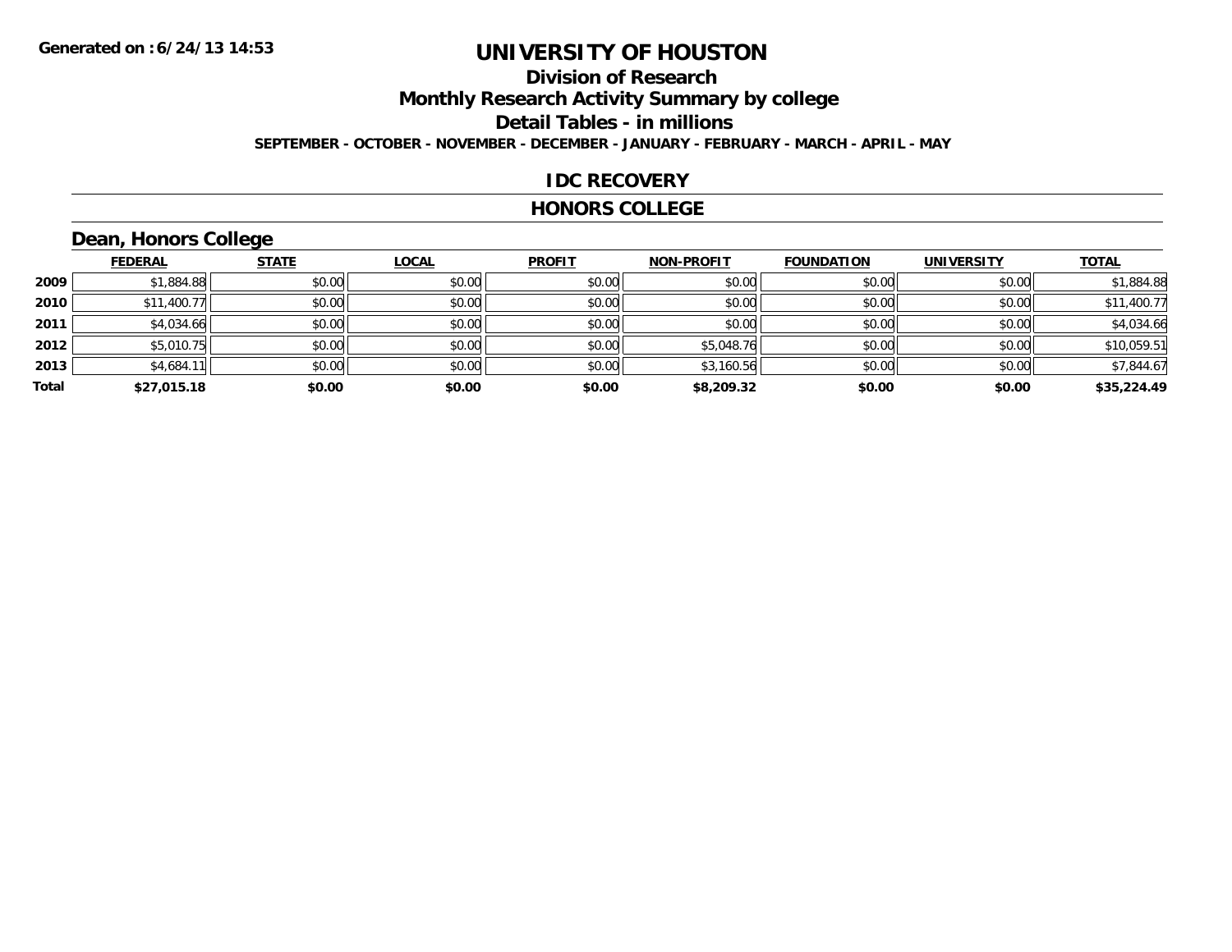# UNIVERSITY OF HOUSTON

## Division of Research

## Monthly Research Activity Summary by college

## Detail Tables - in millions

**SEPTEMBER - OCTOBER - NOVEMBER - DECEMBER - JANUARY - FEBRUARY - MARCH - APRIL - MAY**

### IDC RECOVERY

### HONORS COLLEGE

### Dean, Honors College

| | FEDERAL | STATE | LOCAL | PROFIT | NON-PROFIT | FOUNDATION | UNIVERSITY | TOTAL |
|---|---|---|---|---|---|---|---|---|
| 2009 | $1,884.88 | $0.00 | $0.00 | $0.00 | $0.00 | $0.00 | $0.00 | $1,884.88 |
| 2010 | $11,400.77 | $0.00 | $0.00 | $0.00 | $0.00 | $0.00 | $0.00 | $11,400.77 |
| 2011 | $4,034.66 | $0.00 | $0.00 | $0.00 | $0.00 | $0.00 | $0.00 | $4,034.66 |
| 2012 | $5,010.75 | $0.00 | $0.00 | $0.00 | $5,048.76 | $0.00 | $0.00 | $10,059.51 |
| 2013 | $4,684.11 | $0.00 | $0.00 | $0.00 | $3,160.56 | $0.00 | $0.00 | $7,844.67 |
| **Total** | **$27,015.18** | **$0.00** | **$0.00** | **$0.00** | **$8,209.32** | **$0.00** | **$0.00** | **$35,224.49** |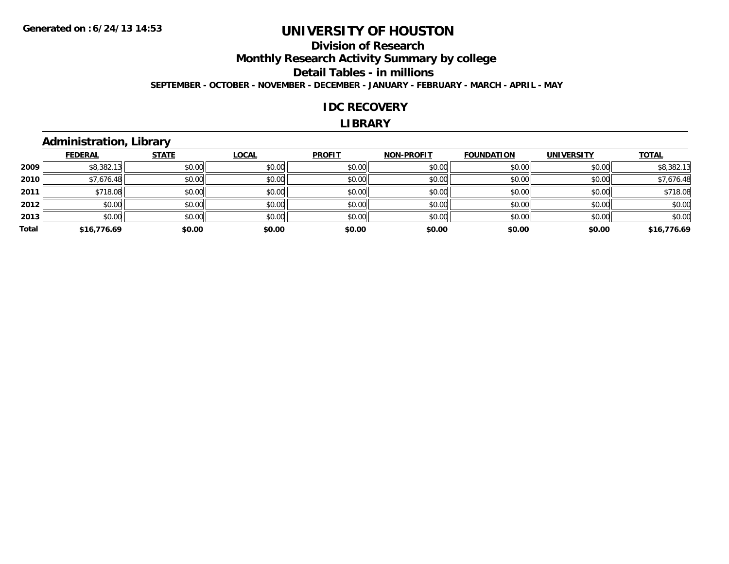# UNIVERSITY OF HOUSTON

## Division of Research

## Monthly Research Activity Summary by college

## Detail Tables - in millions

**SEPTEMBER - OCTOBER - NOVEMBER - DECEMBER - JANUARY - FEBRUARY - MARCH - APRIL - MAY**

## IDC RECOVERY

## LIBRARY

### Administration, Library

| | FEDERAL | STATE | LOCAL | PROFIT | NON-PROFIT | FOUNDATION | UNIVERSITY | TOTAL |
|---|---|---|---|---|---|---|---|---|
| 2009 | $8,382.13 | $0.00 | $0.00 | $0.00 | $0.00 | $0.00 | $0.00 | $8,382.13 |
| 2010 | $7,676.48 | $0.00 | $0.00 | $0.00 | $0.00 | $0.00 | $0.00 | $7,676.48 |
| 2011 | $718.08 | $0.00 | $0.00 | $0.00 | $0.00 | $0.00 | $0.00 | $718.08 |
| 2012 | $0.00 | $0.00 | $0.00 | $0.00 | $0.00 | $0.00 | $0.00 | $0.00 |
| 2013 | $0.00 | $0.00 | $0.00 | $0.00 | $0.00 | $0.00 | $0.00 | $0.00 |
| **Total** | **$16,776.69** | **$0.00** | **$0.00** | **$0.00** | **$0.00** | **$0.00** | **$0.00** | **$16,776.69** |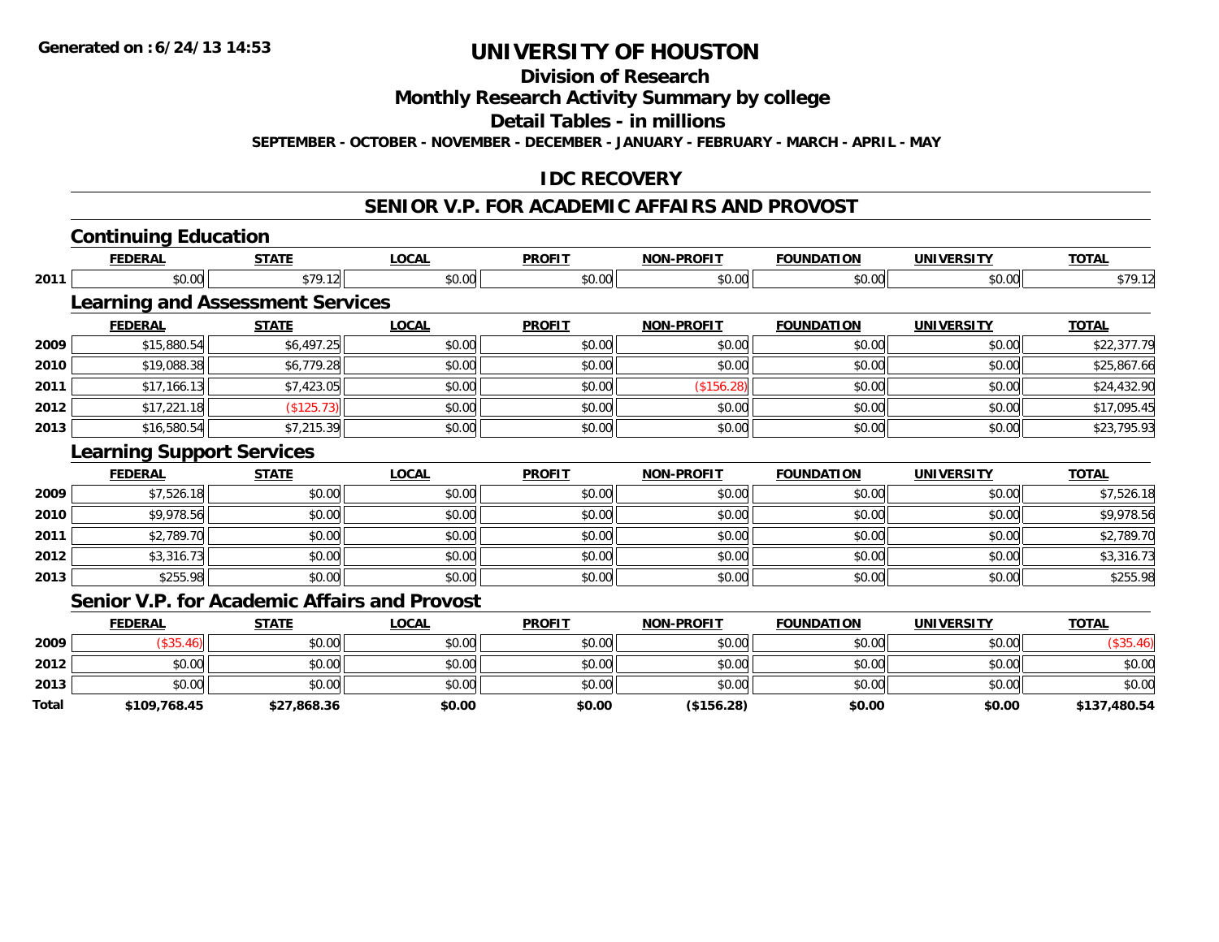# UNIVERSITY OF HOUSTON

## Division of Research

## Monthly Research Activity Summary by college

## Detail Tables - in millions

**SEPTEMBER - OCTOBER - NOVEMBER - DECEMBER - JANUARY - FEBRUARY - MARCH - APRIL - MAY**

## IDC RECOVERY

## SENIOR V.P. FOR ACADEMIC AFFAIRS AND PROVOST

### Continuing Education

| | FEDERAL | STATE | LOCAL | PROFIT | NON-PROFIT | FOUNDATION | UNIVERSITY | TOTAL |
|---|---|---|---|---|---|---|---|---|
| 2011 | $0.00 | $79.12 | $0.00 | $0.00 | $0.00 | $0.00 | $0.00 | $79.12 |

### Learning and Assessment Services

| | FEDERAL | STATE | LOCAL | PROFIT | NON-PROFIT | FOUNDATION | UNIVERSITY | TOTAL |
|---|---|---|---|---|---|---|---|---|
| 2009 | $15,880.54 | $6,497.25 | $0.00 | $0.00 | $0.00 | $0.00 | $0.00 | $22,377.79 |
| 2010 | $19,088.38 | $6,779.28 | $0.00 | $0.00 | $0.00 | $0.00 | $0.00 | $25,867.66 |
| 2011 | $17,166.13 | $7,423.05 | $0.00 | $0.00 | ($156.28) | $0.00 | $0.00 | $24,432.90 |
| 2012 | $17,221.18 | ($125.73) | $0.00 | $0.00 | $0.00 | $0.00 | $0.00 | $17,095.45 |
| 2013 | $16,580.54 | $7,215.39 | $0.00 | $0.00 | $0.00 | $0.00 | $0.00 | $23,795.93 |

### Learning Support Services

| | FEDERAL | STATE | LOCAL | PROFIT | NON-PROFIT | FOUNDATION | UNIVERSITY | TOTAL |
|---|---|---|---|---|---|---|---|---|
| 2009 | $7,526.18 | $0.00 | $0.00 | $0.00 | $0.00 | $0.00 | $0.00 | $7,526.18 |
| 2010 | $9,978.56 | $0.00 | $0.00 | $0.00 | $0.00 | $0.00 | $0.00 | $9,978.56 |
| 2011 | $2,789.70 | $0.00 | $0.00 | $0.00 | $0.00 | $0.00 | $0.00 | $2,789.70 |
| 2012 | $3,316.73 | $0.00 | $0.00 | $0.00 | $0.00 | $0.00 | $0.00 | $3,316.73 |
| 2013 | $255.98 | $0.00 | $0.00 | $0.00 | $0.00 | $0.00 | $0.00 | $255.98 |

### Senior V.P. for Academic Affairs and Provost

| | FEDERAL | STATE | LOCAL | PROFIT | NON-PROFIT | FOUNDATION | UNIVERSITY | TOTAL |
|---|---|---|---|---|---|---|---|---|
| 2009 | ($35.46) | $0.00 | $0.00 | $0.00 | $0.00 | $0.00 | $0.00 | ($35.46) |
| 2012 | $0.00 | $0.00 | $0.00 | $0.00 | $0.00 | $0.00 | $0.00 | $0.00 |
| 2013 | $0.00 | $0.00 | $0.00 | $0.00 | $0.00 | $0.00 | $0.00 | $0.00 |
| **Total** | **$109,768.45** | **$27,868.36** | **$0.00** | **$0.00** | **($156.28)** | **$0.00** | **$0.00** | **$137,480.54** |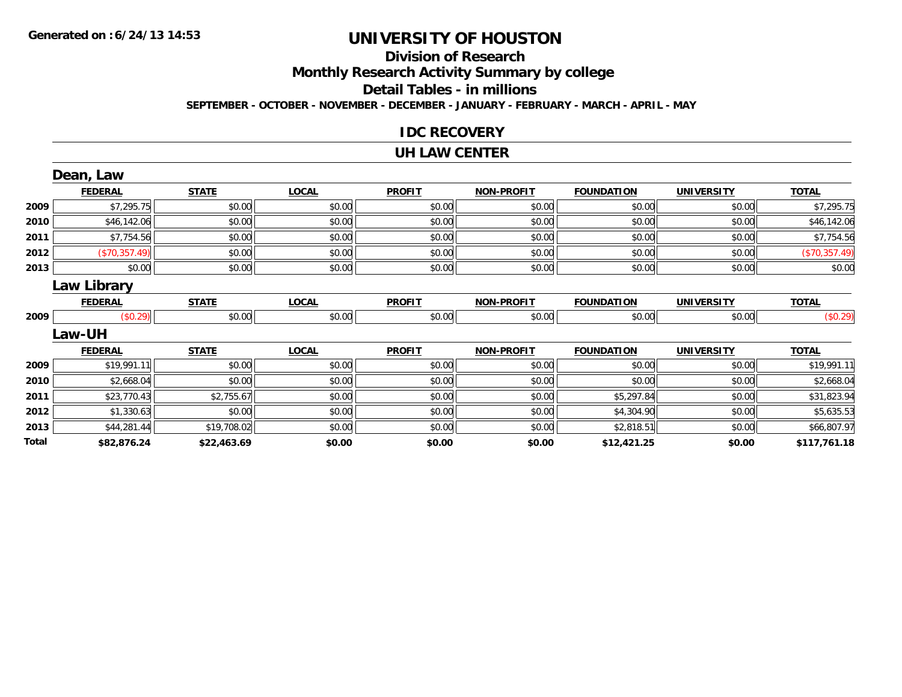Generated on :6/24/13 14:53

# UNIVERSITY OF HOUSTON

## Division of Research

## Monthly Research Activity Summary by college

## Detail Tables - in millions

**SEPTEMBER - OCTOBER - NOVEMBER - DECEMBER - JANUARY - FEBRUARY - MARCH - APRIL - MAY**

## IDC RECOVERY

## UH LAW CENTER

### Dean, Law

| | FEDERAL | STATE | LOCAL | PROFIT | NON-PROFIT | FOUNDATION | UNIVERSITY | TOTAL |
|---|---|---|---|---|---|---|---|---|
| 2009 | $7,295.75 | $0.00 | $0.00 | $0.00 | $0.00 | $0.00 | $0.00 | $7,295.75 |
| 2010 | $46,142.06 | $0.00 | $0.00 | $0.00 | $0.00 | $0.00 | $0.00 | $46,142.06 |
| 2011 | $7,754.56 | $0.00 | $0.00 | $0.00 | $0.00 | $0.00 | $0.00 | $7,754.56 |
| 2012 | ($70,357.49) | $0.00 | $0.00 | $0.00 | $0.00 | $0.00 | $0.00 | ($70,357.49) |
| 2013 | $0.00 | $0.00 | $0.00 | $0.00 | $0.00 | $0.00 | $0.00 | $0.00 |

### Law Library

| | FEDERAL | STATE | LOCAL | PROFIT | NON-PROFIT | FOUNDATION | UNIVERSITY | TOTAL |
|---|---|---|---|---|---|---|---|---|
| 2009 | ($0.29) | $0.00 | $0.00 | $0.00 | $0.00 | $0.00 | $0.00 | ($0.29) |

### Law-UH

| | FEDERAL | STATE | LOCAL | PROFIT | NON-PROFIT | FOUNDATION | UNIVERSITY | TOTAL |
|---|---|---|---|---|---|---|---|---|
| 2009 | $19,991.11 | $0.00 | $0.00 | $0.00 | $0.00 | $0.00 | $0.00 | $19,991.11 |
| 2010 | $2,668.04 | $0.00 | $0.00 | $0.00 | $0.00 | $0.00 | $0.00 | $2,668.04 |
| 2011 | $23,770.43 | $2,755.67 | $0.00 | $0.00 | $0.00 | $5,297.84 | $0.00 | $31,823.94 |
| 2012 | $1,330.63 | $0.00 | $0.00 | $0.00 | $0.00 | $4,304.90 | $0.00 | $5,635.53 |
| 2013 | $44,281.44 | $19,708.02 | $0.00 | $0.00 | $0.00 | $2,818.51 | $0.00 | $66,807.97 |
| **Total** | **$82,876.24** | **$22,463.69** | **$0.00** | **$0.00** | **$0.00** | **$12,421.25** | **$0.00** | **$117,761.18** |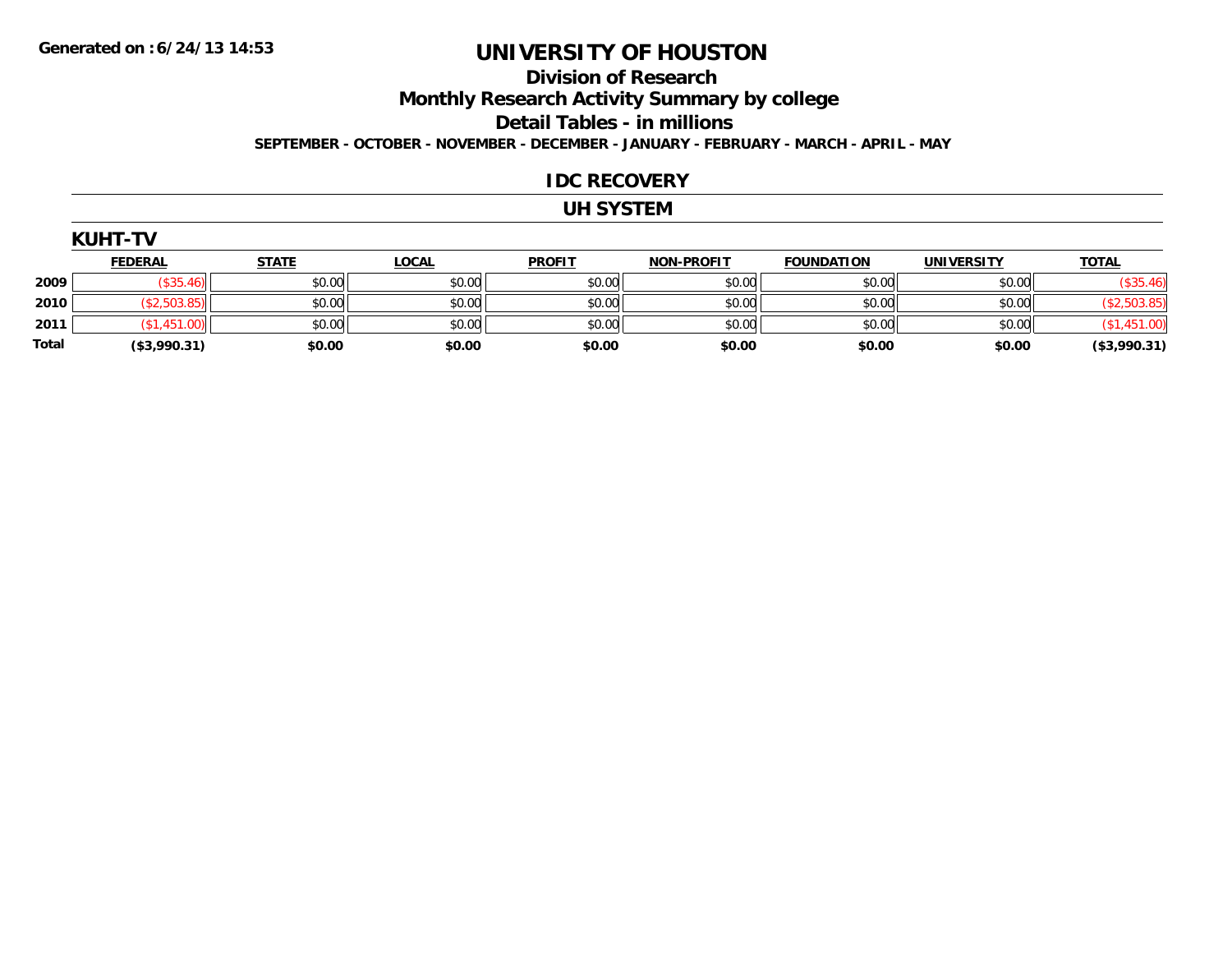Generated on :6/24/13 14:53

# UNIVERSITY OF HOUSTON

## Division of Research

## Monthly Research Activity Summary by college

## Detail Tables - in millions

**SEPTEMBER - OCTOBER - NOVEMBER - DECEMBER - JANUARY - FEBRUARY - MARCH - APRIL - MAY**

## IDC RECOVERY

## UH SYSTEM

### KUHT-TV

| | FEDERAL | STATE | LOCAL | PROFIT | NON-PROFIT | FOUNDATION | UNIVERSITY | TOTAL |
|---|---|---|---|---|---|---|---|---|
| 2009 | ($35.46) | $0.00 | $0.00 | $0.00 | $0.00 | $0.00 | $0.00 | ($35.46) |
| 2010 | ($2,503.85) | $0.00 | $0.00 | $0.00 | $0.00 | $0.00 | $0.00 | ($2,503.85) |
| 2011 | ($1,451.00) | $0.00 | $0.00 | $0.00 | $0.00 | $0.00 | $0.00 | ($1,451.00) |
| **Total** | **($3,990.31)** | **$0.00** | **$0.00** | **$0.00** | **$0.00** | **$0.00** | **$0.00** | **($3,990.31)** |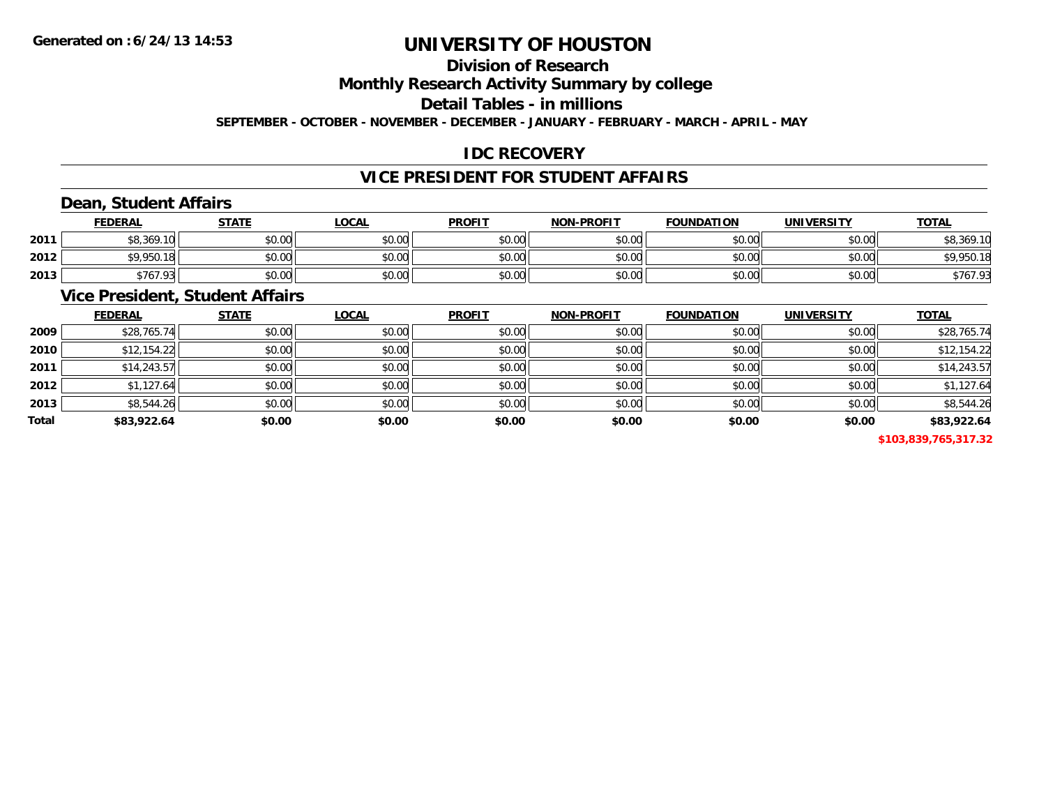# UNIVERSITY OF HOUSTON

## Division of Research

## Monthly Research Activity Summary by college

## Detail Tables - in millions

**SEPTEMBER - OCTOBER - NOVEMBER - DECEMBER - JANUARY - FEBRUARY - MARCH - APRIL - MAY**

**Generated on : 6/24/13 14:53**

## IDC RECOVERY

## VICE PRESIDENT FOR STUDENT AFFAIRS

### Dean, Student Affairs

| | FEDERAL | STATE | LOCAL | PROFIT | NON-PROFIT | FOUNDATION | UNIVERSITY | TOTAL |
|---|---|---|---|---|---|---|---|---|
| 2011 | $8,369.10 | $0.00 | $0.00 | $0.00 | $0.00 | $0.00 | $0.00 | $8,369.10 |
| 2012 | $9,950.18 | $0.00 | $0.00 | $0.00 | $0.00 | $0.00 | $0.00 | $9,950.18 |
| 2013 | $767.93 | $0.00 | $0.00 | $0.00 | $0.00 | $0.00 | $0.00 | $767.93 |

### Vice President, Student Affairs

| | FEDERAL | STATE | LOCAL | PROFIT | NON-PROFIT | FOUNDATION | UNIVERSITY | TOTAL |
|---|---|---|---|---|---|---|---|---|
| 2009 | $28,765.74 | $0.00 | $0.00 | $0.00 | $0.00 | $0.00 | $0.00 | $28,765.74 |
| 2010 | $12,154.22 | $0.00 | $0.00 | $0.00 | $0.00 | $0.00 | $0.00 | $12,154.22 |
| 2011 | $14,243.57 | $0.00 | $0.00 | $0.00 | $0.00 | $0.00 | $0.00 | $14,243.57 |
| 2012 | $1,127.64 | $0.00 | $0.00 | $0.00 | $0.00 | $0.00 | $0.00 | $1,127.64 |
| 2013 | $8,544.26 | $0.00 | $0.00 | $0.00 | $0.00 | $0.00 | $0.00 | $8,544.26 |
| **Total** | **$83,922.64** | **$0.00** | **$0.00** | **$0.00** | **$0.00** | **$0.00** | **$0.00** | **$83,922.64** |

**$103,839,765,317.32**